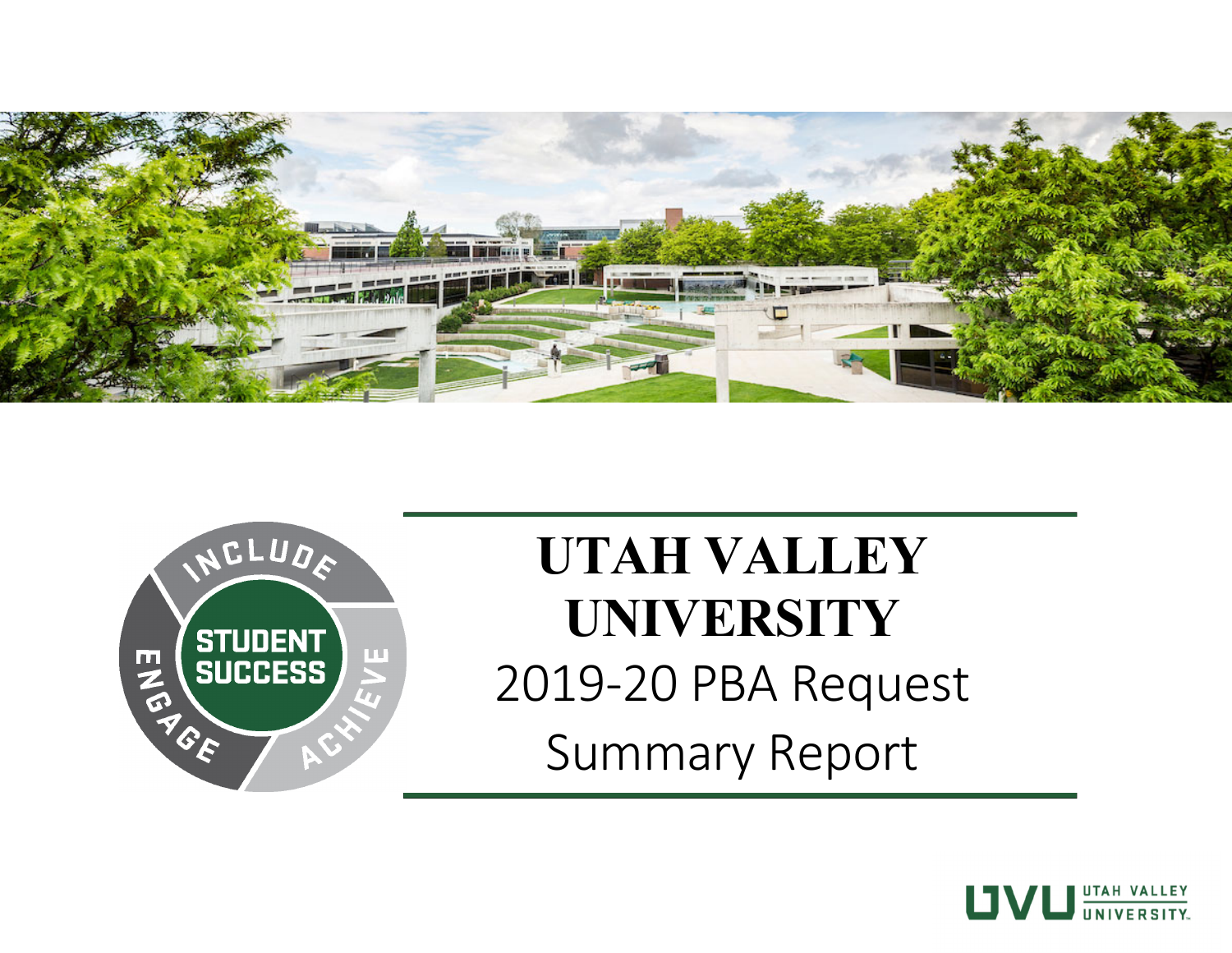# UTAH VALLEY UNIVERSITY

## 2019-20 PBA Request

## Summary Report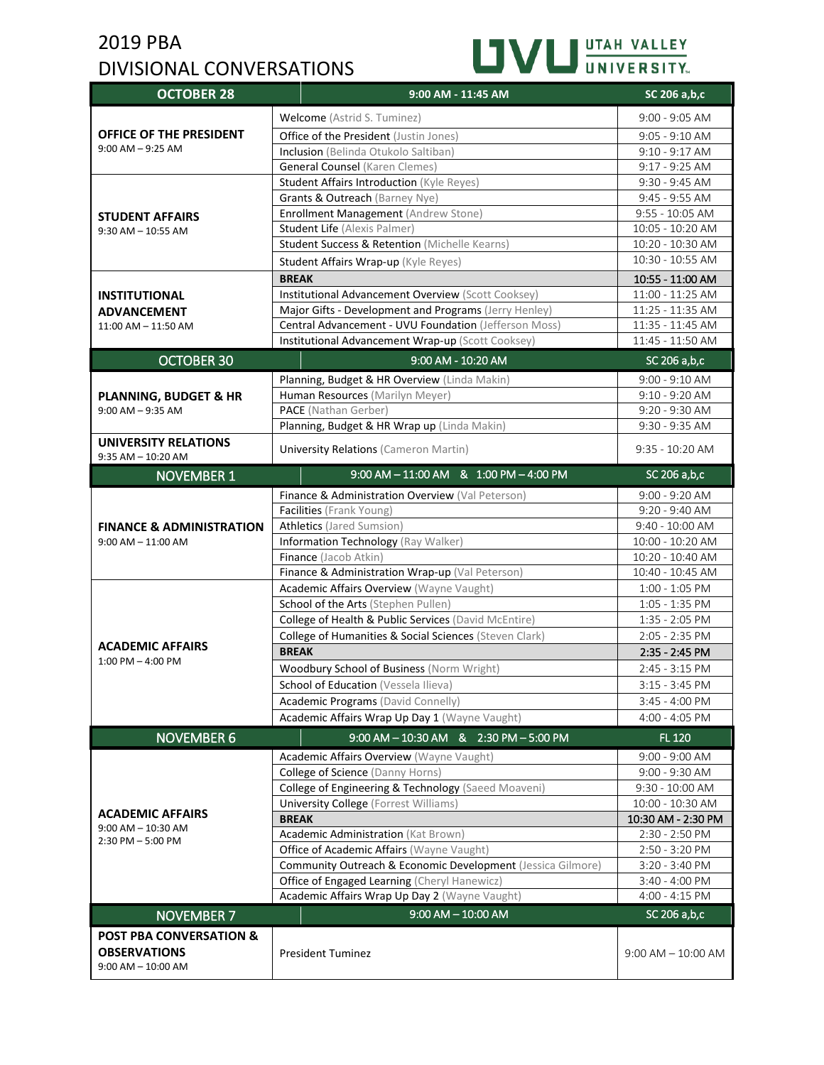# 2019 PBA DIVISIONAL CONVERSATIONS

UTAH VALLEY UNIVERSITY

| OCTOBER 28 | 9:00 AM - 11:45 AM | SC 206 a,b,c |
|---|---|---|
| **OFFICE OF THE PRESIDENT** 9:00 AM – 9:25 AM | Welcome (Astrid S. Tuminez) | 9:00 - 9:05 AM |
| | Office of the President (Justin Jones) | 9:05 - 9:10 AM |
| | Inclusion (Belinda Otukolo Saltiban) | 9:10 - 9:17 AM |
| | General Counsel (Karen Clemes) | 9:17 - 9:25 AM |
| **STUDENT AFFAIRS** 9:30 AM – 10:55 AM | Student Affairs Introduction (Kyle Reyes) | 9:30 - 9:45 AM |
| | Grants & Outreach (Barney Nye) | 9:45 - 9:55 AM |
| | Enrollment Management (Andrew Stone) | 9:55 - 10:05 AM |
| | Student Life (Alexis Palmer) | 10:05 - 10:20 AM |
| | Student Success & Retention (Michelle Kearns) | 10:20 - 10:30 AM |
| | Student Affairs Wrap-up (Kyle Reyes) | 10:30 - 10:55 AM |
| **INSTITUTIONAL ADVANCEMENT** 11:00 AM – 11:50 AM | **BREAK** | 10:55 - 11:00 AM |
| | Institutional Advancement Overview (Scott Cooksey) | 11:00 - 11:25 AM |
| | Major Gifts - Development and Programs (Jerry Henley) | 11:25 - 11:35 AM |
| | Central Advancement - UVU Foundation (Jefferson Moss) | 11:35 - 11:45 AM |
| | Institutional Advancement Wrap-up (Scott Cooksey) | 11:45 - 11:50 AM |
| **OCTOBER 30** | **9:00 AM - 10:20 AM** | **SC 206 a,b,c** |
| **PLANNING, BUDGET & HR** 9:00 AM – 9:35 AM | Planning, Budget & HR Overview (Linda Makin) | 9:00 - 9:10 AM |
| | Human Resources (Marilyn Meyer) | 9:10 - 9:20 AM |
| | PACE (Nathan Gerber) | 9:20 - 9:30 AM |
| | Planning, Budget & HR Wrap up (Linda Makin) | 9:30 - 9:35 AM |
| **UNIVERSITY RELATIONS** 9:35 AM – 10:20 AM | University Relations (Cameron Martin) | 9:35 - 10:20 AM |
| **NOVEMBER 1** | **9:00 AM – 11:00 AM & 1:00 PM – 4:00 PM** | **SC 206 a,b,c** |
| **FINANCE & ADMINISTRATION** 9:00 AM – 11:00 AM | Finance & Administration Overview (Val Peterson) | 9:00 - 9:20 AM |
| | Facilities (Frank Young) | 9:20 - 9:40 AM |
| | Athletics (Jared Sumsion) | 9:40 - 10:00 AM |
| | Information Technology (Ray Walker) | 10:00 - 10:20 AM |
| | Finance (Jacob Atkin) | 10:20 - 10:40 AM |
| | Finance & Administration Wrap-up (Val Peterson) | 10:40 - 10:45 AM |
| **ACADEMIC AFFAIRS** 1:00 PM – 4:00 PM | Academic Affairs Overview (Wayne Vaught) | 1:00 - 1:05 PM |
| | School of the Arts (Stephen Pullen) | 1:05 - 1:35 PM |
| | College of Health & Public Services (David McEntire) | 1:35 - 2:05 PM |
| | College of Humanities & Social Sciences (Steven Clark) | 2:05 - 2:35 PM |
| | **BREAK** | 2:35 - 2:45 PM |
| | Woodbury School of Business (Norm Wright) | 2:45 - 3:15 PM |
| | School of Education (Vessela Ilieva) | 3:15 - 3:45 PM |
| | Academic Programs (David Connelly) | 3:45 - 4:00 PM |
| | Academic Affairs Wrap Up Day 1 (Wayne Vaught) | 4:00 - 4:05 PM |
| **NOVEMBER 6** | **9:00 AM – 10:30 AM & 2:30 PM – 5:00 PM** | **FL 120** |
| **ACADEMIC AFFAIRS** 9:00 AM – 10:30 AM 2:30 PM – 5:00 PM | Academic Affairs Overview (Wayne Vaught) | 9:00 - 9:00 AM |
| | College of Science (Danny Horns) | 9:00 - 9:30 AM |
| | College of Engineering & Technology (Saeed Moaveni) | 9:30 - 10:00 AM |
| | University College (Forrest Williams) | 10:00 - 10:30 AM |
| | **BREAK** | 10:30 AM - 2:30 PM |
| | Academic Administration (Kat Brown) | 2:30 - 2:50 PM |
| | Office of Academic Affairs (Wayne Vaught) | 2:50 - 3:20 PM |
| | Community Outreach & Economic Development (Jessica Gilmore) | 3:20 - 3:40 PM |
| | Office of Engaged Learning (Cheryl Hanewicz) | 3:40 - 4:00 PM |
| | Academic Affairs Wrap Up Day 2 (Wayne Vaught) | 4:00 - 4:15 PM |
| **NOVEMBER 7** | **9:00 AM – 10:00 AM** | **SC 206 a,b,c** |
| **POST PBA CONVERSATION & OBSERVATIONS** 9:00 AM – 10:00 AM | President Tuminez | 9:00 AM – 10:00 AM |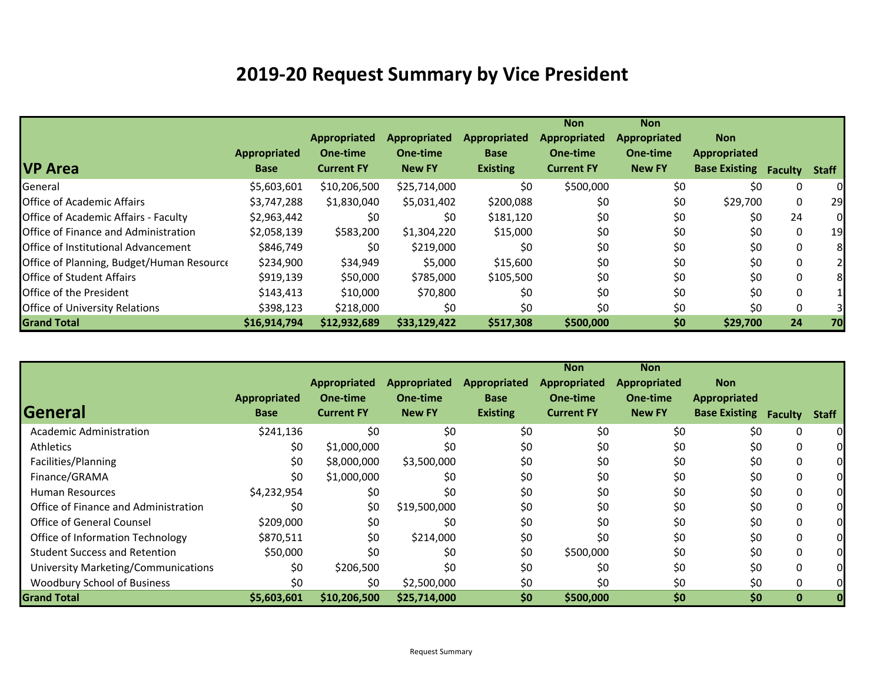# 2019-20 Request Summary by Vice President

| VP Area | Appropriated Base | Appropriated One-time Current FY | Appropriated One-time New FY | Appropriated Base Existing | Non Appropriated One-time Current FY | Non Appropriated One-time New FY | Non Appropriated Base Existing | Faculty | Staff |
|---|---|---|---|---|---|---|---|---|---|
| General | $5,603,601 | $10,206,500 | $25,714,000 | $0 | $500,000 | $0 | $0 | 0 | 0 |
| Office of Academic Affairs | $3,747,288 | $1,830,040 | $5,031,402 | $200,088 | $0 | $0 | $29,700 | 0 | 29 |
| Office of Academic Affairs - Faculty | $2,963,442 | $0 | $0 | $181,120 | $0 | $0 | $0 | 24 | 0 |
| Office of Finance and Administration | $2,058,139 | $583,200 | $1,304,220 | $15,000 | $0 | $0 | $0 | 0 | 19 |
| Office of Institutional Advancement | $846,749 | $0 | $219,000 | $0 | $0 | $0 | $0 | 0 | 8 |
| Office of Planning, Budget/Human Resource | $234,900 | $34,949 | $5,000 | $15,600 | $0 | $0 | $0 | 0 | 2 |
| Office of Student Affairs | $919,139 | $50,000 | $785,000 | $105,500 | $0 | $0 | $0 | 0 | 8 |
| Office of the President | $143,413 | $10,000 | $70,800 | $0 | $0 | $0 | $0 | 0 | 1 |
| Office of University Relations | $398,123 | $218,000 | $0 | $0 | $0 | $0 | $0 | 0 | 3 |
| **Grand Total** | **$16,914,794** | **$12,932,689** | **$33,129,422** | **$517,308** | **$500,000** | **$0** | **$29,700** | **24** | **70** |

| General | Appropriated Base | Appropriated One-time Current FY | Appropriated One-time New FY | Appropriated Base Existing | Non Appropriated One-time Current FY | Non Appropriated One-time New FY | Non Appropriated Base Existing | Faculty | Staff |
|---|---|---|---|---|---|---|---|---|---|
| Academic Administration | $241,136 | $0 | $0 | $0 | $0 | $0 | $0 | 0 | 0 |
| Athletics | $0 | $1,000,000 | $0 | $0 | $0 | $0 | $0 | 0 | 0 |
| Facilities/Planning | $0 | $8,000,000 | $3,500,000 | $0 | $0 | $0 | $0 | 0 | 0 |
| Finance/GRAMA | $0 | $1,000,000 | $0 | $0 | $0 | $0 | $0 | 0 | 0 |
| Human Resources | $4,232,954 | $0 | $0 | $0 | $0 | $0 | $0 | 0 | 0 |
| Office of Finance and Administration | $0 | $0 | $19,500,000 | $0 | $0 | $0 | $0 | 0 | 0 |
| Office of General Counsel | $209,000 | $0 | $0 | $0 | $0 | $0 | $0 | 0 | 0 |
| Office of Information Technology | $870,511 | $0 | $214,000 | $0 | $0 | $0 | $0 | 0 | 0 |
| Student Success and Retention | $50,000 | $0 | $0 | $0 | $500,000 | $0 | $0 | 0 | 0 |
| University Marketing/Communications | $0 | $206,500 | $0 | $0 | $0 | $0 | $0 | 0 | 0 |
| Woodbury School of Business | $0 | $0 | $2,500,000 | $0 | $0 | $0 | $0 | 0 | 0 |
| **Grand Total** | **$5,603,601** | **$10,206,500** | **$25,714,000** | **$0** | **$500,000** | **$0** | **$0** | **0** | **0** |

Request Summary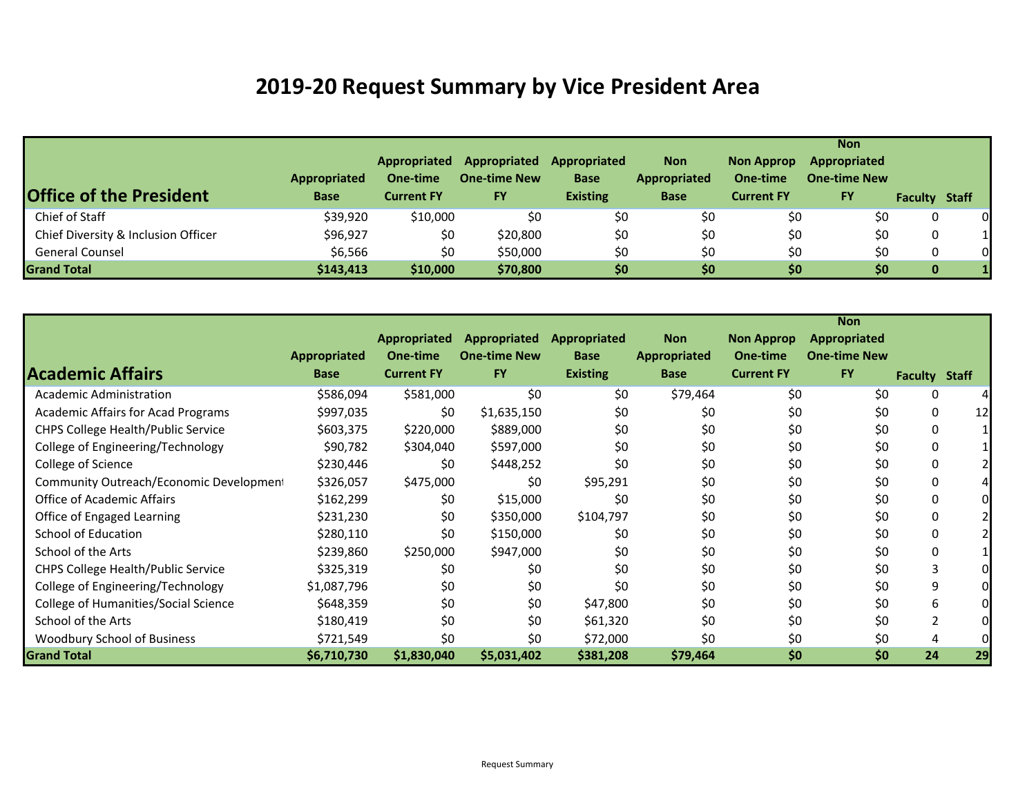# 2019-20 Request Summary by Vice President Area

| Office of the President | Appropriated Base | Appropriated One-time Current FY | Appropriated One-time New FY | Appropriated Base Existing | Non Appropriated Base | Non Approp One-time Current FY | Non Appropriated One-time New FY | Faculty | Staff |
|---|---|---|---|---|---|---|---|---|---|
| Chief of Staff | $39,920 | $10,000 | $0 | $0 | $0 | $0 | $0 | 0 | 0 |
| Chief Diversity & Inclusion Officer | $96,927 | $0 | $20,800 | $0 | $0 | $0 | $0 | 0 | 1 |
| General Counsel | $6,566 | $0 | $50,000 | $0 | $0 | $0 | $0 | 0 | 0 |
| **Grand Total** | **$143,413** | **$10,000** | **$70,800** | **$0** | **$0** | **$0** | **$0** | **0** | **1** |

| Academic Affairs | Appropriated Base | Appropriated One-time Current FY | Appropriated One-time New FY | Appropriated Base Existing | Non Appropriated Base | Non Approp One-time Current FY | Non Appropriated One-time New FY | Faculty | Staff |
|---|---|---|---|---|---|---|---|---|---|
| Academic Administration | $586,094 | $581,000 | $0 | $0 | $79,464 | $0 | $0 | 0 | 4 |
| Academic Affairs for Acad Programs | $997,035 | $0 | $1,635,150 | $0 | $0 | $0 | $0 | 0 | 12 |
| CHPS College Health/Public Service | $603,375 | $220,000 | $889,000 | $0 | $0 | $0 | $0 | 0 | 1 |
| College of Engineering/Technology | $90,782 | $304,040 | $597,000 | $0 | $0 | $0 | $0 | 0 | 1 |
| College of Science | $230,446 | $0 | $448,252 | $0 | $0 | $0 | $0 | 0 | 2 |
| Community Outreach/Economic Development | $326,057 | $475,000 | $0 | $95,291 | $0 | $0 | $0 | 0 | 4 |
| Office of Academic Affairs | $162,299 | $0 | $15,000 | $0 | $0 | $0 | $0 | 0 | 0 |
| Office of Engaged Learning | $231,230 | $0 | $350,000 | $104,797 | $0 | $0 | $0 | 0 | 2 |
| School of Education | $280,110 | $0 | $150,000 | $0 | $0 | $0 | $0 | 0 | 2 |
| School of the Arts | $239,860 | $250,000 | $947,000 | $0 | $0 | $0 | $0 | 0 | 1 |
| CHPS College Health/Public Service | $325,319 | $0 | $0 | $0 | $0 | $0 | $0 | 3 | 0 |
| College of Engineering/Technology | $1,087,796 | $0 | $0 | $0 | $0 | $0 | $0 | 9 | 0 |
| College of Humanities/Social Science | $648,359 | $0 | $0 | $47,800 | $0 | $0 | $0 | 6 | 0 |
| School of the Arts | $180,419 | $0 | $0 | $61,320 | $0 | $0 | $0 | 2 | 0 |
| Woodbury School of Business | $721,549 | $0 | $0 | $72,000 | $0 | $0 | $0 | 4 | 0 |
| **Grand Total** | **$6,710,730** | **$1,830,040** | **$5,031,402** | **$381,208** | **$79,464** | **$0** | **$0** | **24** | **29** |

Request Summary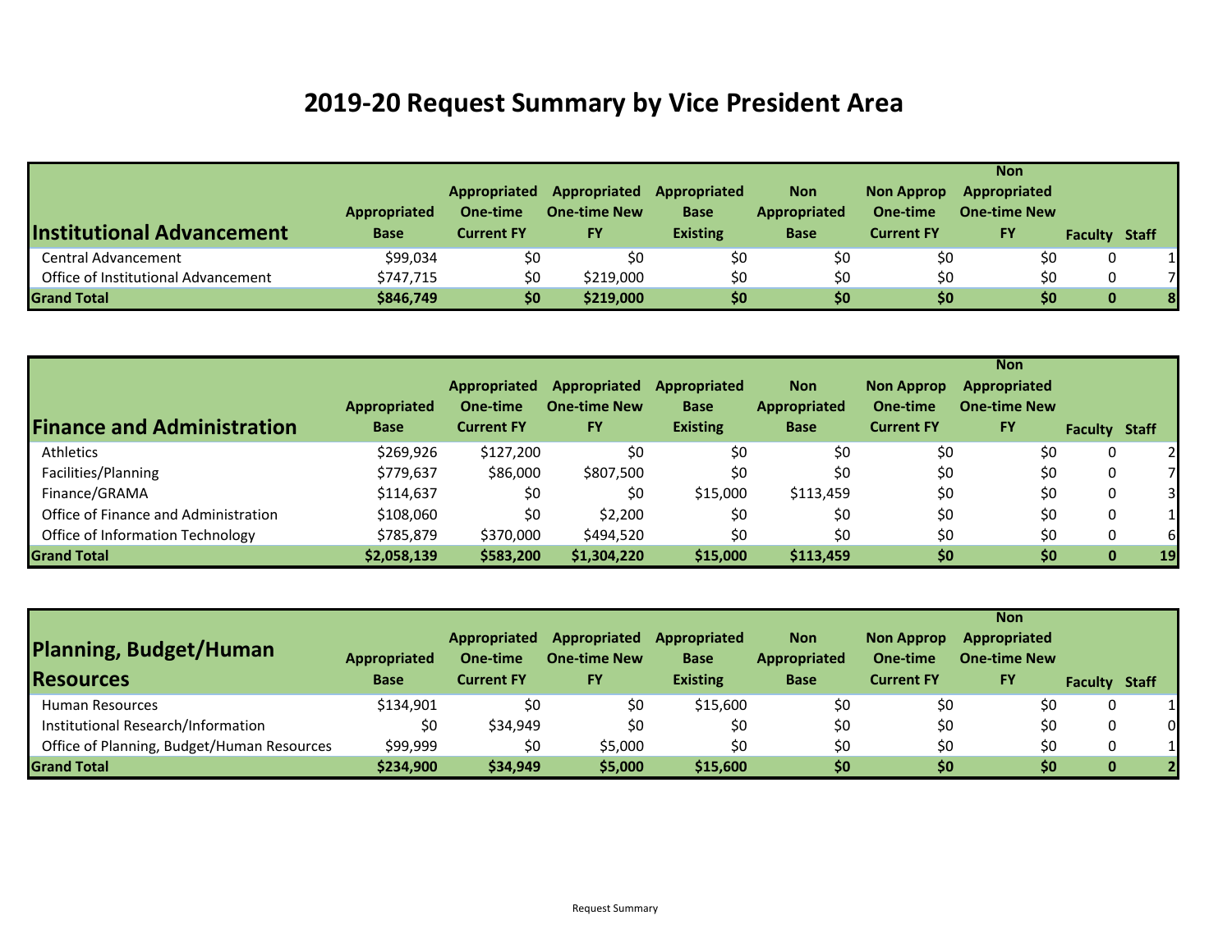# 2019-20 Request Summary by Vice President Area

| Institutional Advancement | Appropriated Base | Appropriated One-time Current FY | Appropriated One-time New FY | Appropriated Base Existing | Non Appropriated Base | Non Approp One-time Current FY | Non Appropriated One-time New FY | Faculty | Staff |
|---|---|---|---|---|---|---|---|---|---|
| Central Advancement | $99,034 | $0 | $0 | $0 | $0 | $0 | $0 | 0 | 1 |
| Office of Institutional Advancement | $747,715 | $0 | $219,000 | $0 | $0 | $0 | $0 | 0 | 7 |
| **Grand Total** | **$846,749** | **$0** | **$219,000** | **$0** | **$0** | **$0** | **$0** | **0** | **8** |

| Finance and Administration | Appropriated Base | Appropriated One-time Current FY | Appropriated One-time New FY | Appropriated Base Existing | Non Appropriated Base | Non Approp One-time Current FY | Non Appropriated One-time New FY | Faculty | Staff |
|---|---|---|---|---|---|---|---|---|---|
| Athletics | $269,926 | $127,200 | $0 | $0 | $0 | $0 | $0 | 0 | 2 |
| Facilities/Planning | $779,637 | $86,000 | $807,500 | $0 | $0 | $0 | $0 | 0 | 7 |
| Finance/GRAMA | $114,637 | $0 | $0 | $15,000 | $113,459 | $0 | $0 | 0 | 3 |
| Office of Finance and Administration | $108,060 | $0 | $2,200 | $0 | $0 | $0 | $0 | 0 | 1 |
| Office of Information Technology | $785,879 | $370,000 | $494,520 | $0 | $0 | $0 | $0 | 0 | 6 |
| **Grand Total** | **$2,058,139** | **$583,200** | **$1,304,220** | **$15,000** | **$113,459** | **$0** | **$0** | **0** | **19** |

| Planning, Budget/Human Resources | Appropriated Base | Appropriated One-time Current FY | Appropriated One-time New FY | Appropriated Base Existing | Non Appropriated Base | Non Approp One-time Current FY | Non Appropriated One-time New FY | Faculty | Staff |
|---|---|---|---|---|---|---|---|---|---|
| Human Resources | $134,901 | $0 | $0 | $15,600 | $0 | $0 | $0 | 0 | 1 |
| Institutional Research/Information | $0 | $34,949 | $0 | $0 | $0 | $0 | $0 | 0 | 0 |
| Office of Planning, Budget/Human Resources | $99,999 | $0 | $5,000 | $0 | $0 | $0 | $0 | 0 | 1 |
| **Grand Total** | **$234,900** | **$34,949** | **$5,000** | **$15,600** | **$0** | **$0** | **$0** | **0** | **2** |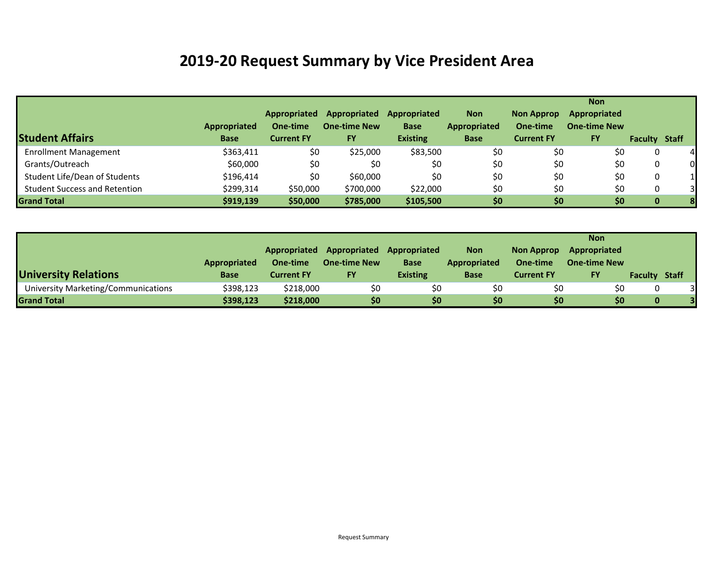# 2019-20 Request Summary by Vice President Area

| Student Affairs | Appropriated Base | Appropriated One-time Current FY | Appropriated One-time New FY | Appropriated Base Existing | Non Appropriated Base | Non Approp One-time Current FY | Non Appropriated One-time New FY | Faculty | Staff |
|---|---|---|---|---|---|---|---|---|---|
| Enrollment Management | $363,411 | $0 | $25,000 | $83,500 | $0 | $0 | $0 | 0 | 4 |
| Grants/Outreach | $60,000 | $0 | $0 | $0 | $0 | $0 | $0 | 0 | 0 |
| Student Life/Dean of Students | $196,414 | $0 | $60,000 | $0 | $0 | $0 | $0 | 0 | 1 |
| Student Success and Retention | $299,314 | $50,000 | $700,000 | $22,000 | $0 | $0 | $0 | 0 | 3 |
| **Grand Total** | **$919,139** | **$50,000** | **$785,000** | **$105,500** | **$0** | **$0** | **$0** | **0** | **8** |

| University Relations | Appropriated Base | Appropriated One-time Current FY | Appropriated One-time New FY | Appropriated Base Existing | Non Appropriated Base | Non Approp One-time Current FY | Non Appropriated One-time New FY | Faculty | Staff |
|---|---|---|---|---|---|---|---|---|---|
| University Marketing/Communications | $398,123 | $218,000 | $0 | $0 | $0 | $0 | $0 | 0 | 3 |
| **Grand Total** | **$398,123** | **$218,000** | **$0** | **$0** | **$0** | **$0** | **$0** | **0** | **3** |

Request Summary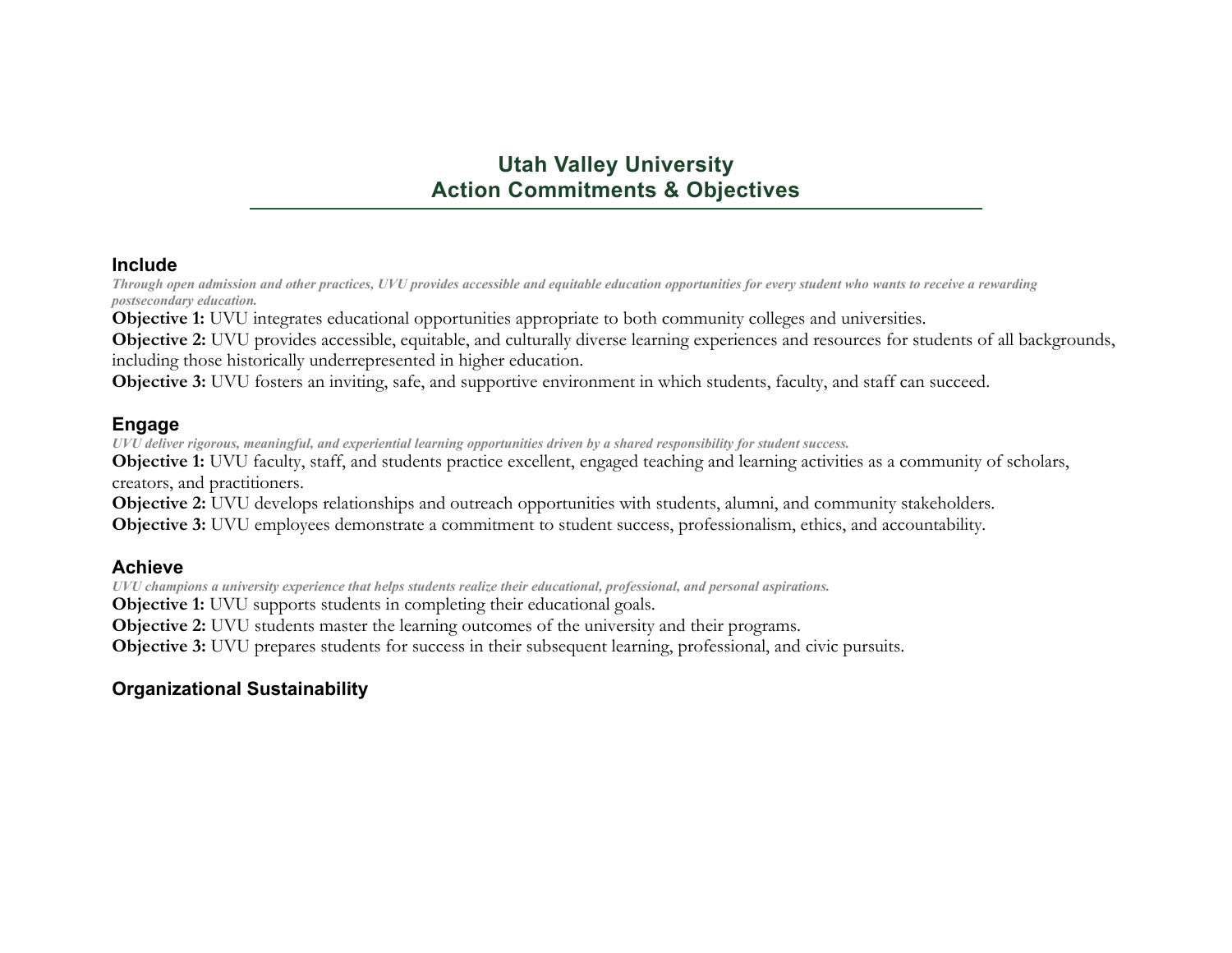# Utah Valley University
# Action Commitments & Objectives

## Include

***Through open admission and other practices, UVU provides accessible and equitable education opportunities for every student who wants to receive a rewarding postsecondary education.***

**Objective 1:** UVU integrates educational opportunities appropriate to both community colleges and universities.
**Objective 2:** UVU provides accessible, equitable, and culturally diverse learning experiences and resources for students of all backgrounds, including those historically underrepresented in higher education.
**Objective 3:** UVU fosters an inviting, safe, and supportive environment in which students, faculty, and staff can succeed.

## Engage

***UVU deliver rigorous, meaningful, and experiential learning opportunities driven by a shared responsibility for student success.***

**Objective 1:** UVU faculty, staff, and students practice excellent, engaged teaching and learning activities as a community of scholars, creators, and practitioners.
**Objective 2:** UVU develops relationships and outreach opportunities with students, alumni, and community stakeholders.
**Objective 3:** UVU employees demonstrate a commitment to student success, professionalism, ethics, and accountability.

## Achieve

***UVU champions a university experience that helps students realize their educational, professional, and personal aspirations.***

**Objective 1:** UVU supports students in completing their educational goals.
**Objective 2:** UVU students master the learning outcomes of the university and their programs.
**Objective 3:** UVU prepares students for success in their subsequent learning, professional, and civic pursuits.

## Organizational Sustainability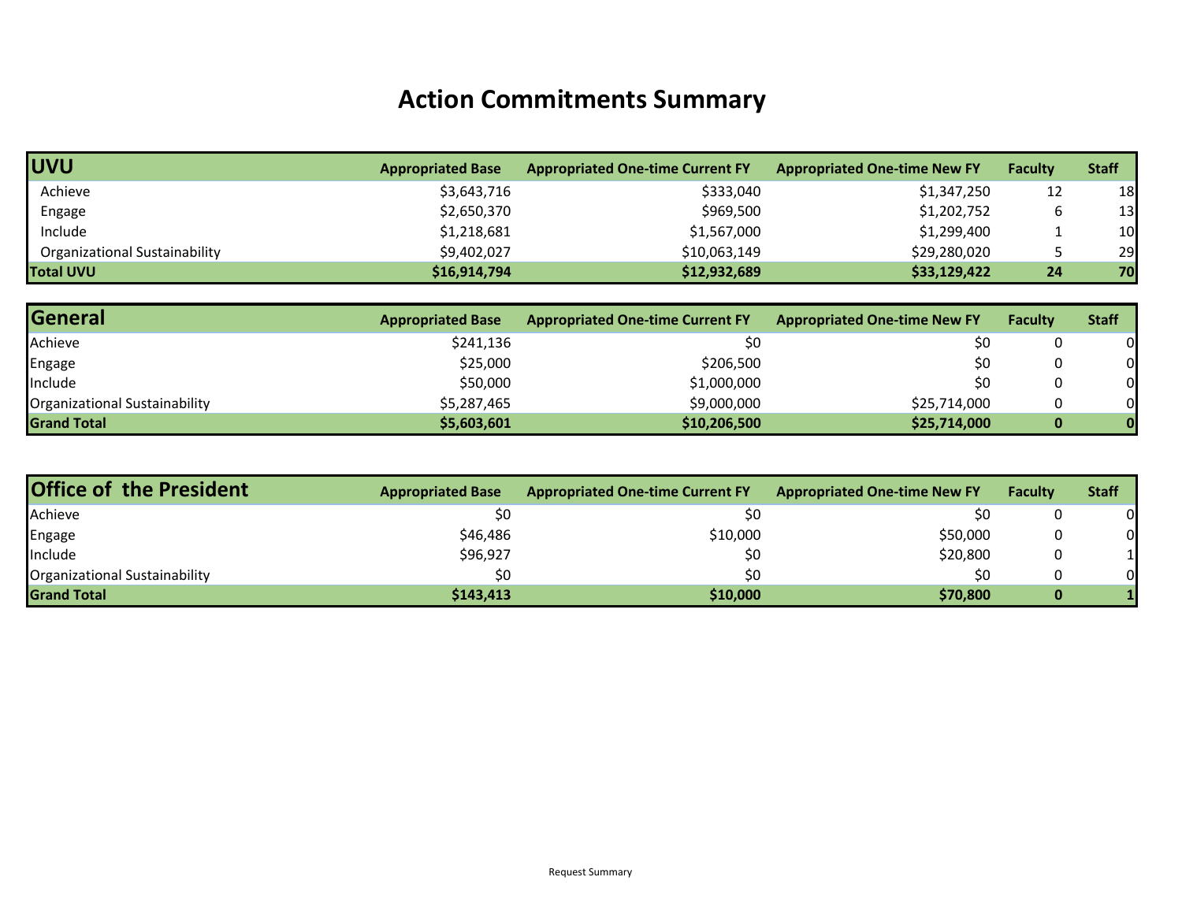# Action Commitments Summary

| UVU | Appropriated Base | Appropriated One-time Current FY | Appropriated One-time New FY | Faculty | Staff |
|---|---|---|---|---|---|
| Achieve | $3,643,716 | $333,040 | $1,347,250 | 12 | 18 |
| Engage | $2,650,370 | $969,500 | $1,202,752 | 6 | 13 |
| Include | $1,218,681 | $1,567,000 | $1,299,400 | 1 | 10 |
| Organizational Sustainability | $9,402,027 | $10,063,149 | $29,280,020 | 5 | 29 |
| **Total UVU** | **$16,914,794** | **$12,932,689** | **$33,129,422** | **24** | **70** |

| General | Appropriated Base | Appropriated One-time Current FY | Appropriated One-time New FY | Faculty | Staff |
|---|---|---|---|---|---|
| Achieve | $241,136 | $0 | $0 | 0 | 0 |
| Engage | $25,000 | $206,500 | $0 | 0 | 0 |
| Include | $50,000 | $1,000,000 | $0 | 0 | 0 |
| Organizational Sustainability | $5,287,465 | $9,000,000 | $25,714,000 | 0 | 0 |
| **Grand Total** | **$5,603,601** | **$10,206,500** | **$25,714,000** | **0** | **0** |

| Office of the President | Appropriated Base | Appropriated One-time Current FY | Appropriated One-time New FY | Faculty | Staff |
|---|---|---|---|---|---|
| Achieve | $0 | $0 | $0 | 0 | 0 |
| Engage | $46,486 | $10,000 | $50,000 | 0 | 0 |
| Include | $96,927 | $0 | $20,800 | 0 | 1 |
| Organizational Sustainability | $0 | $0 | $0 | 0 | 0 |
| **Grand Total** | **$143,413** | **$10,000** | **$70,800** | **0** | **1** |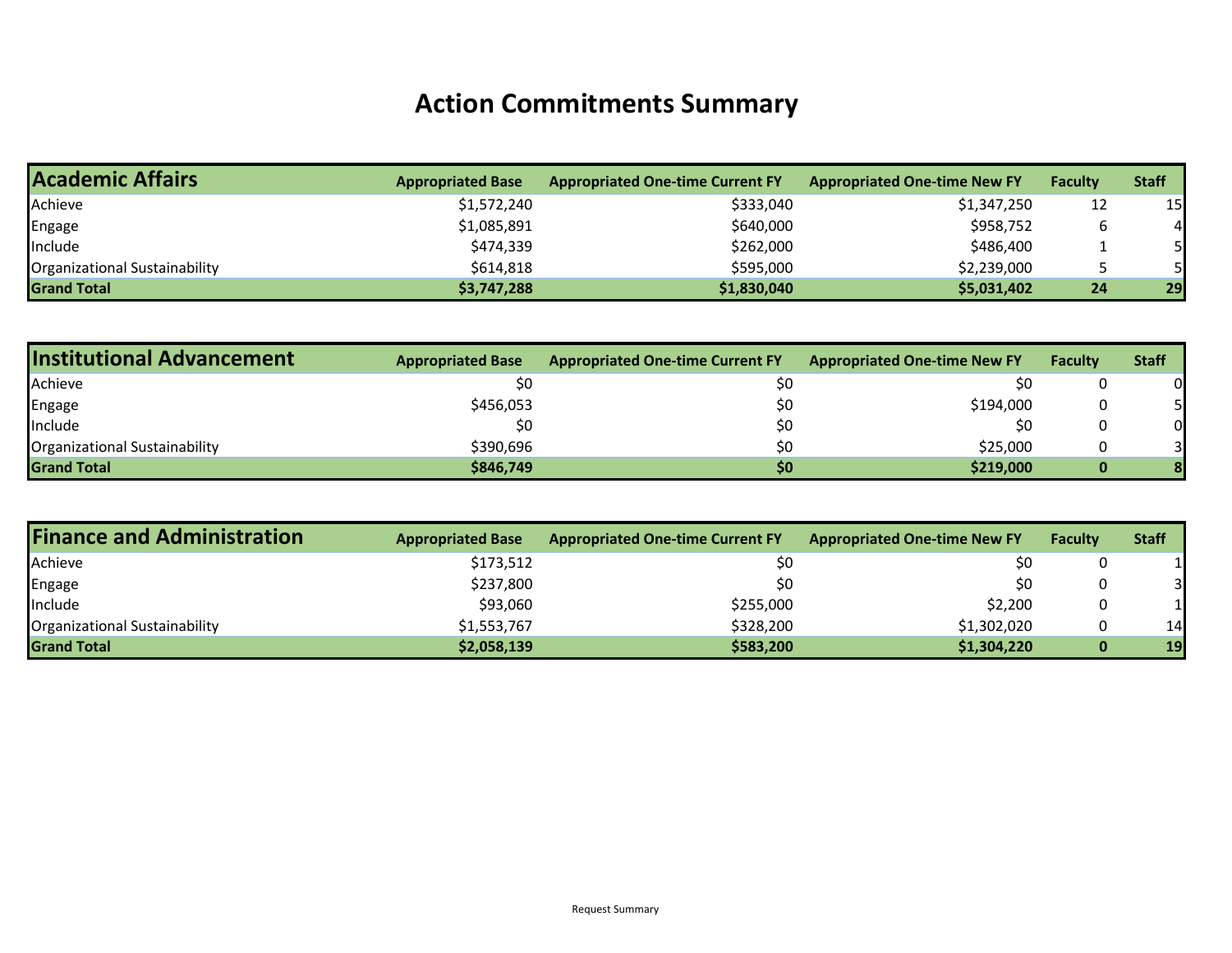# Action Commitments Summary

| Academic Affairs | Appropriated Base | Appropriated One-time Current FY | Appropriated One-time New FY | Faculty | Staff |
|---|---|---|---|---|---|
| Achieve | $1,572,240 | $333,040 | $1,347,250 | 12 | 15 |
| Engage | $1,085,891 | $640,000 | $958,752 | 6 | 4 |
| Include | $474,339 | $262,000 | $486,400 | 1 | 5 |
| Organizational Sustainability | $614,818 | $595,000 | $2,239,000 | 5 | 5 |
| **Grand Total** | **$3,747,288** | **$1,830,040** | **$5,031,402** | **24** | **29** |

| Institutional Advancement | Appropriated Base | Appropriated One-time Current FY | Appropriated One-time New FY | Faculty | Staff |
|---|---|---|---|---|---|
| Achieve | $0 | $0 | $0 | 0 | 0 |
| Engage | $456,053 | $0 | $194,000 | 0 | 5 |
| Include | $0 | $0 | $0 | 0 | 0 |
| Organizational Sustainability | $390,696 | $0 | $25,000 | 0 | 3 |
| **Grand Total** | **$846,749** | **$0** | **$219,000** | **0** | **8** |

| Finance and Administration | Appropriated Base | Appropriated One-time Current FY | Appropriated One-time New FY | Faculty | Staff |
|---|---|---|---|---|---|
| Achieve | $173,512 | $0 | $0 | 0 | 1 |
| Engage | $237,800 | $0 | $0 | 0 | 3 |
| Include | $93,060 | $255,000 | $2,200 | 0 | 1 |
| Organizational Sustainability | $1,553,767 | $328,200 | $1,302,020 | 0 | 14 |
| **Grand Total** | **$2,058,139** | **$583,200** | **$1,304,220** | **0** | **19** |

Request Summary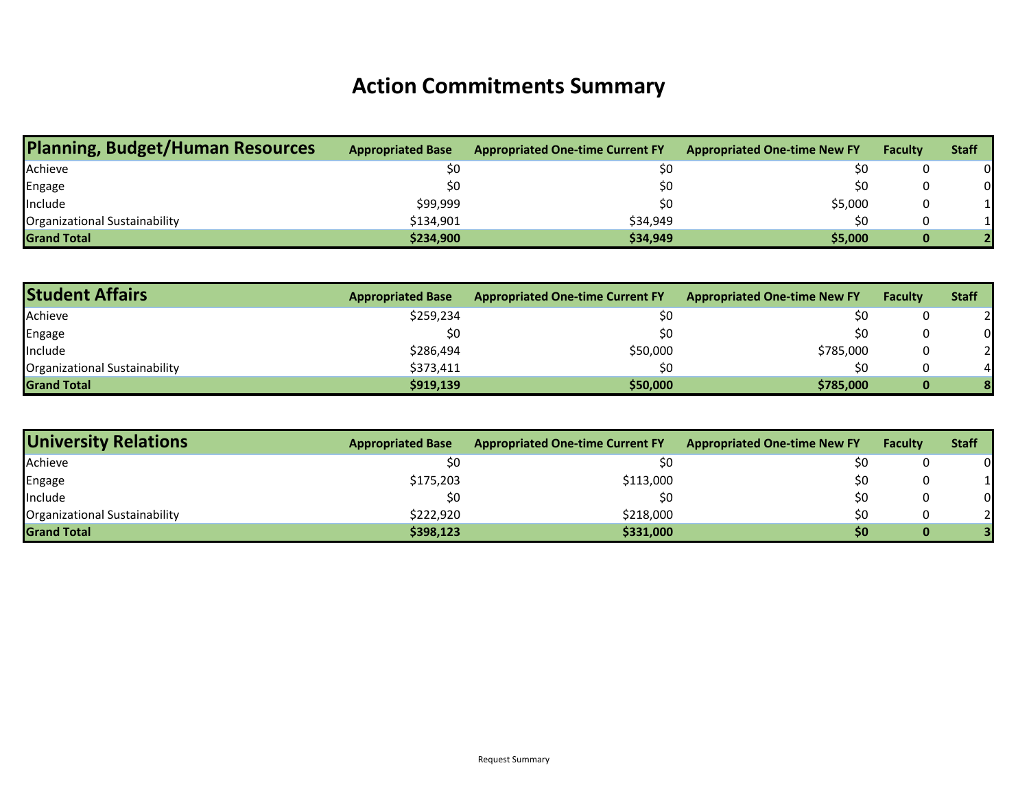# Action Commitments Summary

| Planning, Budget/Human Resources | Appropriated Base | Appropriated One-time Current FY | Appropriated One-time New FY | Faculty | Staff |
|---|---|---|---|---|---|
| Achieve | $0 | $0 | $0 | 0 | 0 |
| Engage | $0 | $0 | $0 | 0 | 0 |
| Include | $99,999 | $0 | $5,000 | 0 | 1 |
| Organizational Sustainability | $134,901 | $34,949 | $0 | 0 | 1 |
| **Grand Total** | **$234,900** | **$34,949** | **$5,000** | **0** | **2** |

| Student Affairs | Appropriated Base | Appropriated One-time Current FY | Appropriated One-time New FY | Faculty | Staff |
|---|---|---|---|---|---|
| Achieve | $259,234 | $0 | $0 | 0 | 2 |
| Engage | $0 | $0 | $0 | 0 | 0 |
| Include | $286,494 | $50,000 | $785,000 | 0 | 2 |
| Organizational Sustainability | $373,411 | $0 | $0 | 0 | 4 |
| **Grand Total** | **$919,139** | **$50,000** | **$785,000** | **0** | **8** |

| University Relations | Appropriated Base | Appropriated One-time Current FY | Appropriated One-time New FY | Faculty | Staff |
|---|---|---|---|---|---|
| Achieve | $0 | $0 | $0 | 0 | 0 |
| Engage | $175,203 | $113,000 | $0 | 0 | 1 |
| Include | $0 | $0 | $0 | 0 | 0 |
| Organizational Sustainability | $222,920 | $218,000 | $0 | 0 | 2 |
| **Grand Total** | **$398,123** | **$331,000** | **$0** | **0** | **3** |

Request Summary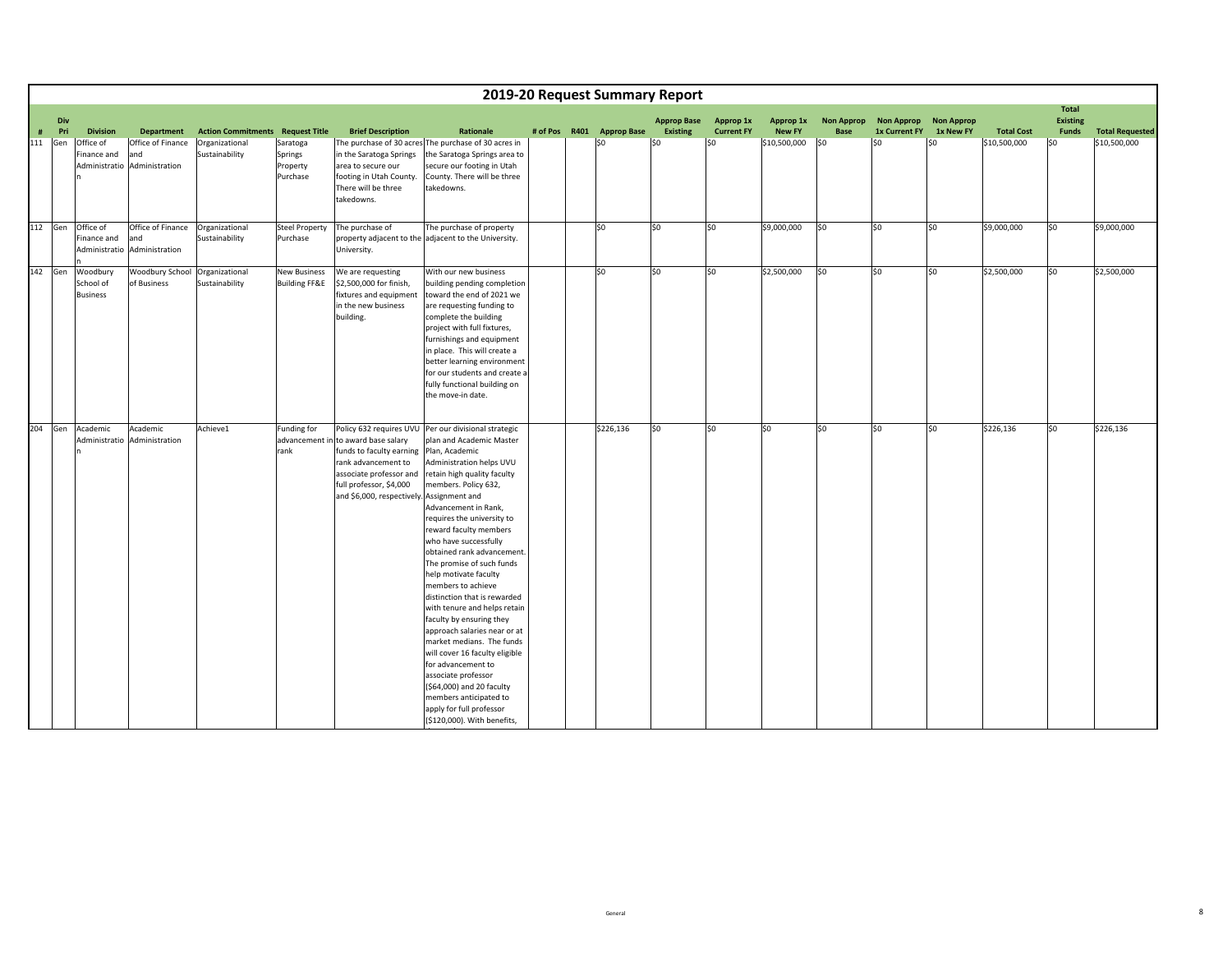# 2019-20 Request Summary Report

| # | Div Pri | Division | Department | Action Commitments | Request Title | Brief Description | Rationale | # of Pos | R401 | Approp Base | Approp Base Existing | Approp 1x Current FY | Approp 1x New FY | Non Approp Base | Non Approp 1x Current FY | Non Approp 1x New FY | Total Cost | Total Existing Funds | Total Requested |
|---|---|---|---|---|---|---|---|---|---|---|---|---|---|---|---|---|---|---|---|
| 111 | Gen | Office of Finance and Administration | Office of Finance and Administration | Organizational Sustainability | Saratoga Springs Property Purchase | The purchase of 30 acres in the Saratoga Springs area to secure our footing in Utah County. There will be three takedowns. | The purchase of 30 acres in the Saratoga Springs area to secure our footing in Utah County. There will be three takedowns. | | | $0 | $0 | $0 | $10,500,000 | $0 | $0 | $0 | $10,500,000 | $0 | $10,500,000 |
| 112 | Gen | Office of Finance and Administration | Office of Finance and Administration | Organizational Sustainability | Steel Property Purchase | The purchase of property adjacent to the University. | The purchase of property adjacent to the University. | | | $0 | $0 | $0 | $9,000,000 | $0 | $0 | $0 | $9,000,000 | $0 | $9,000,000 |
| 142 | Gen | Woodbury School of Business | Woodbury School of Business | Organizational Sustainability | New Business Building FF&E | We are requesting $2,500,000 for finish, fixtures and equipment in the new business building. | With our new business building pending completion toward the end of 2021 we are requesting funding to complete the building project with full fixtures, furnishings and equipment in place. This will create a better learning environment for our students and create a fully functional building on the move-in date. | | | $0 | $0 | $0 | $2,500,000 | $0 | $0 | $0 | $2,500,000 | $0 | $2,500,000 |
| 204 | Gen | Academic Administration | Academic Administration | Achieve1 | Funding for advancement in rank | Policy 632 requires UVU to award base salary funds to faculty earning rank advancement to associate professor and full professor, $4,000 and $6,000, respectively. | Per our divisional strategic plan and Academic Master Plan, Academic Administration helps UVU retain high quality faculty members. Policy 632, Assignment and Advancement in Rank, requires the university to reward faculty members who have successfully obtained rank advancement. The promise of such funds help motivate faculty members to achieve distinction that is rewarded with tenure and helps retain faculty by ensuring they approach salaries near or at market medians. The funds will cover 16 faculty eligible for advancement to associate professor ($64,000) and 20 faculty members anticipated to apply for full professor ($120,000). With benefits, | | | $226,136 | $0 | $0 | $0 | $0 | $0 | $0 | $226,136 | $0 | $226,136 |

General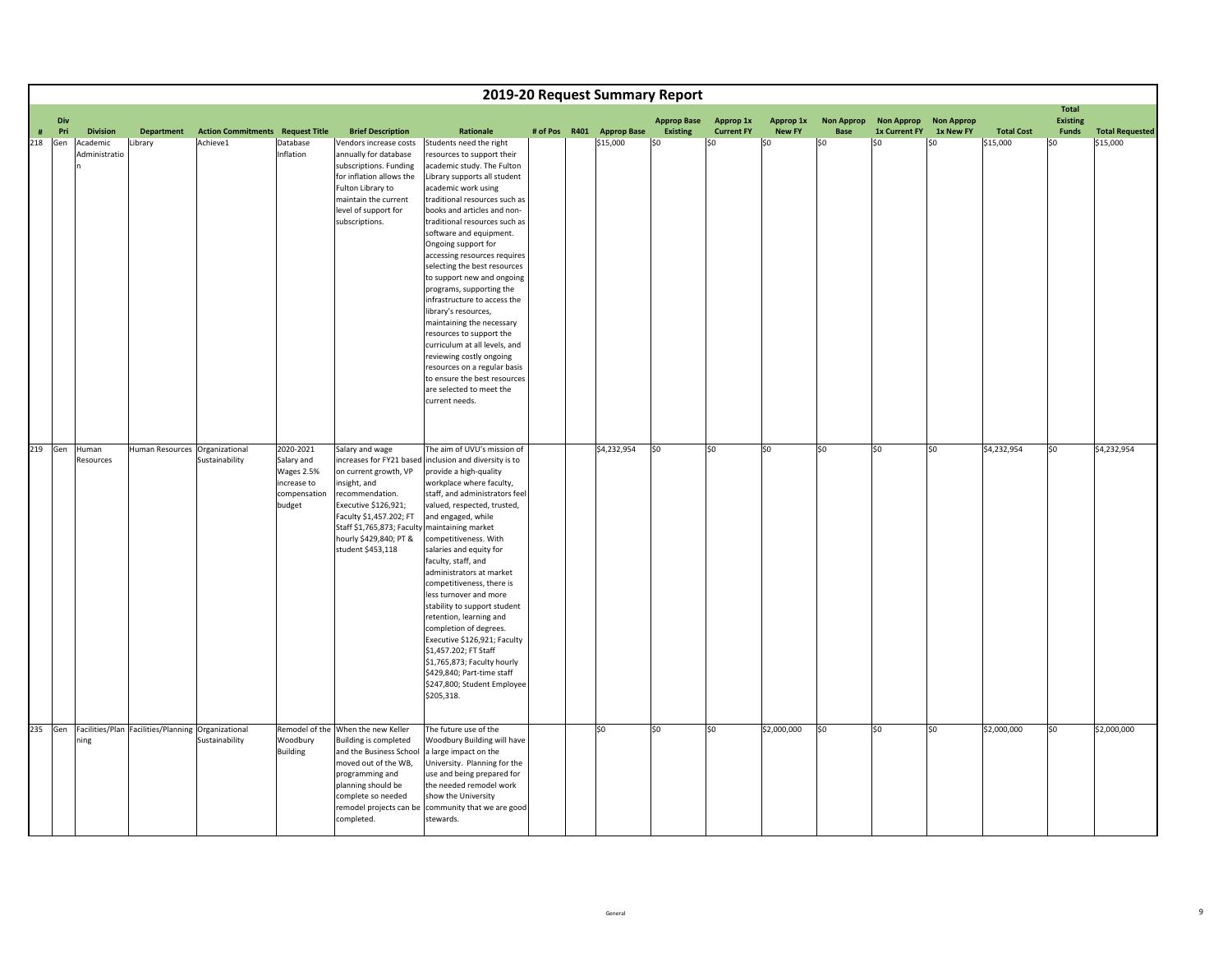# 2019-20 Request Summary Report

| # | Div Pri | Division | Department | Action Commitments | Request Title | Brief Description | Rationale | # of Pos | R401 | Approp Base | Approp Base Existing | Approp 1x Current FY | Approp 1x New FY | Non Approp Base | Non Approp 1x Current FY | Non Approp 1x New FY | Total Cost | Total Existing Funds | Total Requested |
|---|---|---|---|---|---|---|---|---|---|---|---|---|---|---|---|---|---|---|---|
| 218 | Gen | Academic Administration | Library | Achieve1 | Database Inflation | Vendors increase costs annually for database subscriptions. Funding for inflation allows the Fulton Library to maintain the current level of support for subscriptions. | Students need the right resources to support their academic study. The Fulton Library supports all student academic work using traditional resources such as books and articles and non-traditional resources such as software and equipment. Ongoing support for accessing resources requires selecting the best resources to support new and ongoing programs, supporting the infrastructure to access the library's resources, maintaining the necessary resources to support the curriculum at all levels, and reviewing costly ongoing resources on a regular basis to ensure the best resources are selected to meet the current needs. | | | $15,000 | $0 | $0 | $0 | $0 | $0 | $0 | $15,000 | $0 | $15,000 |
| 219 | Gen | Human Resources | Human Resources | Organizational Sustainability | 2020-2021 Salary and Wages 2.5% increase to compensation budget | Salary and wage increases for FY21 based on current growth, VP insight, and recommendation. Executive $126,921; Faculty $1,457.202; FT Staff $1,765,873; Faculty hourly $429,840; PT & student $453,118 | The aim of UVU's mission of inclusion and diversity is to provide a high-quality workplace where faculty, staff, and administrators feel valued, respected, trusted, and engaged, while maintaining market competitiveness. With salaries and equity for faculty, staff, and administrators at market competitiveness, there is less turnover and more stability to support student retention, learning and completion of degrees. Executive $126,921; Faculty $1,457.202; FT Staff $1,765,873; Faculty hourly $429,840; Part-time staff $247,800; Student Employee $205,318. | | | $4,232,954 | $0 | $0 | $0 | $0 | $0 | $0 | $4,232,954 | $0 | $4,232,954 |
| 235 | Gen | Facilities/Planning | Facilities/Planning | Organizational Sustainability | Remodel of the Woodbury Building | When the new Keller Building is completed and the Business School moved out of the WB, programming and planning should be complete so needed remodel projects can be completed. | The future use of the Woodbury Building will have a large impact on the University. Planning for the use and being prepared for the needed remodel work show the University community that we are good stewards. | | | $0 | $0 | $0 | $2,000,000 | $0 | $0 | $0 | $2,000,000 | $0 | $2,000,000 |

General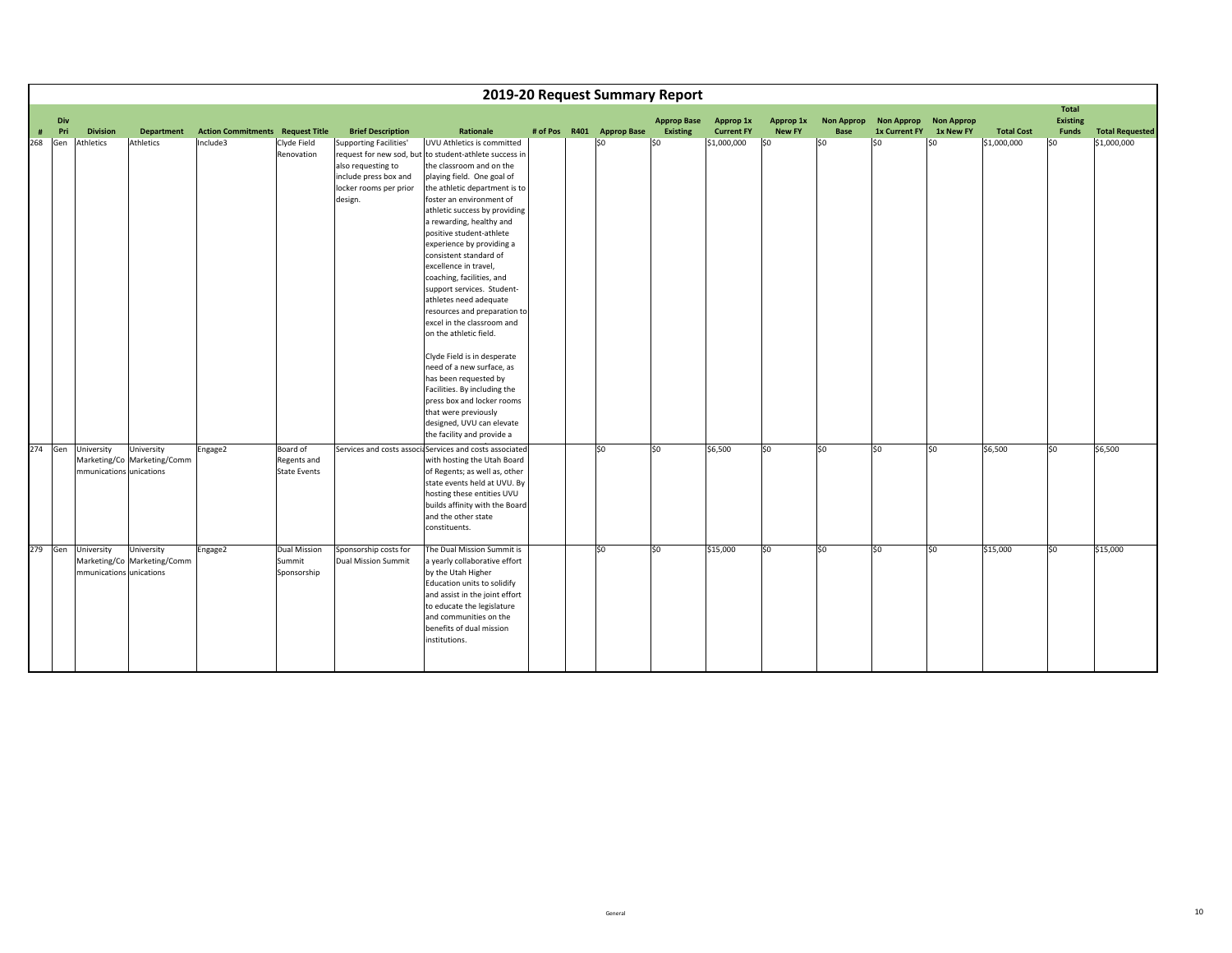# 2019-20 Request Summary Report

| # | Div Pri | Division | Department | Action Commitments | Request Title | Brief Description | Rationale | # of Pos | R401 | Approp Base | Approp Base Existing | Approp 1x Current FY | Approp 1x New FY | Non Approp Base | Non Approp 1x Current FY | Non Approp 1x New FY | Total Cost | Total Existing Funds | Total Requested |
|---|---|---|---|---|---|---|---|---|---|---|---|---|---|---|---|---|---|---|---|
| 268 | Gen | Athletics | Athletics | Include3 | Clyde Field Renovation | Supporting Facilities' request for new sod, but also requesting to include press box and locker rooms per prior design. | UVU Athletics is committed to student-athlete success in the classroom and on the playing field. One goal of the athletic department is to foster an environment of athletic success by providing a rewarding, healthy and positive student-athlete experience by providing a consistent standard of excellence in travel, coaching, facilities, and support services. Student-athletes need adequate resources and preparation to excel in the classroom and on the athletic field. Clyde Field is in desperate need of a new surface, as has been requested by Facilities. By including the press box and locker rooms that were previously designed, UVU can elevate the facility and provide a | | | $0 | $0 | $1,000,000 | $0 | $0 | $0 | $0 | $1,000,000 | $0 | $1,000,000 |
| 274 | Gen | University Marketing/Communications | University Marketing/Communications | Engage2 | Board of Regents and State Events | Services and costs associa | Services and costs associated with hosting the Utah Board of Regents; as well as, other state events held at UVU. By hosting these entities UVU builds affinity with the Board and the other state constituents. | | | $0 | $0 | $6,500 | $0 | $0 | $0 | $0 | $6,500 | $0 | $6,500 |
| 279 | Gen | University Marketing/Communications | University Marketing/Communications | Engage2 | Dual Mission Summit Sponsorship | Sponsorship costs for Dual Mission Summit | The Dual Mission Summit is a yearly collaborative effort by the Utah Higher Education units to solidify and assist in the joint effort to educate the legislature and communities on the benefits of dual mission institutions. | | | $0 | $0 | $15,000 | $0 | $0 | $0 | $0 | $15,000 | $0 | $15,000 |

General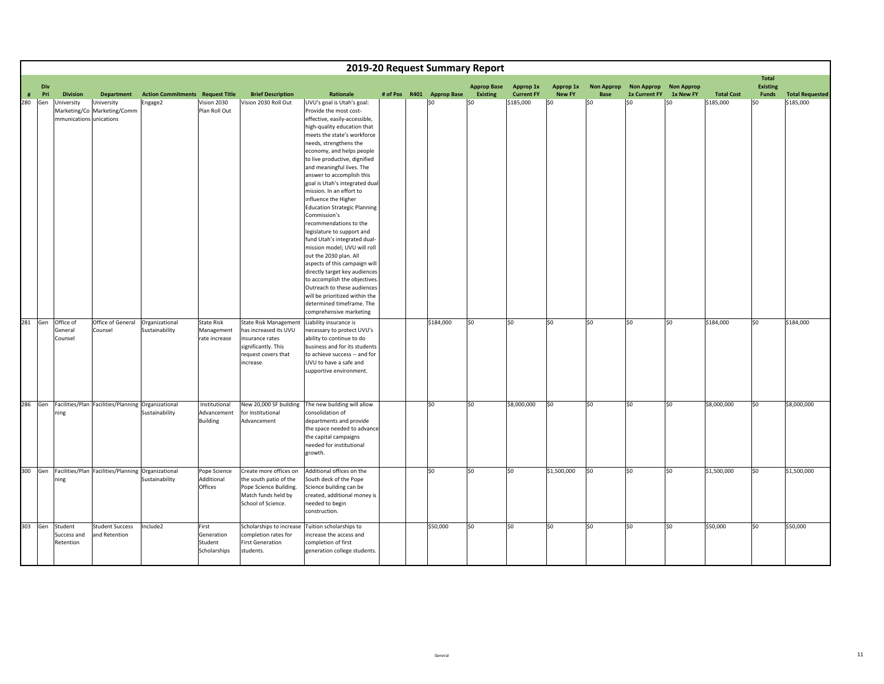# 2019-20 Request Summary Report

| # | Div Pri | Division | Department | Action Commitments | Request Title | Brief Description | Rationale | # of Pos | R401 | Approp Base | Approp Base Existing | Approp 1x Current FY | Approp 1x New FY | Non Approp Base | Non Approp 1x Current FY | Non Approp 1x New FY | Total Cost | Total Existing Funds | Total Requested |
|---|---|---|---|---|---|---|---|---|---|---|---|---|---|---|---|---|---|---|---|
| 280 | Gen | University Marketing/Communications | University Marketing/Communications | Engage2 | Vision 2030 Plan Roll Out | Vision 2030 Roll Out | UVU's goal is Utah's goal: Provide the most cost-effective, easily-accessible, high-quality education that meets the state's workforce needs, strengthens the economy, and helps people to live productive, dignified and meaningful lives. The answer to accomplish this goal is Utah's integrated dual-mission. In an effort to influence the Higher Education Strategic Planning Commission's recommendations to the legislature to support and fund Utah's integrated dual-mission model; UVU will roll out the 2030 plan. All aspects of this campaign will directly target key audiences to accomplish the objectives. Outreach to these audiences will be prioritized within the determined timeframe. The comprehensive marketing | | | $0 | $0 | $185,000 | $0 | $0 | $0 | $0 | $185,000 | $0 | $185,000 |
| 281 | Gen | Office of General Counsel | Office of General Counsel | Organizational Sustainability | State Risk Management rate increase | State Risk Management has increased its UVU insurance rates significantly. This request covers that increase. | Liability insurance is necessary to protect UVU's ability to continue to do business and for its students to achieve success -- and for UVU to have a safe and supportive environment. | | | $184,000 | $0 | $0 | $0 | $0 | $0 | $0 | $184,000 | $0 | $184,000 |
| 286 | Gen | Facilities/Planning | Facilities/Planning | Organizational Sustainability | Institutional Advancement Building | New 20,000 SF building for Institutional Advancement | The new building will allow consolidation of departments and provide the space needed to advance the capital campaigns needed for institutional growth. | | | $0 | $0 | $8,000,000 | $0 | $0 | $0 | $0 | $8,000,000 | $0 | $8,000,000 |
| 300 | Gen | Facilities/Planning | Facilities/Planning | Organizational Sustainability | Pope Science Additional Offices | Create more offices on the south patio of the Pope Science Building. Match funds held by School of Science. | Additional offices on the South deck of the Pope Science building can be created, additional money is needed to begin construction. | | | $0 | $0 | $0 | $1,500,000 | $0 | $0 | $0 | $1,500,000 | $0 | $1,500,000 |
| 303 | Gen | Student Success and Retention | Student Success and Retention | Include2 | First Generation Student Scholarships | Scholarships to increase completion rates for First Generation students. | Tuition scholarships to increase the access and completion of first generation college students. | | | $50,000 | $0 | $0 | $0 | $0 | $0 | $0 | $50,000 | $0 | $50,000 |

General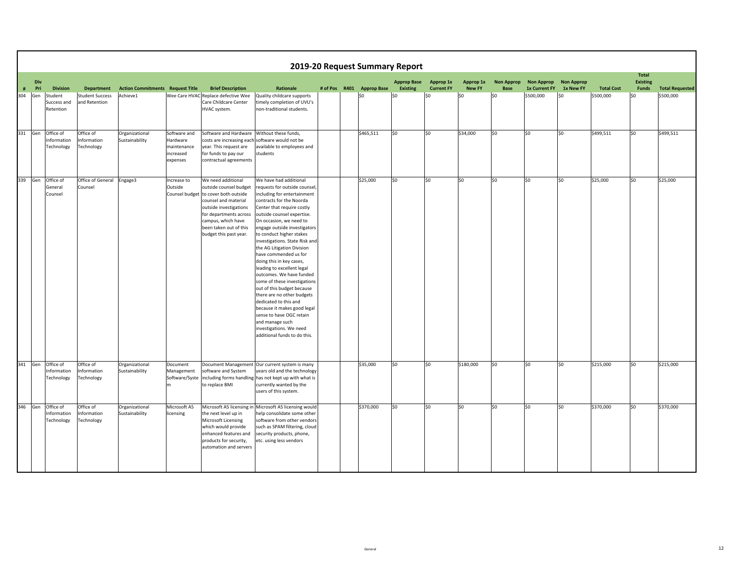# 2019-20 Request Summary Report

| # | Div Pri | Division | Department | Action Commitments | Request Title | Brief Description | Rationale | # of Pos | R401 | Approp Base | Approp Base Existing | Approp 1x Current FY | Approp 1x New FY | Non Approp Base | Non Approp 1x Current FY | Non Approp 1x New FY | Total Cost | Total Existing Funds | Total Requested |
|---|---|---|---|---|---|---|---|---|---|---|---|---|---|---|---|---|---|---|---|
| 304 | Gen | Student Success and Retention | Student Success and Retention | Achieve1 | Wee Care HVAC | Replace defective Wee Care Childcare Center HVAC system. | Quality childcare supports timely completion of UVU's non-traditional students. | | | $0 | $0 | $0 | $0 | $0 | $500,000 | $0 | $500,000 | $0 | $500,000 |
| 331 | Gen | Office of Information Technology | Office of Information Technology | Organizational Sustainability | Software and Hardware maintenance increased expenses | Software and Hardware costs are increasing each year. This request are for funds to pay our contractual agreements | Without these funds, software would not be available to employees and students | | | $465,511 | $0 | $0 | $34,000 | $0 | $0 | $0 | $499,511 | $0 | $499,511 |
| 339 | Gen | Office of General Counsel | Office of General Counsel | Engage3 | Increase to Outside Counsel budget | We need additional outside counsel budget to cover both outside counsel and material outside investigations for departments across campus, which have been taken out of this budget this past year. | We have had additional requests for outside counsel, including for entertainment contracts for the Noorda Center that require costly outside counsel expertise. On occasion, we need to engage outside investigators to conduct higher stakes investigations. State Risk and the AG Litigation Division have commended us for doing this in key cases, leading to excellent legal outcomes. We have funded some of these investigations out of this budget because there are no other budgets dedicated to this and because it makes good legal sense to have OGC retain and manage such investigations. We need additional funds to do this. | | | $25,000 | $0 | $0 | $0 | $0 | $0 | $0 | $25,000 | $0 | $25,000 |
| 341 | Gen | Office of Information Technology | Office of Information Technology | Organizational Sustainability | Document Management Software/System | Document Management software and System including forms handling to replace BMI | Our current system is many years old and the technology has not kept up with what is currently wanted by the users of this system. | | | $35,000 | $0 | $0 | $180,000 | $0 | $0 | $0 | $215,000 | $0 | $215,000 |
| 346 | Gen | Office of Information Technology | Office of Information Technology | Organizational Sustainability | Microsoft A5 licensing | Microsoft A5 licensing in the next level up in Microsoft Licensing which would provide enhanced features and products for security, automation and servers | Microsoft A5 licensing would help consolidate some other software from other vendors such as SPAM filtering, cloud security products, phone, etc. using less vendors | | | $370,000 | $0 | $0 | $0 | $0 | $0 | $0 | $370,000 | $0 | $370,000 |

General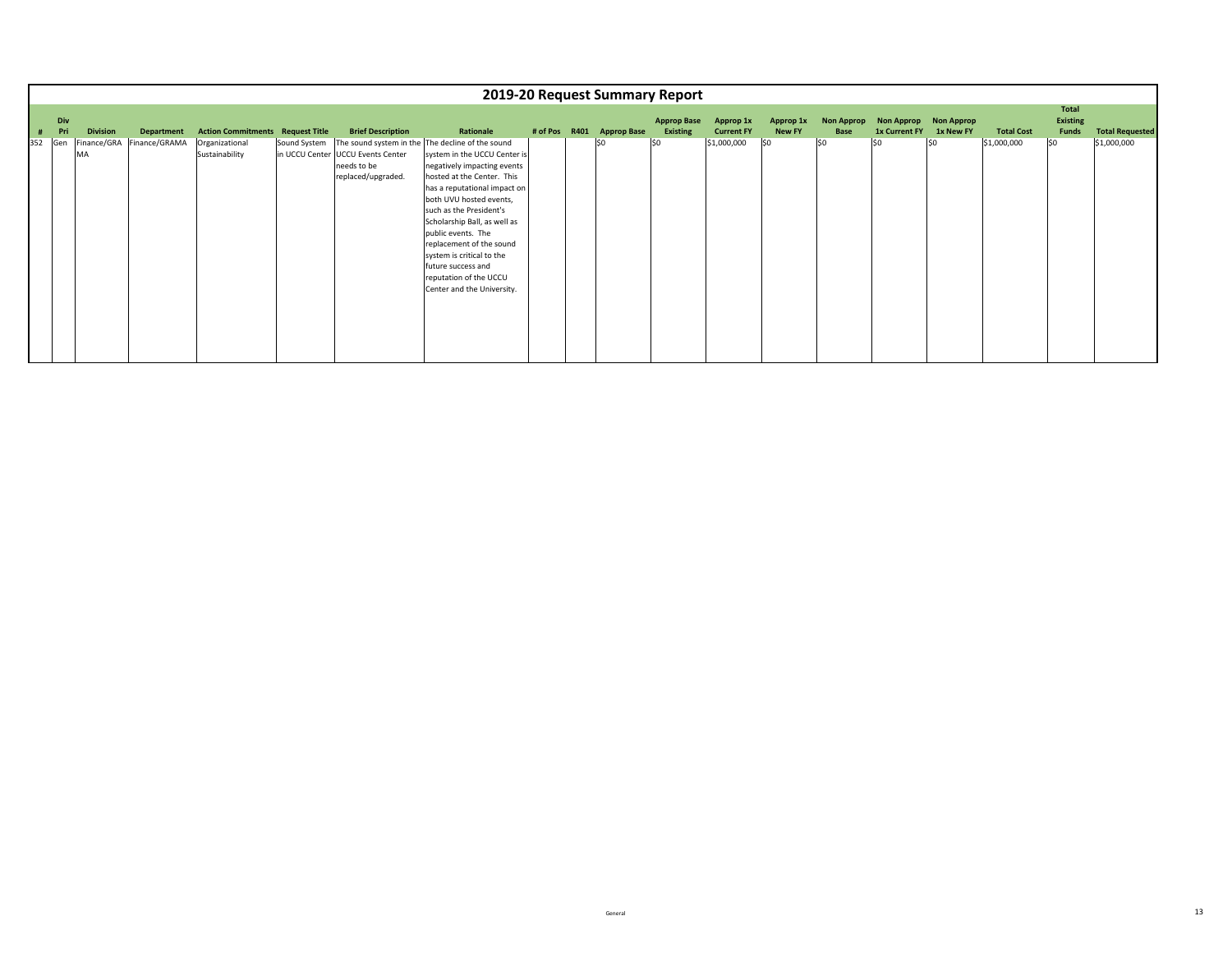## 2019-20 Request Summary Report

| # | Div Pri | Division | Department | Action Commitments | Request Title | Brief Description | Rationale | # of Pos | R401 | Approp Base | Approp Base Existing | Approp 1x Current FY | Approp 1x New FY | Non Approp Base | Non Approp 1x Current FY | Non Approp 1x New FY | Total Cost | Total Existing Funds | Total Requested |
|---|---|---|---|---|---|---|---|---|---|---|---|---|---|---|---|---|---|---|---|
| 352 | Gen | Finance/GRAMA | Finance/GRAMA | Organizational Sustainability | Sound System in UCCU Center | The sound system in the UCCU Events Center needs to be replaced/upgraded. | The decline of the sound system in the UCCU Center is negatively impacting events hosted at the Center. This has a reputational impact on both UVU hosted events, such as the President's Scholarship Ball, as well as public events. The replacement of the sound system is critical to the future success and reputation of the UCCU Center and the University. | | | $0 | $0 | $1,000,000 | $0 | $0 | $0 | $0 | $1,000,000 | $0 | $1,000,000 |

General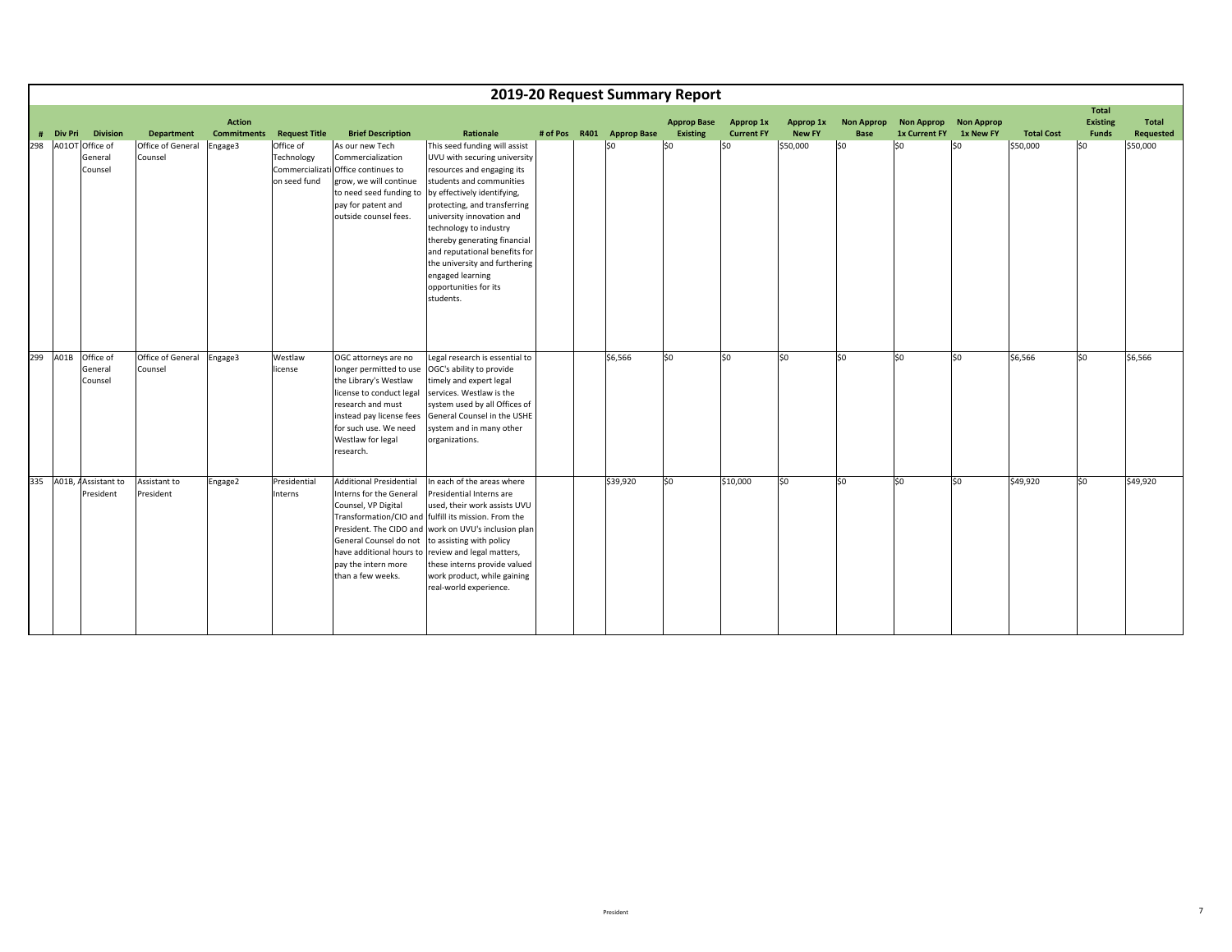# 2019-20 Request Summary Report

| # | Div Pri | Division | Department | Action Commitments | Request Title | Brief Description | Rationale | # of Pos | R401 | Approp Base | Approp Base Existing | Approp 1x Current FY | Approp 1x New FY | Non Approp Base | Non Approp 1x Current FY | Non Approp 1x New FY | Total Cost | Total Existing Funds | Total Requested |
|---|---|---|---|---|---|---|---|---|---|---|---|---|---|---|---|---|---|---|---|
| 298 | A01OT | Office of General Counsel | Office of General Counsel | Engage3 | Office of Technology Commercialization seed fund | As our new Tech Commercialization Office continues to grow, we will continue to need seed funding to pay for patent and outside counsel fees. | This seed funding will assist UVU with securing university resources and engaging its students and communities by effectively identifying, protecting, and transferring university innovation and technology to industry thereby generating financial and reputational benefits for the university and furthering engaged learning opportunities for its students. | | | $0 | $0 | $0 | $50,000 | $0 | $0 | $0 | $50,000 | $0 | $50,000 |
| 299 | A01B | Office of General Counsel | Office of General Counsel | Engage3 | Westlaw license | OGC attorneys are no longer permitted to use the Library's Westlaw license to conduct legal research and must instead pay license fees for such use. We need Westlaw for legal research. | Legal research is essential to OGC's ability to provide timely and expert legal services. Westlaw is the system used by all Offices of General Counsel in the USHE system and in many other organizations. | | | $6,566 | $0 | $0 | $0 | $0 | $0 | $0 | $6,566 | $0 | $6,566 |
| 335 | A01B, A | Assistant to President | Assistant to President | Engage2 | Presidential Interns | Additional Presidential Interns for the General Counsel, VP Digital Transformation/CIO and President. The CIDO and General Counsel do not have additional hours to pay the intern more than a few weeks. | In each of the areas where Presidential Interns are used, their work assists UVU fulfill its mission. From the work on UVU's inclusion plan to assisting with policy review and legal matters, these interns provide valued work product, while gaining real-world experience. | | | $39,920 | $0 | $10,000 | $0 | $0 | $0 | $0 | $49,920 | $0 | $49,920 |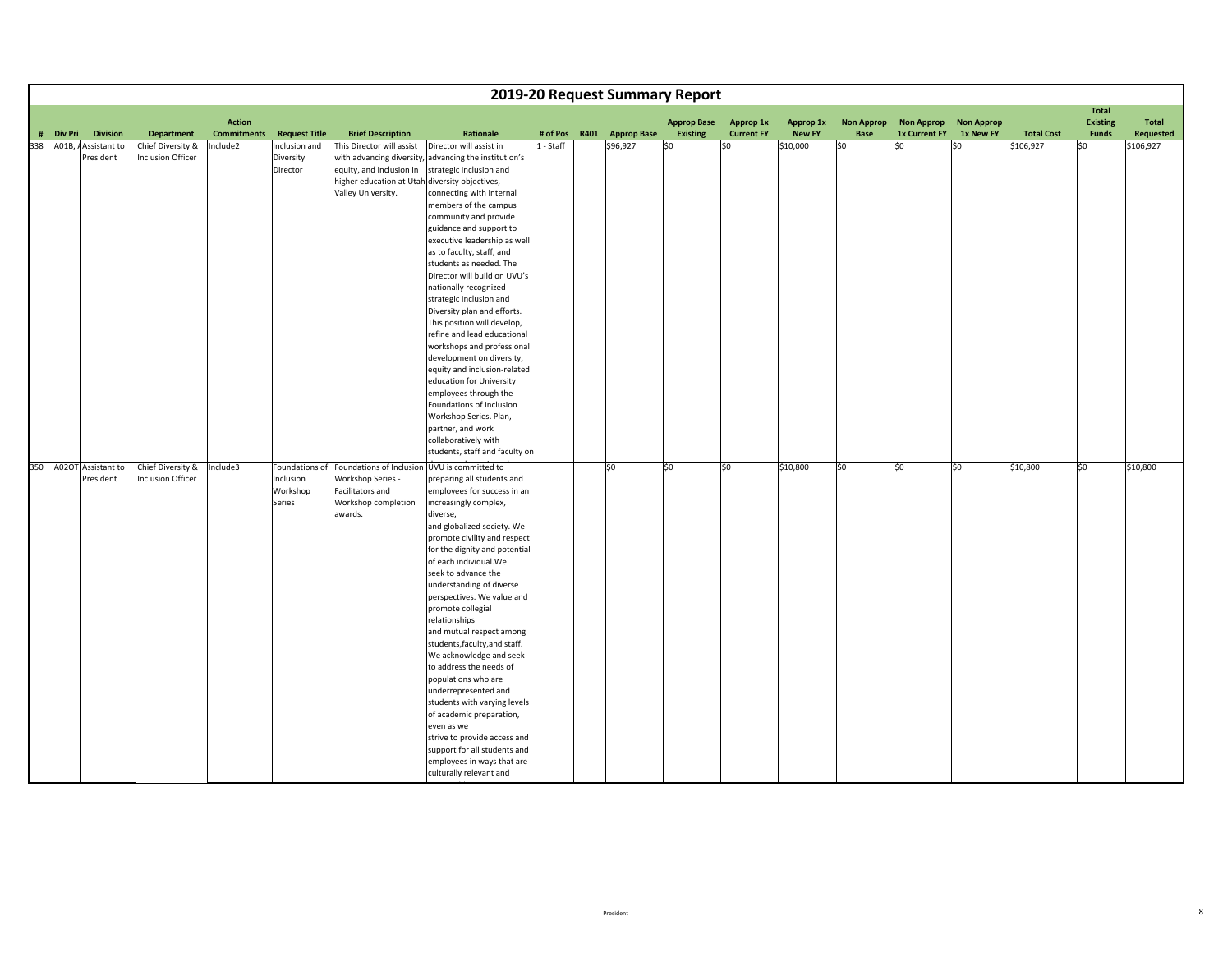# 2019-20 Request Summary Report

| # | Div Pri | Division | Department | Action Commitments | Request Title | Brief Description | Rationale | # of Pos | R401 | Approp Base | Approp Base Existing | Approp 1x Current FY | Approp 1x New FY | Non Approp Base | Non Approp 1x Current FY | Non Approp 1x New FY | Total Cost | Total Existing Funds | Total Requested |
|---|---|---|---|---|---|---|---|---|---|---|---|---|---|---|---|---|---|---|---|
| 338 | A01B, A | Assistant to President | Chief Diversity & Inclusion Officer | Include2 | Inclusion and Diversity Director | This Director will assist with advancing diversity, equity, and inclusion in higher education at Utah Valley University. | Director will assist in advancing the institution's strategic inclusion and diversity objectives, connecting with internal members of the campus community and provide guidance and support to executive leadership as well as to faculty, staff, and students as needed. The Director will build on UVU's nationally recognized strategic Inclusion and Diversity plan and efforts. This position will develop, refine and lead educational workshops and professional development on diversity, equity and inclusion-related education for University employees through the Foundations of Inclusion Workshop Series. Plan, partner, and work collaboratively with students, staff and faculty on | 1 - Staff | | $96,927 | $0 | $0 | $10,000 | $0 | $0 | $0 | $106,927 | $0 | $106,927 |
| 350 | A02OT | Assistant to President | Chief Diversity & Inclusion Officer | Include3 | Foundations of Inclusion Workshop Series | Foundations of Inclusion Workshop Series - Facilitators and Workshop completion awards. | UVU is committed to preparing all students and employees for success in an increasingly complex, diverse, and globalized society. We promote civility and respect for the dignity and potential of each individual.We seek to advance the understanding of diverse perspectives. We value and promote collegial relationships and mutual respect among students,faculty,and staff. We acknowledge and seek to address the needs of populations who are underrepresented and students with varying levels of academic preparation, even as we strive to provide access and support for all students and employees in ways that are culturally relevant and | | | $0 | $0 | $0 | $10,800 | $0 | $0 | $0 | $10,800 | $0 | $10,800 |

President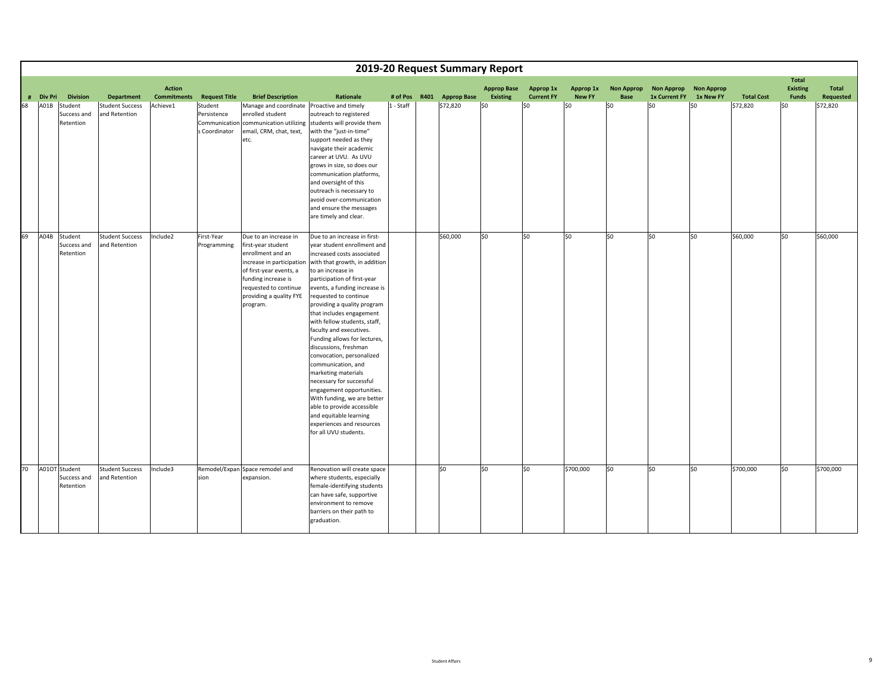# 2019-20 Request Summary Report

| # | Div Pri | Division | Department | Action Commitments | Request Title | Brief Description | Rationale | # of Pos | R401 | Approp Base | Approp Base Existing | Approp 1x Current FY | Approp 1x New FY | Non Approp Base | Non Approp 1x Current FY | Non Approp 1x New FY | Total Cost | Total Existing Funds | Total Requested |
|---|---|---|---|---|---|---|---|---|---|---|---|---|---|---|---|---|---|---|---|
| 68 | A01B | Student Success and Retention | Student Success and Retention | Achieve1 | Student Persistence Communications Coordinator | Manage and coordinate enrolled student communication utilizing email, CRM, chat, text, etc. | Proactive and timely outreach to registered students will provide them with the "just-in-time" support needed as they navigate their academic career at UVU. As UVU grows in size, so does our communication platforms, and oversight of this outreach is necessary to avoid over-communication and ensure the messages are timely and clear. | 1 - Staff | | $72,820 | $0 | $0 | $0 | $0 | $0 | $0 | $72,820 | $0 | $72,820 |
| 69 | A04B | Student Success and Retention | Student Success and Retention | Include2 | First-Year Programming | Due to an increase in first-year student enrollment and an increase in participation of first-year events, a funding increase is requested to continue providing a quality FYE program. | Due to an increase in first-year student enrollment and increased costs associated with that growth, in addition to an increase in participation of first-year events, a funding increase is requested to continue providing a quality program that includes engagement with fellow students, staff, faculty and executives. Funding allows for lectures, discussions, freshman convocation, personalized communication, and marketing materials necessary for successful engagement opportunities. With funding, we are better able to provide accessible and equitable learning experiences and resources for all UVU students. | | | $60,000 | $0 | $0 | $0 | $0 | $0 | $0 | $60,000 | $0 | $60,000 |
| 70 | A01OT | Student Success and Retention | Student Success and Retention | Include3 | Remodel/Expansion | Space remodel and expansion. | Renovation will create space where students, especially female-identifying students can have safe, supportive environment to remove barriers on their path to graduation. | | | $0 | $0 | $0 | $700,000 | $0 | $0 | $0 | $700,000 | $0 | $700,000 |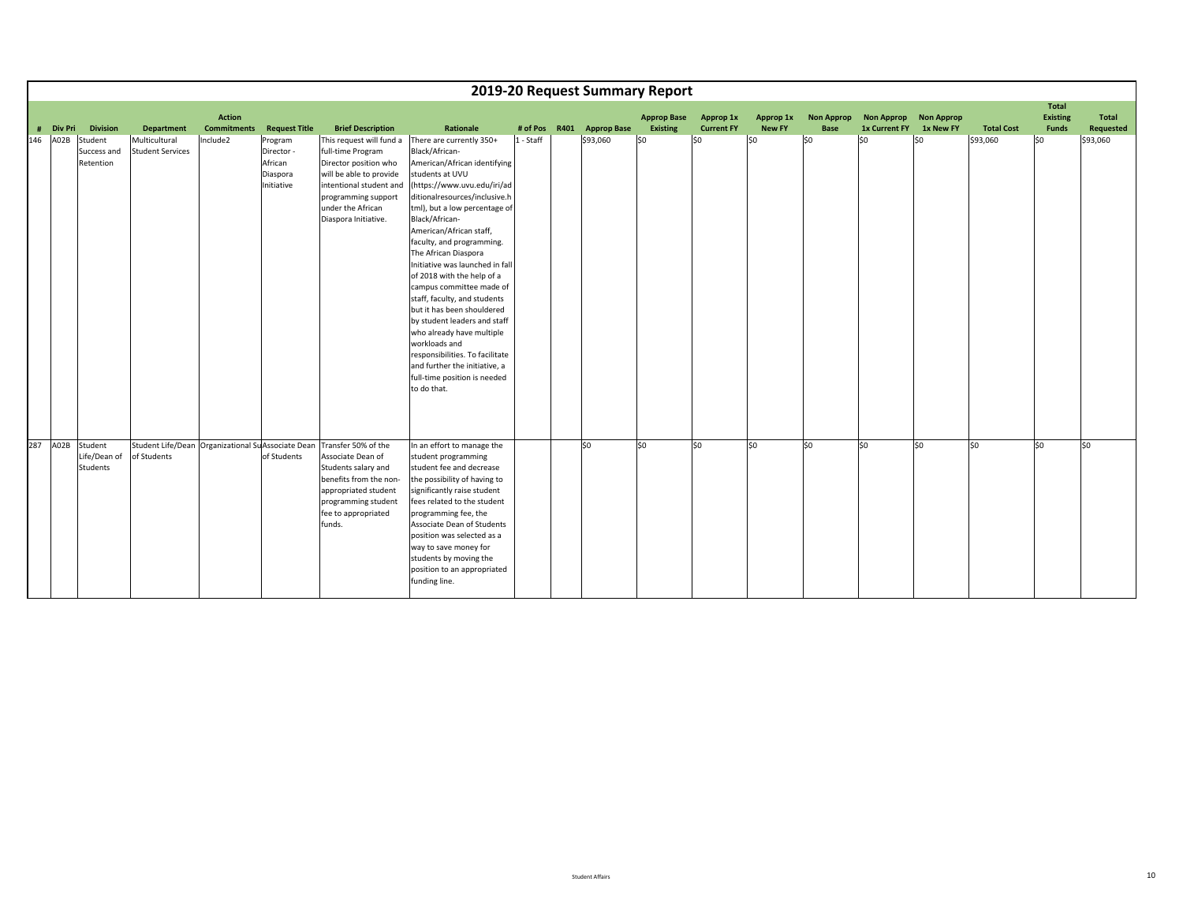# 2019-20 Request Summary Report

| # | Div Pri | Division | Department | Action Commitments | Request Title | Brief Description | Rationale | # of Pos | R401 | Approp Base | Approp Base Existing | Approp 1x Current FY | Approp 1x New FY | Non Approp Base | Non Approp 1x Current FY | Non Approp 1x New FY | Total Cost | Total Existing Funds | Total Requested |
|---|---|---|---|---|---|---|---|---|---|---|---|---|---|---|---|---|---|---|---|
| 146 | A02B | Student Success and Retention | Multicultural Student Services | Include2 | Program Director - African Diaspora Initiative | This request will fund a full-time Program Director position who will be able to provide intentional student and programming support under the African Diaspora Initiative. | There are currently 350+ Black/African-American/African identifying students at UVU (https://www.uvu.edu/iri/additionalresources/inclusive.html), but a low percentage of Black/African-American/African staff, faculty, and programming. The African Diaspora Initiative was launched in fall of 2018 with the help of a campus committee made of staff, faculty, and students but it has been shouldered by student leaders and staff who already have multiple workloads and responsibilities. To facilitate and further the initiative, a full-time position is needed to do that. | 1 - Staff | | $93,060 | $0 | $0 | $0 | $0 | $0 | $0 | $93,060 | $0 | $93,060 |
| 287 | A02B | Student Life/Dean of Students | Student Life/Dean of Students | Organizational Su | Associate Dean of Students | Transfer 50% of the Associate Dean of Students salary and benefits from the non-appropriated student programming student fee to appropriated funds. | In an effort to manage the student programming student fee and decrease the possibility of having to significantly raise student fees related to the student programming fee, the Associate Dean of Students position was selected as a way to save money for students by moving the position to an appropriated funding line. | | | $0 | $0 | $0 | $0 | $0 | $0 | $0 | $0 | $0 | $0 |

Student Affairs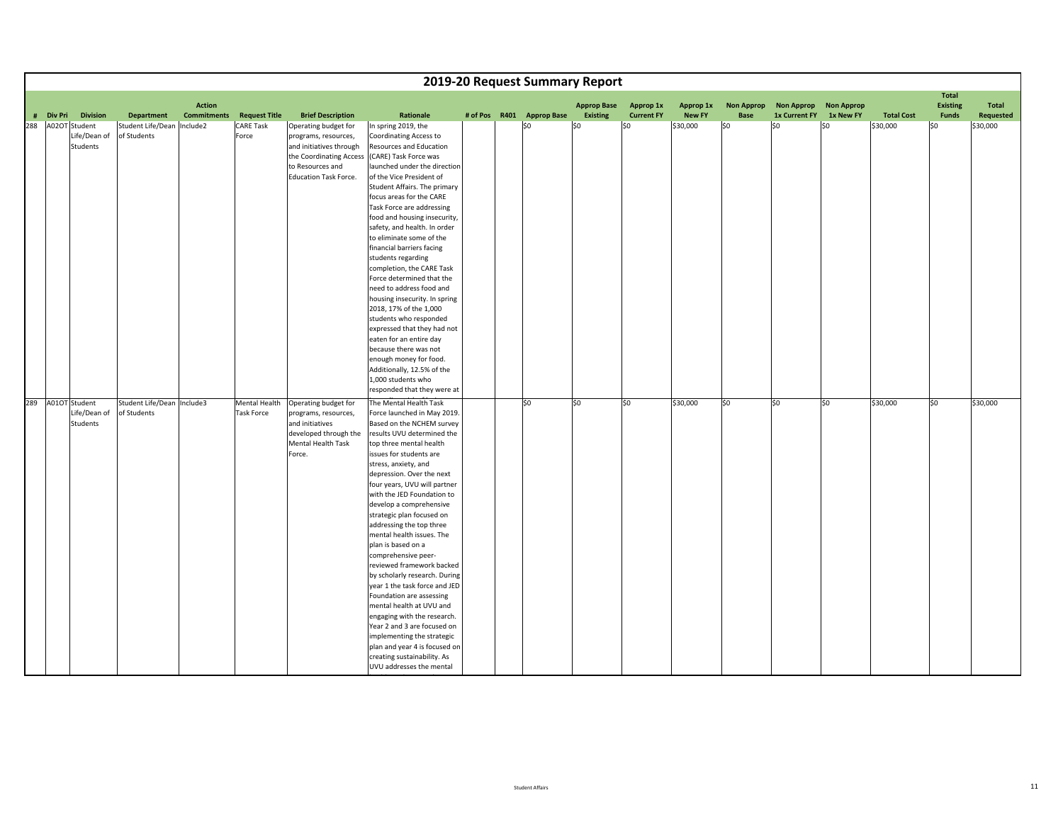# 2019-20 Request Summary Report

| # | Div Pri | Division | Department | Action Commitments | Request Title | Brief Description | Rationale | # of Pos | R401 | Approp Base | Approp Base Existing | Approp 1x Current FY | Approp 1x New FY | Non Approp Base | Non Approp 1x Current FY | Non Approp 1x New FY | Total Cost | Total Existing Funds | Total Requested |
|---|---|---|---|---|---|---|---|---|---|---|---|---|---|---|---|---|---|---|---|
| 288 | A02OT | Student Life/Dean of Students | Student Life/Dean of Students | Include2 | CARE Task Force | Operating budget for programs, resources, and initiatives through the Coordinating Access to Resources and Education Task Force. | In spring 2019, the Coordinating Access to Resources and Education (CARE) Task Force was launched under the direction of the Vice President of Student Affairs. The primary focus areas for the CARE Task Force are addressing food and housing insecurity, safety, and health. In order to eliminate some of the financial barriers facing students regarding completion, the CARE Task Force determined that the need to address food and housing insecurity. In spring 2018, 17% of the 1,000 students who responded expressed that they had not eaten for an entire day because there was not enough money for food. Additionally, 12.5% of the 1,000 students who responded that they were at | | | $0 | $0 | $0 | $30,000 | $0 | $0 | $0 | $30,000 | $0 | $30,000 |
| 289 | A01OT | Student Life/Dean of Students | Student Life/Dean of Students | Include3 | Mental Health Task Force | Operating budget for programs, resources, and initiatives developed through the Mental Health Task Force. | The Mental Health Task Force launched in May 2019. Based on the NCHEM survey results UVU determined the top three mental health issues for students are stress, anxiety, and depression. Over the next four years, UVU will partner with the JED Foundation to develop a comprehensive strategic plan focused on addressing the top three mental health issues. The plan is based on a comprehensive peer-reviewed framework backed by scholarly research. During year 1 the task force and JED Foundation are assessing mental health at UVU and engaging with the research. Year 2 and 3 are focused on implementing the strategic plan and year 4 is focused on creating sustainability. As UVU addresses the mental | | | $0 | $0 | $0 | $30,000 | $0 | $0 | $0 | $30,000 | $0 | $30,000 |

Student Affairs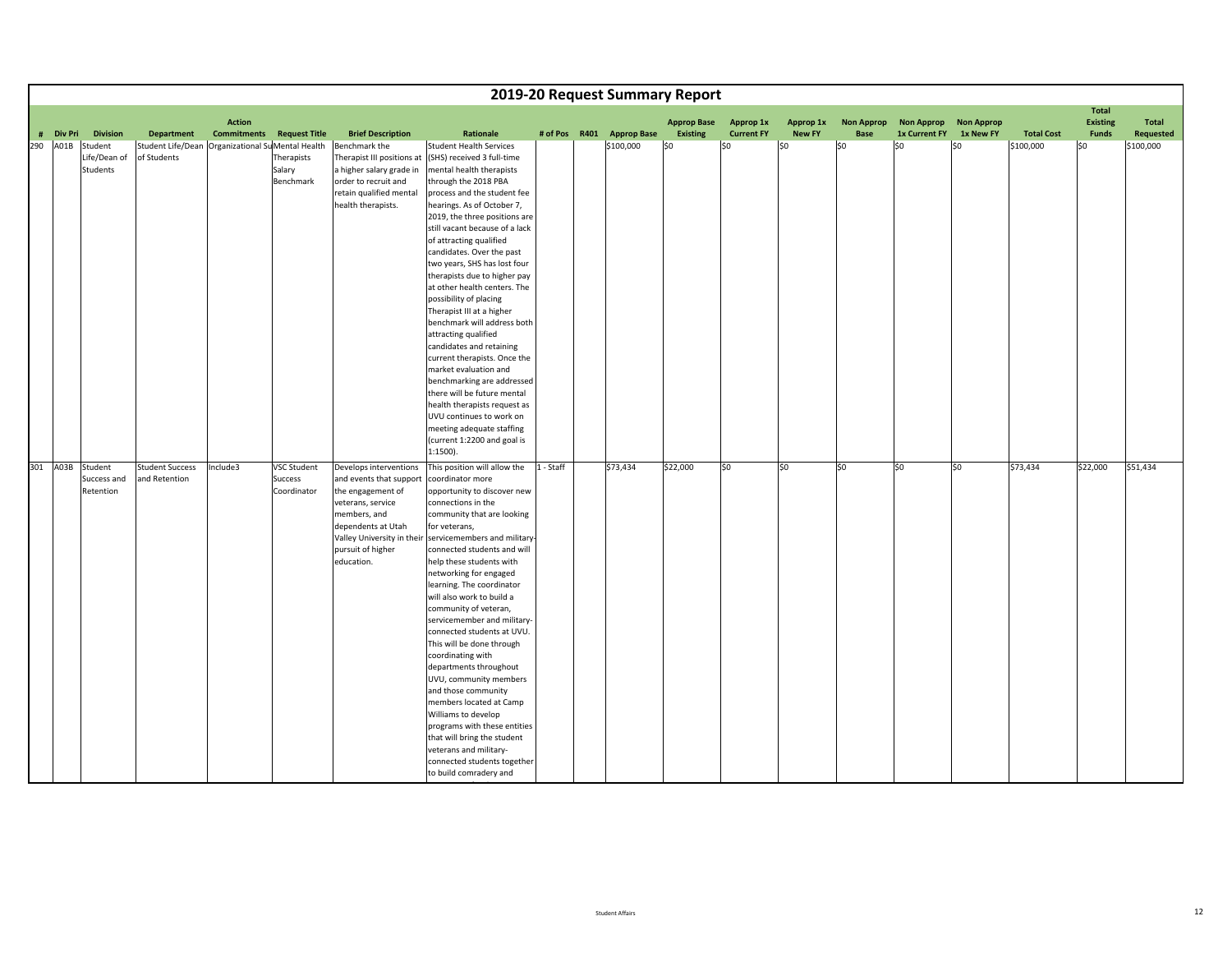# 2019-20 Request Summary Report

| # | Div Pri | Division | Department | Action Commitments | Request Title | Brief Description | Rationale | # of Pos | R401 | Approp Base | Approp Base Existing | Approp 1x Current FY | Approp 1x New FY | Non Approp Base | Non Approp 1x Current FY | Non Approp 1x New FY | Total Cost | Total Existing Funds | Total Requested |
|---|---|---|---|---|---|---|---|---|---|---|---|---|---|---|---|---|---|---|---|
| 290 | A01B | Student Life/Dean of Students | Student Life/Dean of Students | Organizational Su | Mental Health Therapists Salary Benchmark | Benchmark the Therapist III positions at a higher salary grade in order to recruit and retain qualified mental health therapists. | Student Health Services (SHS) received 3 full-time mental health therapists through the 2018 PBA process and the student fee hearings. As of October 7, 2019, the three positions are still vacant because of a lack of attracting qualified candidates. Over the past two years, SHS has lost four therapists due to higher pay at other health centers. The possibility of placing Therapist III at a higher benchmark will address both attracting qualified candidates and retaining current therapists. Once the market evaluation and benchmarking are addressed there will be future mental health therapists request as UVU continues to work on meeting adequate staffing (current 1:2200 and goal is 1:1500). | | | $100,000 | $0 | $0 | $0 | $0 | $0 | $0 | $100,000 | $0 | $100,000 |
| 301 | A03B | Student Success and Retention | Student Success and Retention | Include3 | VSC Student Success Coordinator | Develops interventions and events that support the engagement of veterans, service members, and dependents at Utah Valley University in their pursuit of higher education. | This position will allow the coordinator more opportunity to discover new connections in the community that are looking for veterans, servicemembers and military-connected students and will help these students with networking for engaged learning. The coordinator will also work to build a community of veteran, servicemember and military-connected students at UVU. This will be done through coordinating with departments throughout UVU, community members and those community members located at Camp Williams to develop programs with these entities that will bring the student veterans and military-connected students together to build comradery and | 1 - Staff | | $73,434 | $22,000 | $0 | $0 | $0 | $0 | $0 | $73,434 | $22,000 | $51,434 |

Student Affairs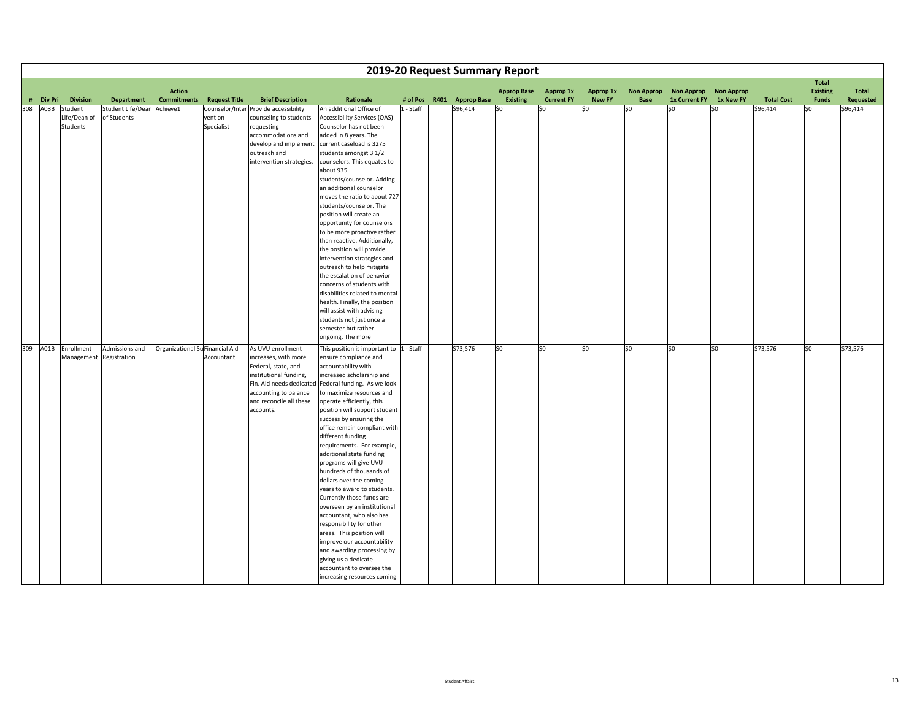# 2019-20 Request Summary Report

| # | Div Pri | Division | Department | Action Commitments | Request Title | Brief Description | Rationale | # of Pos | R401 | Approp Base | Approp Base Existing | Approp 1x Current FY | Approp 1x New FY | Non Approp Base | Non Approp 1x Current FY | Non Approp 1x New FY | Total Cost | Total Existing Funds | Total Requested |
|---|---|---|---|---|---|---|---|---|---|---|---|---|---|---|---|---|---|---|---|
| 308 | A03B | Student Life/Dean of Students | Student Life/Dean of Students | Achieve1 | Counselor/Intervention Specialist | Provide accessibility counseling to students requesting accommodations and develop and implement outreach and intervention strategies. | An additional Office of Accessibility Services (OAS) Counselor has not been added in 8 years. The current caseload is 3275 students amongst 3 1/2 counselors. This equates to about 935 students/counselor. Adding an additional counselor moves the ratio to about 727 students/counselor. The position will create an opportunity for counselors to be more proactive rather than reactive. Additionally, the position will provide intervention strategies and outreach to help mitigate the escalation of behavior concerns of students with disabilities related to mental health. Finally, the position will assist with advising students not just once a semester but rather ongoing. The more | 1 - Staff | | $96,414 | $0 | $0 | $0 | $0 | $0 | $0 | $96,414 | $0 | $96,414 |
| 309 | A01B | Enrollment Management | Admissions and Registration | Organizational Su | Financial Aid Accountant | As UVU enrollment increases, with more Federal, state, and institutional funding, Fin. Aid needs dedicated accounting to balance and reconcile all these accounts. | This position is important to ensure compliance and accountability with increased scholarship and Federal funding. As we look to maximize resources and operate efficiently, this position will support student success by ensuring the office remain compliant with different funding requirements. For example, additional state funding programs will give UVU hundreds of thousands of dollars over the coming years to award to students. Currently those funds are overseen by an institutional accountant, who also has responsibility for other areas. This position will improve our accountability and awarding processing by giving us a dedicate accountant to oversee the increasing resources coming | 1 - Staff | | $73,576 | $0 | $0 | $0 | $0 | $0 | $0 | $73,576 | $0 | $73,576 |

Student Affairs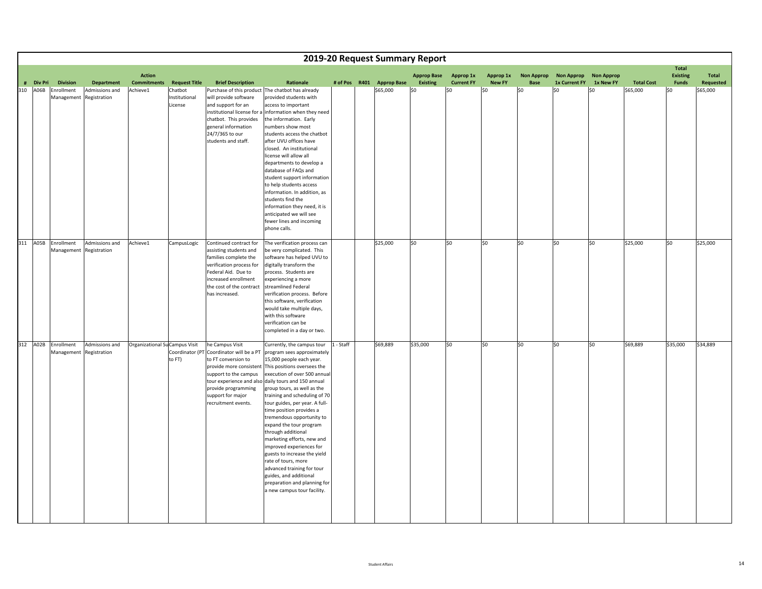# 2019-20 Request Summary Report

| # | Div Pri | Division | Department | Action Commitments | Request Title | Brief Description | Rationale | # of Pos | R401 | Approp Base | Approp Base Existing | Approp 1x Current FY | Approp 1x New FY | Non Approp Base | Non Approp 1x Current FY | Non Approp 1x New FY | Total Cost | Total Existing Funds | Total Requested |
|---|---|---|---|---|---|---|---|---|---|---|---|---|---|---|---|---|---|---|---|
| 310 | A06B | Enrollment Management | Admissions and Registration | Achieve1 | Chatbot Institutional License | Purchase of this product will provide software and support for an institutional license for a chatbot. This provides general information 24/7/365 to our students and staff. | The chatbot has already provided students with access to important information when they need the information. Early numbers show most students access the chatbot after UVU offices have closed. An institutional license will allow all departments to develop a database of FAQs and student support information to help students access information. In addition, as students find the information they need, it is anticipated we will see fewer lines and incoming phone calls. | | | $65,000 | $0 | $0 | $0 | $0 | $0 | $0 | $65,000 | $0 | $65,000 |
| 311 | A05B | Enrollment Management | Admissions and Registration | Achieve1 | CampusLogic | Continued contract for assisting students and families complete the verification process for Federal Aid. Due to increased enrollment the cost of the contract has increased. | The verification process can be very complicated. This software has helped UVU to digitally transform the process. Students are experiencing a more streamlined Federal verification process. Before this software, verification would take multiple days, with this software verification can be completed in a day or two. | | | $25,000 | $0 | $0 | $0 | $0 | $0 | $0 | $25,000 | $0 | $25,000 |
| 312 | A02B | Enrollment Management | Admissions and Registration | Organizational Su | Campus Visit Coordinator (PT to FT) | he Campus Visit Coordinator will be a PT to FT conversion to provide more consistent support to the campus tour experience and also provide programming support for major recruitment events. | Currently, the campus tour program sees approximately 15,000 people each year. This positions oversees the execution of over 500 annual daily tours and 150 annual group tours, as well as the training and scheduling of 70 tour guides, per year. A full-time position provides a tremendous opportunity to expand the tour program through additional marketing efforts, new and improved experiences for guests to increase the yield rate of tours, more advanced training for tour guides, and additional preparation and planning for a new campus tour facility. | 1 - Staff | | $69,889 | $35,000 | $0 | $0 | $0 | $0 | $0 | $69,889 | $35,000 | $34,889 |

Student Affairs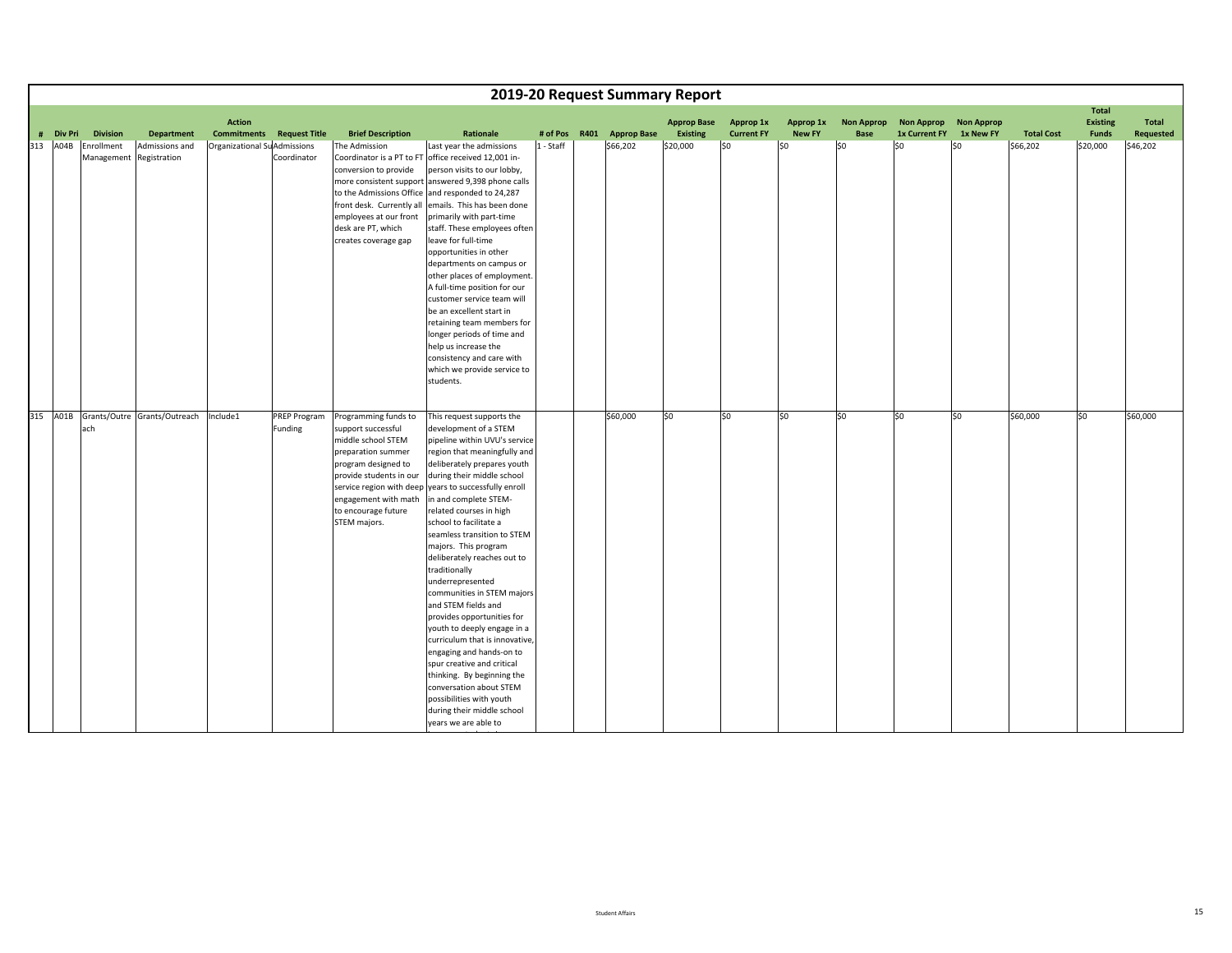# 2019-20 Request Summary Report

| # | Div Pri | Division | Department | Action Commitments | Request Title | Brief Description | Rationale | # of Pos | R401 | Approp Base | Approp Base Existing | Approp 1x Current FY | Approp 1x New FY | Non Approp Base | Non Approp 1x Current FY | Non Approp 1x New FY | Total Cost | Total Existing Funds | Total Requested |
|---|---|---|---|---|---|---|---|---|---|---|---|---|---|---|---|---|---|---|---|
| 313 | A04B | Enrollment Management | Admissions and Registration | Organizational Su | Admissions Coordinator | The Admission Coordinator is a PT to FT conversion to provide more consistent support to the Admissions Office front desk. Currently all employees at our front desk are PT, which creates coverage gap | Last year the admissions office received 12,001 in-person visits to our lobby, answered 9,398 phone calls and responded to 24,287 emails. This has been done primarily with part-time staff. These employees often leave for full-time opportunities in other departments on campus or other places of employment. A full-time position for our customer service team will be an excellent start in retaining team members for longer periods of time and help us increase the consistency and care with which we provide service to students. | 1 - Staff | | $66,202 | $20,000 | $0 | $0 | $0 | $0 | $0 | $66,202 | $20,000 | $46,202 |
| 315 | A01B | Grants/Outreach | Grants/Outreach | Include1 | PREP Program Funding | Programming funds to support successful middle school STEM preparation summer program designed to provide students in our service region with deep engagement with math to encourage future STEM majors. | This request supports the development of a STEM pipeline within UVU's service region that meaningfully and deliberately prepares youth during their middle school years to successfully enroll in and complete STEM-related courses in high school to facilitate a seamless transition to STEM majors. This program deliberately reaches out to traditionally underrepresented communities in STEM majors and STEM fields and provides opportunities for youth to deeply engage in a curriculum that is innovative, engaging and hands-on to spur creative and critical thinking. By beginning the conversation about STEM possibilities with youth during their middle school years we are able to | | | $60,000 | $0 | $0 | $0 | $0 | $0 | $0 | $60,000 | $0 | $60,000 |

Student Affairs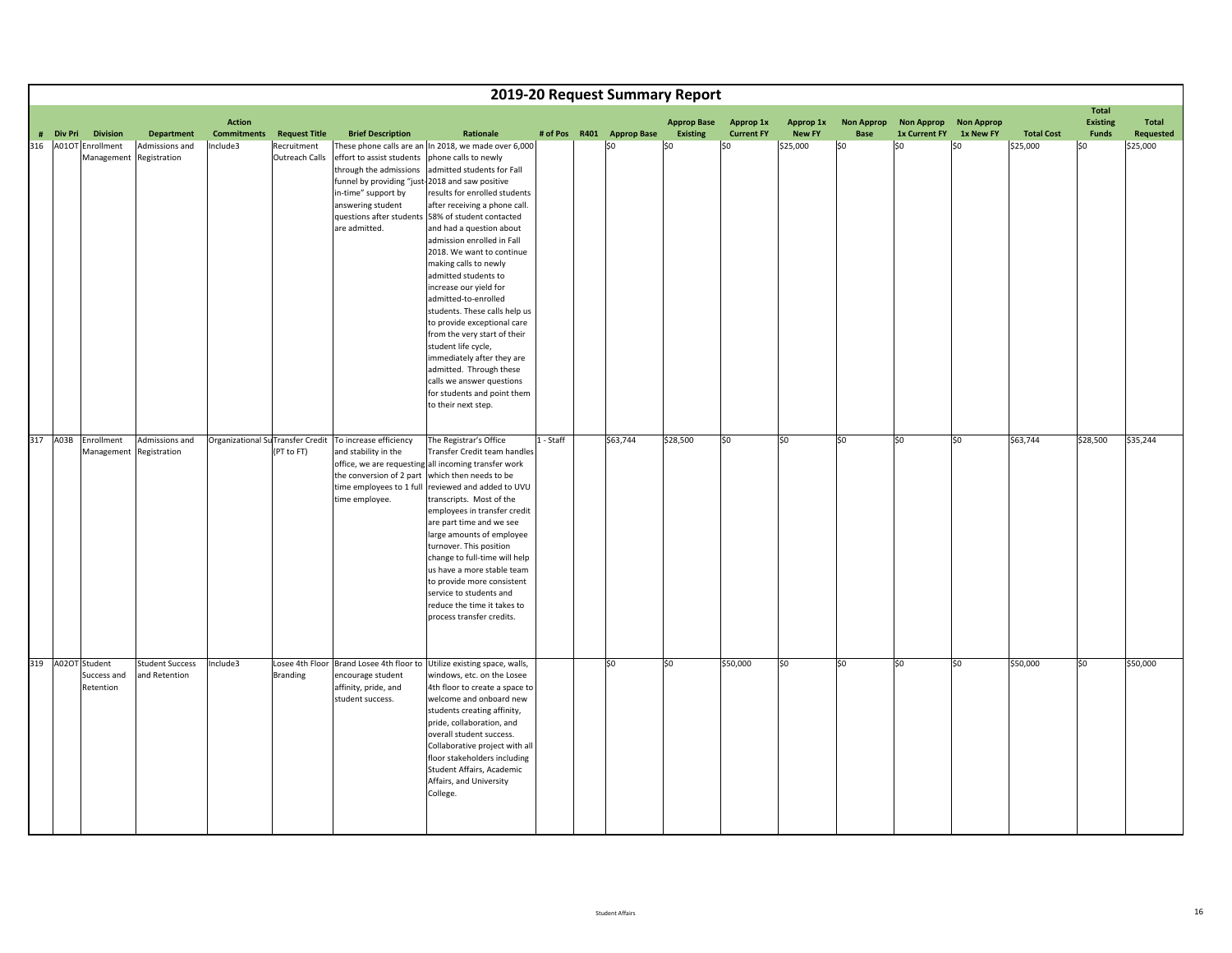# 2019-20 Request Summary Report

| # | Div Pri | Division | Department | Action Commitments | Request Title | Brief Description | Rationale | # of Pos | R401 | Approp Base | Approp Base Existing | Approp 1x Current FY | Approp 1x New FY | Non Approp Base | Non Approp 1x Current FY | Non Approp 1x New FY | Total Cost | Total Existing Funds | Total Requested |
|---|---|---|---|---|---|---|---|---|---|---|---|---|---|---|---|---|---|---|---|
| 316 | A01OT | Enrollment Management | Admissions and Registration | Include3 | Recruitment Outreach Calls | These phone calls are an effort to assist students through the admissions funnel by providing "just-in-time" support by answering student questions after students are admitted. | In 2018, we made over 6,000 phone calls to newly admitted students for Fall 2018 and saw positive results for enrolled students after receiving a phone call. 58% of student contacted and had a question about admission enrolled in Fall 2018. We want to continue making calls to newly admitted students to increase our yield for admitted-to-enrolled students. These calls help us to provide exceptional care from the very start of their student life cycle, immediately after they are admitted. Through these calls we answer questions for students and point them to their next step. | | | $0 | $0 | $0 | $25,000 | $0 | $0 | $0 | $25,000 | $0 | $25,000 |
| 317 | A03B | Enrollment Management | Admissions and Registration | Organizational Su | Transfer Credit (PT to FT) | To increase efficiency and stability in the office, we are requesting the conversion of 2 part time employees to 1 full time employee. | The Registrar's Office Transfer Credit team handles all incoming transfer work which then needs to be reviewed and added to UVU transcripts. Most of the employees in transfer credit are part time and we see large amounts of employee turnover. This position change to full-time will help us have a more stable team to provide more consistent service to students and reduce the time it takes to process transfer credits. | 1 - Staff | | $63,744 | $28,500 | $0 | $0 | $0 | $0 | $0 | $63,744 | $28,500 | $35,244 |
| 319 | A02OT | Student Success and Retention | Student Success and Retention | Include3 | Losee 4th Floor Branding | Brand Losee 4th floor to encourage student affinity, pride, and student success. | Utilize existing space, walls, windows, etc. on the Losee 4th floor to create a space to welcome and onboard new students creating affinity, pride, collaboration, and overall student success. Collaborative project with all floor stakeholders including Student Affairs, Academic Affairs, and University College. | | | $0 | $0 | $50,000 | $0 | $0 | $0 | $0 | $50,000 | $0 | $50,000 |

Student Affairs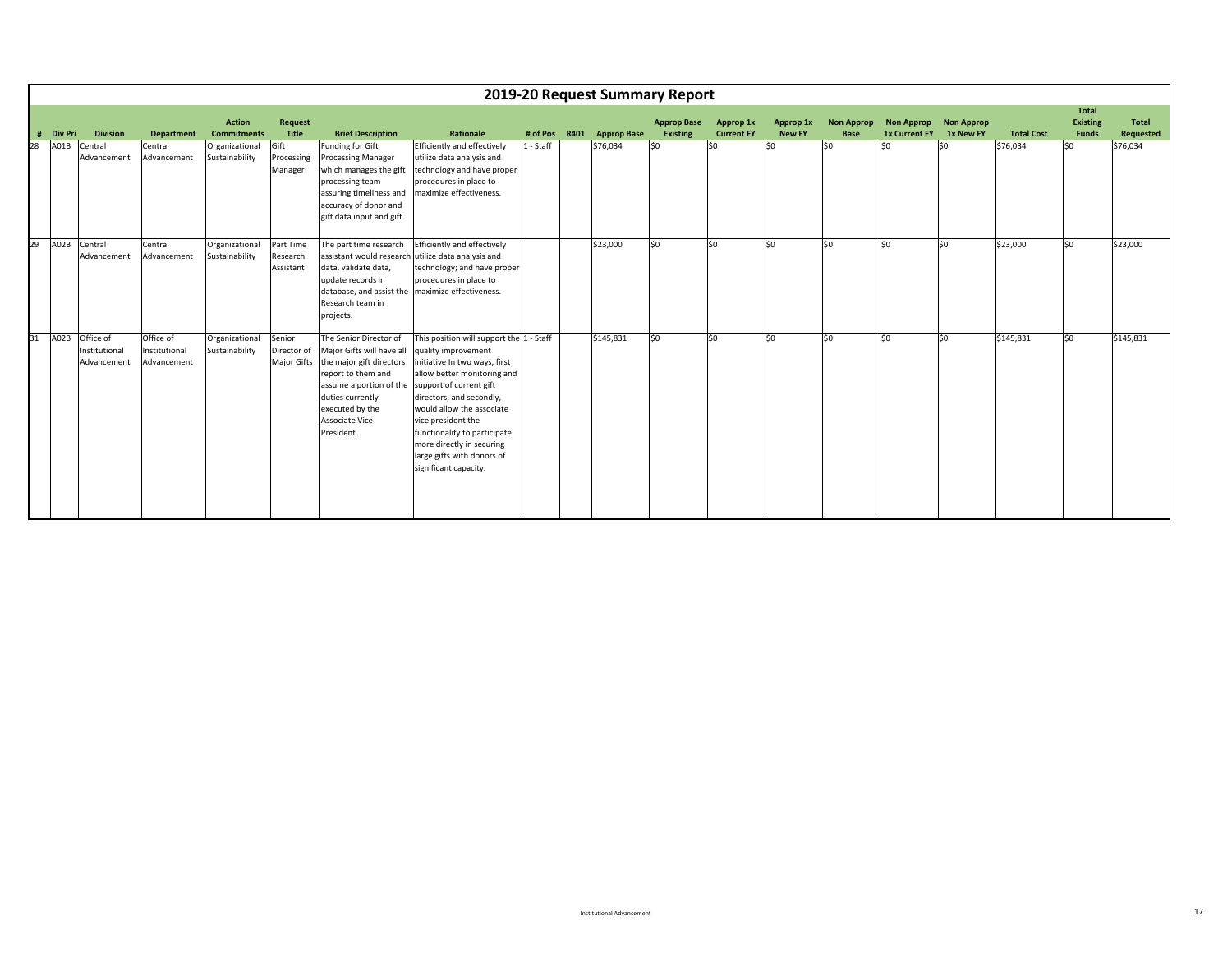# 2019-20 Request Summary Report

| # | Div Pri | Division | Department | Action Commitments | Request Title | Brief Description | Rationale | # of Pos | R401 | Approp Base | Approp Base Existing | Approp 1x Current FY | Approp 1x New FY | Non Approp Base | Non Approp 1x Current FY | Non Approp 1x New FY | Total Cost | Total Existing Funds | Total Requested |
|---|---|---|---|---|---|---|---|---|---|---|---|---|---|---|---|---|---|---|---|
| 28 | A01B | Central Advancement | Central Advancement | Organizational Sustainability | Gift Processing Manager | Funding for Gift Processing Manager which manages the gift processing team assuring timeliness and accuracy of donor and gift data input and gift | Efficiently and effectively utilize data analysis and technology and have proper procedures in place to maximize effectiveness. | 1 - Staff | | $76,034 | $0 | $0 | $0 | $0 | $0 | $0 | $76,034 | $0 | $76,034 |
| 29 | A02B | Central Advancement | Central Advancement | Organizational Sustainability | Part Time Research Assistant | The part time research assistant would research data, validate data, update records in database, and assist the Research team in projects. | Efficiently and effectively utilize data analysis and technology; and have proper procedures in place to maximize effectiveness. | | | $23,000 | $0 | $0 | $0 | $0 | $0 | $0 | $23,000 | $0 | $23,000 |
| 31 | A02B | Office of Institutional Advancement | Office of Institutional Advancement | Organizational Sustainability | Senior Director of Major Gifts | The Senior Director of Major Gifts will have all the major gift directors report to them and assume a portion of the duties currently executed by the Associate Vice President. | This position will support the quality improvement initiative In two ways, first allow better monitoring and support of current gift directors, and secondly, would allow the associate vice president the functionality to participate more directly in securing large gifts with donors of significant capacity. | 1 - Staff | | $145,831 | $0 | $0 | $0 | $0 | $0 | $0 | $145,831 | $0 | $145,831 |

Institutional Advancement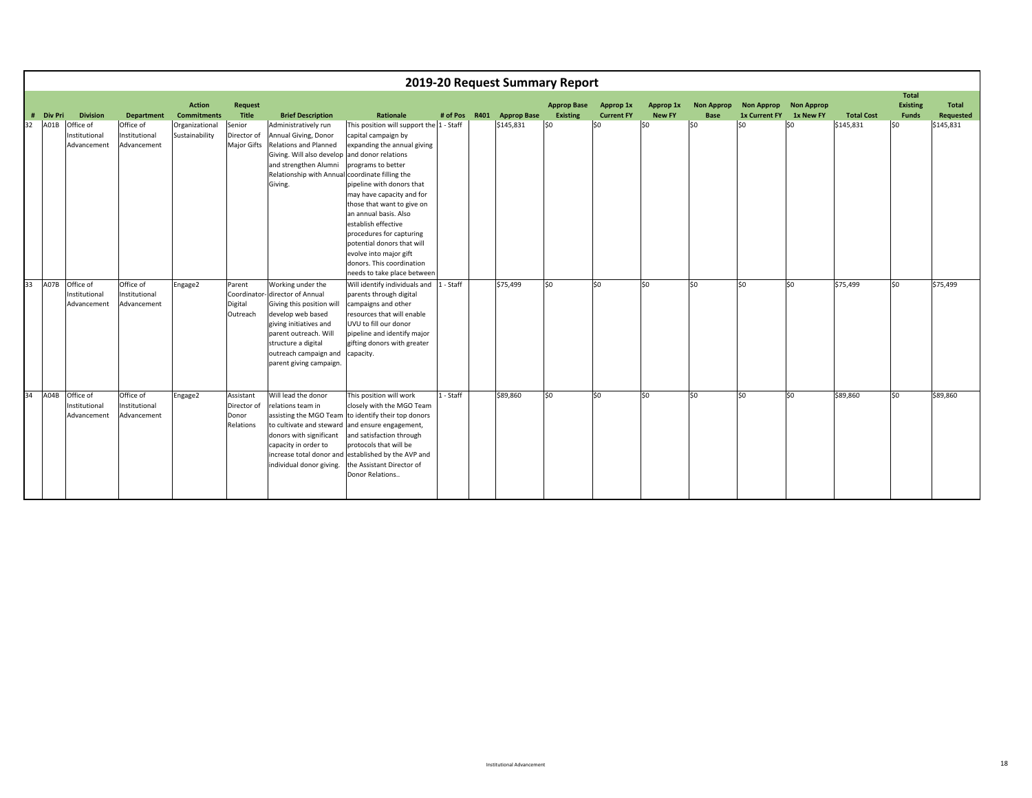# 2019-20 Request Summary Report

| # | Div Pri | Division | Department | Action Commitments | Request Title | Brief Description | Rationale | # of Pos | R401 | Approp Base | Approp Base Existing | Approp 1x Current FY | Approp 1x New FY | Non Approp Base | Non Approp 1x Current FY | Non Approp 1x New FY | Total Cost | Total Existing Funds | Total Requested |
|---|---|---|---|---|---|---|---|---|---|---|---|---|---|---|---|---|---|---|---|
| 32 | A01B | Office of Institutional Advancement | Office of Institutional Advancement | Organizational Sustainability | Senior Director of Major Gifts | Administratively run Annual Giving, Donor Relations and Planned Giving. Will also develop and strengthen Alumni Relationship with Annual Giving. | This position will support the capital campaign by expanding the annual giving and donor relations programs to better coordinate filling the pipeline with donors that may have capacity and for those that want to give on an annual basis. Also establish effective procedures for capturing potential donors that will evolve into major gift donors. This coordination needs to take place between | 1 - Staff | | $145,831 | $0 | $0 | $0 | $0 | $0 | $0 | $145,831 | $0 | $145,831 |
| 33 | A07B | Office of Institutional Advancement | Office of Institutional Advancement | Engage2 | Parent Coordinator-Digital Outreach | Working under the director of Annual Giving this position will develop web based giving initiatives and parent outreach. Will structure a digital outreach campaign and parent giving campaign. | Will identify individuals and parents through digital campaigns and other resources that will enable UVU to fill our donor pipeline and identify major gifting donors with greater capacity. | 1 - Staff | | $75,499 | $0 | $0 | $0 | $0 | $0 | $0 | $75,499 | $0 | $75,499 |
| 34 | A04B | Office of Institutional Advancement | Office of Institutional Advancement | Engage2 | Assistant Director of Donor Relations | Will lead the donor relations team in assisting the MGO Team to cultivate and steward donors with significant capacity in order to increase total donor and individual donor giving. | This position will work closely with the MGO Team to identify their top donors and ensure engagement, and satisfaction through protocols that will be established by the AVP and the Assistant Director of Donor Relations.. | 1 - Staff | | $89,860 | $0 | $0 | $0 | $0 | $0 | $0 | $89,860 | $0 | $89,860 |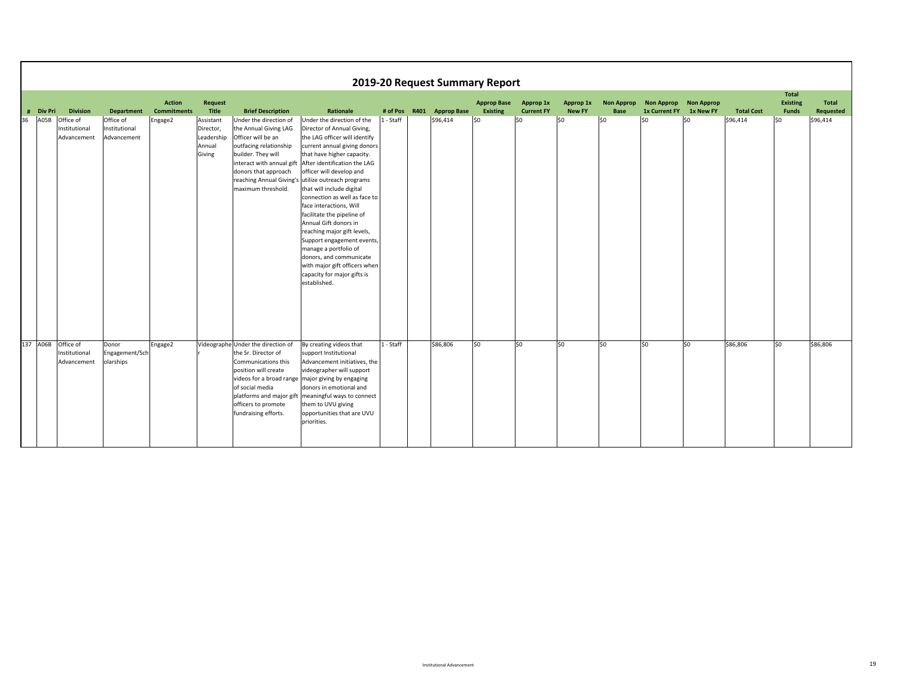# 2019-20 Request Summary Report

| # | Div Pri | Division | Department | Action Commitments | Request Title | Brief Description | Rationale | # of Pos | R401 | Approp Base | Approp Base Existing | Approp 1x Current FY | Approp 1x New FY | Non Approp Base | Non Approp 1x Current FY | Non Approp 1x New FY | Total Cost | Total Existing Funds | Total Requested |
|---|---|---|---|---|---|---|---|---|---|---|---|---|---|---|---|---|---|---|---|
| 36 | A05B | Office of Institutional Advancement | Office of Institutional Advancement | Engage2 | Assistant Director, Leadership Annual Giving | Under the direction of the Annual Giving LAG Officer will be an outfacing relationship builder. They will interact with annual gift donors that approach reaching Annual Giving's maximum threshold. | Under the direction of the Director of Annual Giving, the LAG officer will identify current annual giving donors that have higher capacity. After identification the LAG officer will develop and utilize outreach programs that will include digital connection as well as face to face interactions, Will facilitate the pipeline of Annual Gift donors in reaching major gift levels, Support engagement events, manage a portfolio of donors, and communicate with major gift officers when capacity for major gifts is established. | 1 - Staff | | $96,414 | $0 | $0 | $0 | $0 | $0 | $0 | $96,414 | $0 | $96,414 |
| 137 | A06B | Office of Institutional Advancement | Donor Engagement/Scholarships | Engage2 | Videographer | Under the direction of the Sr. Director of Communications this position will create videos for a broad range of social media platforms and major gift officers to promote fundraising efforts. | By creating videos that support Institutional Advancement initiatives, the videographer will support major giving by engaging donors in emotional and meaningful ways to connect them to UVU giving opportunities that are UVU priorities. | 1 - Staff | | $86,806 | $0 | $0 | $0 | $0 | $0 | $0 | $86,806 | $0 | $86,806 |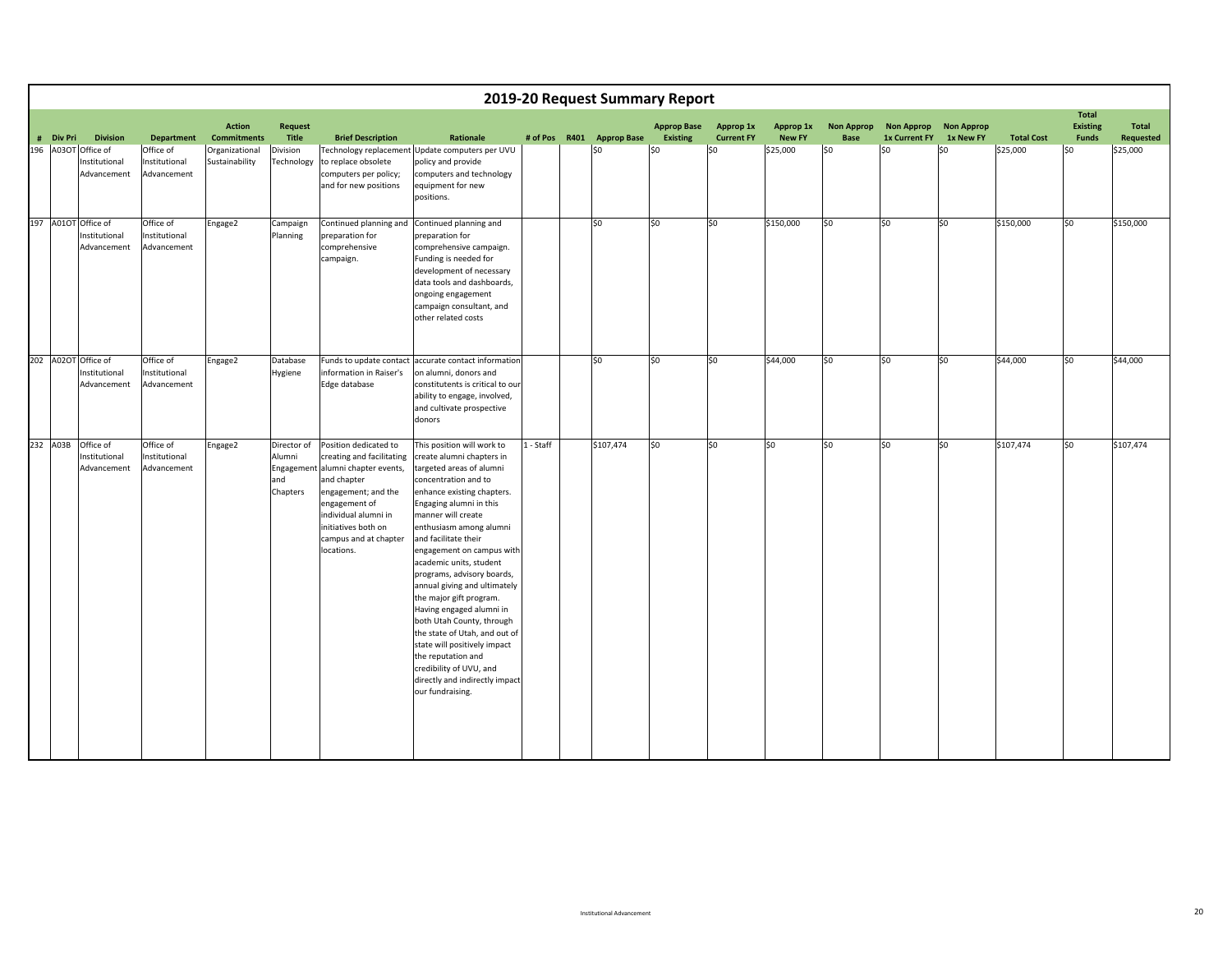# 2019-20 Request Summary Report

| # | Div Pri | Division | Department | Action Commitments | Request Title | Brief Description | Rationale | # of Pos | R401 | Approp Base | Approp Base Existing | Approp 1x Current FY | Approp 1x New FY | Non Approp Base | Non Approp 1x Current FY | Non Approp 1x New FY | Total Cost | Total Existing Funds | Total Requested |
|---|---|---|---|---|---|---|---|---|---|---|---|---|---|---|---|---|---|---|---|
| 196 | A03OT | Office of Institutional Advancement | Office of Institutional Advancement | Organizational Sustainability | Division Technology | Technology replacement to replace obsolete computers per policy; and for new positions | Update computers per UVU policy and provide computers and technology equipment for new positions. | | | $0 | $0 | $0 | $25,000 | $0 | $0 | $0 | $25,000 | $0 | $25,000 |
| 197 | A01OT | Office of Institutional Advancement | Office of Institutional Advancement | Engage2 | Campaign Planning | Continued planning and preparation for comprehensive campaign. | Continued planning and preparation for comprehensive campaign. Funding is needed for development of necessary data tools and dashboards, ongoing engagement campaign consultant, and other related costs | | | $0 | $0 | $0 | $150,000 | $0 | $0 | $0 | $150,000 | $0 | $150,000 |
| 202 | A02OT | Office of Institutional Advancement | Office of Institutional Advancement | Engage2 | Database Hygiene | Funds to update contact information in Raiser's Edge database | accurate contact information on alumni, donors and constitutents is critical to our ability to engage, involved, and cultivate prospective donors | | | $0 | $0 | $0 | $44,000 | $0 | $0 | $0 | $44,000 | $0 | $44,000 |
| 232 | A03B | Office of Institutional Advancement | Office of Institutional Advancement | Engage2 | Director of Alumni Engagement and Chapters | Position dedicated to creating and facilitating alumni chapter events, and chapter engagement; and the engagement of individual alumni in initiatives both on campus and at chapter locations. | This position will work to create alumni chapters in targeted areas of alumni concentration and to enhance existing chapters. Engaging alumni in this manner will create enthusiasm among alumni and facilitate their engagement on campus with academic units, student programs, advisory boards, annual giving and ultimately the major gift program. Having engaged alumni in both Utah County, through the state of Utah, and out of state will positively impact the reputation and credibility of UVU, and directly and indirectly impact our fundraising. | 1 - Staff | | $107,474 | $0 | $0 | $0 | $0 | $0 | $0 | $107,474 | $0 | $107,474 |

Institutional Advancement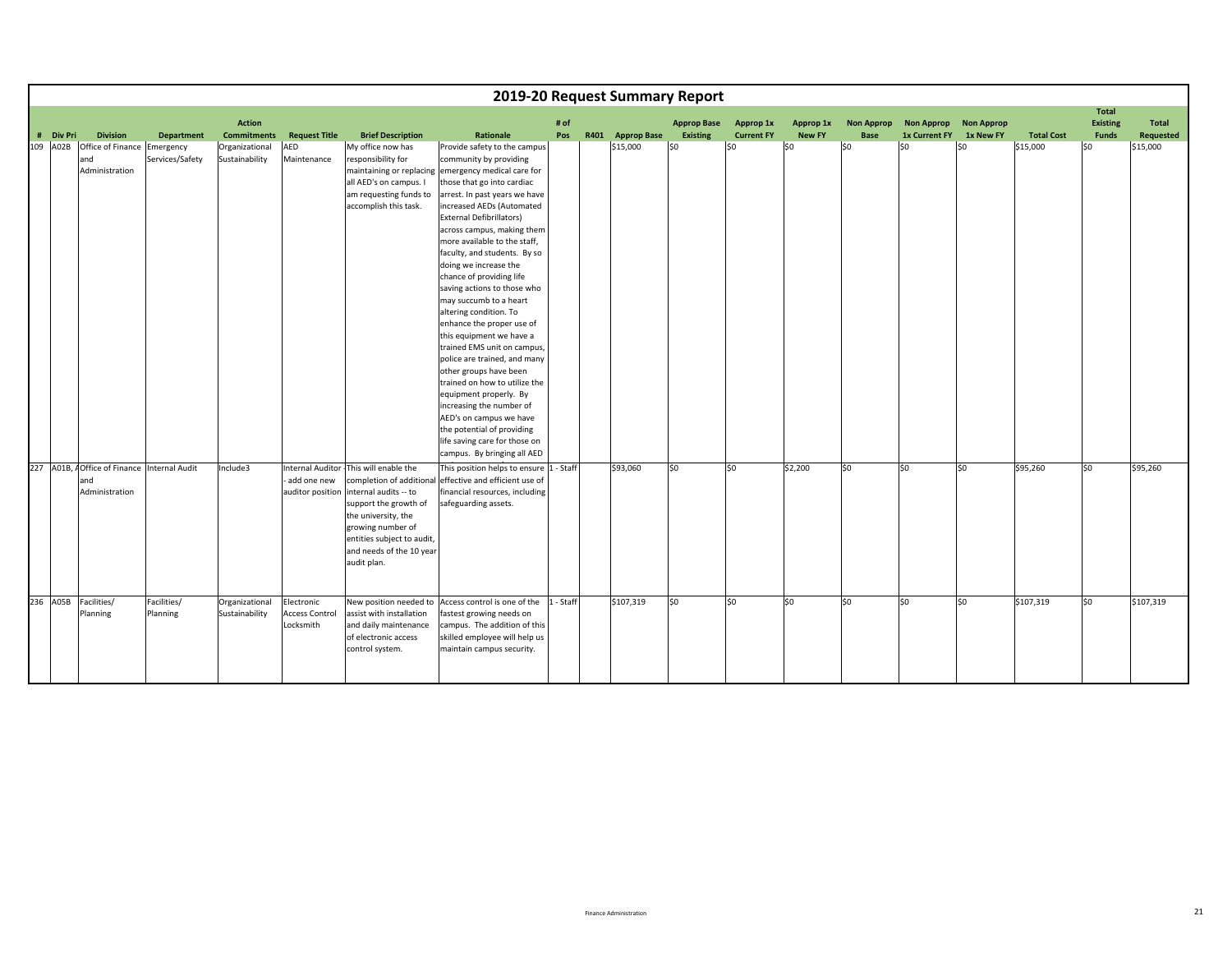# 2019-20 Request Summary Report

| # | Div Pri | Division | Department | Action Commitments | Request Title | Brief Description | Rationale | # of Pos | R401 | Approp Base | Approp Base Existing | Approp 1x Current FY | Approp 1x New FY | Non Approp Base | Non Approp 1x Current FY | Non Approp 1x New FY | Total Cost | Total Existing Funds | Total Requested |
|---|---|---|---|---|---|---|---|---|---|---|---|---|---|---|---|---|---|---|---|
| 109 | A02B | Office of Finance and Administration | Emergency Services/Safety | Organizational Sustainability | AED Maintenance | My office now has responsibility for maintaining or replacing all AED's on campus. I am requesting funds to accomplish this task. | Provide safety to the campus community by providing emergency medical care for those that go into cardiac arrest. In past years we have increased AEDs (Automated External Defibrillators) across campus, making them more available to the staff, faculty, and students. By so doing we increase the chance of providing life saving actions to those who may succumb to a heart altering condition. To enhance the proper use of this equipment we have a trained EMS unit on campus, police are trained, and many other groups have been trained on how to utilize the equipment properly. By increasing the number of AED's on campus we have the potential of providing life saving care for those on campus. By bringing all AED | | | $15,000 | $0 | $0 | $0 | $0 | $0 | $0 | $15,000 | $0 | $15,000 |
| 227 | A01B, A | Office of Finance and Administration | Internal Audit | Include3 | Internal Auditor - add one new auditor position | This will enable the completion of additional internal audits -- to support the growth of the university, the growing number of entities subject to audit, and needs of the 10 year audit plan. | This position helps to ensure effective and efficient use of financial resources, including safeguarding assets. | 1 - Staff | | $93,060 | $0 | $0 | $2,200 | $0 | $0 | $0 | $95,260 | $0 | $95,260 |
| 236 | A05B | Facilities/ Planning | Facilities/ Planning | Organizational Sustainability | Electronic Access Control Locksmith | New position needed to assist with installation and daily maintenance of electronic access control system. | Access control is one of the fastest growing needs on campus. The addition of this skilled employee will help us maintain campus security. | 1 - Staff | | $107,319 | $0 | $0 | $0 | $0 | $0 | $0 | $107,319 | $0 | $107,319 |

Finance Administration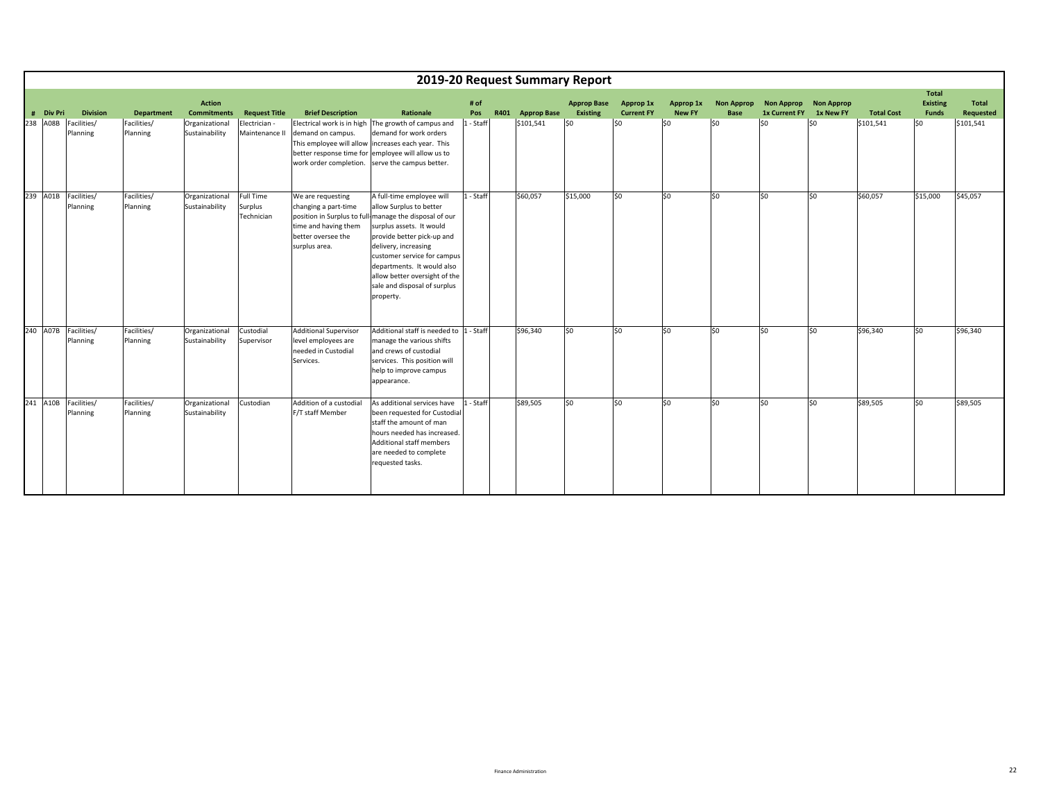# 2019-20 Request Summary Report

| # | Div Pri | Division | Department | Action Commitments | Request Title | Brief Description | Rationale | # of Pos | R401 | Approp Base | Approp Base Existing | Approp 1x Current FY | Approp 1x New FY | Non Approp Base | Non Approp 1x Current FY | Non Approp 1x New FY | Total Cost | Total Existing Funds | Total Requested |
|---|---|---|---|---|---|---|---|---|---|---|---|---|---|---|---|---|---|---|---|
| 238 | A08B | Facilities/ Planning | Facilities/ Planning | Organizational Sustainability | Electrician - Maintenance II | Electrical work is in high demand on campus. This employee will allow better response time for work order completion. | The growth of campus and demand for work orders increases each year. This employee will allow us to serve the campus better. | 1 - Staff | | $101,541 | $0 | $0 | $0 | $0 | $0 | $0 | $101,541 | $0 | $101,541 |
| 239 | A01B | Facilities/ Planning | Facilities/ Planning | Organizational Sustainability | Full Time Surplus Technician | We are requesting changing a part-time position in Surplus to full-time and having them better oversee the surplus area. | A full-time employee will allow Surplus to better manage the disposal of our surplus assets. It would provide better pick-up and delivery, increasing customer service for campus departments. It would also allow better oversight of the sale and disposal of surplus property. | 1 - Staff | | $60,057 | $15,000 | $0 | $0 | $0 | $0 | $0 | $60,057 | $15,000 | $45,057 |
| 240 | A07B | Facilities/ Planning | Facilities/ Planning | Organizational Sustainability | Custodial Supervisor | Additional Supervisor level employees are needed in Custodial Services. | Additional staff is needed to manage the various shifts and crews of custodial services. This position will help to improve campus appearance. | 1 - Staff | | $96,340 | $0 | $0 | $0 | $0 | $0 | $0 | $96,340 | $0 | $96,340 |
| 241 | A10B | Facilities/ Planning | Facilities/ Planning | Organizational Sustainability | Custodian | Addition of a custodial F/T staff Member | As additional services have been requested for Custodial staff the amount of man hours needed has increased. Additional staff members are needed to complete requested tasks. | 1 - Staff | | $89,505 | $0 | $0 | $0 | $0 | $0 | $0 | $89,505 | $0 | $89,505 |

Finance Administration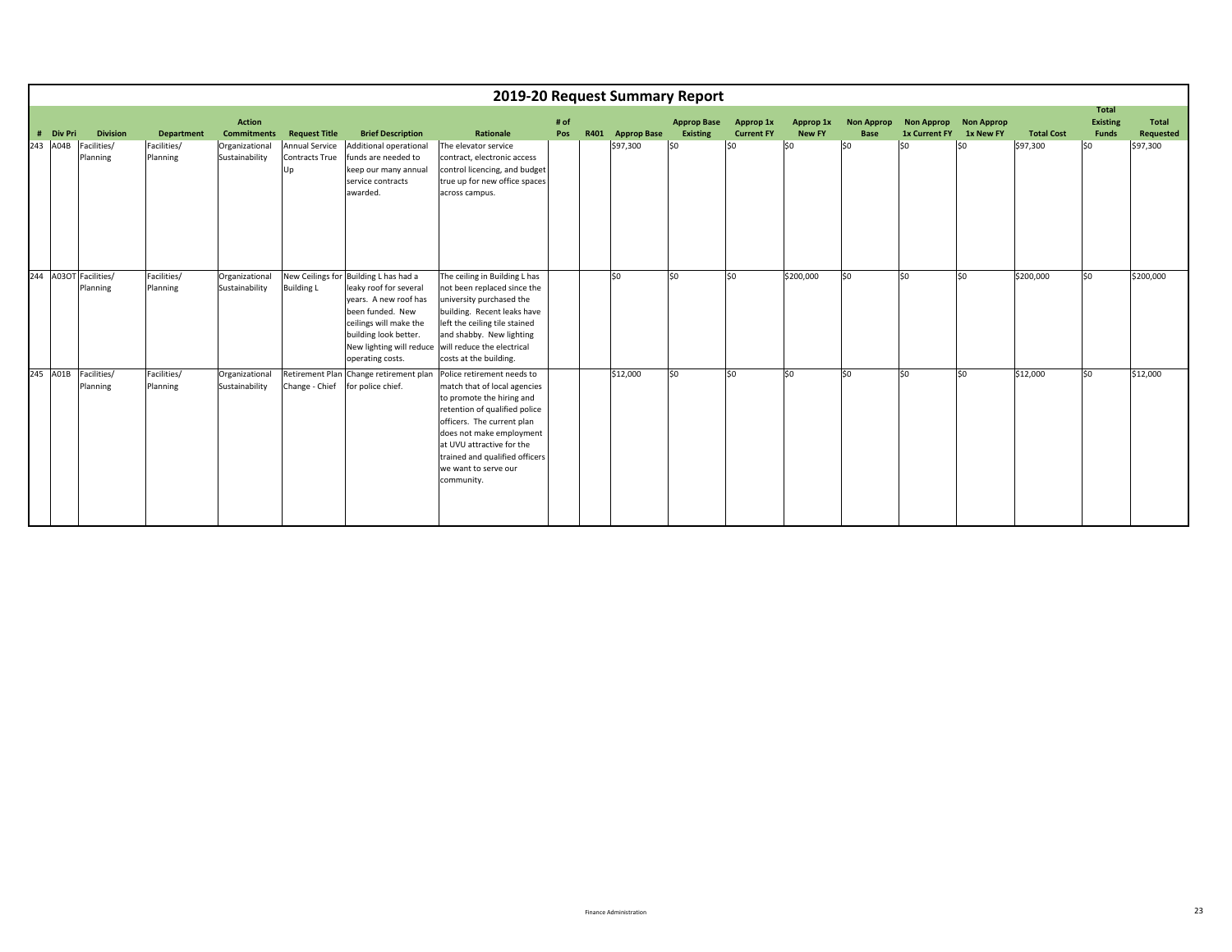# 2019-20 Request Summary Report

| # | Div Pri | Division | Department | Action Commitments | Request Title | Brief Description | Rationale | # of Pos | R401 | Approp Base | Approp Base Existing | Approp 1x Current FY | Approp 1x New FY | Non Approp Base | Non Approp 1x Current FY | Non Approp 1x New FY | Total Cost | Total Existing Funds | Total Requested |
|---|---|---|---|---|---|---|---|---|---|---|---|---|---|---|---|---|---|---|---|
| 243 | A04B | Facilities/ Planning | Facilities/ Planning | Organizational Sustainability | Annual Service Contracts True Up | Additional operational funds are needed to keep our many annual service contracts awarded. | The elevator service contract, electronic access control licencing, and budget true up for new office spaces across campus. | | | $97,300 | $0 | $0 | $0 | $0 | $0 | $0 | $97,300 | $0 | $97,300 |
| 244 | A03OT | Facilities/ Planning | Facilities/ Planning | Organizational Sustainability | New Ceilings for Building L | Building L has had a leaky roof for several years. A new roof has been funded. New ceilings will make the building look better. New lighting will reduce operating costs. | The ceiling in Building L has not been replaced since the university purchased the building. Recent leaks have left the ceiling tile stained and shabby. New lighting will reduce the electrical costs at the building. | | | $0 | $0 | $0 | $200,000 | $0 | $0 | $0 | $200,000 | $0 | $200,000 |
| 245 | A01B | Facilities/ Planning | Facilities/ Planning | Organizational Sustainability | Retirement Plan Change - Chief | Change retirement plan for police chief. | Police retirement needs to match that of local agencies to promote the hiring and retention of qualified police officers. The current plan does not make employment at UVU attractive for the trained and qualified officers we want to serve our community. | | | $12,000 | $0 | $0 | $0 | $0 | $0 | $0 | $12,000 | $0 | $12,000 |

Finance Administration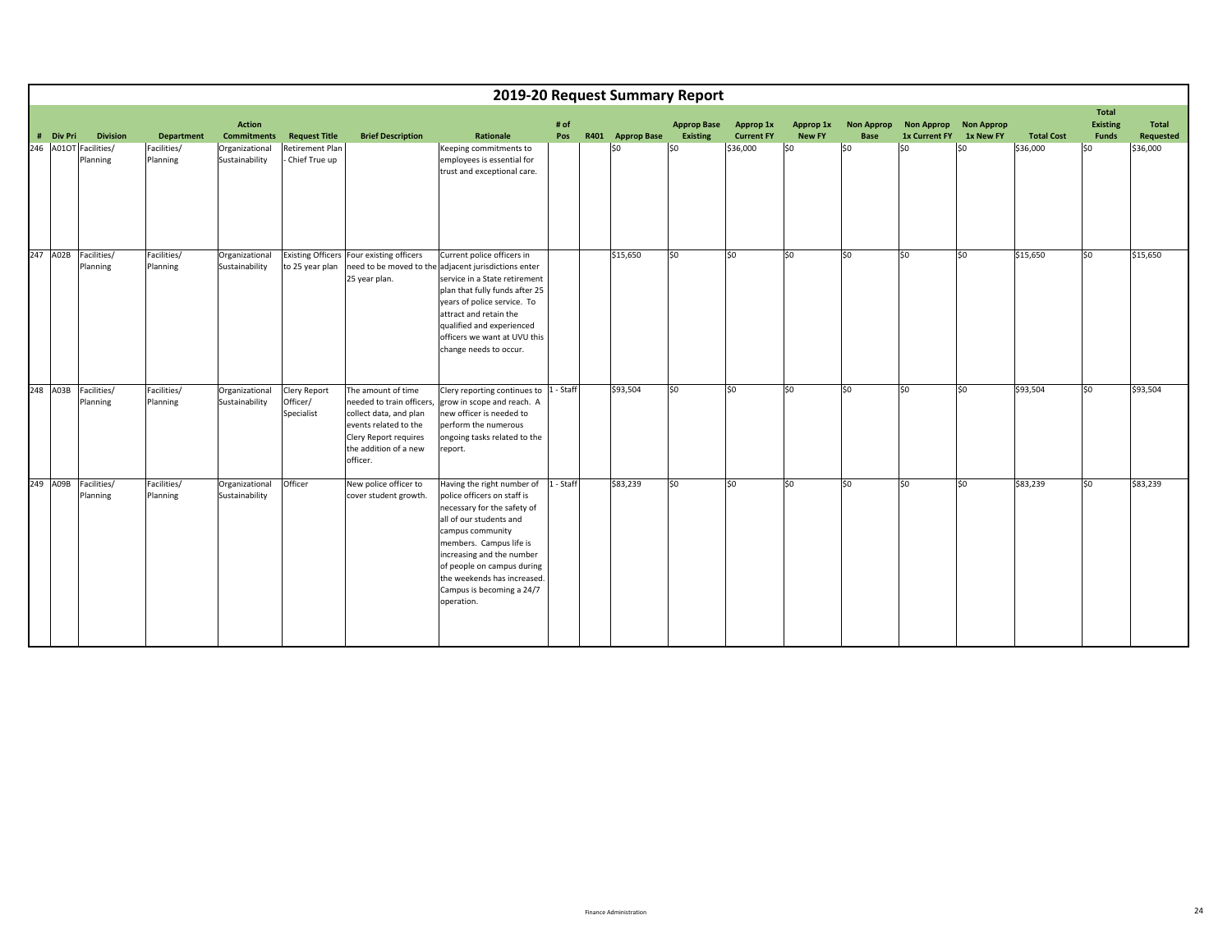# 2019-20 Request Summary Report

| # | Div Pri | Division | Department | Action Commitments | Request Title | Brief Description | Rationale | # of Pos | R401 | Approp Base | Approp Base Existing | Approp 1x Current FY | Approp 1x New FY | Non Approp Base | Non Approp 1x Current FY | Non Approp 1x New FY | Total Cost | Total Existing Funds | Total Requested |
|---|---|---|---|---|---|---|---|---|---|---|---|---|---|---|---|---|---|---|---|
| 246 | A01OT | Facilities/ Planning | Facilities/ Planning | Organizational Sustainability | Retirement Plan - Chief True up | | Keeping commitments to employees is essential for trust and exceptional care. | | | $0 | $0 | $36,000 | $0 | $0 | $0 | $0 | $36,000 | $0 | $36,000 |
| 247 | A02B | Facilities/ Planning | Facilities/ Planning | Organizational Sustainability | Existing Officers to 25 year plan | Four existing officers need to be moved to the 25 year plan. | Current police officers in adjacent jurisdictions enter service in a State retirement plan that fully funds after 25 years of police service. To attract and retain the qualified and experienced officers we want at UVU this change needs to occur. | | | $15,650 | $0 | $0 | $0 | $0 | $0 | $0 | $15,650 | $0 | $15,650 |
| 248 | A03B | Facilities/ Planning | Facilities/ Planning | Organizational Sustainability | Clery Report Officer/ Specialist | The amount of time needed to train officers, collect data, and plan events related to the Clery Report requires the addition of a new officer. | Clery reporting continues to grow in scope and reach. A new officer is needed to perform the numerous ongoing tasks related to the report. | 1 - Staff | | $93,504 | $0 | $0 | $0 | $0 | $0 | $0 | $93,504 | $0 | $93,504 |
| 249 | A09B | Facilities/ Planning | Facilities/ Planning | Organizational Sustainability | Officer | New police officer to cover student growth. | Having the right number of police officers on staff is necessary for the safety of all of our students and campus community members. Campus life is increasing and the number of people on campus during the weekends has increased. Campus is becoming a 24/7 operation. | 1 - Staff | | $83,239 | $0 | $0 | $0 | $0 | $0 | $0 | $83,239 | $0 | $83,239 |

Finance Administration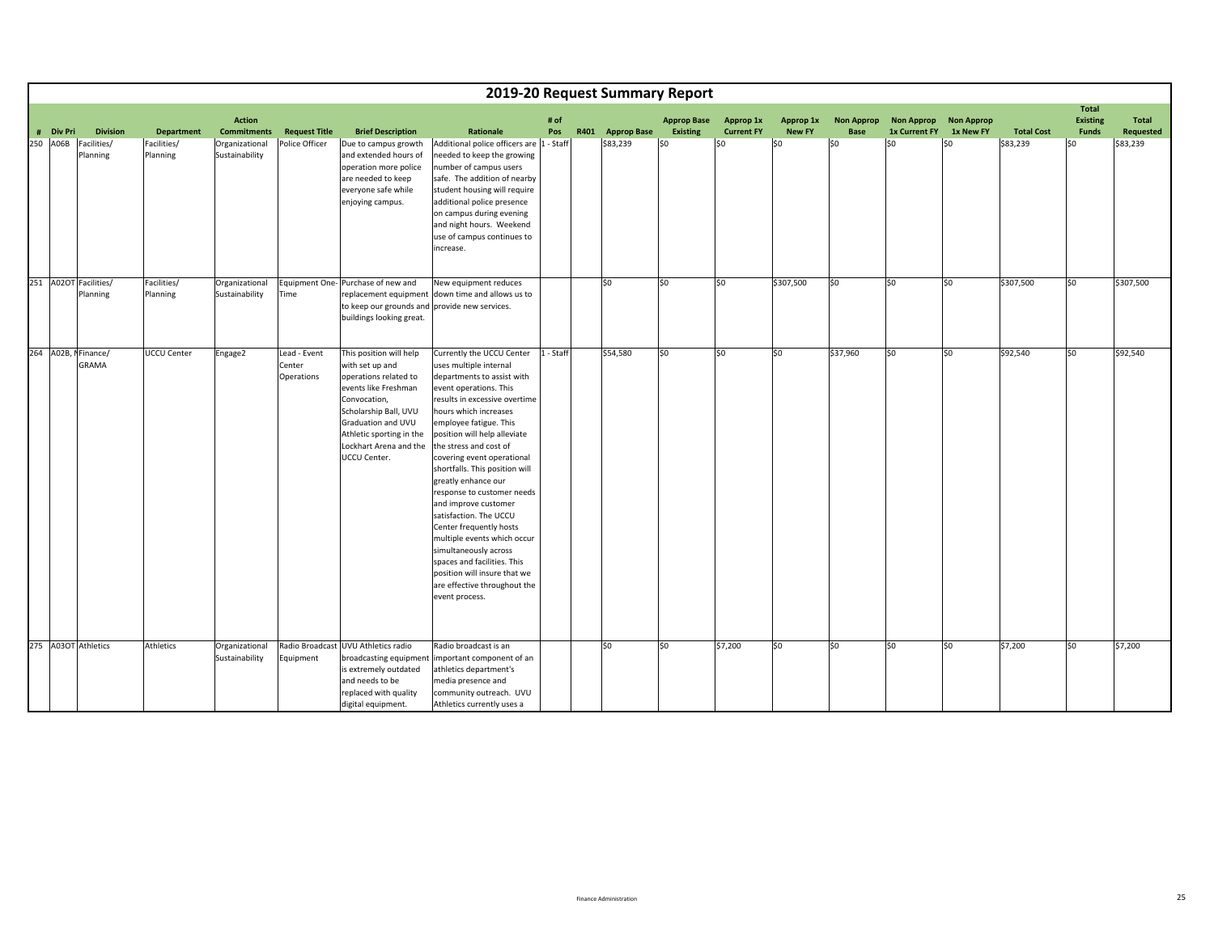# 2019-20 Request Summary Report

| # | Div Pri | Division | Department | Action Commitments | Request Title | Brief Description | Rationale | # of Pos | R401 | Approp Base | Approp Base Existing | Approp 1x Current FY | Approp 1x New FY | Non Approp Base | Non Approp 1x Current FY | Non Approp 1x New FY | Total Cost | Total Existing Funds | Total Requested |
|---|---|---|---|---|---|---|---|---|---|---|---|---|---|---|---|---|---|---|---|
| 250 | A06B | Facilities/ Planning | Facilities/ Planning | Organizational Sustainability | Police Officer | Due to campus growth and extended hours of operation more police are needed to keep everyone safe while enjoying campus. | Additional police officers are needed to keep the growing number of campus users safe. The addition of nearby student housing will require additional police presence on campus during evening and night hours. Weekend use of campus continues to increase. | 1 - Staff | | $83,239 | $0 | $0 | $0 | $0 | $0 | $0 | $83,239 | $0 | $83,239 |
| 251 | A02OT | Facilities/ Planning | Facilities/ Planning | Organizational Sustainability | Equipment One-Time | Purchase of new and replacement equipment to keep our grounds and buildings looking great. | New equipment reduces down time and allows us to provide new services. | | | $0 | $0 | $0 | $307,500 | $0 | $0 | $0 | $307,500 | $0 | $307,500 |
| 264 | A02B, N | Finance/ GRAMA | UCCU Center | Engage2 | Lead - Event Center Operations | This position will help with set up and operations related to events like Freshman Convocation, Scholarship Ball, UVU Graduation and UVU Athletic sporting in the Lockhart Arena and the UCCU Center. | Currently the UCCU Center uses multiple internal departments to assist with event operations. This results in excessive overtime hours which increases employee fatigue. This position will help alleviate the stress and cost of covering event operational shortfalls. This position will greatly enhance our response to customer needs and improve customer satisfaction. The UCCU Center frequently hosts multiple events which occur simultaneously across spaces and facilities. This position will insure that we are effective throughout the event process. | 1 - Staff | | $54,580 | $0 | $0 | $0 | $37,960 | $0 | $0 | $92,540 | $0 | $92,540 |
| 275 | A03OT | Athletics | Athletics | Organizational Sustainability | Radio Broadcast Equipment | UVU Athletics radio broadcasting equipment is extremely outdated and needs to be replaced with quality digital equipment. | Radio broadcast is an important component of an athletics department's media presence and community outreach. UVU Athletics currently uses a | | | $0 | $0 | $7,200 | $0 | $0 | $0 | $0 | $7,200 | $0 | $7,200 |

Finance Administration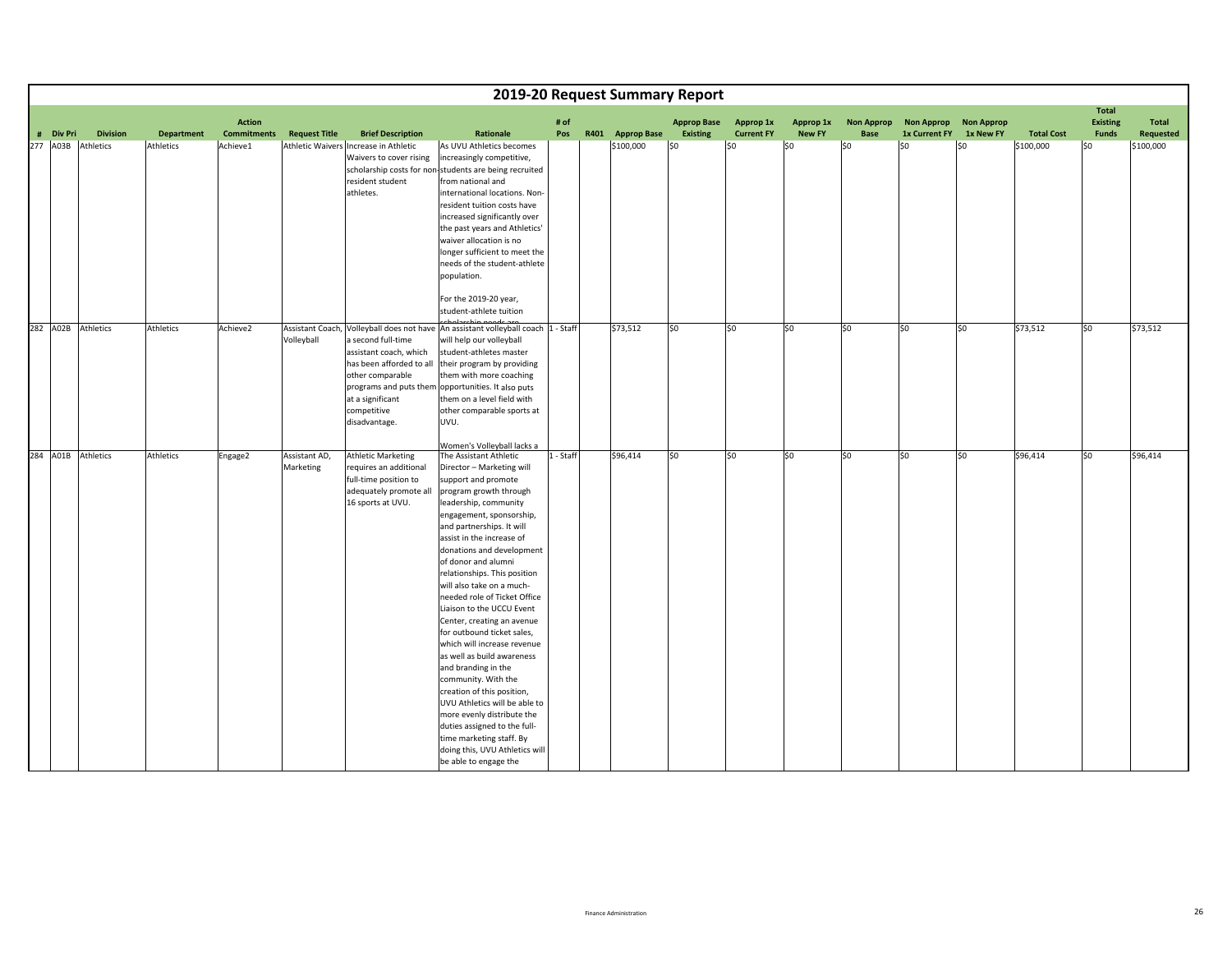# 2019-20 Request Summary Report

| # | Div Pri | Division | Department | Action Commitments | Request Title | Brief Description | Rationale | # of Pos | R401 | Approp Base | Approp Base Existing | Approp 1x Current FY | Approp 1x New FY | Non Approp Base | Non Approp 1x Current FY | Non Approp 1x New FY | Total Cost | Total Existing Funds | Total Requested |
|---|---|---|---|---|---|---|---|---|---|---|---|---|---|---|---|---|---|---|---|
| 277 | A03B | Athletics | Athletics | Achieve1 | Athletic Waivers | Increase in Athletic Waivers to cover rising scholarship costs for non-resident student athletes. | As UVU Athletics becomes increasingly competitive, students are being recruited from national and international locations. Non-resident tuition costs have increased significantly over the past years and Athletics' waiver allocation is no longer sufficient to meet the needs of the student-athlete population.<br><br>For the 2019-20 year, student-athlete tuition scholarship needs are | | | $100,000 | $0 | $0 | $0 | $0 | $0 | $0 | $100,000 | $0 | $100,000 |
| 282 | A02B | Athletics | Athletics | Achieve2 | Assistant Coach, Volleyball | Volleyball does not have a second full-time assistant coach, which has been afforded to all other comparable programs and puts them at a significant competitive disadvantage. | An assistant volleyball coach will help our volleyball student-athletes master their program by providing them with more coaching opportunities. It also puts them on a level field with other comparable sports at UVU.<br><br>Women's Volleyball lacks a | 1 - Staff | | $73,512 | $0 | $0 | $0 | $0 | $0 | $0 | $73,512 | $0 | $73,512 |
| 284 | A01B | Athletics | Athletics | Engage2 | Assistant AD, Marketing | Athletic Marketing requires an additional full-time position to adequately promote all 16 sports at UVU. | The Assistant Athletic Director – Marketing will support and promote program growth through leadership, community engagement, sponsorship, and partnerships. It will assist in the increase of donations and development of donor and alumni relationships. This position will also take on a much-needed role of Ticket Office Liaison to the UCCU Event Center, creating an avenue for outbound ticket sales, which will increase revenue as well as build awareness and branding in the community. With the creation of this position, UVU Athletics will be able to more evenly distribute the duties assigned to the full-time marketing staff. By doing this, UVU Athletics will be able to engage the | 1 - Staff | | $96,414 | $0 | $0 | $0 | $0 | $0 | $0 | $96,414 | $0 | $96,414 |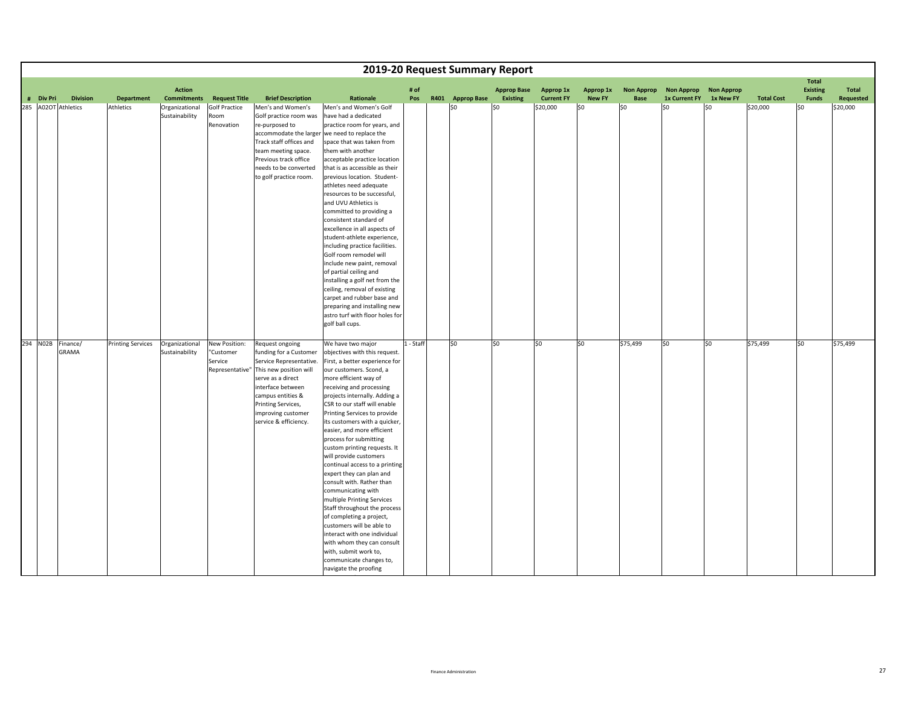# 2019-20 Request Summary Report

| # | Div Pri | Division | Department | Action Commitments | Request Title | Brief Description | Rationale | # of Pos | R401 | Approp Base | Approp Base Existing | Approp 1x Current FY | Approp 1x New FY | Non Approp Base | Non Approp 1x Current FY | Non Approp 1x New FY | Total Cost | Total Existing Funds | Total Requested |
|---|---|---|---|---|---|---|---|---|---|---|---|---|---|---|---|---|---|---|---|
| 285 | A02OT | Athletics | Athletics | Organizational Sustainability | Golf Practice Room Renovation | Men's and Women's Golf practice room was re-purposed to accommodate the larger Track staff offices and team meeting space. Previous track office needs to be converted to golf practice room. | Men's and Women's Golf have had a dedicated practice room for years, and we need to replace the space that was taken from them with another acceptable practice location that is as accessible as their previous location. Student-athletes need adequate resources to be successful, and UVU Athletics is committed to providing a consistent standard of excellence in all aspects of student-athlete experience, including practice facilities. Golf room remodel will include new paint, removal of partial ceiling and installing a golf net from the ceiling, removal of existing carpet and rubber base and preparing and installing new astro turf with floor holes for golf ball cups. | | | $0 | $0 | $20,000 | $0 | $0 | $0 | $0 | $20,000 | $0 | $20,000 |
| 294 | N02B | Finance/ GRAMA | Printing Services | Organizational Sustainability | New Position: "Customer Service Representative" | Request ongoing funding for a Customer Service Representative. This new position will serve as a direct interface between campus entities & Printing Services, improving customer service & efficiency. | We have two major objectives with this request. First, a better experience for our customers. Scond, a more efficient way of receiving and processing projects internally. Adding a CSR to our staff will enable Printing Services to provide its customers with a quicker, easier, and more efficient process for submitting custom printing requests. It will provide customers continual access to a printing expert they can plan and consult with. Rather than communicating with multiple Printing Services Staff throughout the process of completing a project, customers will be able to interact with one individual with whom they can consult with, submit work to, communicate changes to, navigate the proofing | 1 - Staff | | $0 | $0 | $0 | $0 | $75,499 | $0 | $0 | $75,499 | $0 | $75,499 |

Finance Administration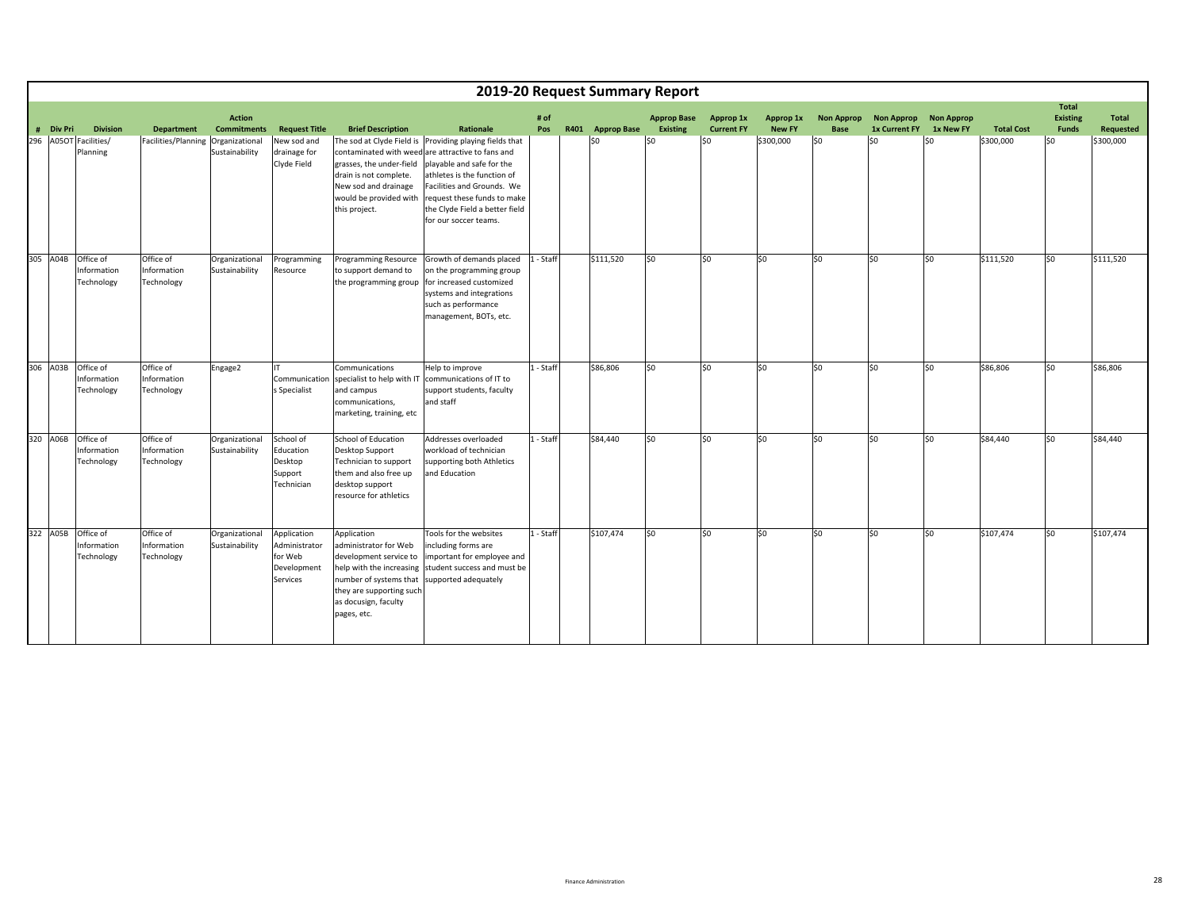# 2019-20 Request Summary Report

| # | Div Pri | Division | Department | Action Commitments | Request Title | Brief Description | Rationale | # of Pos | R401 | Approp Base | Approp Base Existing | Approp 1x Current FY | Approp 1x New FY | Non Approp Base | Non Approp 1x Current FY | Non Approp 1x New FY | Total Cost | Total Existing Funds | Total Requested |
|---|---|---|---|---|---|---|---|---|---|---|---|---|---|---|---|---|---|---|---|
| 296 | A05OT | Facilities/ Planning | Facilities/Planning | Organizational Sustainability | New sod and drainage for Clyde Field | The sod at Clyde Field is contaminated with weed grasses, the under-field drain is not complete. New sod and drainage would be provided with this project. | Providing playing fields that are attractive to fans and playable and safe for the athletes is the function of Facilities and Grounds. We request these funds to make the Clyde Field a better field for our soccer teams. | | | $0 | $0 | $0 | $300,000 | $0 | $0 | $0 | $300,000 | $0 | $300,000 |
| 305 | A04B | Office of Information Technology | Office of Information Technology | Organizational Sustainability | Programming Resource | Programming Resource to support demand to the programming group | Growth of demands placed on the programming group for increased customized systems and integrations such as performance management, BOTs, etc. | 1 - Staff | | $111,520 | $0 | $0 | $0 | $0 | $0 | $0 | $111,520 | $0 | $111,520 |
| 306 | A03B | Office of Information Technology | Office of Information Technology | Engage2 | IT Communications Specialist | Communications specialist to help with IT and campus communications, marketing, training, etc | Help to improve communications of IT to support students, faculty and staff | 1 - Staff | | $86,806 | $0 | $0 | $0 | $0 | $0 | $0 | $86,806 | $0 | $86,806 |
| 320 | A06B | Office of Information Technology | Office of Information Technology | Organizational Sustainability | School of Education Desktop Support Technician | School of Education Desktop Support Technician to support them and also free up desktop support resource for athletics | Addresses overloaded workload of technician supporting both Athletics and Education | 1 - Staff | | $84,440 | $0 | $0 | $0 | $0 | $0 | $0 | $84,440 | $0 | $84,440 |
| 322 | A05B | Office of Information Technology | Office of Information Technology | Organizational Sustainability | Application Administrator for Web Development Services | Application administrator for Web development service to help with the increasing number of systems that they are supporting such as docusign, faculty pages, etc. | Tools for the websites including forms are important for employee and student success and must be supported adequately | 1 - Staff | | $107,474 | $0 | $0 | $0 | $0 | $0 | $0 | $107,474 | $0 | $107,474 |

Finance Administration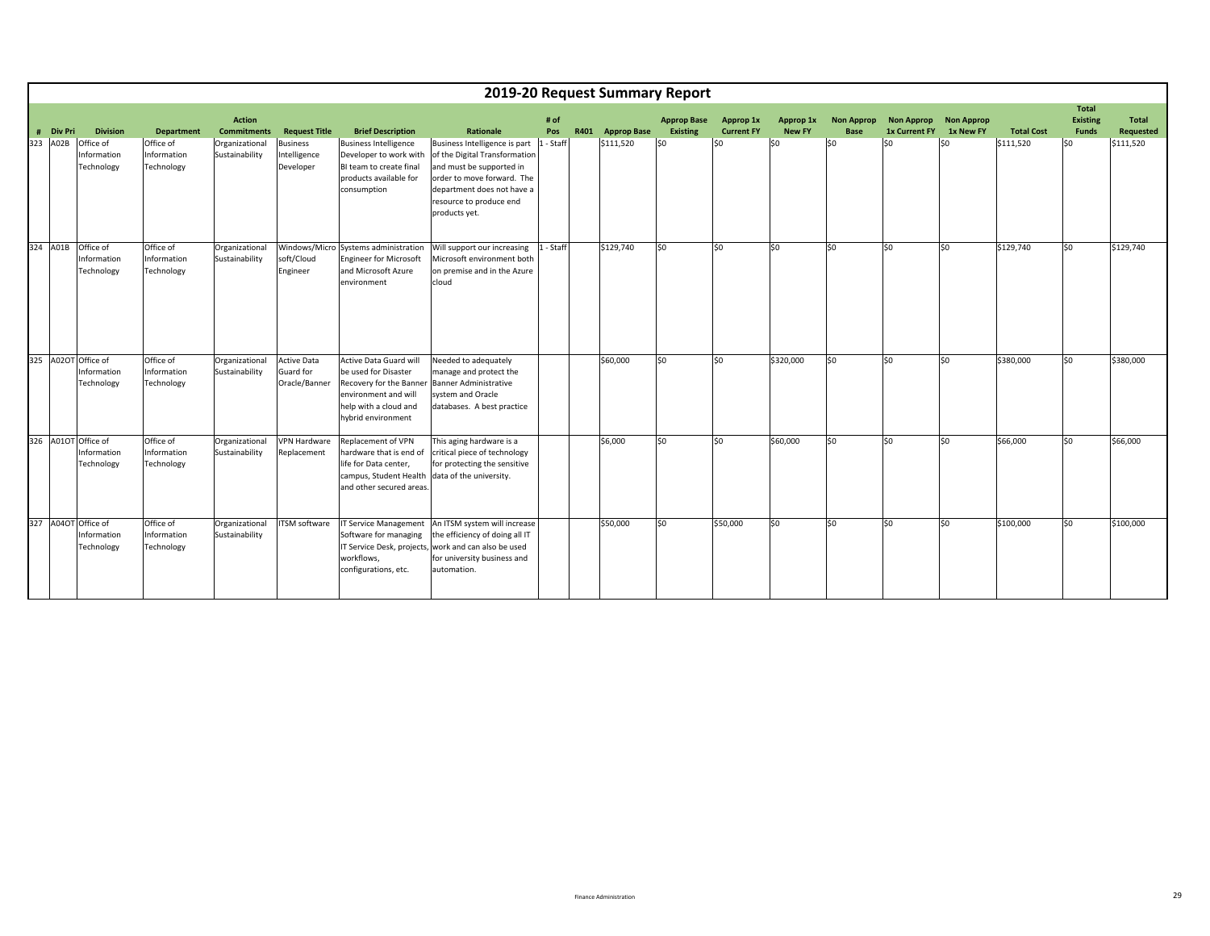# 2019-20 Request Summary Report

| # | Div Pri | Division | Department | Action Commitments | Request Title | Brief Description | Rationale | # of Pos | R401 | Approp Base | Approp Base Existing | Approp 1x Current FY | Approp 1x New FY | Non Approp Base | Non Approp 1x Current FY | Non Approp 1x New FY | Total Cost | Total Existing Funds | Total Requested |
|---|---|---|---|---|---|---|---|---|---|---|---|---|---|---|---|---|---|---|---|
| 323 | A02B | Office of Information Technology | Office of Information Technology | Organizational Sustainability | Business Intelligence Developer | Business Intelligence Developer to work with BI team to create final products available for consumption | Business Intelligence is part of the Digital Transformation and must be supported in order to move forward. The department does not have a resource to produce end products yet. | 1 - Staff | | $111,520 | $0 | $0 | $0 | $0 | $0 | $0 | $111,520 | $0 | $111,520 |
| 324 | A01B | Office of Information Technology | Office of Information Technology | Organizational Sustainability | Windows/Microsoft/Cloud Engineer | Systems administration Engineer for Microsoft and Microsoft Azure environment | Will support our increasing Microsoft environment both on premise and in the Azure cloud | 1 - Staff | | $129,740 | $0 | $0 | $0 | $0 | $0 | $0 | $129,740 | $0 | $129,740 |
| 325 | A02OT | Office of Information Technology | Office of Information Technology | Organizational Sustainability | Active Data Guard for Oracle/Banner | Active Data Guard will be used for Disaster Recovery for the Banner environment and will help with a cloud and hybrid environment | Needed to adequately manage and protect the Banner Administrative system and Oracle databases. A best practice | | | $60,000 | $0 | $0 | $320,000 | $0 | $0 | $0 | $380,000 | $0 | $380,000 |
| 326 | A01OT | Office of Information Technology | Office of Information Technology | Organizational Sustainability | VPN Hardware Replacement | Replacement of VPN hardware that is end of life for Data center, campus, Student Health and other secured areas. | This aging hardware is a critical piece of technology for protecting the sensitive data of the university. | | | $6,000 | $0 | $0 | $60,000 | $0 | $0 | $0 | $66,000 | $0 | $66,000 |
| 327 | A04OT | Office of Information Technology | Office of Information Technology | Organizational Sustainability | ITSM software | IT Service Management Software for managing IT Service Desk, projects, workflows, configurations, etc. | An ITSM system will increase the efficiency of doing all IT work and can also be used for university business and automation. | | | $50,000 | $0 | $50,000 | $0 | $0 | $0 | $0 | $100,000 | $0 | $100,000 |

Finance Administration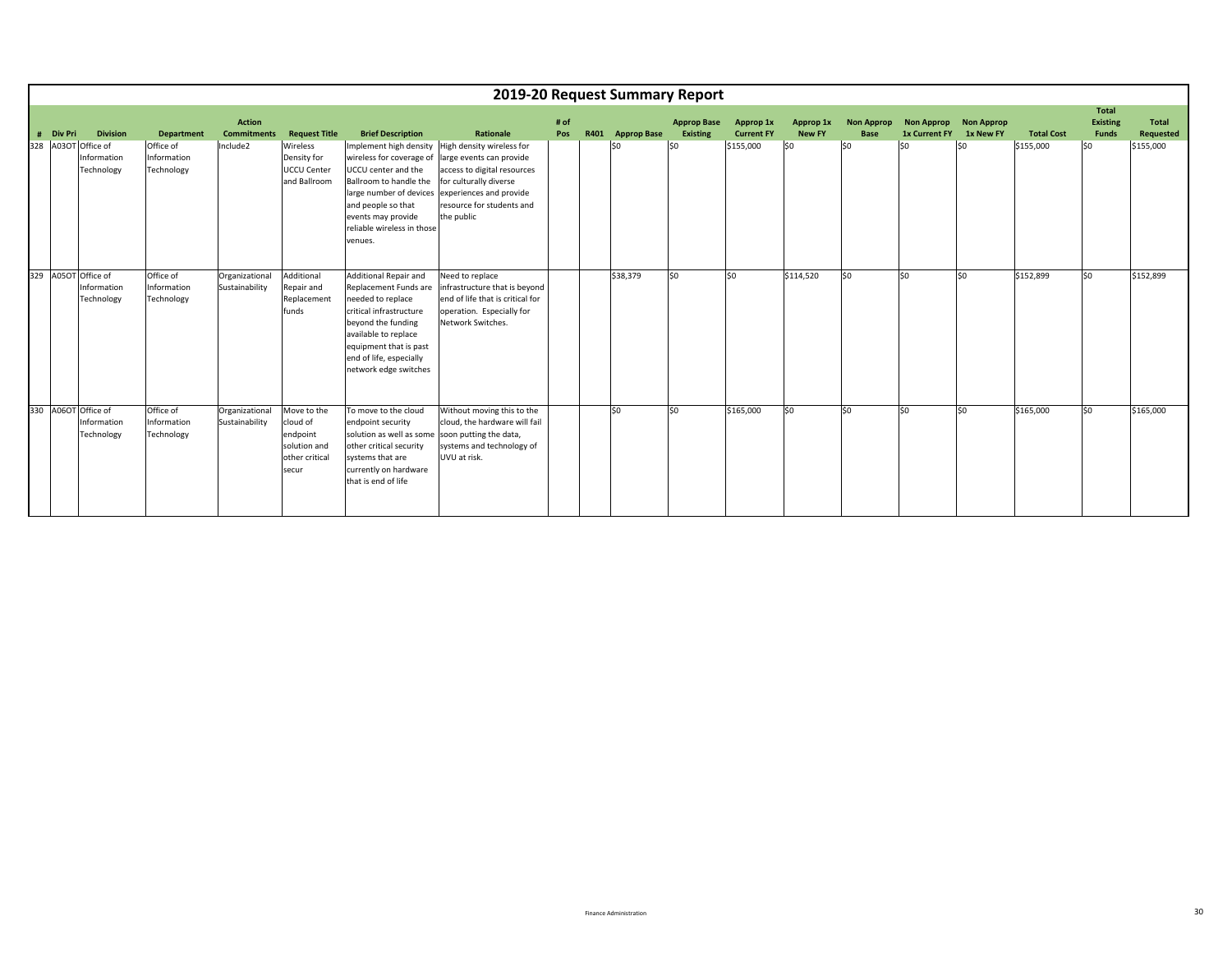# 2019-20 Request Summary Report

| # | Div Pri | Division | Department | Action Commitments | Request Title | Brief Description | Rationale | # of Pos | R401 | Approp Base | Approp Base Existing | Approp 1x Current FY | Approp 1x New FY | Non Approp Base | Non Approp 1x Current FY | Non Approp 1x New FY | Total Cost | Total Existing Funds | Total Requested |
|---|---|---|---|---|---|---|---|---|---|---|---|---|---|---|---|---|---|---|---|
| 328 | A03OT | Office of Information Technology | Office of Information Technology | Include2 | Wireless Density for UCCU Center and Ballroom | Implement high density wireless for coverage of UCCU center and the Ballroom to handle the large number of devices and people so that events may provide reliable wireless in those venues. | High density wireless for large events can provide access to digital resources for culturally diverse experiences and provide resource for students and the public | | | $0 | $0 | $155,000 | $0 | $0 | $0 | $0 | $155,000 | $0 | $155,000 |
| 329 | A05OT | Office of Information Technology | Office of Information Technology | Organizational Sustainability | Additional Repair and Replacement funds | Additional Repair and Replacement Funds are needed to replace critical infrastructure beyond the funding available to replace equipment that is past end of life, especially network edge switches | Need to replace infrastructure that is beyond end of life that is critical for operation. Especially for Network Switches. | | | $38,379 | $0 | $0 | $114,520 | $0 | $0 | $0 | $152,899 | $0 | $152,899 |
| 330 | A06OT | Office of Information Technology | Office of Information Technology | Organizational Sustainability | Move to the cloud of endpoint solution and other critical secur | To move to the cloud endpoint security solution as well as some other critical security systems that are currently on hardware that is end of life | Without moving this to the cloud, the hardware will fail soon putting the data, systems and technology of UVU at risk. | | | $0 | $0 | $165,000 | $0 | $0 | $0 | $0 | $165,000 | $0 | $165,000 |

Finance Administration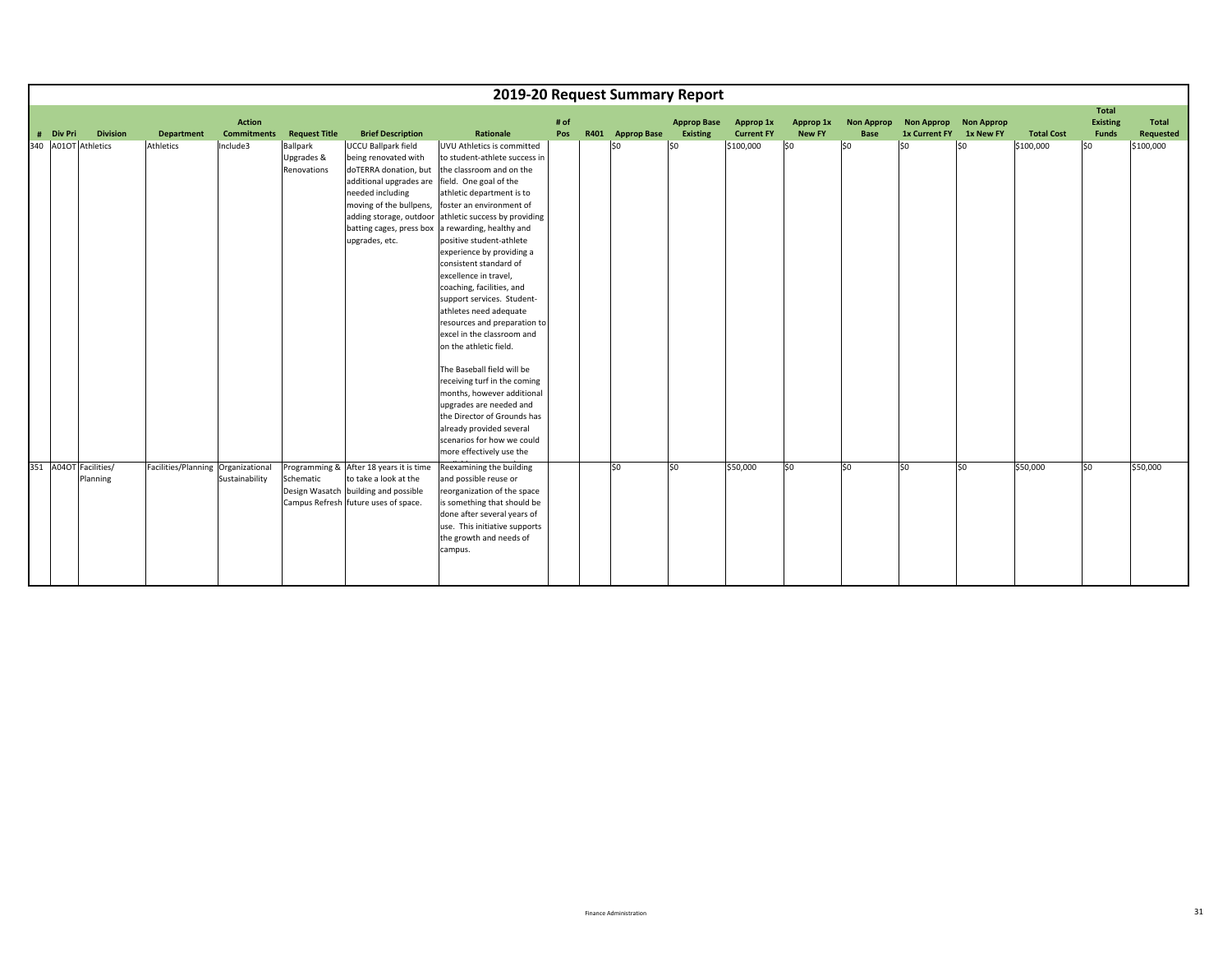# 2019-20 Request Summary Report

| # | Div Pri | Division | Department | Action Commitments | Request Title | Brief Description | Rationale | # of Pos | R401 | Approp Base | Approp Base Existing | Approp 1x Current FY | Approp 1x New FY | Non Approp Base | Non Approp 1x Current FY | Non Approp 1x New FY | Total Cost | Total Existing Funds | Total Requested |
|---|---|---|---|---|---|---|---|---|---|---|---|---|---|---|---|---|---|---|---|
| 340 | A01OT | Athletics | Athletics | Include3 | Ballpark Upgrades & Renovations | UCCU Ballpark field being renovated with doTERRA donation, but additional upgrades are needed including moving of the bullpens, adding storage, outdoor batting cages, press box upgrades, etc. | UVU Athletics is committed to student-athlete success in the classroom and on the field. One goal of the athletic department is to foster an environment of athletic success by providing a rewarding, healthy and positive student-athlete experience by providing a consistent standard of excellence in travel, coaching, facilities, and support services. Student-athletes need adequate resources and preparation to excel in the classroom and on the athletic field. The Baseball field will be receiving turf in the coming months, however additional upgrades are needed and the Director of Grounds has already provided several scenarios for how we could more effectively use the | | | $0 | $0 | $100,000 | $0 | $0 | $0 | $0 | $100,000 | $0 | $100,000 |
| 351 | A04OT | Facilities/ Planning | Facilities/Planning | Organizational Sustainability | Programming & Schematic Design Wasatch Campus Refresh | After 18 years it is time to take a look at the building and possible future uses of space. | Reexamining the building and possible reuse or reorganization of the space is something that should be done after several years of use. This initiative supports the growth and needs of campus. | | | $0 | $0 | $50,000 | $0 | $0 | $0 | $0 | $50,000 | $0 | $50,000 |

Finance Administration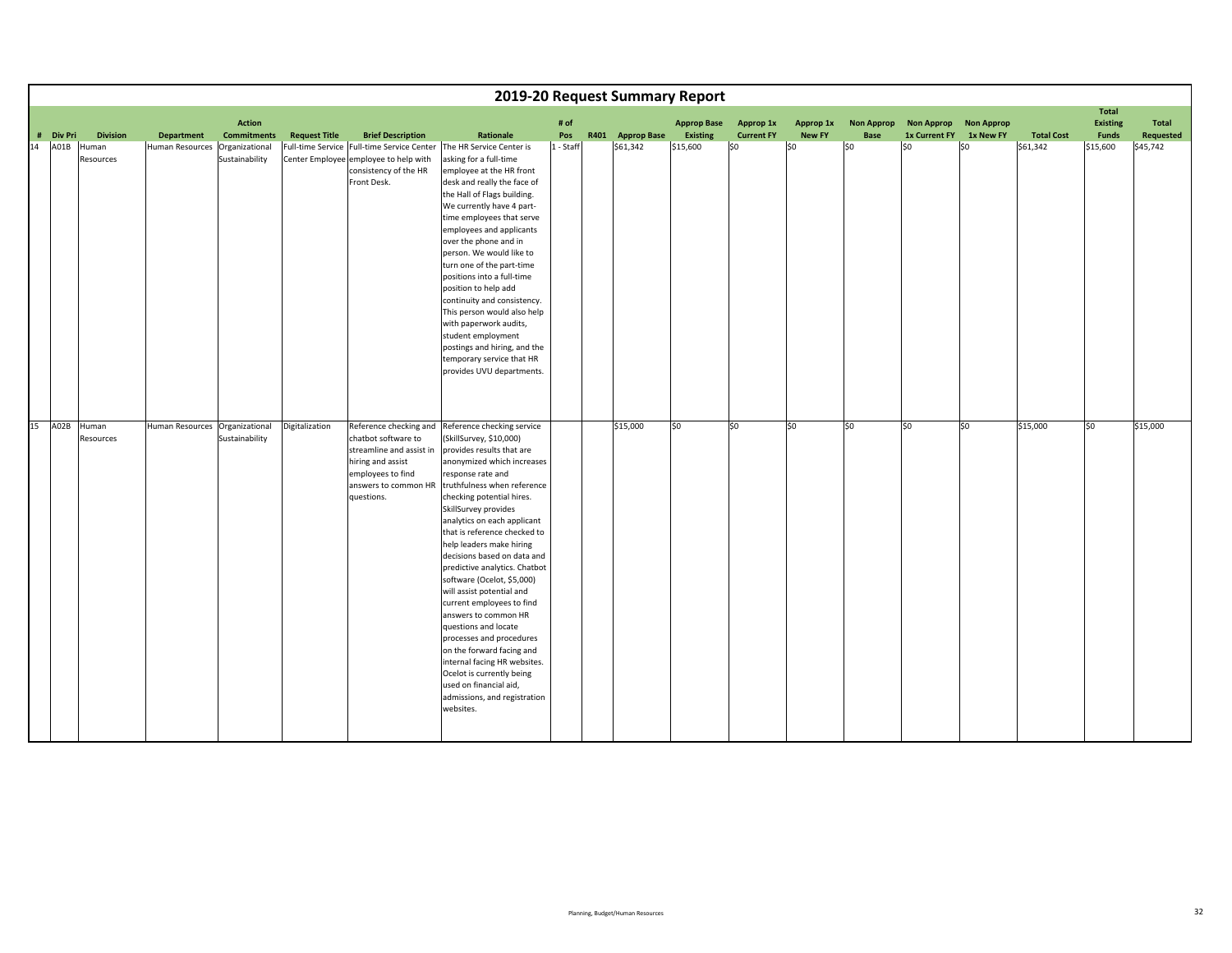# 2019-20 Request Summary Report

| # | Div Pri | Division | Department | Action Commitments | Request Title | Brief Description | Rationale | # of Pos | R401 | Approp Base | Approp Base Existing | Approp 1x Current FY | Approp 1x New FY | Non Approp Base | Non Approp 1x Current FY | Non Approp 1x New FY | Total Cost | Total Existing Funds | Total Requested |
|---|---|---|---|---|---|---|---|---|---|---|---|---|---|---|---|---|---|---|---|
| 14 | A01B | Human Resources | Human Resources | Organizational Sustainability | Full-time Service Center Employee | Full-time Service Center employee to help with consistency of the HR Front Desk. | The HR Service Center is asking for a full-time employee at the HR front desk and really the face of the Hall of Flags building. We currently have 4 part-time employees that serve employees and applicants over the phone and in person. We would like to turn one of the part-time positions into a full-time position to help add continuity and consistency. This person would also help with paperwork audits, student employment postings and hiring, and the temporary service that HR provides UVU departments. | 1 - Staff | | $61,342 | $15,600 | $0 | $0 | $0 | $0 | $0 | $61,342 | $15,600 | $45,742 |
| 15 | A02B | Human Resources | Human Resources | Organizational Sustainability | Digitalization | Reference checking and chatbot software to streamline and assist in hiring and assist employees to find answers to common HR questions. | Reference checking service (SkillSurvey, $10,000) provides results that are anonymized which increases response rate and truthfulness when reference checking potential hires. SkillSurvey provides analytics on each applicant that is reference checked to help leaders make hiring decisions based on data and predictive analytics. Chatbot software (Ocelot, $5,000) will assist potential and current employees to find answers to common HR questions and locate processes and procedures on the forward facing and internal facing HR websites. Ocelot is currently being used on financial aid, admissions, and registration websites. | | | $15,000 | $0 | $0 | $0 | $0 | $0 | $0 | $15,000 | $0 | $15,000 |

Planning, Budget/Human Resources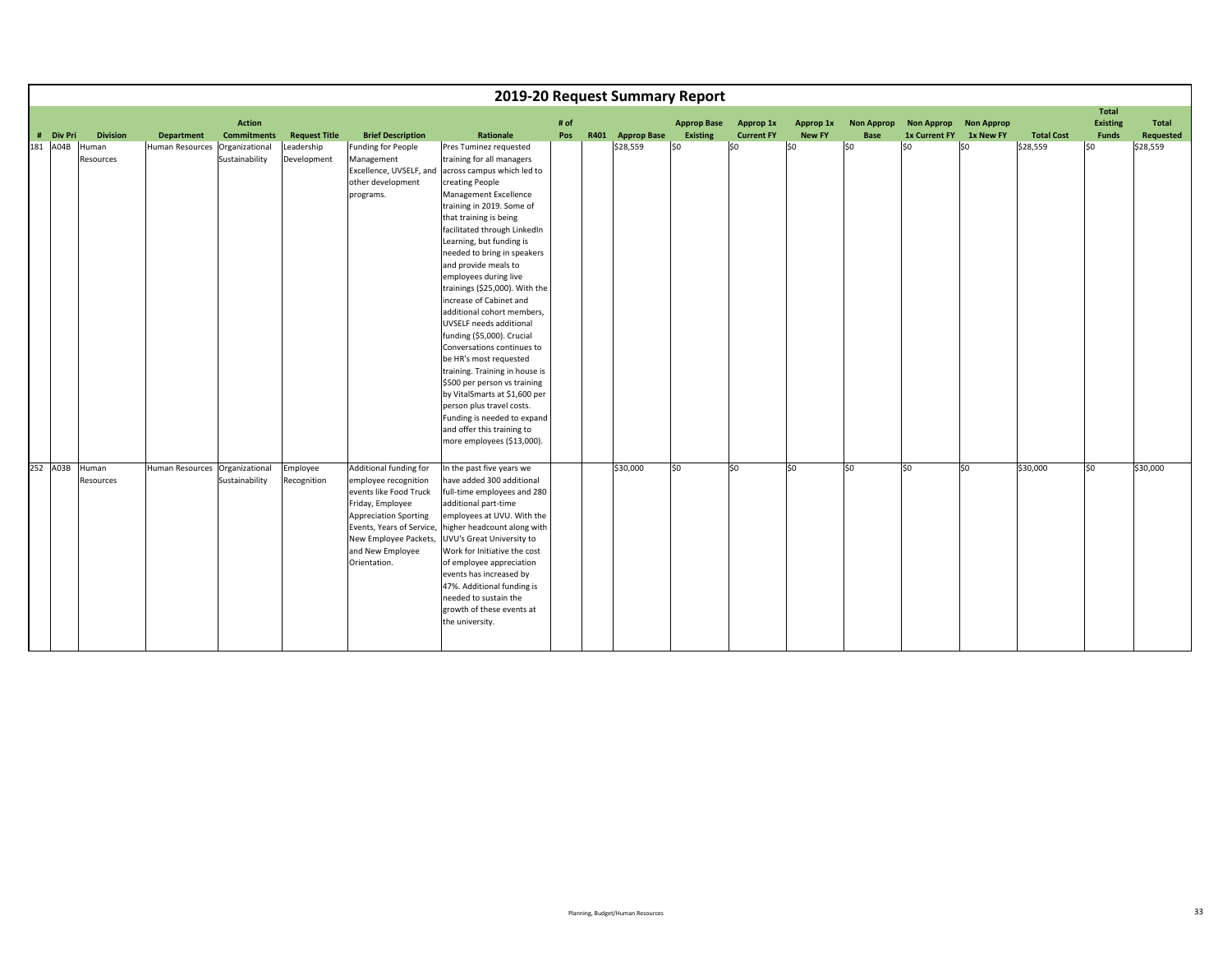# 2019-20 Request Summary Report

| # | Div Pri | Division | Department | Action Commitments | Request Title | Brief Description | Rationale | # of Pos | R401 | Approp Base | Approp Base Existing | Approp 1x Current FY | Approp 1x New FY | Non Approp Base | Non Approp 1x Current FY | Non Approp 1x New FY | Total Cost | Total Existing Funds | Total Requested |
|---|---|---|---|---|---|---|---|---|---|---|---|---|---|---|---|---|---|---|---|
| 181 | A04B | Human Resources | Human Resources | Organizational Sustainability | Leadership Development | Funding for People Management Excellence, UVSELF, and other development programs. | Pres Tuminez requested training for all managers across campus which led to creating People Management Excellence training in 2019. Some of that training is being facilitated through LinkedIn Learning, but funding is needed to bring in speakers and provide meals to employees during live trainings ($25,000). With the increase of Cabinet and additional cohort members, UVSELF needs additional funding ($5,000). Crucial Conversations continues to be HR's most requested training. Training in house is $500 per person vs training by VitalSmarts at $1,600 per person plus travel costs. Funding is needed to expand and offer this training to more employees ($13,000). | | | $28,559 | $0 | $0 | $0 | $0 | $0 | $0 | $28,559 | $0 | $28,559 |
| 252 | A03B | Human Resources | Human Resources | Organizational Sustainability | Employee Recognition | Additional funding for employee recognition events like Food Truck Friday, Employee Appreciation Sporting Events, Years of Service, New Employee Packets, and New Employee Orientation. | In the past five years we have added 300 additional full-time employees and 280 additional part-time employees at UVU. With the higher headcount along with UVU's Great University to Work for Initiative the cost of employee appreciation events has increased by 47%. Additional funding is needed to sustain the growth of these events at the university. | | | $30,000 | $0 | $0 | $0 | $0 | $0 | $0 | $30,000 | $0 | $30,000 |

Planning, Budget/Human Resources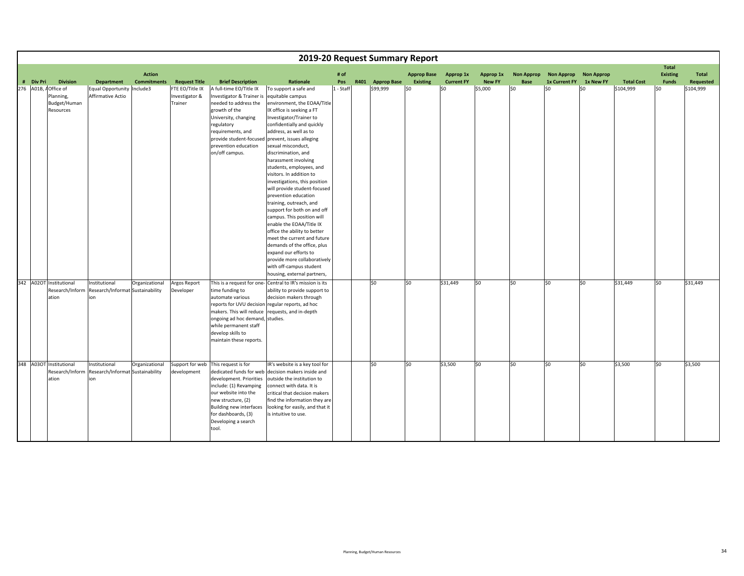# 2019-20 Request Summary Report

| # | Div Pri | Division | Department | Action Commitments | Request Title | Brief Description | Rationale | # of Pos | R401 | Approp Base | Approp Base Existing | Approp 1x Current FY | Approp 1x New FY | Non Approp Base | Non Approp 1x Current FY | Non Approp 1x New FY | Total Cost | Total Existing Funds | Total Requested |
|---|---|---|---|---|---|---|---|---|---|---|---|---|---|---|---|---|---|---|---|
| 276 | A01B, A | Office of Planning, Budget/Human Resources | Equal Opportunity Affirmative Actio | Include3 | FTE EO/Title IX Investigator & Trainer | A full-time EO/Title IX Investigator & Trainer is needed to address the growth of the University, changing regulatory requirements, and provide student-focused prevention education on/off campus. | To support a safe and equitable campus environment, the EOAA/Title IX office is seeking a FT Investigator/Trainer to confidentially and quickly address, as well as to prevent, issues alleging sexual misconduct, discrimination, and harassment involving students, employees, and visitors. In addition to investigations, this position will provide student-focused prevention education training, outreach, and support for both on and off campus. This position will enable the EOAA/Title IX office the ability to better meet the current and future demands of the office, plus expand our efforts to provide more collaboratively with off-campus student housing, external partners, | 1 - Staff | | $99,999 | $0 | $0 | $5,000 | $0 | $0 | $0 | $104,999 | $0 | $104,999 |
| 342 | A02OT | Institutional Research/Information | Institutional Research/Information | Organizational Sustainability | Argos Report Developer | This is a request for one-time funding to automate various reports for UVU decision makers. This will reduce ongoing ad hoc demand, while permanent staff develop skills to maintain these reports. | Central to IR's mission is its ability to provide support to decision makers through regular reports, ad hoc requests, and in-depth studies. | | | $0 | $0 | $31,449 | $0 | $0 | $0 | $0 | $31,449 | $0 | $31,449 |
| 348 | A03OT | Institutional Research/Information | Institutional Research/Information | Organizational Sustainability | Support for web development | This request is for dedicated funds for web development. Priorities include: (1) Revamping our website into the new structure, (2) Building new interfaces for dashboards, (3) Developing a search tool. | IR's website is a key tool for decision makers inside and outside the institution to connect with data. It is critical that decision makers find the information they are looking for easily, and that it is intuitive to use. | | | $0 | $0 | $3,500 | $0 | $0 | $0 | $0 | $3,500 | $0 | $3,500 |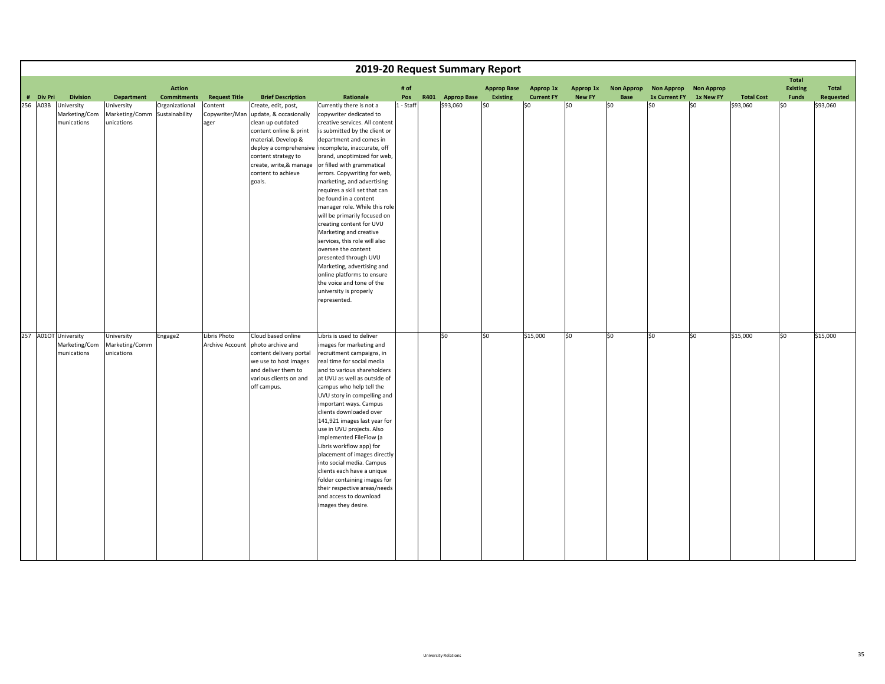# 2019-20 Request Summary Report

| # | Div Pri | Division | Department | Action Commitments | Request Title | Brief Description | Rationale | # of Pos | R401 | Approp Base | Approp Base Existing | Approp 1x Current FY | Approp 1x New FY | Non Approp Base | Non Approp 1x Current FY | Non Approp 1x New FY | Total Cost | Total Existing Funds | Total Requested |
|---|---|---|---|---|---|---|---|---|---|---|---|---|---|---|---|---|---|---|---|
| 256 | A03B | University Marketing/Communications | University Marketing/Communications | Organizational Sustainability | Content Copywriter/Manager | Create, edit, post, update, & occasionally clean up outdated content online & print material. Develop & deploy a comprehensive content strategy to create, write,& manage content to achieve goals. | Currently there is not a copywriter dedicated to creative services. All content is submitted by the client or department and comes in incomplete, inaccurate, off brand, unoptimized for web, or filled with grammatical errors. Copywriting for web, marketing, and advertising requires a skill set that can be found in a content manager role. While this role will be primarily focused on creating content for UVU Marketing and creative services, this role will also oversee the content presented through UVU Marketing, advertising and online platforms to ensure the voice and tone of the university is properly represented. | 1 - Staff | | $93,060 | $0 | $0 | $0 | $0 | $0 | $0 | $93,060 | $0 | $93,060 |
| 257 | A01OT | University Marketing/Communications | University Marketing/Communications | Engage2 | Libris Photo Archive Account | Cloud based online photo archive and content delivery portal we use to host images and deliver them to various clients on and off campus. | Libris is used to deliver images for marketing and recruitment campaigns, in real time for social media and to various shareholders at UVU as well as outside of campus who help tell the UVU story in compelling and important ways. Campus clients downloaded over 141,921 images last year for use in UVU projects. Also implemented FileFlow (a Libris workflow app) for placement of images directly into social media. Campus clients each have a unique folder containing images for their respective areas/needs and access to download images they desire. | | | $0 | $0 | $15,000 | $0 | $0 | $0 | $0 | $15,000 | $0 | $15,000 |

University Relations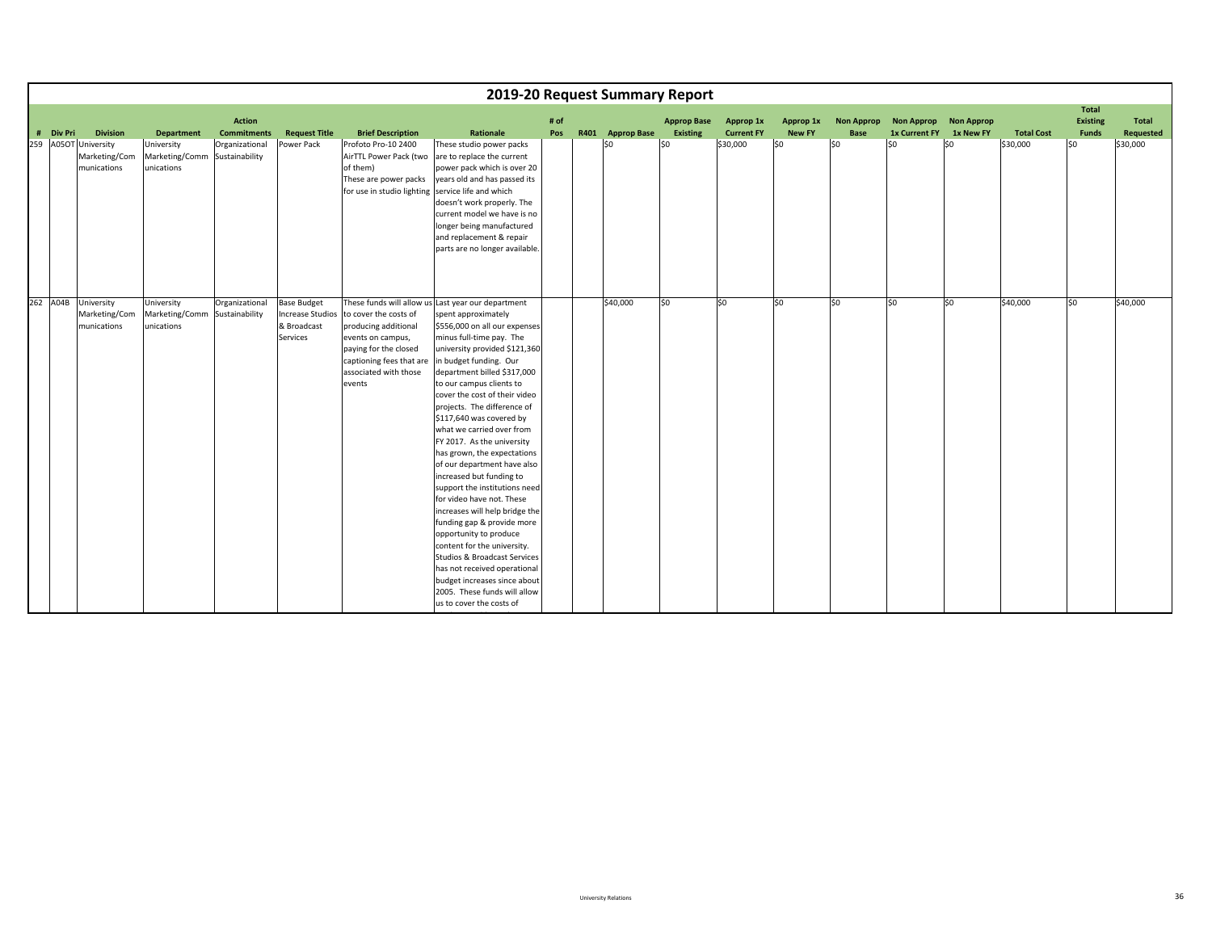# 2019-20 Request Summary Report

| # | Div Pri | Division | Department | Action Commitments | Request Title | Brief Description | Rationale | # of Pos | R401 | Approp Base | Approp Base Existing | Approp 1x Current FY | Approp 1x New FY | Non Approp Base | Non Approp 1x Current FY | Non Approp 1x New FY | Total Cost | Total Existing Funds | Total Requested |
|---|---|---|---|---|---|---|---|---|---|---|---|---|---|---|---|---|---|---|---|
| 259 | A05OT | University Marketing/Communications | University Marketing/Communications | Organizational Sustainability | Power Pack | Profoto Pro-10 2400 AirTTL Power Pack (two of them) These are power packs for use in studio lighting | These studio power packs are to replace the current power pack which is over 20 years old and has passed its service life and which doesn't work properly. The current model we have is no longer being manufactured and replacement & repair parts are no longer available. | | | $0 | $0 | $30,000 | $0 | $0 | $0 | $0 | $30,000 | $0 | $30,000 |
| 262 | A04B | University Marketing/Communications | University Marketing/Communications | Organizational Sustainability | Base Budget Increase Studios & Broadcast Services | These funds will allow us to cover the costs of producing additional events on campus, paying for the closed captioning fees that are associated with those events | Last year our department spent approximately $556,000 on all our expenses minus full-time pay. The university provided $121,360 in budget funding. Our department billed $317,000 to our campus clients to cover the cost of their video projects. The difference of $117,640 was covered by what we carried over from FY 2017. As the university has grown, the expectations of our department have also increased but funding to support the institutions need for video have not. These increases will help bridge the funding gap & provide more opportunity to produce content for the university. Studios & Broadcast Services has not received operational budget increases since about 2005. These funds will allow us to cover the costs of | | | $40,000 | $0 | $0 | $0 | $0 | $0 | $0 | $40,000 | $0 | $40,000 |

University Relations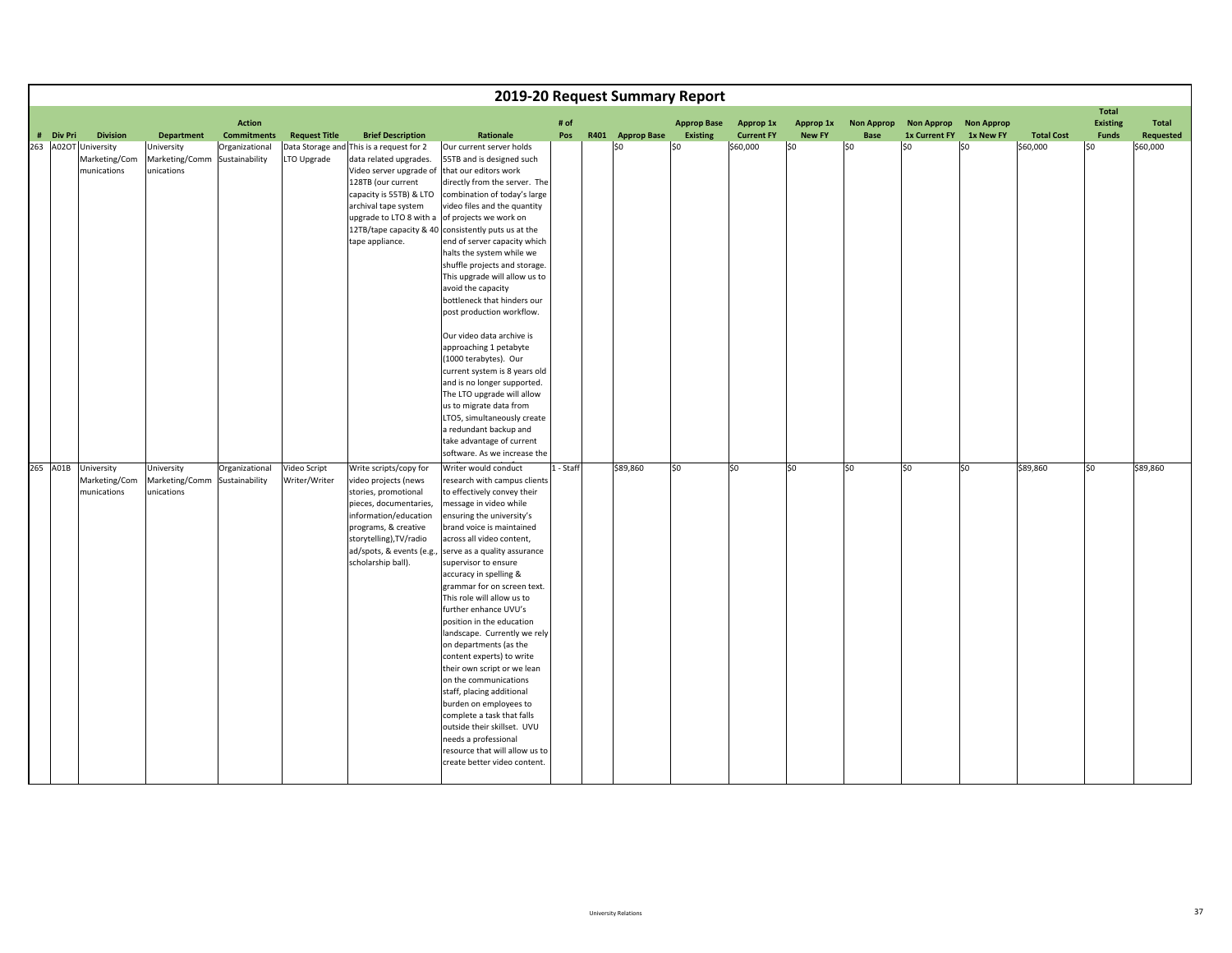# 2019-20 Request Summary Report

| # | Div Pri | Division | Department | Action Commitments | Request Title | Brief Description | Rationale | # of Pos | R401 | Approp Base | Approp Base Existing | Approp 1x Current FY | Approp 1x New FY | Non Approp Base | Non Approp 1x Current FY | Non Approp 1x New FY | Total Cost | Total Existing Funds | Total Requested |
|---|---|---|---|---|---|---|---|---|---|---|---|---|---|---|---|---|---|---|---|
| 263 | A02OT | University Marketing/Communications | University Marketing/Communications | Organizational Sustainability | Data Storage and LTO Upgrade | This is a request for 2 data related upgrades. Video server upgrade of 128TB (our current capacity is 55TB) & LTO archival tape system upgrade to LTO 8 with a 12TB/tape capacity & 40 tape appliance. | Our current server holds 55TB and is designed such that our editors work directly from the server. The combination of today's large video files and the quantity of projects we work on consistently puts us at the end of server capacity which halts the system while we shuffle projects and storage. This upgrade will allow us to avoid the capacity bottleneck that hinders our post production workflow. Our video data archive is approaching 1 petabyte (1000 terabytes). Our current system is 8 years old and is no longer supported. The LTO upgrade will allow us to migrate data from LTO5, simultaneously create a redundant backup and take advantage of current software. As we increase the | | | $0 | $0 | $60,000 | $0 | $0 | $0 | $0 | $60,000 | $0 | $60,000 |
| 265 | A01B | University Marketing/Communications | University Marketing/Communications | Organizational Sustainability | Video Script Writer/Writer | Write scripts/copy for video projects (news stories, promotional pieces, documentaries, information/education programs, & creative storytelling),TV/radio ad/spots, & events (e.g., scholarship ball). | Writer would conduct research with campus clients to effectively convey their message in video while ensuring the university's brand voice is maintained across all video content, serve as a quality assurance supervisor to ensure accuracy in spelling & grammar for on screen text. This role will allow us to further enhance UVU's position in the education landscape. Currently we rely on departments (as the content experts) to write their own script or we lean on the communications staff, placing additional burden on employees to complete a task that falls outside their skillset. UVU needs a professional resource that will allow us to create better video content. | 1 - Staff | | $89,860 | $0 | $0 | $0 | $0 | $0 | $0 | $89,860 | $0 | $89,860 |

University Relations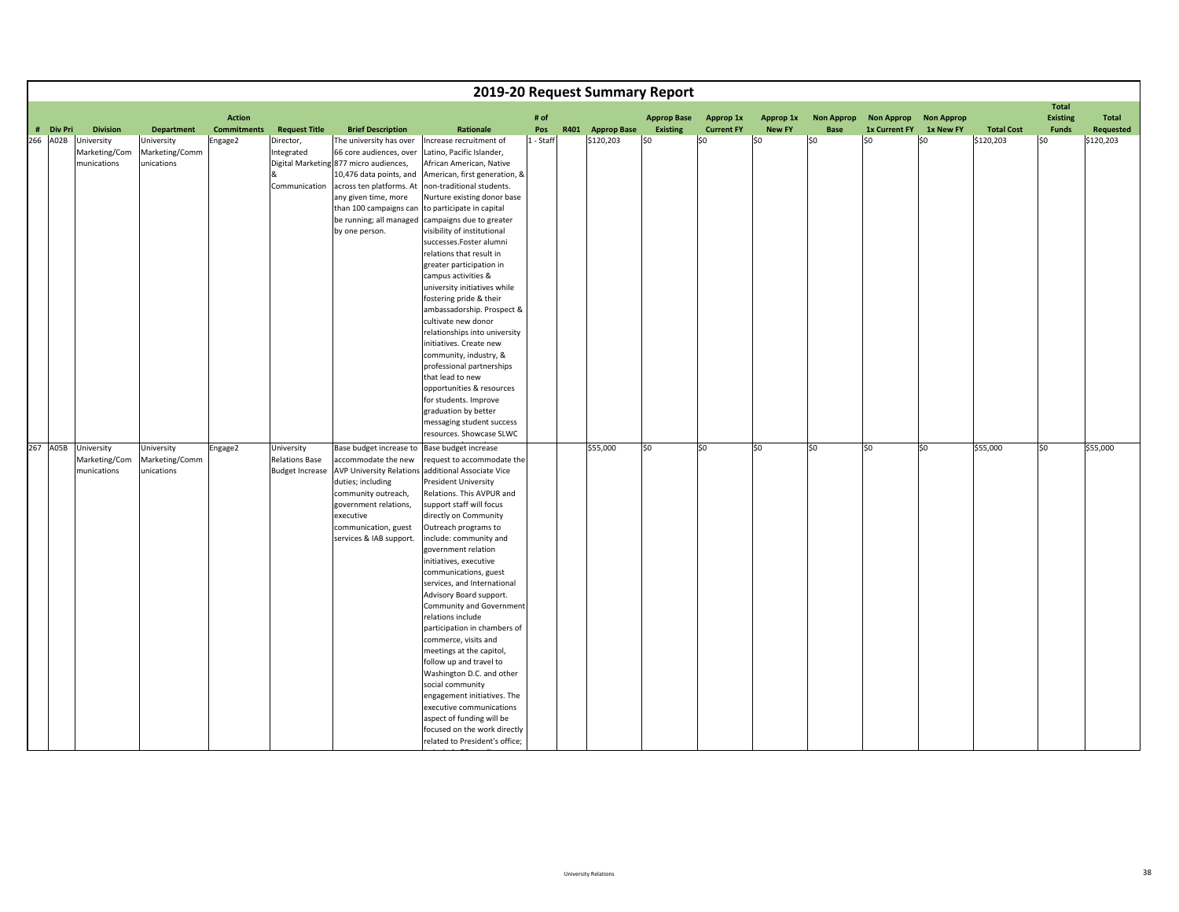# 2019-20 Request Summary Report

| # | Div Pri | Division | Department | Action Commitments | Request Title | Brief Description | Rationale | # of Pos | R401 | Approp Base | Approp Base Existing | Approp 1x Current FY | Approp 1x New FY | Non Approp Base | Non Approp 1x Current FY | Non Approp 1x New FY | Total Cost | Total Existing Funds | Total Requested |
|---|---|---|---|---|---|---|---|---|---|---|---|---|---|---|---|---|---|---|---|
| 266 | A02B | University Marketing/Communications | University Marketing/Communications | Engage2 | Director, Integrated Digital Marketing & Communication | The university has over 66 core audiences, over 877 micro audiences, 10,476 data points, and across ten platforms. At any given time, more than 100 campaigns can be running; all managed by one person. | Increase recruitment of Latino, Pacific Islander, African American, Native American, first generation, & non-traditional students. Nurture existing donor base to participate in capital campaigns due to greater visibility of institutional successes.Foster alumni relations that result in greater participation in campus activities & university initiatives while fostering pride & their ambassadorship. Prospect & cultivate new donor relationships into university initiatives. Create new community, industry, & professional partnerships that lead to new opportunities & resources for students. Improve graduation by better messaging student success resources. Showcase SLWC | 1 - Staff | | $120,203 | $0 | $0 | $0 | $0 | $0 | $0 | $120,203 | $0 | $120,203 |
| 267 | A05B | University Marketing/Communications | University Marketing/Communications | Engage2 | University Relations Base Budget Increase | Base budget increase to accommodate the new AVP University Relations duties; including community outreach, government relations, executive communication, guest services & IAB support. | Base budget increase request to accommodate the additional Associate Vice President University Relations. This AVPUR and support staff will focus directly on Community Outreach programs to include: community and government relation initiatives, executive communications, guest services, and International Advisory Board support. Community and Government relations include participation in chambers of commerce, visits and meetings at the capitol, follow up and travel to Washington D.C. and other social community engagement initiatives. The executive communications aspect of funding will be focused on the work directly related to President's office; | | | $55,000 | $0 | $0 | $0 | $0 | $0 | $0 | $55,000 | $0 | $55,000 |

University Relations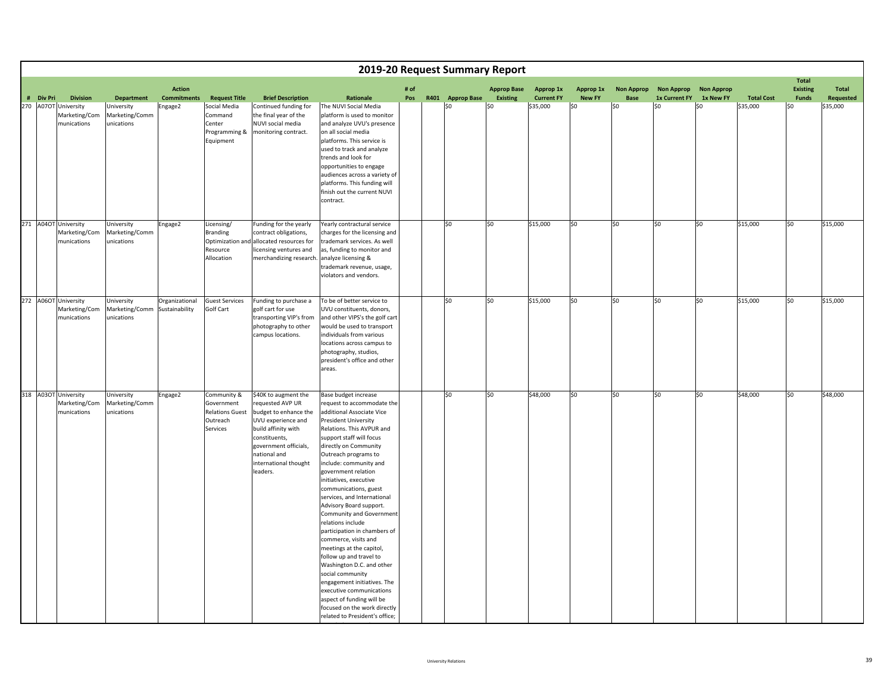# 2019-20 Request Summary Report

| # | Div Pri | Division | Department | Action Commitments | Request Title | Brief Description | Rationale | # of Pos | R401 | Approp Base | Approp Base Existing | Approp 1x Current FY | Approp 1x New FY | Non Approp Base | Non Approp 1x Current FY | Non Approp 1x New FY | Total Cost | Total Existing Funds | Total Requested |
|---|---|---|---|---|---|---|---|---|---|---|---|---|---|---|---|---|---|---|---|
| 270 | A07OT | University Marketing/Communications | University Marketing/Communications | Engage2 | Social Media Command Center Programming & Equipment | Continued funding for the final year of the NUVI social media monitoring contract. | The NUVI Social Media platform is used to monitor and analyze UVU's presence on all social media platforms. This service is used to track and analyze trends and look for opportunities to engage audiences across a variety of platforms. This funding will finish out the current NUVI contract. | | | $0 | $0 | $35,000 | $0 | $0 | $0 | $0 | $35,000 | $0 | $35,000 |
| 271 | A04OT | University Marketing/Communications | University Marketing/Communications | Engage2 | Licensing/ Branding Optimization and Resource Allocation | Funding for the yearly contract obligations, allocated resources for licensing ventures and merchandizing research. | Yearly contractual service charges for the licensing and trademark services. As well as, funding to monitor and analyze licensing & trademark revenue, usage, violators and vendors. | | | $0 | $0 | $15,000 | $0 | $0 | $0 | $0 | $15,000 | $0 | $15,000 |
| 272 | A06OT | University Marketing/Communications | University Marketing/Communications | Organizational Sustainability | Guest Services Golf Cart | Funding to purchase a golf cart for use transporting VIP's from photography to other campus locations. | To be of better service to UVU constituents, donors, and other VIPS's the golf cart would be used to transport individuals from various locations across campus to photography, studios, president's office and other areas. | | | $0 | $0 | $15,000 | $0 | $0 | $0 | $0 | $15,000 | $0 | $15,000 |
| 318 | A03OT | University Marketing/Communications | University Marketing/Communications | Engage2 | Community & Government Relations Guest Outreach Services | $40K to augment the requested AVP UR budget to enhance the UVU experience and build affinity with constituents, government officials, national and international thought leaders. | Base budget increase request to accommodate the additional Associate Vice President University Relations. This AVPUR and support staff will focus directly on Community Outreach programs to include: community and government relation initiatives, executive communications, guest services, and International Advisory Board support. Community and Government relations include participation in chambers of commerce, visits and meetings at the capitol, follow up and travel to Washington D.C. and other social community engagement initiatives. The executive communications aspect of funding will be focused on the work directly related to President's office; | | | $0 | $0 | $48,000 | $0 | $0 | $0 | $0 | $48,000 | $0 | $48,000 |

University Relations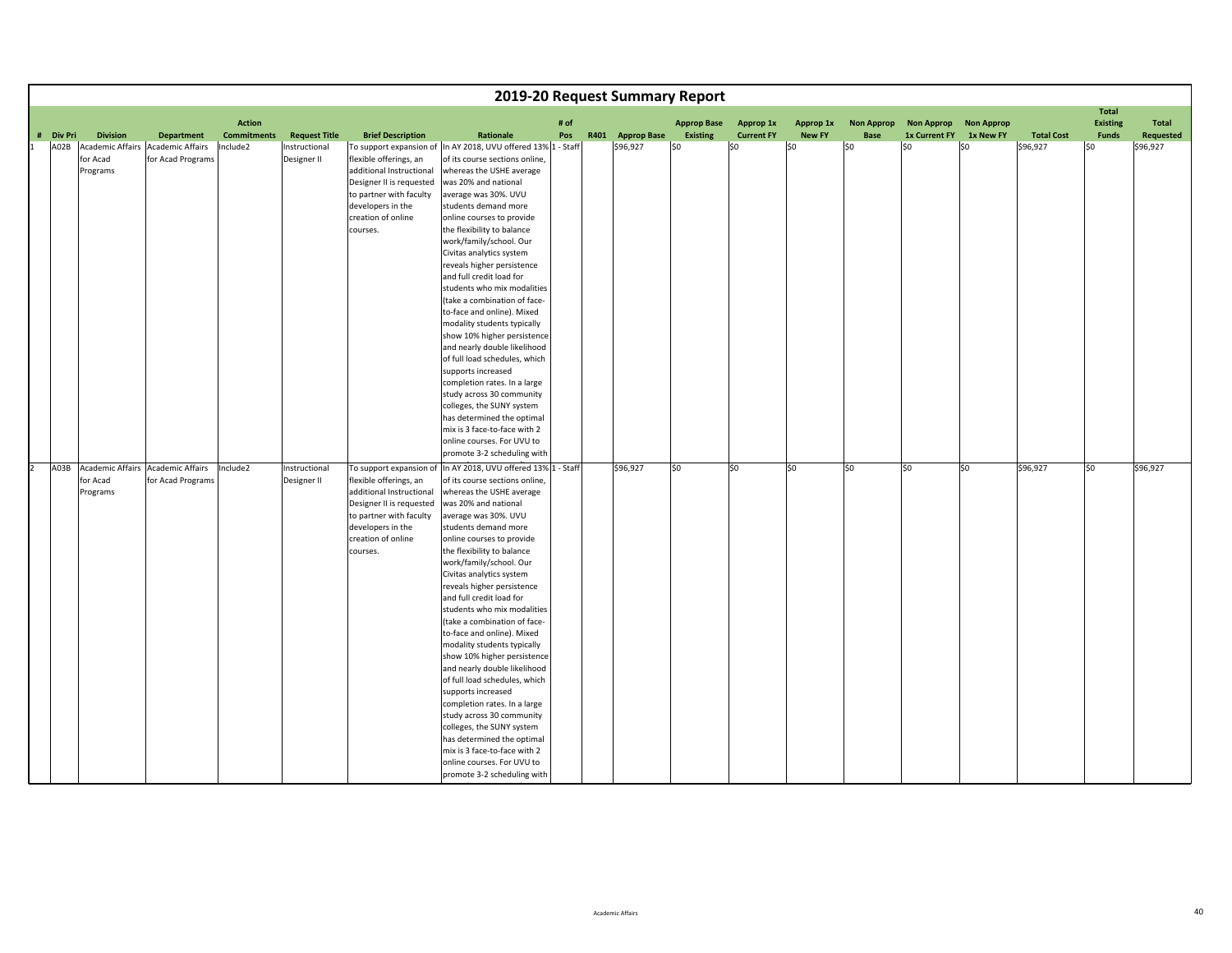# 2019-20 Request Summary Report

| # | Div Pri | Division | Department | Action Commitments | Request Title | Brief Description | Rationale | # of Pos | R401 | Approp Base | Approp Base Existing | Approp 1x Current FY | Approp 1x New FY | Non Approp Base | Non Approp 1x Current FY | Non Approp 1x New FY | Total Cost | Total Existing Funds | Total Requested |
|---|---|---|---|---|---|---|---|---|---|---|---|---|---|---|---|---|---|---|---|
| 1 | A02B | Academic Affairs for Acad Programs | Academic Affairs for Acad Programs | Include2 | Instructional Designer II | To support expansion of flexible offerings, an additional Instructional Designer II is requested to partner with faculty developers in the creation of online courses. | In AY 2018, UVU offered 13% of its course sections online, whereas the USHE average was 20% and national average was 30%. UVU students demand more online courses to provide the flexibility to balance work/family/school. Our Civitas analytics system reveals higher persistence and full credit load for students who mix modalities (take a combination of face-to-face and online). Mixed modality students typically show 10% higher persistence and nearly double likelihood of full load schedules, which supports increased completion rates. In a large study across 30 community colleges, the SUNY system has determined the optimal mix is 3 face-to-face with 2 online courses. For UVU to promote 3-2 scheduling with | 1 - Staff | | $96,927 | $0 | $0 | $0 | $0 | $0 | $0 | $96,927 | $0 | $96,927 |
| 2 | A03B | Academic Affairs for Acad Programs | Academic Affairs for Acad Programs | Include2 | Instructional Designer II | To support expansion of flexible offerings, an additional Instructional Designer II is requested to partner with faculty developers in the creation of online courses. | In AY 2018, UVU offered 13% of its course sections online, whereas the USHE average was 20% and national average was 30%. UVU students demand more online courses to provide the flexibility to balance work/family/school. Our Civitas analytics system reveals higher persistence and full credit load for students who mix modalities (take a combination of face-to-face and online). Mixed modality students typically show 10% higher persistence and nearly double likelihood of full load schedules, which supports increased completion rates. In a large study across 30 community colleges, the SUNY system has determined the optimal mix is 3 face-to-face with 2 online courses. For UVU to promote 3-2 scheduling with | 1 - Staff | | $96,927 | $0 | $0 | $0 | $0 | $0 | $0 | $96,927 | $0 | $96,927 |

Academic Affairs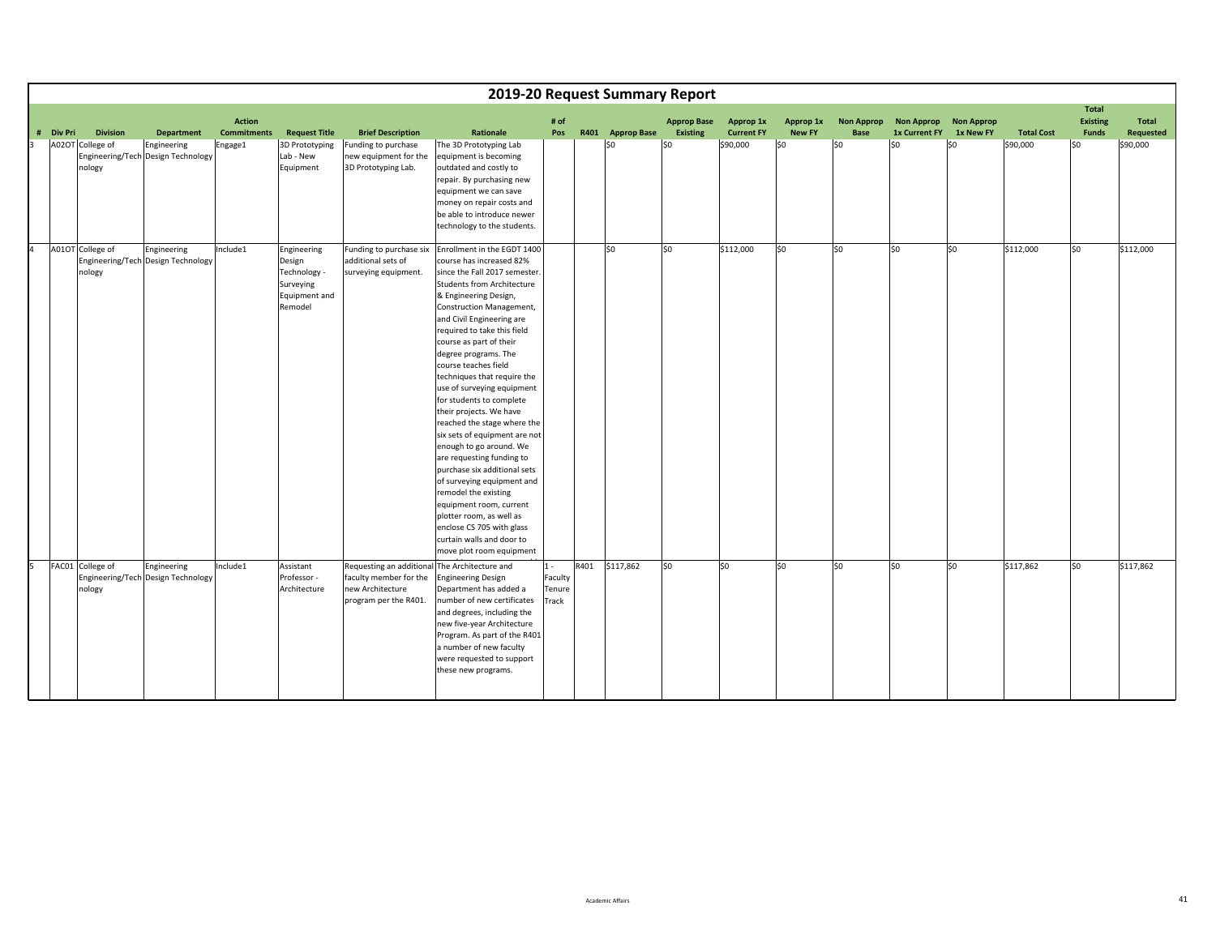## 2019-20 Request Summary Report

| # | Div Pri | Division | Department | Action Commitments | Request Title | Brief Description | Rationale | # of Pos | R401 | Approp Base | Approp Base Existing | Approp 1x Current FY | Approp 1x New FY | Non Approp Base | Non Approp 1x Current FY | Non Approp 1x New FY | Total Cost | Total Existing Funds | Total Requested |
|---|---|---|---|---|---|---|---|---|---|---|---|---|---|---|---|---|---|---|---|
| 3 | A02OT | College of Engineering/Technology | Engineering Design Technology | Engage1 | 3D Prototyping Lab - New Equipment | Funding to purchase new equipment for the 3D Prototyping Lab. | The 3D Prototyping Lab equipment is becoming outdated and costly to repair. By purchasing new equipment we can save money on repair costs and be able to introduce newer technology to the students. | | | $0 | $0 | $90,000 | $0 | $0 | $0 | $0 | $90,000 | $0 | $90,000 |
| 4 | A01OT | College of Engineering/Technology | Engineering Design Technology | Include1 | Engineering Design Technology - Surveying Equipment and Remodel | Funding to purchase six additional sets of surveying equipment. | Enrollment in the EGDT 1400 course has increased 82% since the Fall 2017 semester. Students from Architecture & Engineering Design, Construction Management, and Civil Engineering are required to take this field course as part of their degree programs. The course teaches field techniques that require the use of surveying equipment for students to complete their projects. We have reached the stage where the six sets of equipment are not enough to go around. We are requesting funding to purchase six additional sets of surveying equipment and remodel the existing equipment room, current plotter room, as well as enclose CS 705 with glass curtain walls and door to move plot room equipment | | | $0 | $0 | $112,000 | $0 | $0 | $0 | $0 | $112,000 | $0 | $112,000 |
| 5 | FAC01 | College of Engineering/Technology | Engineering Design Technology | Include1 | Assistant Professor - Architecture | Requesting an additional faculty member for the new Architecture program per the R401. | The Architecture and Engineering Design Department has added a number of new certificates and degrees, including the new five-year Architecture Program. As part of the R401 a number of new faculty were requested to support these new programs. | 1 - Faculty Tenure Track | R401 | $117,862 | $0 | $0 | $0 | $0 | $0 | $0 | $117,862 | $0 | $117,862 |

Academic Affairs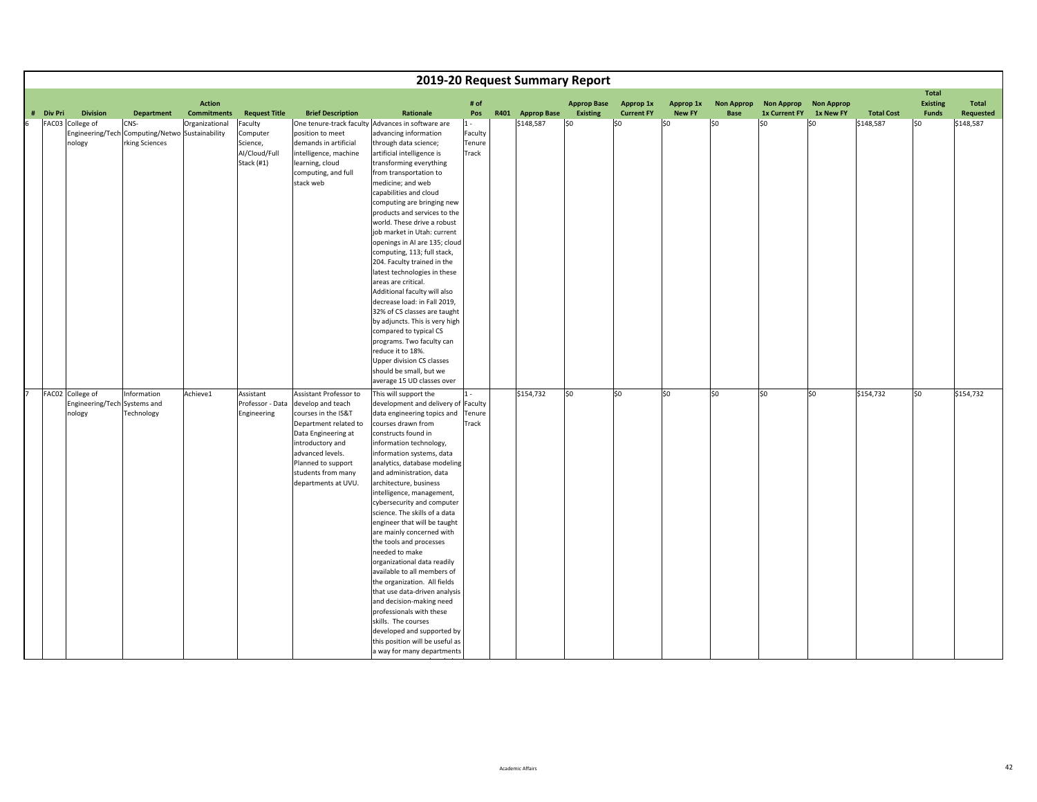# 2019-20 Request Summary Report

| # | Div Pri | Division | Department | Action Commitments | Request Title | Brief Description | Rationale | # of Pos | R401 | Approp Base | Approp Base Existing | Approp 1x Current FY | Approp 1x New FY | Non Approp Base | Non Approp 1x Current FY | Non Approp 1x New FY | Total Cost | Total Existing Funds | Total Requested |
|---|---|---|---|---|---|---|---|---|---|---|---|---|---|---|---|---|---|---|---|
| 6 | FAC03 | College of Engineering/Technology | CNS-Computing/Networking Sciences | Organizational Sustainability | Faculty Computer Science, AI/Cloud/Full Stack (#1) | One tenure-track faculty position to meet demands in artificial intelligence, machine learning, cloud computing, and full stack web | Advances in software are advancing information through data science; artificial intelligence is transforming everything from transportation to medicine; and web capabilities and cloud computing are bringing new products and services to the world. These drive a robust job market in Utah: current openings in AI are 135; cloud computing, 113; full stack, 204. Faculty trained in the latest technologies in these areas are critical. Additional faculty will also decrease load: in Fall 2019, 32% of CS classes are taught by adjuncts. This is very high compared to typical CS programs. Two faculty can reduce it to 18%. Upper division CS classes should be small, but we average 15 UD classes over | 1 - Faculty Tenure Track | | $148,587 | $0 | $0 | $0 | $0 | $0 | $0 | $148,587 | $0 | $148,587 |
| 7 | FAC02 | College of Engineering/Technology | Information Systems and Technology | Achieve1 | Assistant Professor - Data Engineering | Assistant Professor to develop and teach courses in the IS&T Department related to Data Engineering at introductory and advanced levels. Planned to support students from many departments at UVU. | This will support the development and delivery of data engineering topics and courses drawn from constructs found in information technology, information systems, data analytics, database modeling and administration, data architecture, business intelligence, management, cybersecurity and computer science. The skills of a data engineer that will be taught are mainly concerned with the tools and processes needed to make organizational data readily available to all members of the organization. All fields that use data-driven analysis and decision-making need professionals with these skills. The courses developed and supported by this position will be useful as a way for many departments | 1 - Faculty Tenure Track | | $154,732 | $0 | $0 | $0 | $0 | $0 | $0 | $154,732 | $0 | $154,732 |

Academic Affairs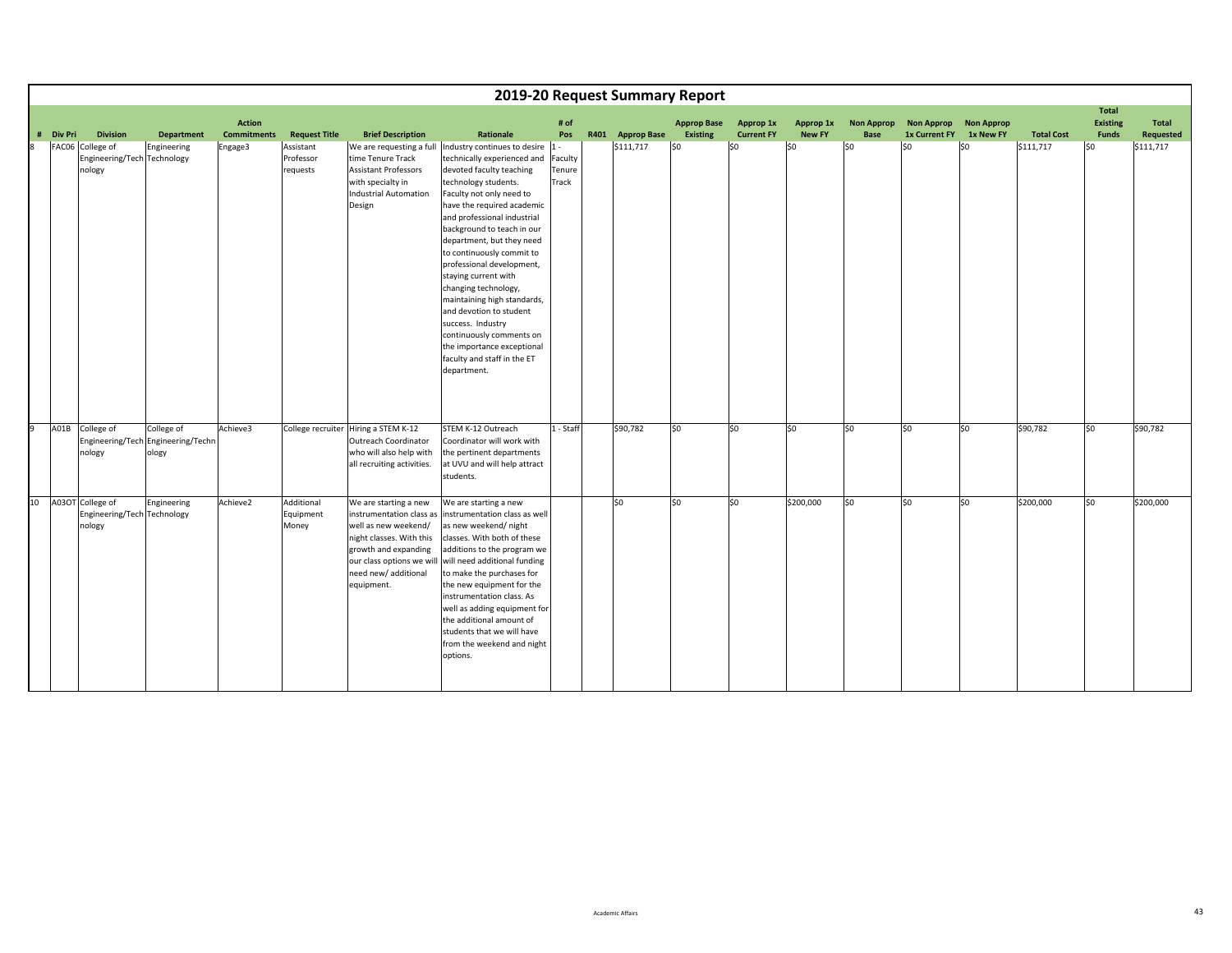# 2019-20 Request Summary Report

| # | Div Pri | Division | Department | Action Commitments | Request Title | Brief Description | Rationale | # of Pos | R401 | Approp Base | Approp Base Existing | Approp 1x Current FY | Approp 1x New FY | Non Approp Base | Non Approp 1x Current FY | Non Approp 1x New FY | Total Cost | Total Existing Funds | Total Requested |
|---|---|---|---|---|---|---|---|---|---|---|---|---|---|---|---|---|---|---|---|
| 8 | FAC06 | College of Engineering/Technology | Engineering Technology | Engage3 | Assistant Professor requests | We are requesting a full time Tenure Track Assistant Professors with specialty in Industrial Automation Design | Industry continues to desire technically experienced and devoted faculty teaching technology students. Faculty not only need to have the required academic and professional industrial background to teach in our department, but they need to continuously commit to professional development, staying current with changing technology, maintaining high standards, and devotion to student success. Industry continuously comments on the importance exceptional faculty and staff in the ET department. | 1 - Faculty Tenure Track | | $111,717 | $0 | $0 | $0 | $0 | $0 | $0 | $111,717 | $0 | $111,717 |
| 9 | A01B | College of Engineering/Technology | College of Engineering/Technology | Achieve3 | College recruiter | Hiring a STEM K-12 Outreach Coordinator who will also help with all recruiting activities. | STEM K-12 Outreach Coordinator will work with the pertinent departments at UVU and will help attract students. | 1 - Staff | | $90,782 | $0 | $0 | $0 | $0 | $0 | $0 | $90,782 | $0 | $90,782 |
| 10 | A03OT | College of Engineering/Technology | Engineering Technology | Achieve2 | Additional Equipment Money | We are starting a new instrumentation class as well as new weekend/ night classes. With this growth and expanding our class options we will need new/ additional equipment. | We are starting a new instrumentation class as well as new weekend/ night classes. With both of these additions to the program we will need additional funding to make the purchases for the new equipment for the instrumentation class. As well as adding equipment for the additional amount of students that we will have from the weekend and night options. | | | $0 | $0 | $0 | $200,000 | $0 | $0 | $0 | $200,000 | $0 | $200,000 |

Academic Affairs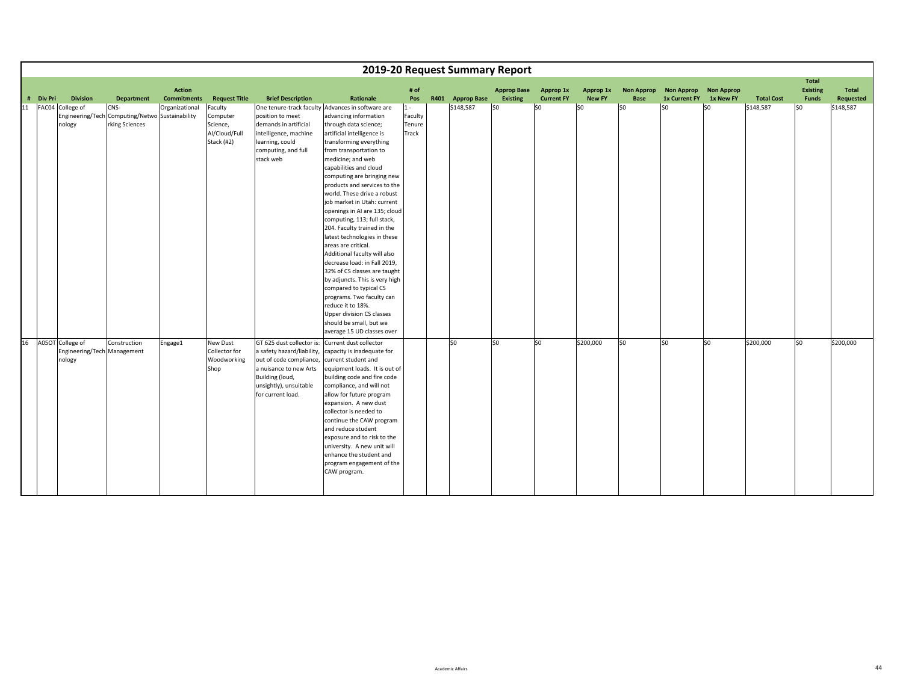# 2019-20 Request Summary Report

| # | Div Pri | Division | Department | Action Commitments | Request Title | Brief Description | Rationale | # of Pos | R401 | Approp Base | Approp Base Existing | Approp 1x Current FY | Approp 1x New FY | Non Approp Base | Non Approp 1x Current FY | Non Approp 1x New FY | Total Cost | Total Existing Funds | Total Requested |
|---|---|---|---|---|---|---|---|---|---|---|---|---|---|---|---|---|---|---|---|
| 11 | FAC04 | College of Engineering/Technology | CNS-Computing/Networking Sciences | Organizational Sustainability | Faculty Computer Science, AI/Cloud/Full Stack (#2) | One tenure-track faculty position to meet demands in artificial intelligence, machine learning, could computing, and full stack web | Advances in software are advancing information through data science; artificial intelligence is transforming everything from transportation to medicine; and web capabilities and cloud computing are bringing new products and services to the world. These drive a robust job market in Utah: current openings in AI are 135; cloud computing, 113; full stack, 204. Faculty trained in the latest technologies in these areas are critical. Additional faculty will also decrease load: in Fall 2019, 32% of CS classes are taught by adjuncts. This is very high compared to typical CS programs. Two faculty can reduce it to 18%. Upper division CS classes should be small, but we average 15 UD classes over | 1 - Faculty Tenure Track | | $148,587 | $0 | $0 | $0 | $0 | $0 | $0 | $148,587 | $0 | $148,587 |
| 16 | A05OT | College of Engineering/Technology | Construction Management | Engage1 | New Dust Collector for Woodworking Shop | GT 625 dust collector is: a safety hazard/liability, out of code compliance, a nuisance to new Arts Building (loud, unsightly), unsuitable for current load. | Current dust collector capacity is inadequate for current student and equipment loads. It is out of building code and fire code compliance, and will not allow for future program expansion. A new dust collector is needed to continue the CAW program and reduce student exposure and to risk to the university. A new unit will enhance the student and program engagement of the CAW program. | | | $0 | $0 | $0 | $200,000 | $0 | $0 | $0 | $200,000 | $0 | $200,000 |

Academic Affairs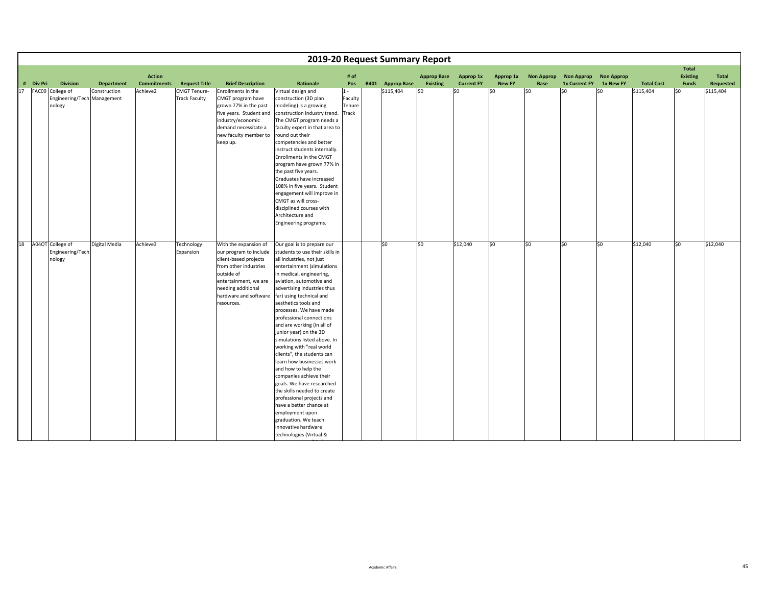# 2019-20 Request Summary Report

| # | Div Pri | Division | Department | Action Commitments | Request Title | Brief Description | Rationale | # of Pos | R401 | Approp Base | Approp Base Existing | Approp 1x Current FY | Approp 1x New FY | Non Approp Base | Non Approp 1x Current FY | Non Approp 1x New FY | Total Cost | Total Existing Funds | Total Requested |
|---|---|---|---|---|---|---|---|---|---|---|---|---|---|---|---|---|---|---|---|
| 17 | FAC09 | College of Engineering/Technology | Construction Management | Achieve2 | CMGT Tenure-Track Faculty | Enrollments in the CMGT program have grown 77% in the past five years. Student and industry/economic demand necessitate a new faculty member to keep up. | Virtual design and construction (3D plan modeling) is a growing construction industry trend. The CMGT program needs a faculty expert in that area to round out their competencies and better instruct students internally. Enrollments in the CMGT program have grown 77% in the past five years. Graduates have increased 108% in five years. Student engagement will improve in CMGT as will cross-disciplined courses with Architecture and Engineering programs. | 1 - Faculty Tenure Track | | $115,404 | $0 | $0 | $0 | $0 | $0 | $0 | $115,404 | $0 | $115,404 |
| 18 | A04OT | College of Engineering/Technology | Digital Media | Achieve3 | Technology Expansion | With the expansion of our program to include client-based projects from other industries outside of entertainment, we are needing additional hardware and software resources. | Our goal is to prepare our students to use their skills in all industries, not just entertainment (simulations in medical, engineering, aviation, automotive and advertising industries thus far) using technical and aesthetics tools and processes. We have made professional connections and are working (in all of junior year) on the 3D simulations listed above. In working with "real world clients", the students can learn how businesses work and how to help the companies achieve their goals. We have researched the skills needed to create professional projects and have a better chance at employment upon graduation. We teach innovative hardware technologies (Virtual & | | | $0 | $0 | $12,040 | $0 | $0 | $0 | $0 | $12,040 | $0 | $12,040 |

Academic Affairs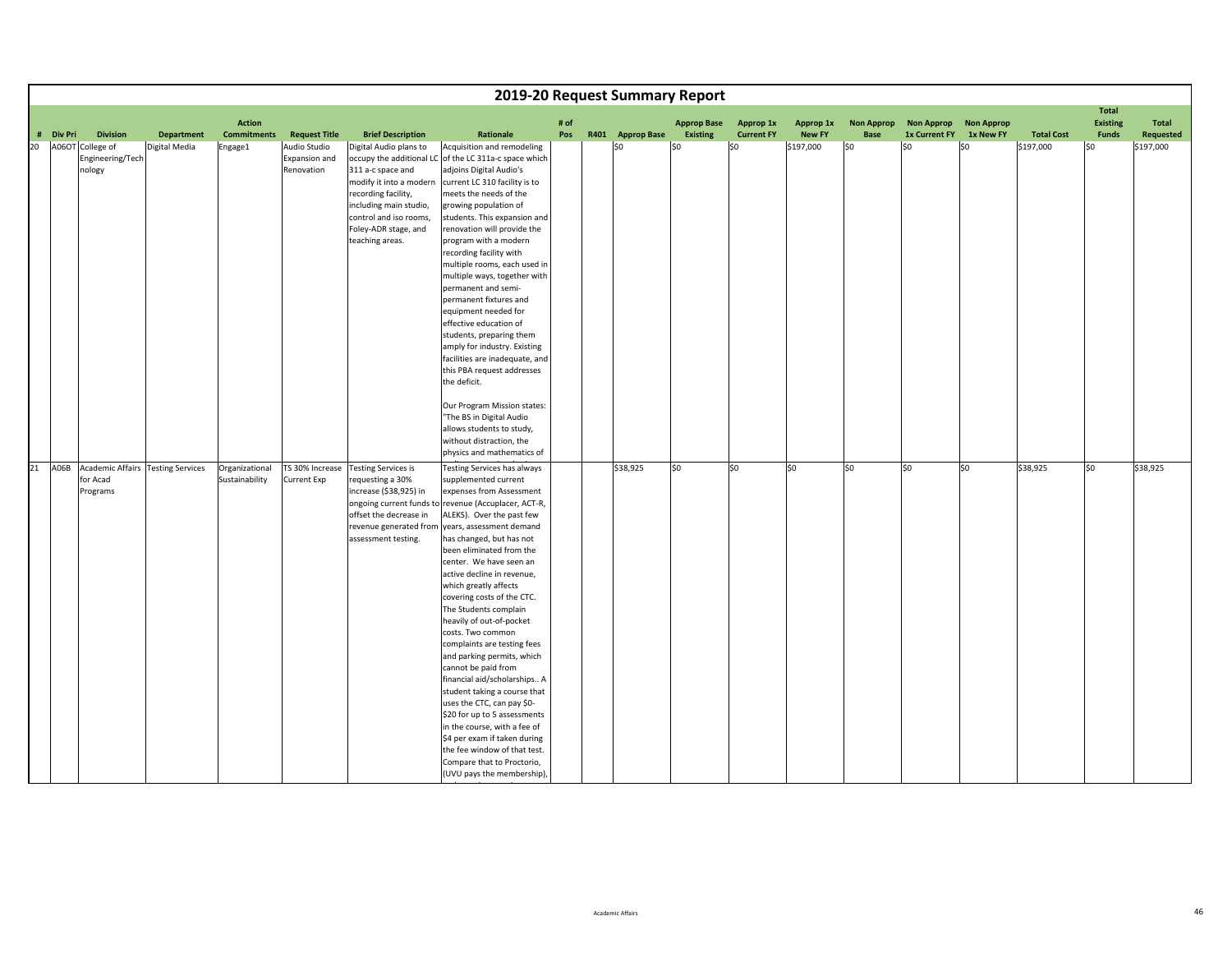# 2019-20 Request Summary Report

| # | Div Pri | Division | Department | Action Commitments | Request Title | Brief Description | Rationale | # of Pos | R401 | Approp Base | Approp Base Existing | Approp 1x Current FY | Approp 1x New FY | Non Approp Base | Non Approp 1x Current FY | Non Approp 1x New FY | Total Cost | Total Existing Funds | Total Requested |
|---|---|---|---|---|---|---|---|---|---|---|---|---|---|---|---|---|---|---|---|
| 20 | A06OT | College of Engineering/Technology | Digital Media | Engage1 | Audio Studio Expansion and Renovation | Digital Audio plans to occupy the additional LC 311 a-c space and modify it into a modern recording facility, including main studio, control and iso rooms, Foley-ADR stage, and teaching areas. | Acquisition and remodeling of the LC 311a-c space which adjoins Digital Audio's current LC 310 facility is to meets the needs of the growing population of students. This expansion and renovation will provide the program with a modern recording facility with multiple rooms, each used in multiple ways, together with permanent and semi-permanent fixtures and equipment needed for effective education of students, preparing them amply for industry. Existing facilities are inadequate, and this PBA request addresses the deficit. Our Program Mission states: "The BS in Digital Audio allows students to study, without distraction, the physics and mathematics of | | | $0 | $0 | $0 | $197,000 | $0 | $0 | $0 | $197,000 | $0 | $197,000 |
| 21 | A06B | Academic Affairs for Acad Programs | Testing Services | Organizational Sustainability | TS 30% Increase Current Exp | Testing Services is requesting a 30% increase ($38,925) in ongoing current funds to offset the decrease in revenue generated from assessment testing. | Testing Services has always supplemented current expenses from Assessment revenue (Accuplacer, ACT-R, ALEKS). Over the past few years, assessment demand has changed, but has not been eliminated from the center. We have seen an active decline in revenue, which greatly affects covering costs of the CTC. The Students complain heavily of out-of-pocket costs. Two common complaints are testing fees and parking permits, which cannot be paid from financial aid/scholarships.. A student taking a course that uses the CTC, can pay $0-$20 for up to 5 assessments in the course, with a fee of $4 per exam if taken during the fee window of that test. Compare that to Proctorio, (UVU pays the membership), | | | $38,925 | $0 | $0 | $0 | $0 | $0 | $0 | $38,925 | $0 | $38,925 |

Academic Affairs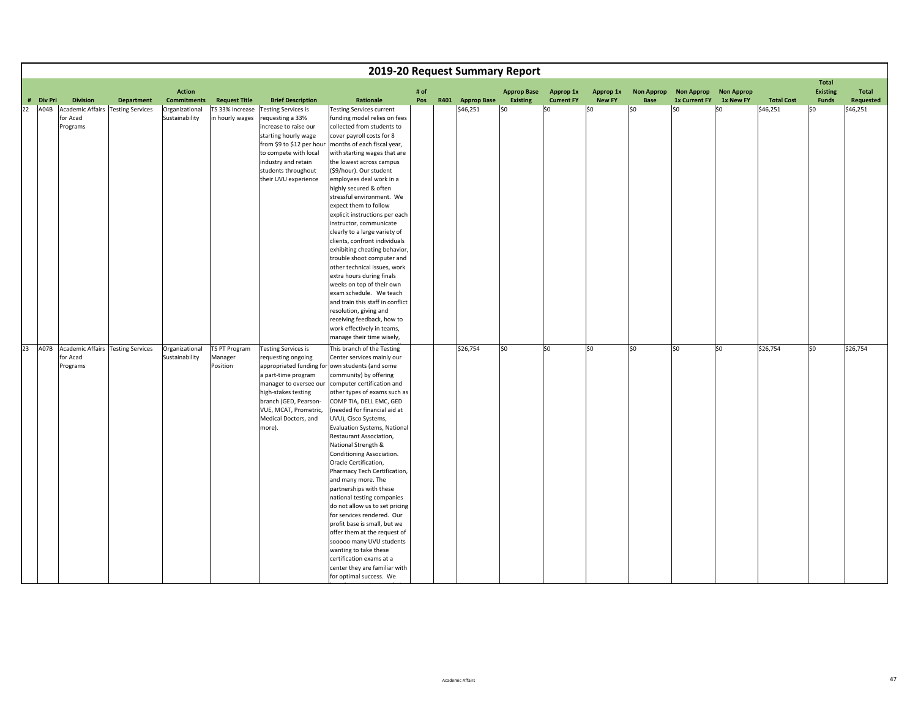# 2019-20 Request Summary Report

| # | Div Pri | Division | Department | Action Commitments | Request Title | Brief Description | Rationale | # of Pos | R401 | Approp Base | Approp Base Existing | Approp 1x Current FY | Approp 1x New FY | Non Approp Base | Non Approp 1x Current FY | Non Approp 1x New FY | Total Cost | Total Existing Funds | Total Requested |
|---|---|---|---|---|---|---|---|---|---|---|---|---|---|---|---|---|---|---|---|
| 22 | A04B | Academic Affairs for Acad Programs | Testing Services | Organizational Sustainability | TS 33% Increase in hourly wages | Testing Services is requesting a 33% increase to raise our starting hourly wage from $9 to $12 per hour to compete with local industry and retain students throughout their UVU experience | Testing Services current funding model relies on fees collected from students to cover payroll costs for 8 months of each fiscal year, with starting wages that are the lowest across campus ($9/hour). Our student employees deal work in a highly secured & often stressful environment. We expect them to follow explicit instructions per each instructor, communicate clearly to a large variety of clients, confront individuals exhibiting cheating behavior, trouble shoot computer and other technical issues, work extra hours during finals weeks on top of their own exam schedule. We teach and train this staff in conflict resolution, giving and receiving feedback, how to work effectively in teams, manage their time wisely, | | | $46,251 | $0 | $0 | $0 | $0 | $0 | $0 | $46,251 | $0 | $46,251 |
| 23 | A07B | Academic Affairs for Acad Programs | Testing Services | Organizational Sustainability | TS PT Program Manager Position | Testing Services is requesting ongoing appropriated funding for a part-time program manager to oversee our high-stakes testing branch (GED, Pearson-VUE, MCAT, Prometric, Medical Doctors, and more). | This branch of the Testing Center services mainly our own students (and some community) by offering computer certification and other types of exams such as COMP TIA, DELL EMC, GED (needed for financial aid at UVU), Cisco Systems, Evaluation Systems, National Restaurant Association, National Strength & Conditioning Association. Oracle Certification, Pharmacy Tech Certification, and many more. The partnerships with these national testing companies do not allow us to set pricing for services rendered. Our profit base is small, but we offer them at the request of sooooo many UVU students wanting to take these certification exams at a center they are familiar with for optimal success. We | | | $26,754 | $0 | $0 | $0 | $0 | $0 | $0 | $26,754 | $0 | $26,754 |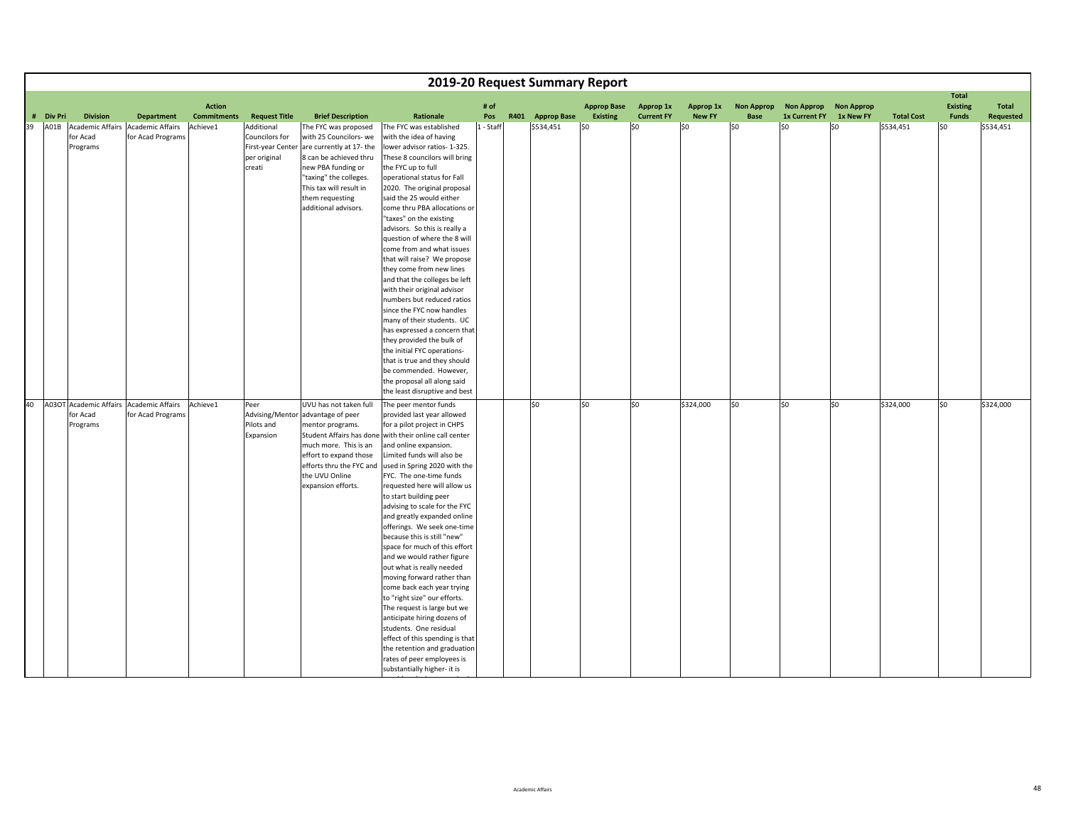# 2019-20 Request Summary Report

| # | Div Pri | Division | Department | Action Commitments | Request Title | Brief Description | Rationale | # of Pos | R401 | Approp Base | Approp Base Existing | Approp 1x Current FY | Approp 1x New FY | Non Approp Base | Non Approp 1x Current FY | Non Approp 1x New FY | Total Cost | Total Existing Funds | Total Requested |
|---|---|---|---|---|---|---|---|---|---|---|---|---|---|---|---|---|---|---|---|
| 39 | A01B | Academic Affairs for Acad Programs | Academic Affairs for Acad Programs | Achieve1 | Additional Councilors for First-year Center per original creati | The FYC was proposed with 25 Councilors- we are currently at 17- the 8 can be achieved thru new PBA funding or "taxing" the colleges. This tax will result in them requesting additional advisors. | The FYC was established with the idea of having lower advisor ratios- 1-325. These 8 councilors will bring the FYC up to full operational status for Fall 2020. The original proposal said the 25 would either come thru PBA allocations or "taxes" on the existing advisors. So this is really a question of where the 8 will come from and what issues that will raise? We propose they come from new lines and that the colleges be left with their original advisor numbers but reduced ratios since the FYC now handles many of their students. UC has expressed a concern that they provided the bulk of the initial FYC operations- that is true and they should be commended. However, the proposal all along said the least disruptive and best | 1 - Staff | | $534,451 | $0 | $0 | $0 | $0 | $0 | $0 | $534,451 | $0 | $534,451 |
| 40 | A03OT | Academic Affairs for Acad Programs | Academic Affairs for Acad Programs | Achieve1 | Peer Advising/Mentor Pilots and Expansion | UVU has not taken full advantage of peer mentor programs. Student Affairs has done much more. This is an effort to expand those efforts thru the FYC and the UVU Online expansion efforts. | The peer mentor funds provided last year allowed for a pilot project in CHPS with their online call center and online expansion. Limited funds will also be used in Spring 2020 with the FYC. The one-time funds requested here will allow us to start building peer advising to scale for the FYC and greatly expanded online offerings. We seek one-time because this is still "new" space for much of this effort and we would rather figure out what is really needed moving forward rather than come back each year trying to "right size" our efforts. The request is large but we anticipate hiring dozens of students. One residual effect of this spending is that the retention and graduation rates of peer employees is substantially higher- it is | | | $0 | $0 | $0 | $324,000 | $0 | $0 | $0 | $324,000 | $0 | $324,000 |

Academic Affairs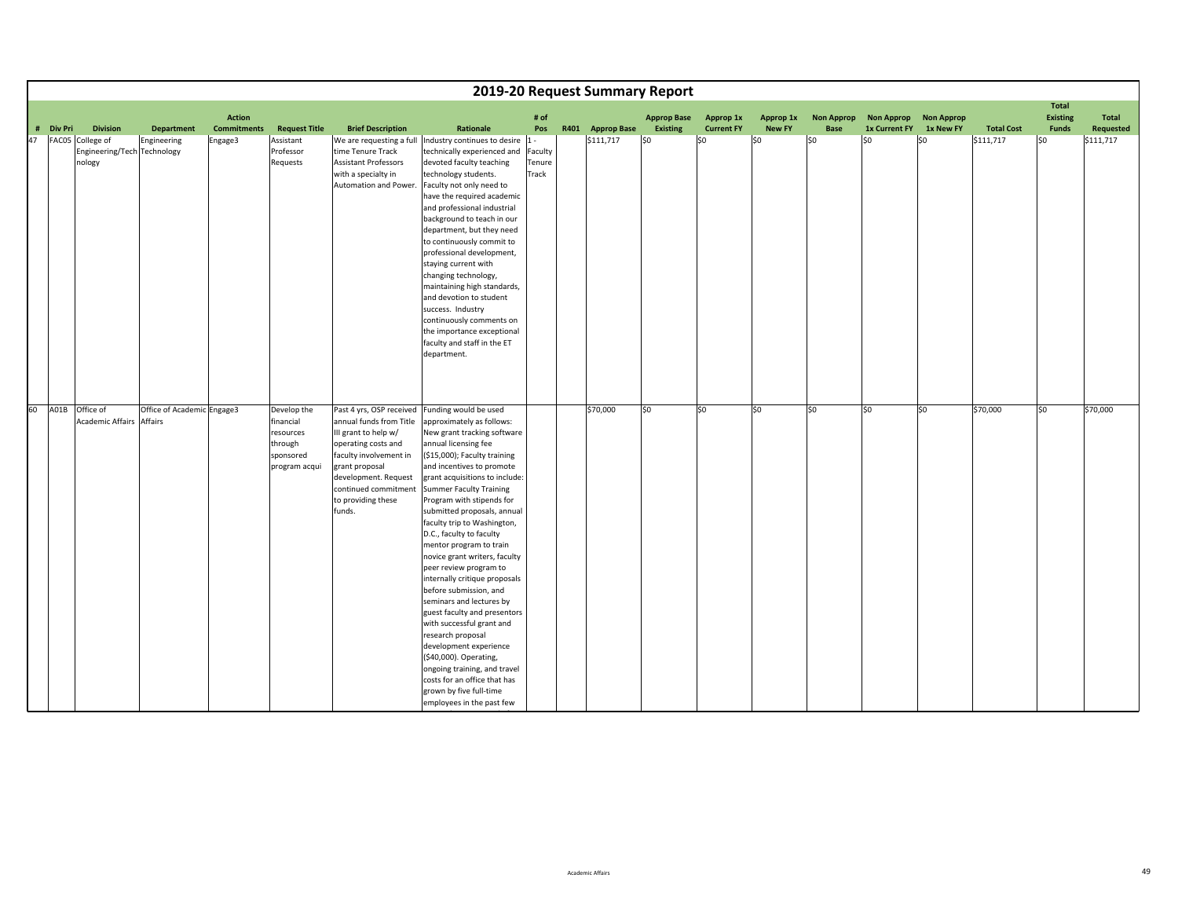# 2019-20 Request Summary Report

| # | Div Pri | Division | Department | Action Commitments | Request Title | Brief Description | Rationale | # of Pos | R401 | Approp Base | Approp Base Existing | Approp 1x Current FY | Approp 1x New FY | Non Approp Base | Non Approp 1x Current FY | Non Approp 1x New FY | Total Cost | Total Existing Funds | Total Requested |
|---|---|---|---|---|---|---|---|---|---|---|---|---|---|---|---|---|---|---|---|
| 47 | FAC05 | College of Engineering/Technology | Engineering Technology | Engage3 | Assistant Professor Requests | We are requesting a full time Tenure Track Assistant Professors with a specialty in Automation and Power. | Industry continues to desire technically experienced and devoted faculty teaching technology students. Faculty not only need to have the required academic and professional industrial background to teach in our department, but they need to continuously commit to professional development, staying current with changing technology, maintaining high standards, and devotion to student success. Industry continuously comments on the importance exceptional faculty and staff in the ET department. | 1 - Faculty Tenure Track | | $111,717 | $0 | $0 | $0 | $0 | $0 | $0 | $111,717 | $0 | $111,717 |
| 60 | A01B | Office of Academic Affairs | Office of Academic Affairs | Engage3 | Develop the financial resources through sponsored program acqui | Past 4 yrs, OSP received annual funds from Title III grant to help w/ operating costs and faculty involvement in grant proposal development. Request continued commitment to providing these funds. | Funding would be used approximately as follows: New grant tracking software annual licensing fee ($15,000); Faculty training and incentives to promote grant acquisitions to include: Summer Faculty Training Program with stipends for submitted proposals, annual faculty trip to Washington, D.C., faculty to faculty mentor program to train novice grant writers, faculty peer review program to internally critique proposals before submission, and seminars and lectures by guest faculty and presentors with successful grant and research proposal development experience ($40,000). Operating, ongoing training, and travel costs for an office that has grown by five full-time employees in the past few | | | $70,000 | $0 | $0 | $0 | $0 | $0 | $0 | $70,000 | $0 | $70,000 |

Academic Affairs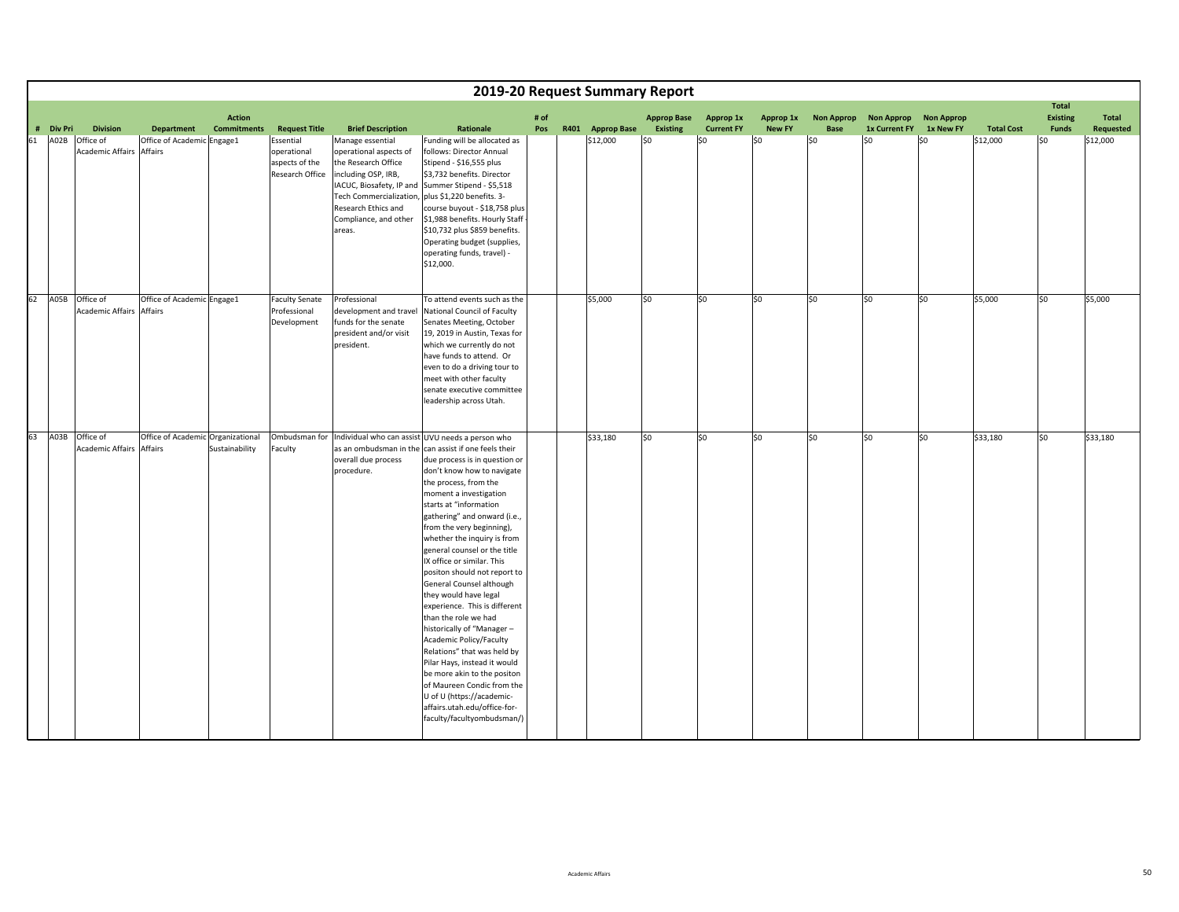# 2019-20 Request Summary Report

| # | Div Pri | Division | Department | Action Commitments | Request Title | Brief Description | Rationale | # of Pos | R401 | Approp Base | Approp Base Existing | Approp 1x Current FY | Approp 1x New FY | Non Approp Base | Non Approp 1x Current FY | Non Approp 1x New FY | Total Cost | Total Existing Funds | Total Requested |
|---|---|---|---|---|---|---|---|---|---|---|---|---|---|---|---|---|---|---|---|
| 61 | A02B | Office of Academic Affairs | Office of Academic Affairs | Engage1 | Essential operational aspects of the Research Office | Manage essential operational aspects of the Research Office including OSP, IRB, IACUC, Biosafety, IP and Tech Commercialization, Research Ethics and Compliance, and other areas. | Funding will be allocated as follows: Director Annual Stipend - $16,555 plus $3,732 benefits. Director Summer Stipend - $5,518 plus $1,220 benefits. 3-course buyout - $18,758 plus $1,988 benefits. Hourly Staff - $10,732 plus $859 benefits. Operating budget (supplies, operating funds, travel) - $12,000. | | | $12,000 | $0 | $0 | $0 | $0 | $0 | $0 | $12,000 | $0 | $12,000 |
| 62 | A05B | Office of Academic Affairs | Office of Academic Affairs | Engage1 | Faculty Senate Professional Development | Professional development and travel funds for the senate president and/or visit president. | To attend events such as the National Council of Faculty Senates Meeting, October 19, 2019 in Austin, Texas for which we currently do not have funds to attend. Or even to do a driving tour to meet with other faculty senate executive committee leadership across Utah. | | | $5,000 | $0 | $0 | $0 | $0 | $0 | $0 | $5,000 | $0 | $5,000 |
| 63 | A03B | Office of Academic Affairs | Office of Academic Affairs | Organizational Sustainability | Ombudsman for Faculty | Individual who can assist as an ombudsman in the overall due process procedure. | UVU needs a person who can assist if one feels their due process is in question or don't know how to navigate the process, from the moment a investigation starts at "information gathering" and onward (i.e., from the very beginning), whether the inquiry is from general counsel or the title IX office or similar. This positon should not report to General Counsel although they would have legal experience. This is different than the role we had historically of "Manager – Academic Policy/Faculty Relations" that was held by Pilar Hays, instead it would be more akin to the positon of Maureen Condic from the U of U (https://academic-affairs.utah.edu/office-for-faculty/facultyombudsman/) | | | $33,180 | $0 | $0 | $0 | $0 | $0 | $0 | $33,180 | $0 | $33,180 |

Academic Affairs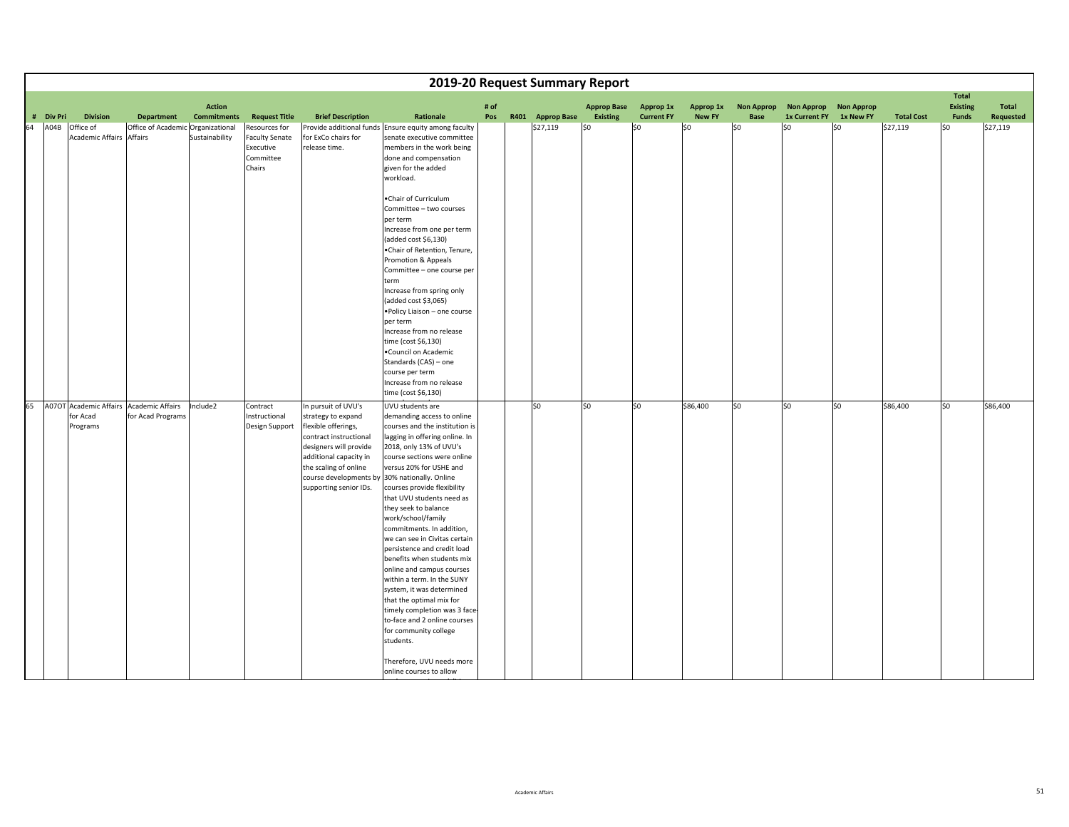# 2019-20 Request Summary Report

| # | Div Pri | Division | Department | Action Commitments | Request Title | Brief Description | Rationale | # of Pos | R401 | Approp Base | Approp Base Existing | Approp 1x Current FY | Approp 1x New FY | Non Approp Base | Non Approp 1x Current FY | Non Approp 1x New FY | Total Cost | Total Existing Funds | Total Requested |
|---|---|---|---|---|---|---|---|---|---|---|---|---|---|---|---|---|---|---|---|
| 64 | A04B | Office of Academic Affairs | Office of Academic Affairs | Organizational Sustainability | Resources for Faculty Senate Executive Committee Chairs | Provide additional funds for ExCo chairs for release time. | Ensure equity among faculty senate executive committee members in the work being done and compensation given for the added workload.<br><br>•Chair of Curriculum Committee – two courses per term<br>Increase from one per term (added cost $6,130)<br>•Chair of Retention, Tenure, Promotion & Appeals Committee – one course per term<br>Increase from spring only (added cost $3,065)<br>•Policy Liaison – one course per term<br>Increase from no release time (cost $6,130)<br>•Council on Academic Standards (CAS) – one course per term<br>Increase from no release time (cost $6,130) | | | $27,119 | $0 | $0 | $0 | $0 | $0 | $0 | $27,119 | $0 | $27,119 |
| 65 | A07OT | Academic Affairs for Acad Programs | Academic Affairs for Acad Programs | Include2 | Contract Instructional Design Support | In pursuit of UVU's strategy to expand flexible offerings, contract instructional designers will provide additional capacity in the scaling of online course developments by supporting senior IDs. | UVU students are demanding access to online courses and the institution is lagging in offering online. In 2018, only 13% of UVU's course sections were online versus 20% for USHE and 30% nationally. Online courses provide flexibility that UVU students need as they seek to balance work/school/family commitments. In addition, we can see in Civitas certain persistence and credit load benefits when students mix online and campus courses within a term. In the SUNY system, it was determined that the optimal mix for timely completion was 3 face-to-face and 2 online courses for community college students.<br><br>Therefore, UVU needs more online courses to allow | | | $0 | $0 | $0 | $86,400 | $0 | $0 | $0 | $86,400 | $0 | $86,400 |

Academic Affairs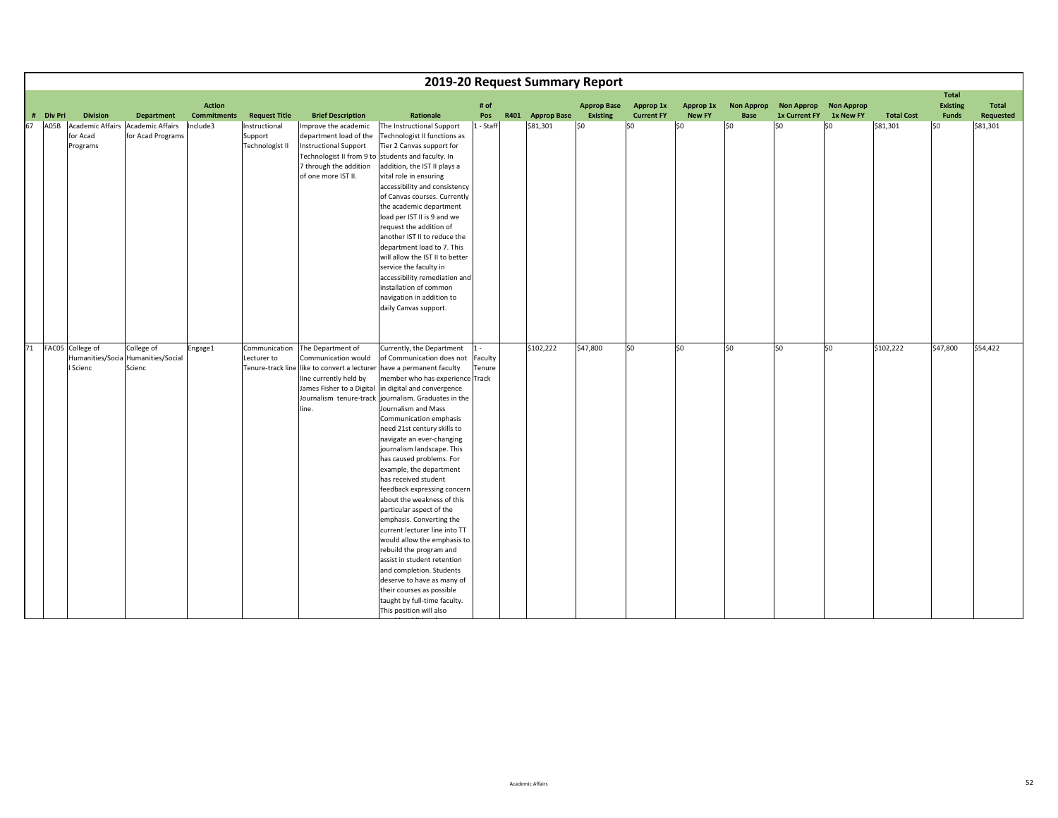# 2019-20 Request Summary Report

| # | Div Pri | Division | Department | Action Commitments | Request Title | Brief Description | Rationale | # of Pos | R401 | Approp Base | Approp Base Existing | Approp 1x Current FY | Approp 1x New FY | Non Approp Base | Non Approp 1x Current FY | Non Approp 1x New FY | Total Cost | Total Existing Funds | Total Requested |
|---|---|---|---|---|---|---|---|---|---|---|---|---|---|---|---|---|---|---|---|
| 67 | A05B | Academic Affairs for Acad Programs | Academic Affairs for Acad Programs | Include3 | Instructional Support Technologist II | Improve the academic department load of the Instructional Support Technologist II from 9 to 7 through the addition of one more IST II. | The Instructional Support Technologist II functions as Tier 2 Canvas support for students and faculty. In addition, the IST II plays a vital role in ensuring accessibility and consistency of Canvas courses. Currently the academic department load per IST II is 9 and we request the addition of another IST II to reduce the department load to 7. This will allow the IST II to better service the faculty in accessibility remediation and installation of common navigation in addition to daily Canvas support. | 1 - Staff | | $81,301 | $0 | $0 | $0 | $0 | $0 | $0 | $81,301 | $0 | $81,301 |
| 71 | FAC05 | College of Humanities/Social Scienc | College of Humanities/Social Scienc | Engage1 | Communication Lecturer to Tenure-track line | The Department of Communication would like to convert a lecturer line currently held by James Fisher to a Digital Journalism tenure-track line. | Currently, the Department of Communication does not have a permanent faculty member who has experience in digital and convergence journalism. Graduates in the Journalism and Mass Communication emphasis need 21st century skills to navigate an ever-changing journalism landscape. This has caused problems. For example, the department has received student feedback expressing concern about the weakness of this particular aspect of the emphasis. Converting the current lecturer line into TT would allow the emphasis to rebuild the program and assist in student retention and completion. Students deserve to have as many of their courses as possible taught by full-time faculty. This position will also | 1 - Faculty Tenure Track | | $102,222 | $47,800 | $0 | $0 | $0 | $0 | $0 | $102,222 | $47,800 | $54,422 |

Academic Affairs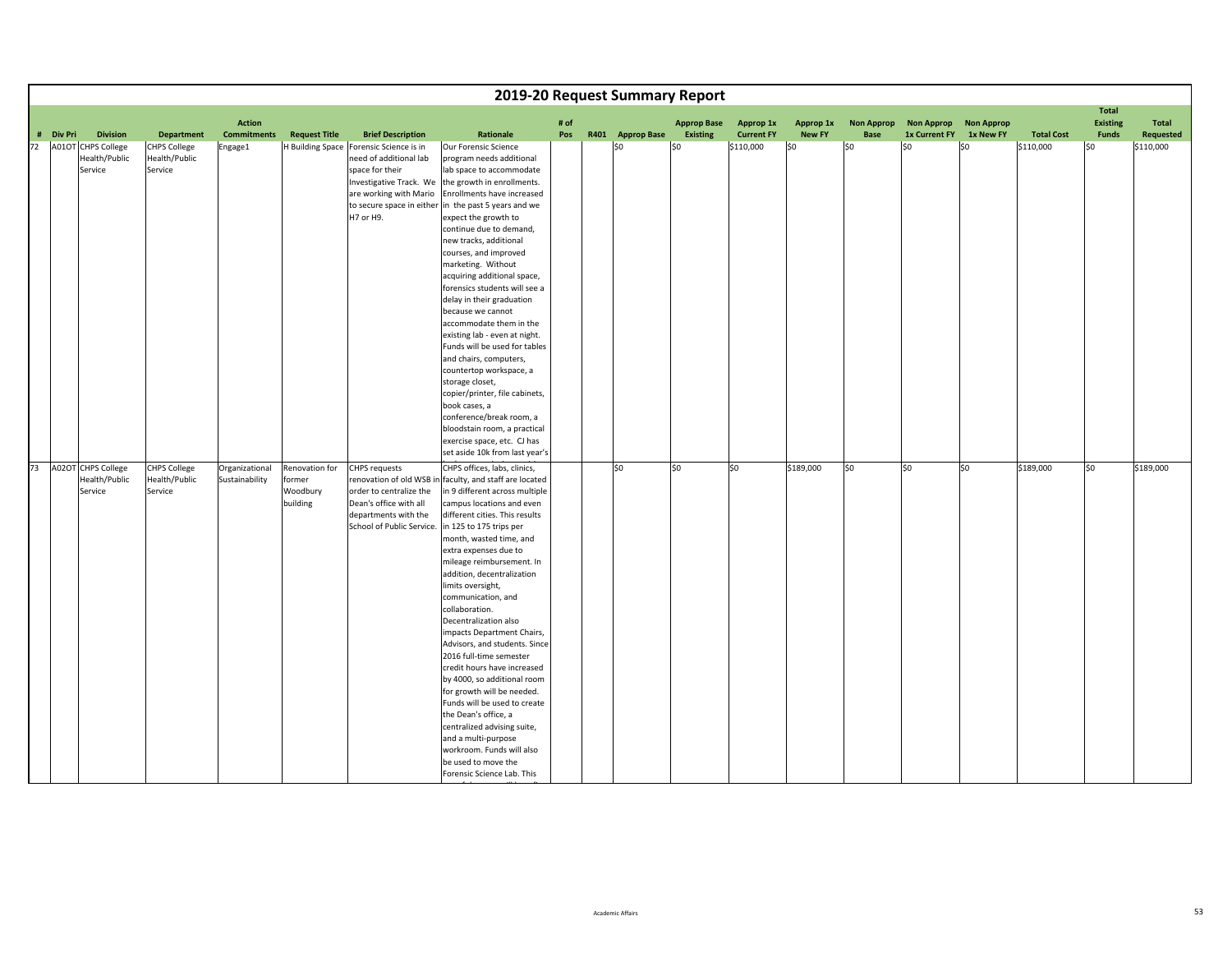# 2019-20 Request Summary Report

| # | Div Pri | Division | Department | Action Commitments | Request Title | Brief Description | Rationale | # of Pos | R401 | Approp Base | Approp Base Existing | Approp 1x Current FY | Approp 1x New FY | Non Approp Base | Non Approp 1x Current FY | Non Approp 1x New FY | Total Cost | Total Existing Funds | Total Requested |
|---|---|---|---|---|---|---|---|---|---|---|---|---|---|---|---|---|---|---|---|
| 72 | A01OT | CHPS College Health/Public Service | CHPS College Health/Public Service | Engage1 | H Building Space | Forensic Science is in need of additional lab space for their Investigative Track. We are working with Mario to secure space in either H7 or H9. | Our Forensic Science program needs additional lab space to accommodate the growth in enrollments. Enrollments have increased in the past 5 years and we expect the growth to continue due to demand, new tracks, additional courses, and improved marketing. Without acquiring additional space, forensics students will see a delay in their graduation because we cannot accommodate them in the existing lab - even at night. Funds will be used for tables and chairs, computers, countertop workspace, a storage closet, copier/printer, file cabinets, book cases, a conference/break room, a bloodstain room, a practical exercise space, etc. CJ has set aside 10k from last year's | | | $0 | $0 | $110,000 | $0 | $0 | $0 | $0 | $110,000 | $0 | $110,000 |
| 73 | A02OT | CHPS College Health/Public Service | CHPS College Health/Public Service | Organizational Sustainability | Renovation for former Woodbury building | CHPS requests renovation of old WSB in order to centralize the Dean's office with all departments with the School of Public Service. | CHPS offices, labs, clinics, faculty, and staff are located in 9 different across multiple campus locations and even different cities. This results in 125 to 175 trips per month, wasted time, and extra expenses due to mileage reimbursement. In addition, decentralization limits oversight, communication, and collaboration. Decentralization also impacts Department Chairs, Advisors, and students. Since 2016 full-time semester credit hours have increased by 4000, so additional room for growth will be needed. Funds will be used to create the Dean's office, a centralized advising suite, and a multi-purpose workroom. Funds will also be used to move the Forensic Science Lab. This | | | $0 | $0 | $0 | $189,000 | $0 | $0 | $0 | $189,000 | $0 | $189,000 |

Academic Affairs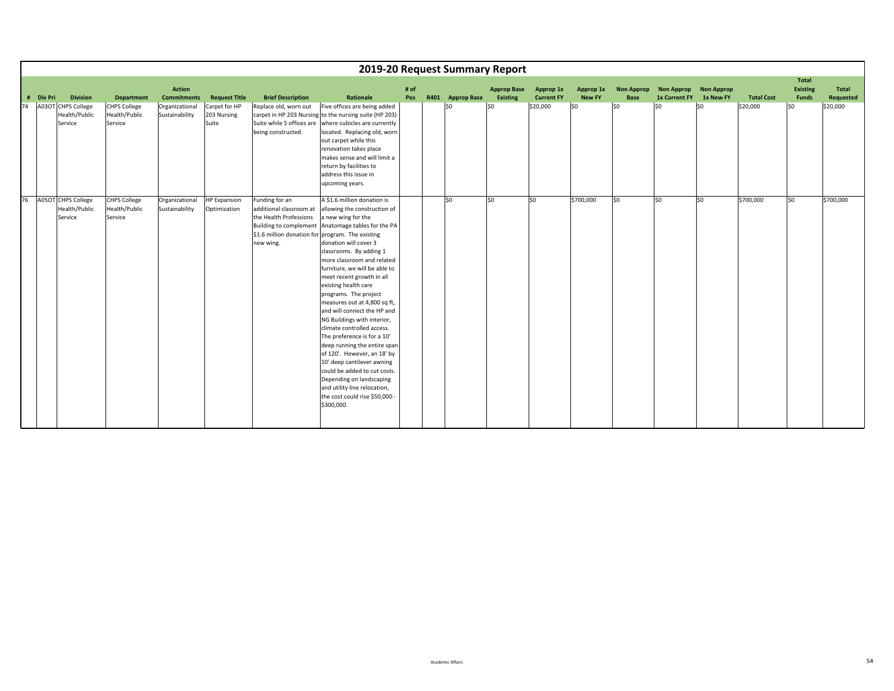# 2019-20 Request Summary Report

| # | Div Pri | Division | Department | Action Commitments | Request Title | Brief Description | Rationale | # of Pos | R401 | Approp Base | Approp Base Existing | Approp 1x Current FY | Approp 1x New FY | Non Approp Base | Non Approp 1x Current FY | Non Approp 1x New FY | Total Cost | Total Existing Funds | Total Requested |
|---|---|---|---|---|---|---|---|---|---|---|---|---|---|---|---|---|---|---|---|
| 74 | A03OT | CHPS College Health/Public Service | CHPS College Health/Public Service | Organizational Sustainability | Carpet for HP 203 Nursing Suite | Replace old, worn out carpet in HP 203 Nursing Suite while 5 offices are being constructed. | Five offices are being added to the nursing suite (HP 203) where cubicles are currently located. Replacing old, worn out carpet while this renovation takes place makes sense and will limit a return by facilities to address this issue in upcoming years. | | | $0 | $0 | $20,000 | $0 | $0 | $0 | $0 | $20,000 | $0 | $20,000 |
| 76 | A05OT | CHPS College Health/Public Service | CHPS College Health/Public Service | Organizational Sustainability | HP Expansion Optimization | Funding for an additional classroom at the Health Professions Building to complement $1.6 million donation for new wing. | A $1.6 million donation is allowing the construction of a new wing for the Anatomage tables for the PA program. The existing donation will cover 3 classrooms. By adding 1 more classroom and related furniture, we will be able to meet recent growth in all existing health care programs. The project measures out at 4,800 sq ft, and will connect the HP and NG Buildings with interior, climate controlled access. The preference is for a 10' deep running the entire span of 120'. However, an 18' by 10' deep cantilever awning could be added to cut costs. Depending on landscaping and utility line relocation, the cost could rise $50,000 - $300,000. | | | $0 | $0 | $0 | $700,000 | $0 | $0 | $0 | $700,000 | $0 | $700,000 |

Academic Affairs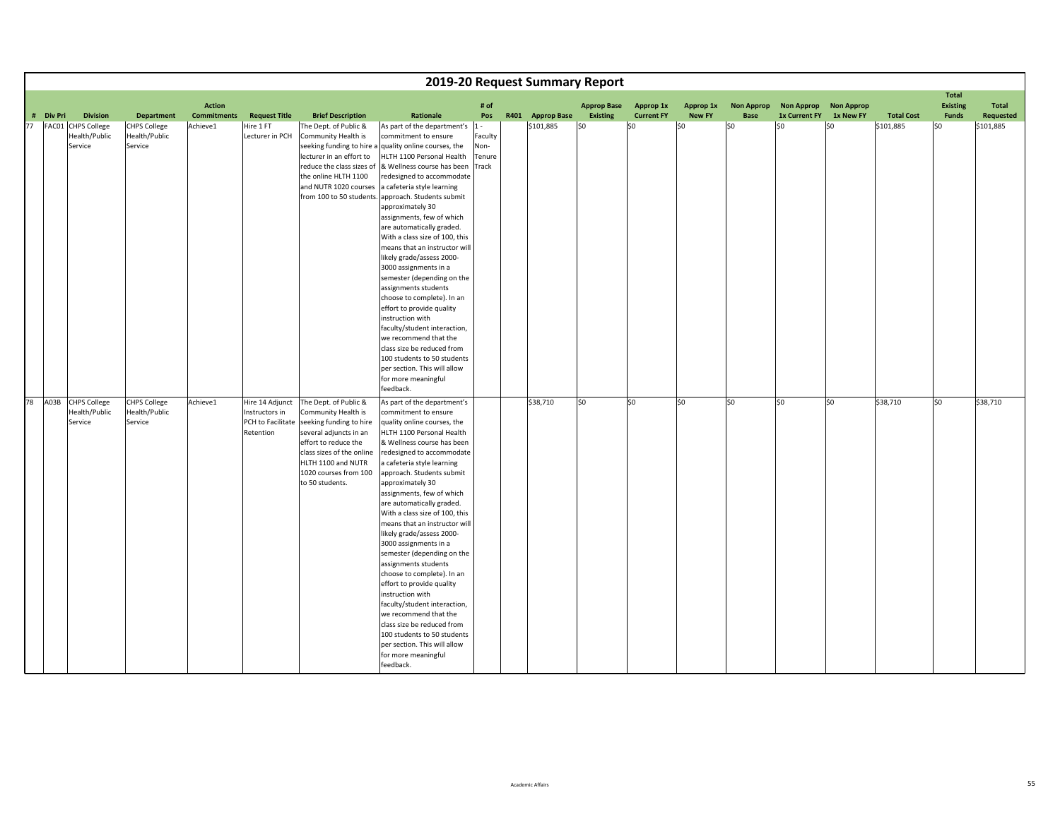# 2019-20 Request Summary Report

| # | Div Pri | Division | Department | Action Commitments | Request Title | Brief Description | Rationale | # of Pos | R401 | Approp Base | Approp Base Existing | Approp 1x Current FY | Approp 1x New FY | Non Approp Base | Non Approp 1x Current FY | Non Approp 1x New FY | Total Cost | Total Existing Funds | Total Requested |
|---|---|---|---|---|---|---|---|---|---|---|---|---|---|---|---|---|---|---|---|
| 77 | FAC01 | CHPS College Health/Public Service | CHPS College Health/Public Service | Achieve1 | Hire 1 FT Lecturer in PCH | The Dept. of Public & Community Health is seeking funding to hire a lecturer in an effort to reduce the class sizes of the online HLTH 1100 and NUTR 1020 courses from 100 to 50 students. | As part of the department's commitment to ensure quality online courses, the HLTH 1100 Personal Health & Wellness course has been redesigned to accommodate a cafeteria style learning approach. Students submit approximately 30 assignments, few of which are automatically graded. With a class size of 100, this means that an instructor will likely grade/assess 2000-3000 assignments in a semester (depending on the assignments students choose to complete). In an effort to provide quality instruction with faculty/student interaction, we recommend that the class size be reduced from 100 students to 50 students per section. This will allow for more meaningful feedback. | 1 - Faculty Non-Tenure Track | | $101,885 | $0 | $0 | $0 | $0 | $0 | $0 | $101,885 | $0 | $101,885 |
| 78 | A03B | CHPS College Health/Public Service | CHPS College Health/Public Service | Achieve1 | Hire 14 Adjunct Instructors in PCH to Facilitate Retention | The Dept. of Public & Community Health is seeking funding to hire several adjuncts in an effort to reduce the class sizes of the online HLTH 1100 and NUTR 1020 courses from 100 to 50 students. | As part of the department's commitment to ensure quality online courses, the HLTH 1100 Personal Health & Wellness course has been redesigned to accommodate a cafeteria style learning approach. Students submit approximately 30 assignments, few of which are automatically graded. With a class size of 100, this means that an instructor will likely grade/assess 2000-3000 assignments in a semester (depending on the assignments students choose to complete). In an effort to provide quality instruction with faculty/student interaction, we recommend that the class size be reduced from 100 students to 50 students per section. This will allow for more meaningful feedback. | | | $38,710 | $0 | $0 | $0 | $0 | $0 | $0 | $38,710 | $0 | $38,710 |

Academic Affairs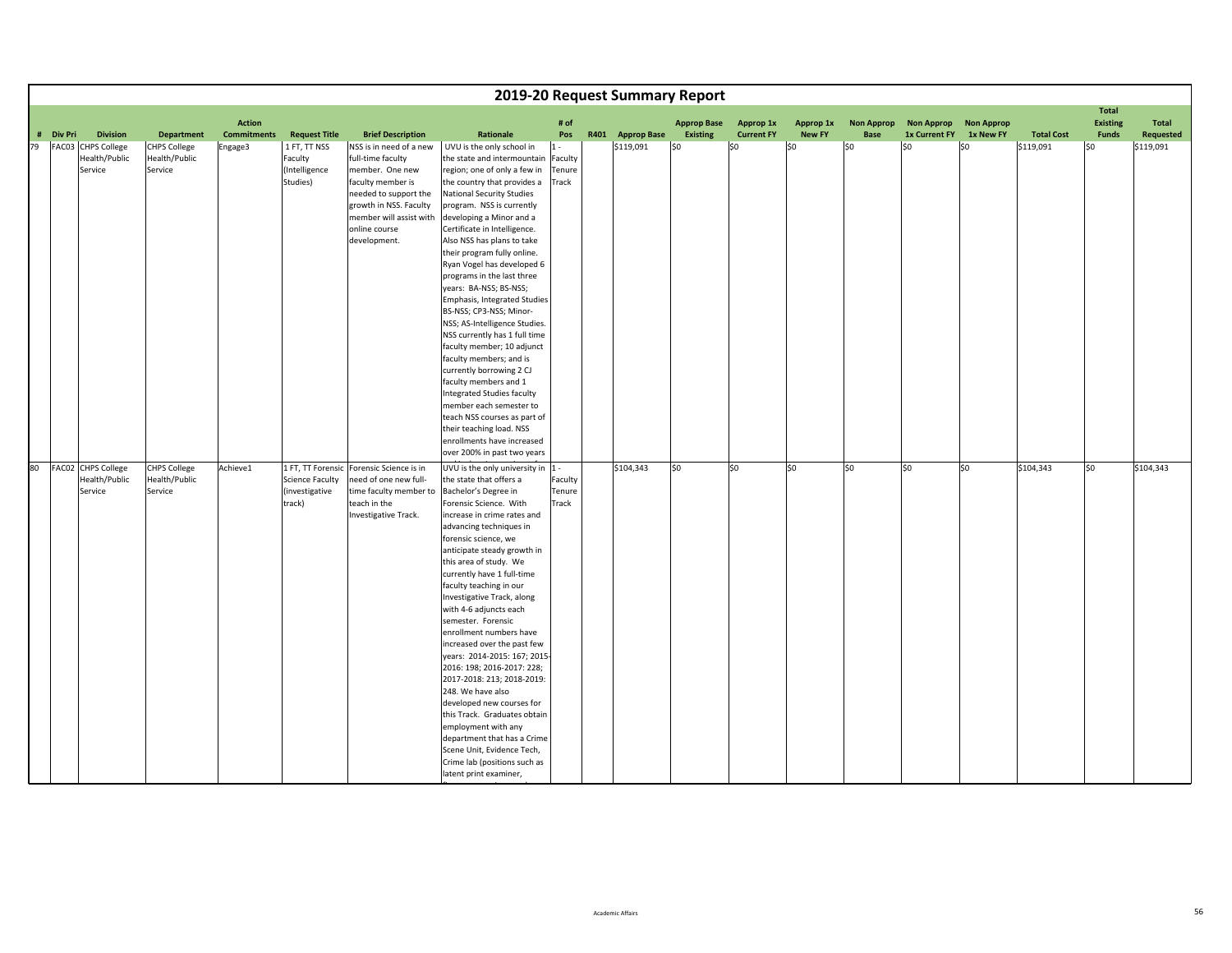# 2019-20 Request Summary Report

| # | Div Pri | Division | Department | Action Commitments | Request Title | Brief Description | Rationale | # of Pos | R401 | Approp Base | Approp Base Existing | Approp 1x Current FY | Approp 1x New FY | Non Approp Base | Non Approp 1x Current FY | Non Approp 1x New FY | Total Cost | Total Existing Funds | Total Requested |
|---|---|---|---|---|---|---|---|---|---|---|---|---|---|---|---|---|---|---|---|
| 79 | FAC03 | CHPS College Health/Public Service | CHPS College Health/Public Service | Engage3 | 1 FT, TT NSS Faculty (Intelligence Studies) | NSS is in need of a new full-time faculty member. One new faculty member is needed to support the growth in NSS. Faculty member will assist with online course development. | UVU is the only school in the state and intermountain region; one of only a few in the country that provides a National Security Studies program. NSS is currently developing a Minor and a Certificate in Intelligence. Also NSS has plans to take their program fully online. Ryan Vogel has developed 6 programs in the last three years: BA-NSS; BS-NSS; Emphasis, Integrated Studies BS-NSS; CP3-NSS; Minor-NSS; AS-Intelligence Studies. NSS currently has 1 full time faculty member; 10 adjunct faculty members; and is currently borrowing 2 CJ faculty members and 1 Integrated Studies faculty member each semester to teach NSS courses as part of their teaching load. NSS enrollments have increased over 200% in past two years | 1 - Faculty Tenure Track | | $119,091 | $0 | $0 | $0 | $0 | $0 | $0 | $119,091 | $0 | $119,091 |
| 80 | FAC02 | CHPS College Health/Public Service | CHPS College Health/Public Service | Achieve1 | 1 FT, TT Forensic Science Faculty (investigative track) | Forensic Science is in need of one new full-time faculty member to teach in the Investigative Track. | UVU is the only university in the state that offers a Bachelor's Degree in Forensic Science. With increase in crime rates and advancing techniques in forensic science, we anticipate steady growth in this area of study. We currently have 1 full-time faculty teaching in our Investigative Track, along with 4-6 adjuncts each semester. Forensic enrollment numbers have increased over the past few years: 2014-2015: 167; 2015-2016: 198; 2016-2017: 228; 2017-2018: 213; 2018-2019: 248. We have also developed new courses for this Track. Graduates obtain employment with any department that has a Crime Scene Unit, Evidence Tech, Crime lab (positions such as latent print examiner, | 1 - Faculty Tenure Track | | $104,343 | $0 | $0 | $0 | $0 | $0 | $0 | $104,343 | $0 | $104,343 |

Academic Affairs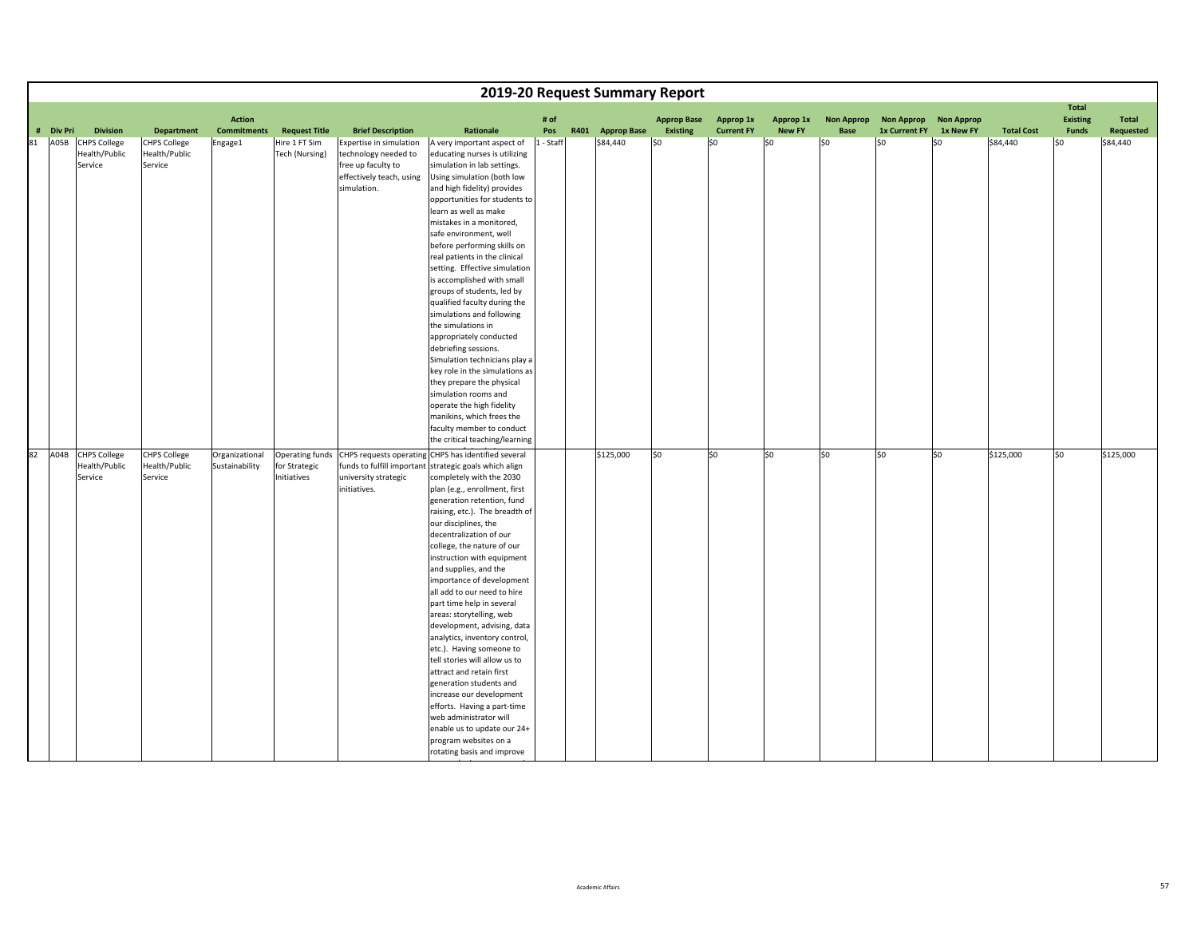# 2019-20 Request Summary Report

| # | Div Pri | Division | Department | Action Commitments | Request Title | Brief Description | Rationale | # of Pos | R401 | Approp Base | Approp Base Existing | Approp 1x Current FY | Approp 1x New FY | Non Approp Base | Non Approp 1x Current FY | Non Approp 1x New FY | Total Cost | Total Existing Funds | Total Requested |
|---|---|---|---|---|---|---|---|---|---|---|---|---|---|---|---|---|---|---|---|
| 81 | A05B | CHPS College Health/Public Service | CHPS College Health/Public Service | Engage1 | Hire 1 FT Sim Tech (Nursing) | Expertise in simulation technology needed to free up faculty to effectively teach, using simulation. | A very important aspect of educating nurses is utilizing simulation in lab settings. Using simulation (both low and high fidelity) provides opportunities for students to learn as well as make mistakes in a monitored, safe environment, well before performing skills on real patients in the clinical setting. Effective simulation is accomplished with small groups of students, led by qualified faculty during the simulations and following the simulations in appropriately conducted debriefing sessions. Simulation technicians play a key role in the simulations as they prepare the physical simulation rooms and operate the high fidelity manikins, which frees the faculty member to conduct the critical teaching/learning | 1 - Staff | | $84,440 | $0 | $0 | $0 | $0 | $0 | $0 | $84,440 | $0 | $84,440 |
| 82 | A04B | CHPS College Health/Public Service | CHPS College Health/Public Service | Organizational Sustainability | Operating funds for Strategic Initiatives | CHPS requests operating funds to fulfill important university strategic initiatives. | CHPS has identified several strategic goals which align completely with the 2030 plan (e.g., enrollment, first generation retention, fund raising, etc.). The breadth of our disciplines, the decentralization of our college, the nature of our instruction with equipment and supplies, and the importance of development all add to our need to hire part time help in several areas: storytelling, web development, advising, data analytics, inventory control, etc.). Having someone to tell stories will allow us to attract and retain first generation students and increase our development efforts. Having a part-time web administrator will enable us to update our 24+ program websites on a rotating basis and improve | | | $125,000 | $0 | $0 | $0 | $0 | $0 | $0 | $125,000 | $0 | $125,000 |

Academic Affairs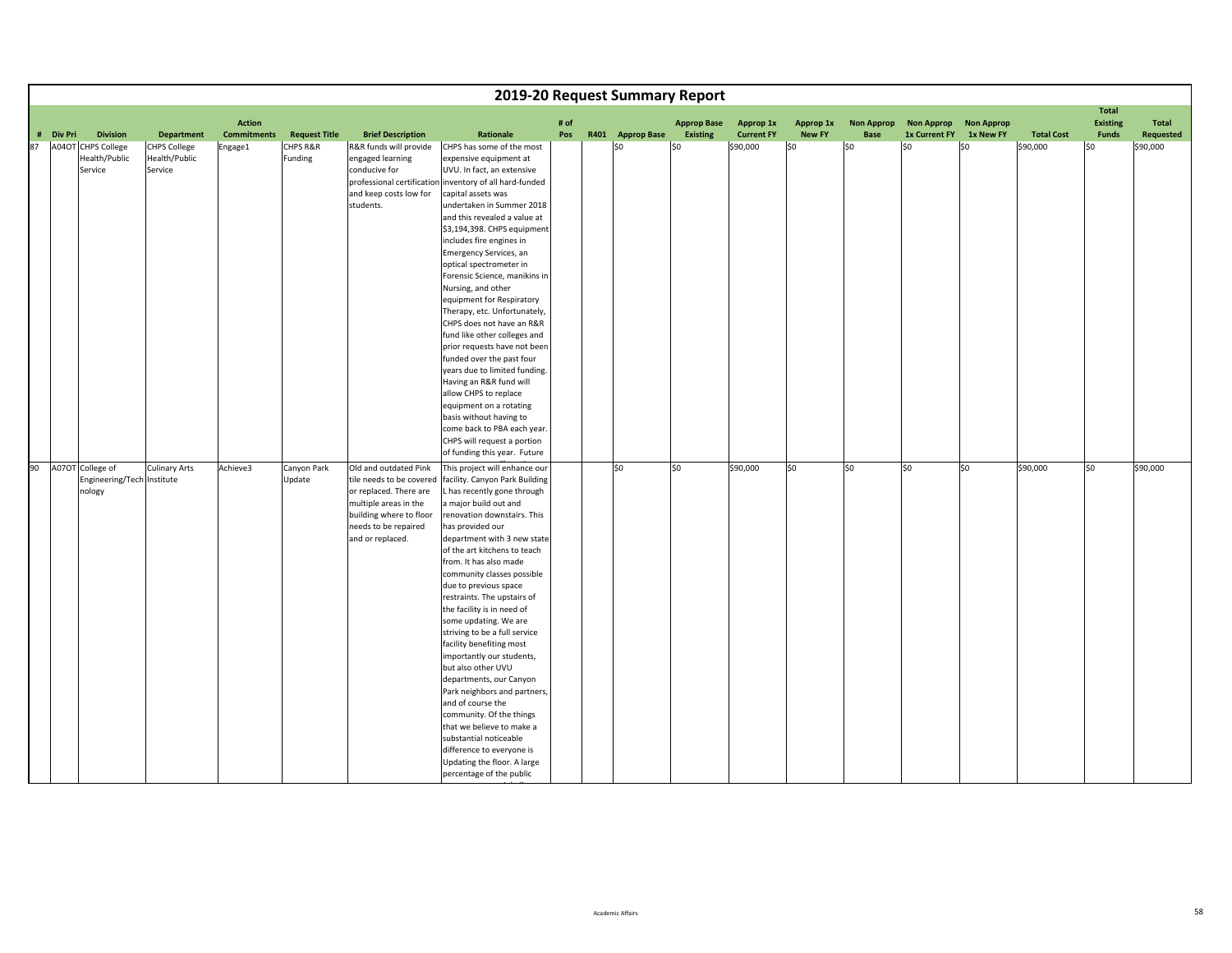# 2019-20 Request Summary Report

| # | Div Pri | Division | Department | Action Commitments | Request Title | Brief Description | Rationale | # of Pos | R401 | Approp Base | Approp Base Existing | Approp 1x Current FY | Approp 1x New FY | Non Approp Base | Non Approp 1x Current FY | Non Approp 1x New FY | Total Cost | Total Existing Funds | Total Requested |
|---|---|---|---|---|---|---|---|---|---|---|---|---|---|---|---|---|---|---|---|
| 87 | A04OT | CHPS College Health/Public Service | CHPS College Health/Public Service | Engage1 | CHPS R&R Funding | R&R funds will provide engaged learning conducive for professional certification and keep costs low for students. | CHPS has some of the most expensive equipment at UVU. In fact, an extensive inventory of all hard-funded capital assets was undertaken in Summer 2018 and this revealed a value at $3,194,398. CHPS equipment includes fire engines in Emergency Services, an optical spectrometer in Forensic Science, manikins in Nursing, and other equipment for Respiratory Therapy, etc. Unfortunately, CHPS does not have an R&R fund like other colleges and prior requests have not been funded over the past four years due to limited funding. Having an R&R fund will allow CHPS to replace equipment on a rotating basis without having to come back to PBA each year. CHPS will request a portion of funding this year. Future | | | $0 | $0 | $90,000 | $0 | $0 | $0 | $0 | $90,000 | $0 | $90,000 |
| 90 | A07OT | College of Engineering/Technology | Culinary Arts Institute | Achieve3 | Canyon Park Update | Old and outdated Pink tile needs to be covered or replaced. There are multiple areas in the building where to floor needs to be repaired and or replaced. | This project will enhance our facility. Canyon Park Building L has recently gone through a major build out and renovation downstairs. This has provided our department with 3 new state of the art kitchens to teach from. It has also made community classes possible due to previous space restraints. The upstairs of the facility is in need of some updating. We are striving to be a full service facility benefiting most importantly our students, but also other UVU departments, our Canyon Park neighbors and partners, and of course the community. Of the things that we believe to make a substantial noticeable difference to everyone is Updating the floor. A large percentage of the public | | | $0 | $0 | $90,000 | $0 | $0 | $0 | $0 | $90,000 | $0 | $90,000 |

Academic Affairs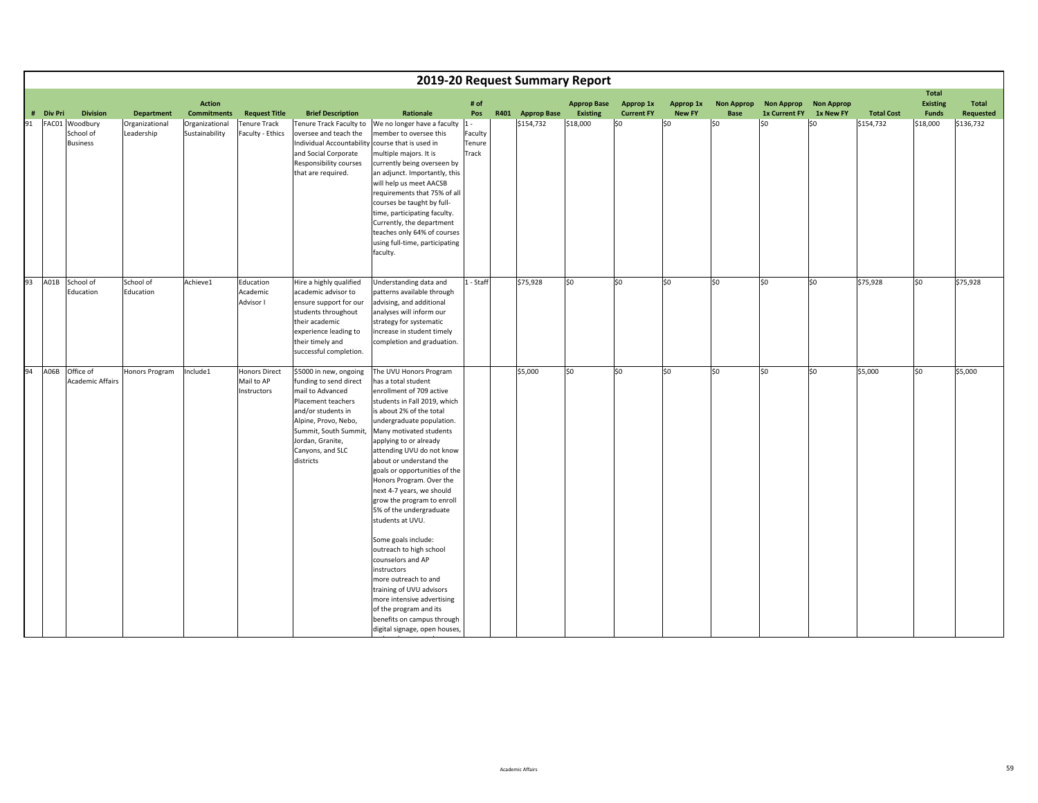# 2019-20 Request Summary Report

| # | Div Pri | Division | Department | Action Commitments | Request Title | Brief Description | Rationale | # of Pos | R401 | Approp Base | Approp Base Existing | Approp 1x Current FY | Approp 1x New FY | Non Approp Base | Non Approp 1x Current FY | Non Approp 1x New FY | Total Cost | Total Existing Funds | Total Requested |
|---|---|---|---|---|---|---|---|---|---|---|---|---|---|---|---|---|---|---|---|
| 91 | FAC01 | Woodbury School of Business | Organizational Leadership | Organizational Sustainability | Tenure Track Faculty - Ethics | Tenure Track Faculty to oversee and teach the Individual Accountability and Social Corporate Responsibility courses that are required. | We no longer have a faculty member to oversee this course that is used in multiple majors. It is currently being overseen by an adjunct. Importantly, this will help us meet AACSB requirements that 75% of all courses be taught by full-time, participating faculty. Currently, the department teaches only 64% of courses using full-time, participating faculty. | 1 - Faculty Tenure Track | | $154,732 | $18,000 | $0 | $0 | $0 | $0 | $0 | $154,732 | $18,000 | $136,732 |
| 93 | A01B | School of Education | School of Education | Achieve1 | Education Academic Advisor I | Hire a highly qualified academic advisor to ensure support for our students throughout their academic experience leading to their timely and successful completion. | Understanding data and patterns available through advising, and additional analyses will inform our strategy for systematic increase in student timely completion and graduation. | 1 - Staff | | $75,928 | $0 | $0 | $0 | $0 | $0 | $0 | $75,928 | $0 | $75,928 |
| 94 | A06B | Office of Academic Affairs | Honors Program | Include1 | Honors Direct Mail to AP Instructors | $5000 in new, ongoing funding to send direct mail to Advanced Placement teachers and/or students in Alpine, Provo, Nebo, Summit, South Summit, Jordan, Granite, Canyons, and SLC districts | The UVU Honors Program has a total student enrollment of 709 active students in Fall 2019, which is about 2% of the total undergraduate population. Many motivated students applying to or already attending UVU do not know about or understand the goals or opportunities of the Honors Program. Over the next 4-7 years, we should grow the program to enroll 5% of the undergraduate students at UVU.<br><br>Some goals include:<br>outreach to high school counselors and AP instructors<br>more outreach to and training of UVU advisors<br>more intensive advertising of the program and its benefits on campus through digital signage, open houses, | | | $5,000 | $0 | $0 | $0 | $0 | $0 | $0 | $5,000 | $0 | $5,000 |

Academic Affairs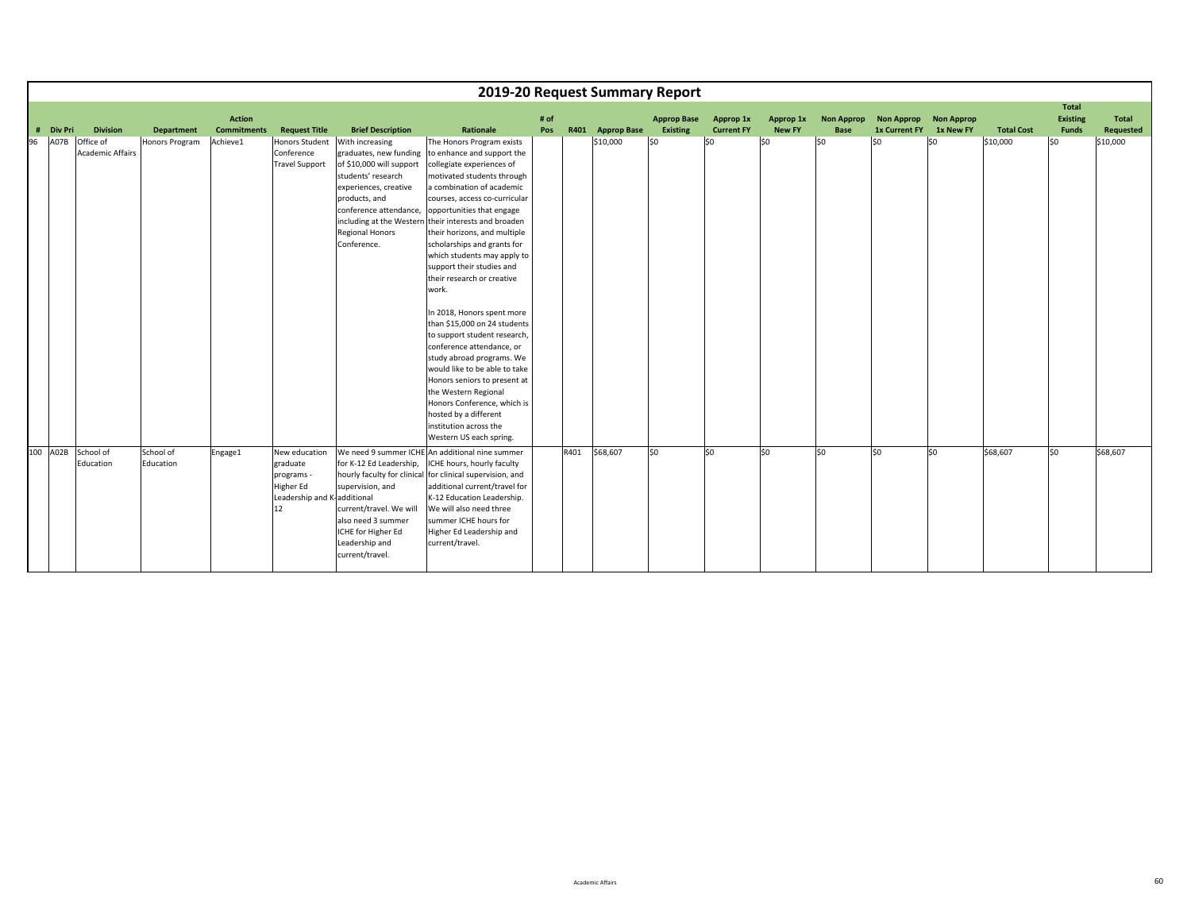# 2019-20 Request Summary Report

| # | Div Pri | Division | Department | Action Commitments | Request Title | Brief Description | Rationale | # of Pos | R401 | Approp Base | Approp Base Existing | Approp 1x Current FY | Approp 1x New FY | Non Approp Base | Non Approp 1x Current FY | Non Approp 1x New FY | Total Cost | Total Existing Funds | Total Requested |
|---|---|---|---|---|---|---|---|---|---|---|---|---|---|---|---|---|---|---|---|
| 96 | A07B | Office of Academic Affairs | Honors Program | Achieve1 | Honors Student Conference Travel Support | With increasing graduates, new funding of $10,000 will support students' research experiences, creative products, and conference attendance, including at the Western Regional Honors Conference. | The Honors Program exists to enhance and support the collegiate experiences of motivated students through a combination of academic courses, access co-curricular opportunities that engage their interests and broaden their horizons, and multiple scholarships and grants for which students may apply to support their studies and their research or creative work.<br><br>In 2018, Honors spent more than $15,000 on 24 students to support student research, conference attendance, or study abroad programs. We would like to be able to take Honors seniors to present at the Western Regional Honors Conference, which is hosted by a different institution across the Western US each spring. | | | $10,000 | $0 | $0 | $0 | $0 | $0 | $0 | $10,000 | $0 | $10,000 |
| 100 | A02B | School of Education | School of Education | Engage1 | New education graduate programs - Higher Ed Leadership and K-12 | We need 9 summer ICHE for K-12 Ed Leadership, hourly faculty for clinical supervision, and additional current/travel. We will also need 3 summer ICHE for Higher Ed Leadership and current/travel. | An additional nine summer ICHE hours, hourly faculty for clinical supervision, and additional current/travel for K-12 Education Leadership. We will also need three summer ICHE hours for Higher Ed Leadership and current/travel. | | R401 | $68,607 | $0 | $0 | $0 | $0 | $0 | $0 | $68,607 | $0 | $68,607 |

Academic Affairs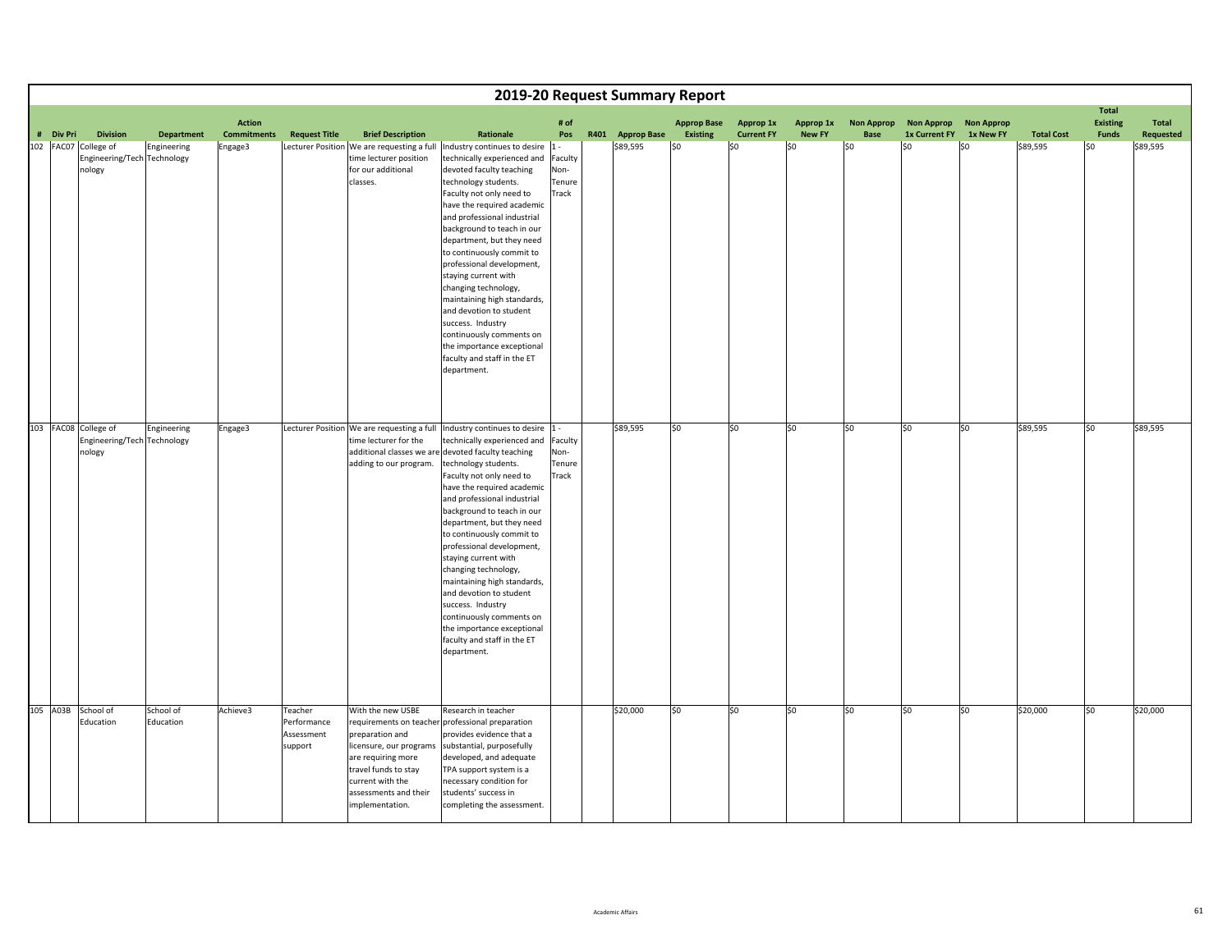# 2019-20 Request Summary Report

| # | Div Pri | Division | Department | Action Commitments | Request Title | Brief Description | Rationale | # of Pos | R401 | Approp Base | Approp Base Existing | Approp 1x Current FY | Approp 1x New FY | Non Approp Base | Non Approp 1x Current FY | Non Approp 1x New FY | Total Cost | Total Existing Funds | Total Requested |
|---|---|---|---|---|---|---|---|---|---|---|---|---|---|---|---|---|---|---|---|
| 102 | FAC07 | College of Engineering/Technology | Engineering Technology | Engage3 | Lecturer Position | We are requesting a full time lecturer position for our additional classes. | Industry continues to desire technically experienced and devoted faculty teaching technology students. Faculty not only need to have the required academic and professional industrial background to teach in our department, but they need to continuously commit to professional development, staying current with changing technology, maintaining high standards, and devotion to student success. Industry continuously comments on the importance exceptional faculty and staff in the ET department. | 1 - Faculty Non-Tenure Track | | $89,595 | $0 | $0 | $0 | $0 | $0 | $0 | $89,595 | $0 | $89,595 |
| 103 | FAC08 | College of Engineering/Technology | Engineering Technology | Engage3 | Lecturer Position | We are requesting a full time lecturer for the additional classes we are adding to our program. | Industry continues to desire technically experienced and devoted faculty teaching technology students. Faculty not only need to have the required academic and professional industrial background to teach in our department, but they need to continuously commit to professional development, staying current with changing technology, maintaining high standards, and devotion to student success. Industry continuously comments on the importance exceptional faculty and staff in the ET department. | 1 - Faculty Non-Tenure Track | | $89,595 | $0 | $0 | $0 | $0 | $0 | $0 | $89,595 | $0 | $89,595 |
| 105 | A03B | School of Education | School of Education | Achieve3 | Teacher Performance Assessment support | With the new USBE requirements on teacher preparation and licensure, our programs are requiring more travel funds to stay current with the assessments and their implementation. | Research in teacher professional preparation provides evidence that a substantial, purposefully developed, and adequate TPA support system is a necessary condition for students' success in completing the assessment. | | | $20,000 | $0 | $0 | $0 | $0 | $0 | $0 | $20,000 | $0 | $20,000 |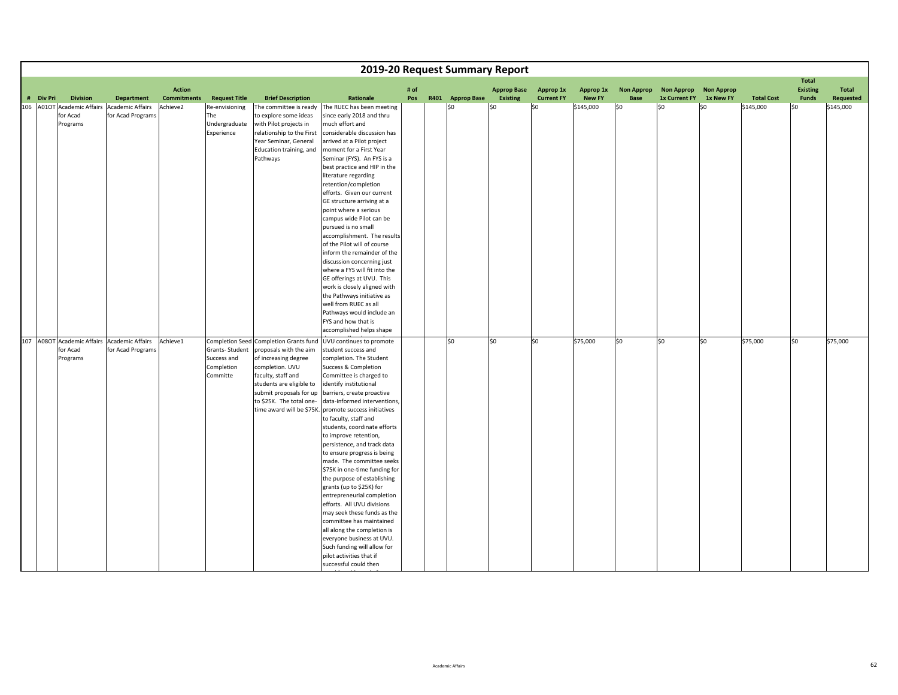# 2019-20 Request Summary Report

| # | Div Pri | Division | Department | Action Commitments | Request Title | Brief Description | Rationale | # of Pos | R401 | Approp Base | Approp Base Existing | Approp 1x Current FY | Approp 1x New FY | Non Approp Base | Non Approp 1x Current FY | Non Approp 1x New FY | Total Cost | Total Existing Funds | Total Requested |
|---|---|---|---|---|---|---|---|---|---|---|---|---|---|---|---|---|---|---|---|
| 106 | A01OT | Academic Affairs for Acad Programs | Academic Affairs for Acad Programs | Achieve2 | Re-envisioning The Undergraduate Experience | The committee is ready to explore some ideas with Pilot projects in relationship to the First Year Seminar, General Education training, and Pathways | The RUEC has been meeting since early 2018 and thru much effort and considerable discussion has arrived at a Pilot project moment for a First Year Seminar (FYS). An FYS is a best practice and HIP in the literature regarding retention/completion efforts. Given our current GE structure arriving at a point where a serious campus wide Pilot can be pursued is no small accomplishment. The results of the Pilot will of course inform the remainder of the discussion concerning just where a FYS will fit into the GE offerings at UVU. This work is closely aligned with the Pathways initiative as well from RUEC as all Pathways would include an FYS and how that is accomplished helps shape | | | $0 | $0 | $0 | $145,000 | $0 | $0 | $0 | $145,000 | $0 | $145,000 |
| 107 | A08OT | Academic Affairs for Acad Programs | Academic Affairs for Acad Programs | Achieve1 | Completion Seed Grants- Student Success and Completion Committe | Completion Grants fund proposals with the aim of increasing degree completion. UVU faculty, staff and students are eligible to submit proposals for up to $25K. The total one-time award will be $75K. | UVU continues to promote student success and completion. The Student Success & Completion Committee is charged to identify institutional barriers, create proactive data-informed interventions, promote success initiatives to faculty, staff and students, coordinate efforts to improve retention, persistence, and track data to ensure progress is being made. The committee seeks $75K in one-time funding for the purpose of establishing grants (up to $25K) for entrepreneurial completion efforts. All UVU divisions may seek these funds as the committee has maintained all along the completion is everyone business at UVU. Such funding will allow for pilot activities that if successful could then | | | $0 | $0 | $0 | $75,000 | $0 | $0 | $0 | $75,000 | $0 | $75,000 |

Academic Affairs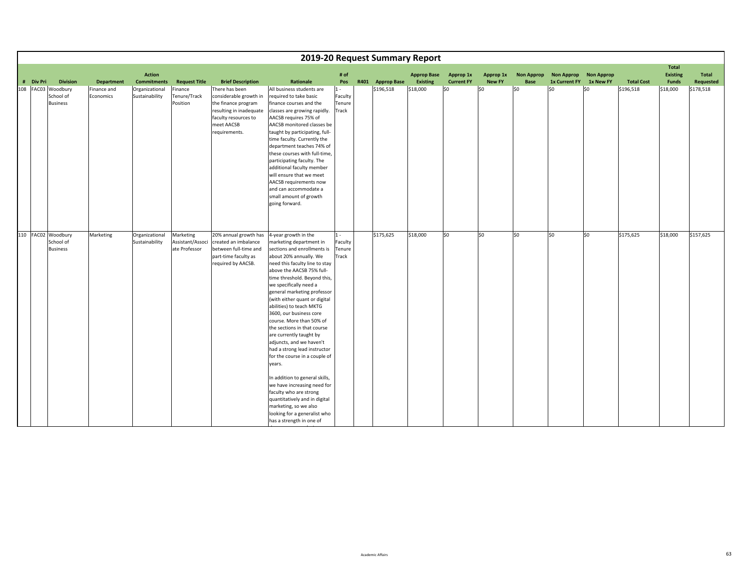# 2019-20 Request Summary Report

| # | Div Pri | Division | Department | Action Commitments | Request Title | Brief Description | Rationale | # of Pos | R401 | Approp Base | Approp Base Existing | Approp 1x Current FY | Approp 1x New FY | Non Approp Base | Non Approp 1x Current FY | Non Approp 1x New FY | Total Cost | Total Existing Funds | Total Requested |
|---|---|---|---|---|---|---|---|---|---|---|---|---|---|---|---|---|---|---|---|
| 108 | FAC03 | Woodbury School of Business | Finance and Economics | Organizational Sustainability | Finance Tenure/Track Position | There has been considerable growth in the finance program resulting in inadequate faculty resources to meet AACSB requirements. | All business students are required to take basic finance courses and the classes are growing rapidly. AACSB requires 75% of AACSB monitored classes be taught by participating, full-time faculty. Currently the department teaches 74% of these courses with full-time, participating faculty. The additional faculty member will ensure that we meet AACSB requirements now and can accommodate a small amount of growth going forward. | 1 - Faculty Tenure Track | | $196,518 | $18,000 | $0 | $0 | $0 | $0 | $0 | $196,518 | $18,000 | $178,518 |
| 110 | FAC02 | Woodbury School of Business | Marketing | Organizational Sustainability | Marketing Assistant/Associate Professor | 20% annual growth has created an imbalance between full-time and part-time faculty as required by AACSB. | 4-year growth in the marketing department in sections and enrollments is about 20% annually. We need this faculty line to stay above the AACSB 75% full-time threshold. Beyond this, we specifically need a general marketing professor (with either quant or digital abilities) to teach MKTG 3600, our business core course. More than 50% of the sections in that course are currently taught by adjuncts, and we haven't had a strong lead instructor for the course in a couple of years.<br><br>In addition to general skills, we have increasing need for faculty who are strong quantitatively and in digital marketing, so we also looking for a generalist who has a strength in one of | 1 - Faculty Tenure Track | | $175,625 | $18,000 | $0 | $0 | $0 | $0 | $0 | $175,625 | $18,000 | $157,625 |

Academic Affairs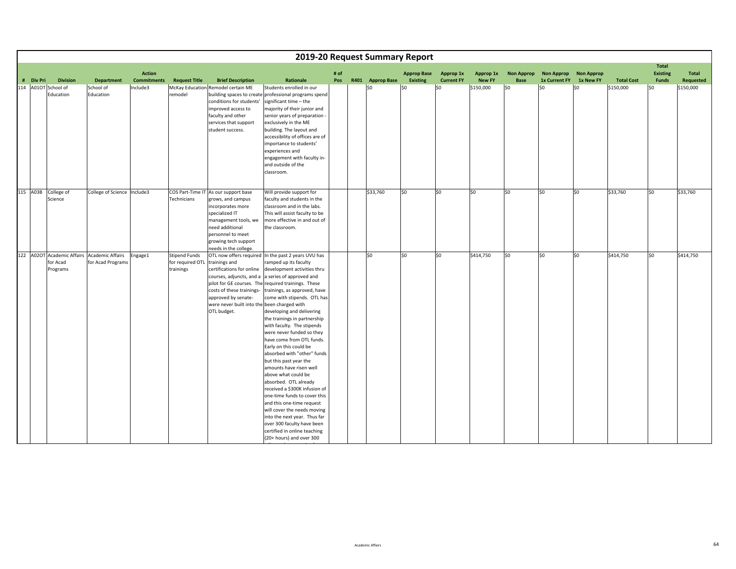# 2019-20 Request Summary Report

| # | Div Pri | Division | Department | Action Commitments | Request Title | Brief Description | Rationale | # of Pos | R401 | Approp Base | Approp Base Existing | Approp 1x Current FY | Approp 1x New FY | Non Approp Base | Non Approp 1x Current FY | Non Approp 1x New FY | Total Cost | Total Existing Funds | Total Requested |
|---|---|---|---|---|---|---|---|---|---|---|---|---|---|---|---|---|---|---|---|
| 114 | A01OT | School of Education | School of Education | Include3 | McKay Education remodel | Remodel certain ME building spaces to create conditions for students' improved access to faculty and other services that support student success. | Students enrolled in our professional programs spend significant time – the majority of their junior and senior years of preparation - exclusively in the ME building. The layout and accessibility of offices are of importance to students' experiences and engagement with faculty in- and outside of the classroom. | | | $0 | $0 | $0 | $150,000 | $0 | $0 | $0 | $150,000 | $0 | $150,000 |
| 115 | A03B | College of Science | College of Science | Include3 | COS Part-Time IT Technicians | As our support base grows, and campus incorporates more specialized IT management tools, we need additional personnel to meet growing tech support needs in the college. | Will provide support for faculty and students in the classroom and in the labs. This will assist faculty to be more effective in and out of the classroom. | | | $33,760 | $0 | $0 | $0 | $0 | $0 | $0 | $33,760 | $0 | $33,760 |
| 122 | A02OT | Academic Affairs for Acad Programs | Academic Affairs for Acad Programs | Engage1 | Stipend Funds for required OTL trainings | OTL now offers required trainings and certifications for online courses, adjuncts, and a pilot for GE courses. The costs of these trainings- approved by senate- were never built into the OTL budget. | In the past 2 years UVU has ramped up its faculty development activities thru a series of approved and required trainings. These trainings, as approved, have come with stipends. OTL has been charged with developing and delivering the trainings in partnership with faculty. The stipends were never funded so they have come from OTL funds. Early on this could be absorbed with "other" funds but this past year the amounts have risen well above what could be absorbed. OTL already received a $300K infusion of one-time funds to cover this and this one-time request will cover the needs moving into the next year. Thus far over 300 faculty have been certified in online teaching (20+ hours) and over 300 | | | $0 | $0 | $0 | $414,750 | $0 | $0 | $0 | $414,750 | $0 | $414,750 |

Academic Affairs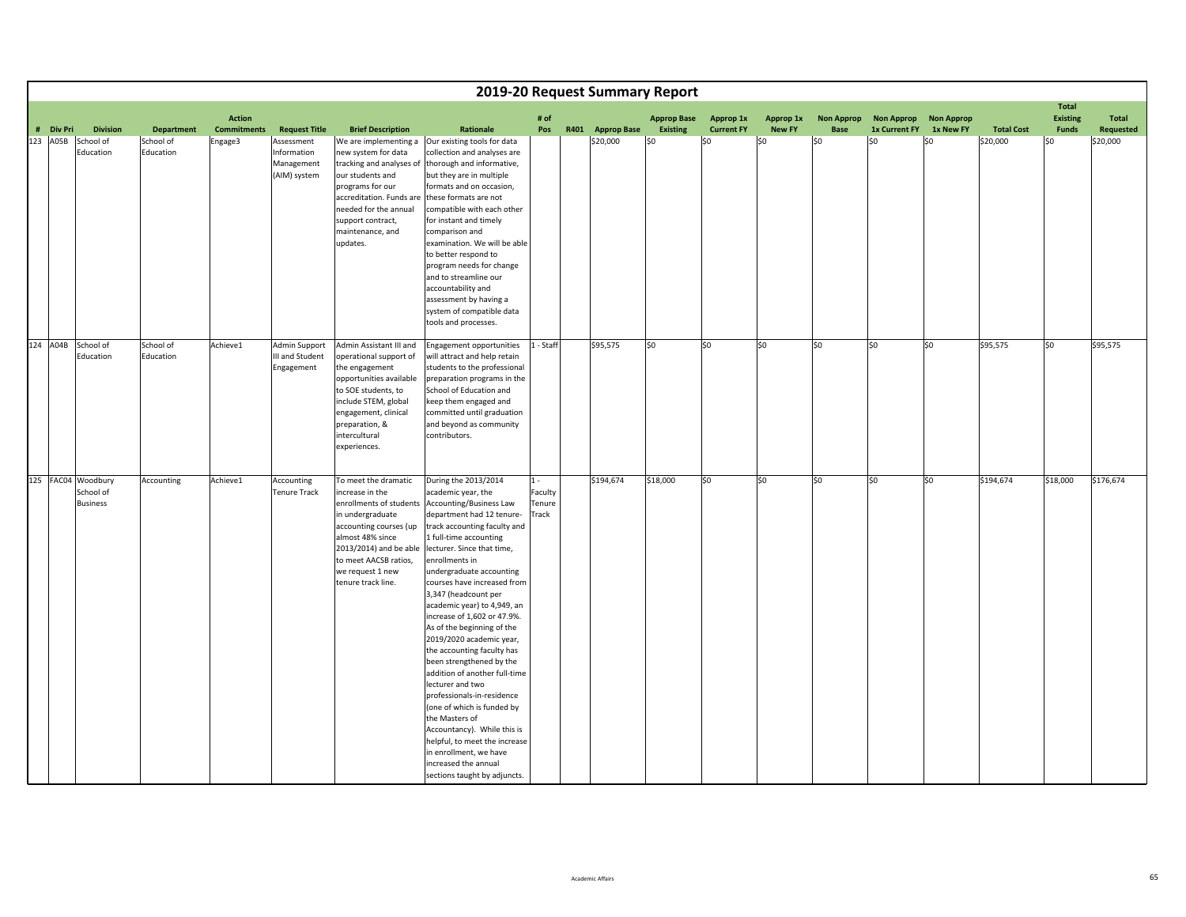# 2019-20 Request Summary Report

| # | Div Pri | Division | Department | Action Commitments | Request Title | Brief Description | Rationale | # of Pos | R401 | Approp Base | Approp Base Existing | Approp 1x Current FY | Approp 1x New FY | Non Approp Base | Non Approp 1x Current FY | Non Approp 1x New FY | Total Cost | Total Existing Funds | Total Requested |
|---|---|---|---|---|---|---|---|---|---|---|---|---|---|---|---|---|---|---|---|
| 123 | A05B | School of Education | School of Education | Engage3 | Assessment Information Management (AIM) system | We are implementing a new system for data tracking and analyses of our students and programs for our accreditation. Funds are needed for the annual support contract, maintenance, and updates. | Our existing tools for data collection and analyses are thorough and informative, but they are in multiple formats and on occasion, these formats are not compatible with each other for instant and timely comparison and examination. We will be able to better respond to program needs for change and to streamline our accountability and assessment by having a system of compatible data tools and processes. | | | $20,000 | $0 | $0 | $0 | $0 | $0 | $0 | $20,000 | $0 | $20,000 |
| 124 | A04B | School of Education | School of Education | Achieve1 | Admin Support III and Student Engagement | Admin Assistant III and operational support of the engagement opportunities available to SOE students, to include STEM, global engagement, clinical preparation, & intercultural experiences. | Engagement opportunities will attract and help retain students to the professional preparation programs in the School of Education and keep them engaged and committed until graduation and beyond as community contributors. | 1 - Staff | | $95,575 | $0 | $0 | $0 | $0 | $0 | $0 | $95,575 | $0 | $95,575 |
| 125 | FAC04 | Woodbury School of Business | Accounting | Achieve1 | Accounting Tenure Track | To meet the dramatic increase in the enrollments of students in undergraduate accounting courses (up almost 48% since 2013/2014) and be able to meet AACSB ratios, we request 1 new tenure track line. | During the 2013/2014 academic year, the Accounting/Business Law department had 12 tenure-track accounting faculty and 1 full-time accounting lecturer. Since that time, enrollments in undergraduate accounting courses have increased from 3,347 (headcount per academic year) to 4,949, an increase of 1,602 or 47.9%. As of the beginning of the 2019/2020 academic year, the accounting faculty has been strengthened by the addition of another full-time lecturer and two professionals-in-residence (one of which is funded by the Masters of Accountancy). While this is helpful, to meet the increase in enrollment, we have increased the annual sections taught by adjuncts. | 1 - Faculty Tenure Track | | $194,674 | $18,000 | $0 | $0 | $0 | $0 | $0 | $194,674 | $18,000 | $176,674 |

Academic Affairs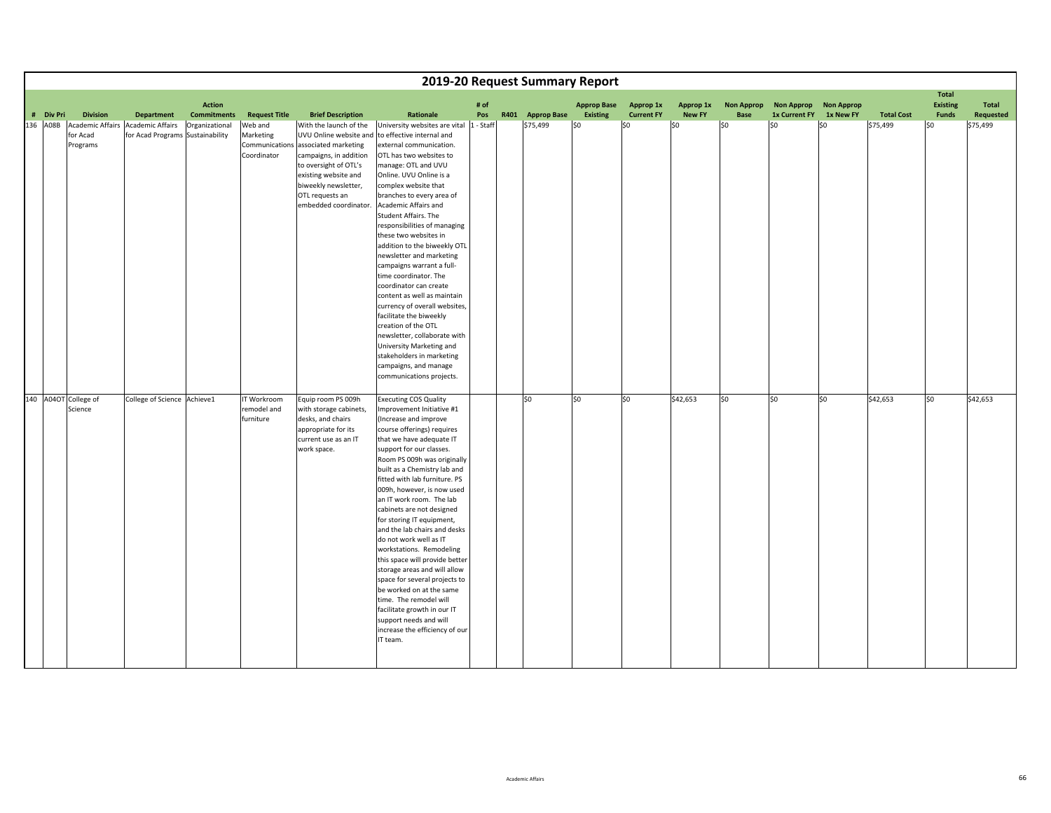# 2019-20 Request Summary Report

| # | Div Pri | Division | Department | Action Commitments | Request Title | Brief Description | Rationale | # of Pos | R401 | Approp Base | Approp Base Existing | Approp 1x Current FY | Approp 1x New FY | Non Approp Base | Non Approp 1x Current FY | Non Approp 1x New FY | Total Cost | Total Existing Funds | Total Requested |
|---|---|---|---|---|---|---|---|---|---|---|---|---|---|---|---|---|---|---|---|
| 136 | A08B | Academic Affairs for Acad Programs | Academic Affairs for Acad Programs | Organizational Sustainability | Web and Marketing Communications Coordinator | With the launch of the UVU Online website and associated marketing campaigns, in addition to oversight of OTL's existing website and biweekly newsletter, OTL requests an embedded coordinator. | University websites are vital to effective internal and external communication. OTL has two websites to manage: OTL and UVU Online. UVU Online is a complex website that branches to every area of Academic Affairs and Student Affairs. The responsibilities of managing these two websites in addition to the biweekly OTL newsletter and marketing campaigns warrant a full-time coordinator. The coordinator can create content as well as maintain currency of overall websites, facilitate the biweekly creation of the OTL newsletter, collaborate with University Marketing and stakeholders in marketing campaigns, and manage communications projects. | 1 - Staff | | $75,499 | $0 | $0 | $0 | $0 | $0 | $0 | $75,499 | $0 | $75,499 |
| 140 | A04OT | College of Science | College of Science | Achieve1 | IT Workroom remodel and furniture | Equip room PS 009h with storage cabinets, desks, and chairs appropriate for its current use as an IT work space. | Executing COS Quality Improvement Initiative #1 (Increase and improve course offerings) requires that we have adequate IT support for our classes. Room PS 009h was originally built as a Chemistry lab and fitted with lab furniture. PS 009h, however, is now used an IT work room. The lab cabinets are not designed for storing IT equipment, and the lab chairs and desks do not work well as IT workstations. Remodeling this space will provide better storage areas and will allow space for several projects to be worked on at the same time. The remodel will facilitate growth in our IT support needs and will increase the efficiency of our IT team. | | | $0 | $0 | $0 | $42,653 | $0 | $0 | $0 | $42,653 | $0 | $42,653 |

Academic Affairs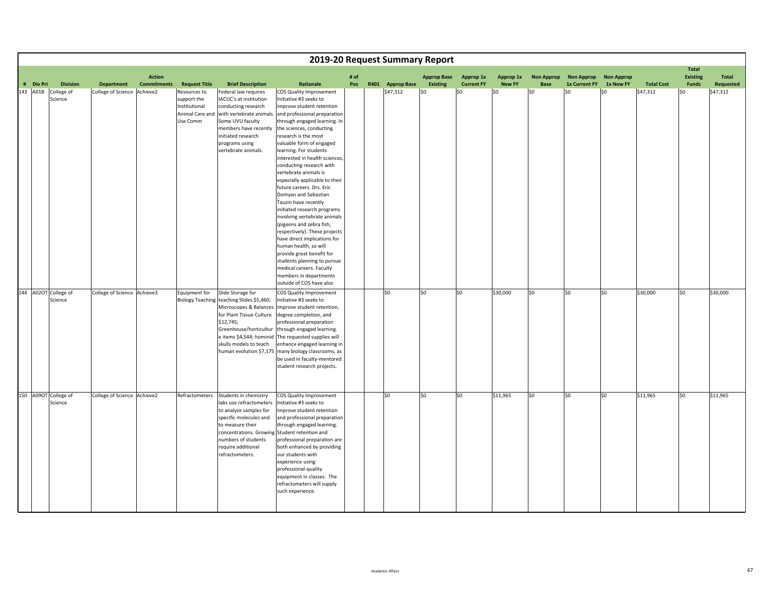# 2019-20 Request Summary Report

| # | Div Pri | Division | Department | Action Commitments | Request Title | Brief Description | Rationale | # of Pos | R401 | Approp Base | Approp Base Existing | Approp 1x Current FY | Approp 1x New FY | Non Approp Base | Non Approp 1x Current FY | Non Approp 1x New FY | Total Cost | Total Existing Funds | Total Requested |
|---|---|---|---|---|---|---|---|---|---|---|---|---|---|---|---|---|---|---|---|
| 143 | A01B | College of Science | College of Science | Achieve2 | Resources to support the Institutional Animal Care and Use Comm | Federal law requires IACUC's at institution conducting research with vertebrate animals. Some UVU faculty members have recently initiated research programs using vertebrate animals. | COS Quality Improvement Initiative #3 seeks to improve student retention and professional preparation through engaged learning. In the sciences, conducting research is the most valuable form of engaged learning. For students interested in health sciences, conducting research with vertebrate animals is especially applicable to their future careers. Drs. Eric Domyan and Sebastian Tauzin have recently initiated research programs involving vertebrate animals (pigeons and zebra fish, respectively). These projects have direct implications for human health, so will provide great benefit for students planning to pursue medical careers. Faculty members in departments outside of COS have also | | | $47,312 | $0 | $0 | $0 | $0 | $0 | $0 | $47,312 | $0 | $47,312 |
| 144 | A02OT | College of Science | College of Science | Achieve3 | Equipment for Biology Teaching | Slide Storage for teaching Slides $5,460; Microscopes & Balances for Plant Tissue Culture $12,745; Greenhouse/horticulture items $4,544; hominid skulls models to teach human evolution $7,175 | COS Quality Improvement Initiative #3 seeks to improve student retention, degree completion, and professional preparation through engaged learning. The requested supplies will enhance engaged learning in many biology classrooms, as be used in faculty-mentored student research projects. | | | $0 | $0 | $0 | $30,000 | $0 | $0 | $0 | $30,000 | $0 | $30,000 |
| 150 | A09OT | College of Science | College of Science | Achieve2 | Refractometers | Students in chemistry labs use refractometers to analyze samples for specific molecules and to measure their concentrations. Growing numbers of students require additional refractometers. | COS Quality Improvement Initiative #3 seeks to improve student retention and professional preparation through engaged learning. Student retention and professional preparation are both enhanced by providing our students with experience using professional-quality equipment in classes. The refractometers will supply such experience. | | | $0 | $0 | $0 | $11,965 | $0 | $0 | $0 | $11,965 | $0 | $11,965 |

Academic Affairs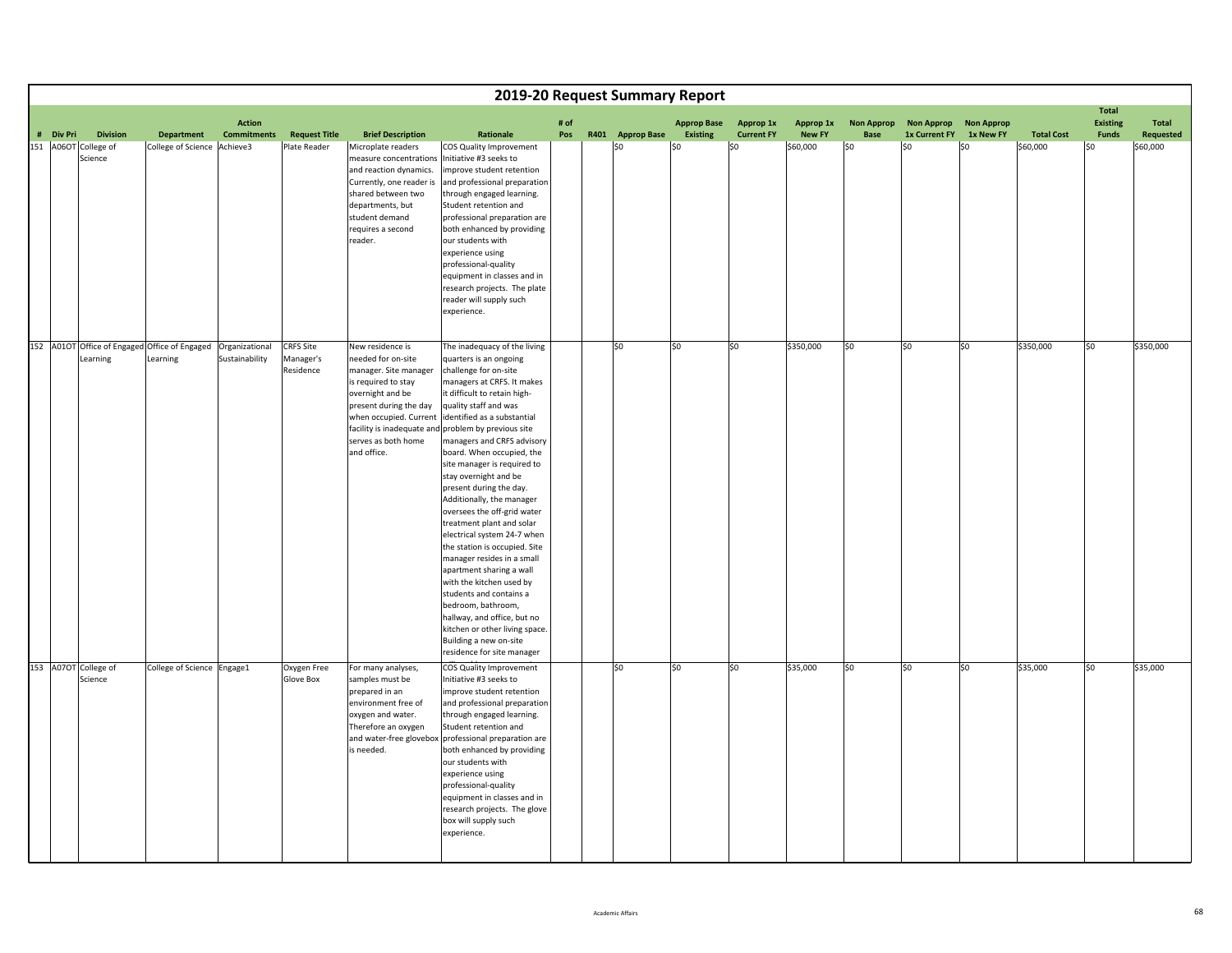# 2019-20 Request Summary Report

| # | Div Pri | Division | Department | Action Commitments | Request Title | Brief Description | Rationale | # of Pos | R401 | Approp Base | Approp Base Existing | Approp 1x Current FY | Approp 1x New FY | Non Approp Base | Non Approp 1x Current FY | Non Approp 1x New FY | Total Cost | Total Existing Funds | Total Requested |
|---|---|---|---|---|---|---|---|---|---|---|---|---|---|---|---|---|---|---|---|
| 151 | A06OT | College of Science | College of Science | Achieve3 | Plate Reader | Microplate readers measure concentrations and reaction dynamics. Currently, one reader is shared between two departments, but student demand requires a second reader. | COS Quality Improvement Initiative #3 seeks to improve student retention and professional preparation through engaged learning. Student retention and professional preparation are both enhanced by providing our students with experience using professional-quality equipment in classes and in research projects. The plate reader will supply such experience. | | | $0 | $0 | $0 | $60,000 | $0 | $0 | $0 | $60,000 | $0 | $60,000 |
| 152 | A01OT | Office of Engaged Learning | Office of Engaged Learning | Organizational Sustainability | CRFS Site Manager's Residence | New residence is needed for on-site manager. Site manager is required to stay overnight and be present during the day when occupied. Current facility is inadequate and serves as both home and office. | The inadequacy of the living quarters is an ongoing challenge for on-site managers at CRFS. It makes it difficult to retain high-quality staff and was identified as a substantial problem by previous site managers and CRFS advisory board. When occupied, the site manager is required to stay overnight and be present during the day. Additionally, the manager oversees the off-grid water treatment plant and solar electrical system 24-7 when the station is occupied. Site manager resides in a small apartment sharing a wall with the kitchen used by students and contains a bedroom, bathroom, hallway, and office, but no kitchen or other living space. Building a new on-site residence for site manager | | | $0 | $0 | $0 | $350,000 | $0 | $0 | $0 | $350,000 | $0 | $350,000 |
| 153 | A07OT | College of Science | College of Science | Engage1 | Oxygen Free Glove Box | For many analyses, samples must be prepared in an environment free of oxygen and water. Therefore an oxygen and water-free glovebox is needed. | COS Quality Improvement Initiative #3 seeks to improve student retention and professional preparation through engaged learning. Student retention and professional preparation are both enhanced by providing our students with experience using professional-quality equipment in classes and in research projects. The glove box will supply such experience. | | | $0 | $0 | $0 | $35,000 | $0 | $0 | $0 | $35,000 | $0 | $35,000 |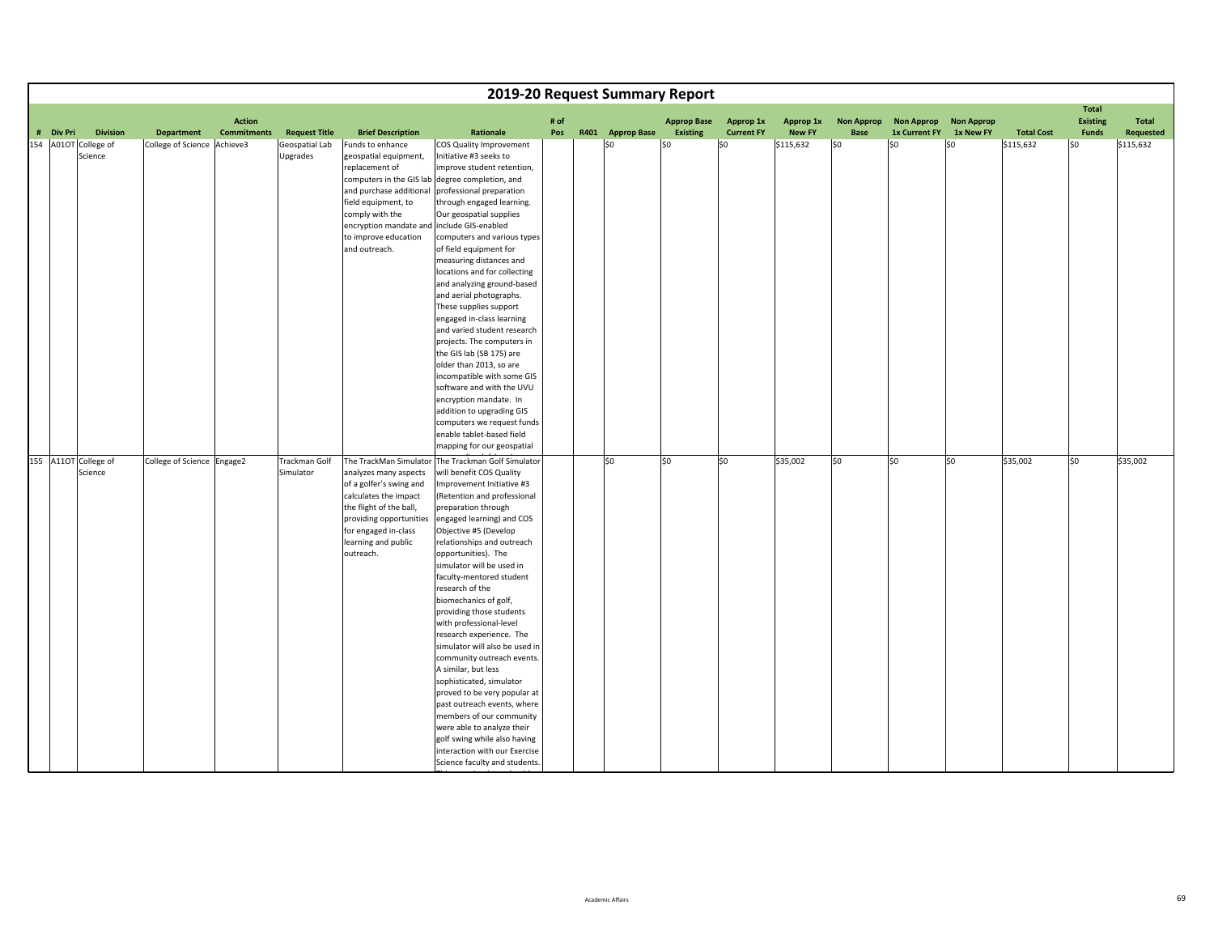# 2019-20 Request Summary Report

| # | Div Pri | Division | Department | Action Commitments | Request Title | Brief Description | Rationale | # of Pos | R401 | Approp Base | Approp Base Existing | Approp 1x Current FY | Approp 1x New FY | Non Approp Base | Non Approp 1x Current FY | Non Approp 1x New FY | Total Cost | Total Existing Funds | Total Requested |
|---|---|---|---|---|---|---|---|---|---|---|---|---|---|---|---|---|---|---|---|
| 154 | A01OT | College of Science | College of Science | Achieve3 | Geospatial Lab Upgrades | Funds to enhance geospatial equipment, replacement of computers in the GIS lab and purchase additional field equipment, to comply with the encryption mandate and to improve education and outreach. | COS Quality Improvement Initiative #3 seeks to improve student retention, degree completion, and professional preparation through engaged learning. Our geospatial supplies include GIS-enabled computers and various types of field equipment for measuring distances and locations and for collecting and analyzing ground-based and aerial photographs. These supplies support engaged in-class learning and varied student research projects. The computers in the GIS lab (SB 175) are older than 2013, so are incompatible with some GIS software and with the UVU encryption mandate. In addition to upgrading GIS computers we request funds enable tablet-based field mapping for our geospatial | | | $0 | $0 | $0 | $115,632 | $0 | $0 | $0 | $115,632 | $0 | $115,632 |
| 155 | A11OT | College of Science | College of Science | Engage2 | Trackman Golf Simulator | The TrackMan Simulator analyzes many aspects of a golfer's swing and calculates the impact the flight of the ball, providing opportunities for engaged in-class learning and public outreach. | The Trackman Golf Simulator will benefit COS Quality Improvement Initiative #3 (Retention and professional preparation through engaged learning) and COS Objective #5 (Develop relationships and outreach opportunities). The simulator will be used in faculty-mentored student research of the biomechanics of golf, providing those students with professional-level research experience. The simulator will also be used in community outreach events. A similar, but less sophisticated, simulator proved to be very popular at past outreach events, where members of our community were able to analyze their golf swing while also having interaction with our Exercise Science faculty and students. | | | $0 | $0 | $0 | $35,002 | $0 | $0 | $0 | $35,002 | $0 | $35,002 |

Academic Affairs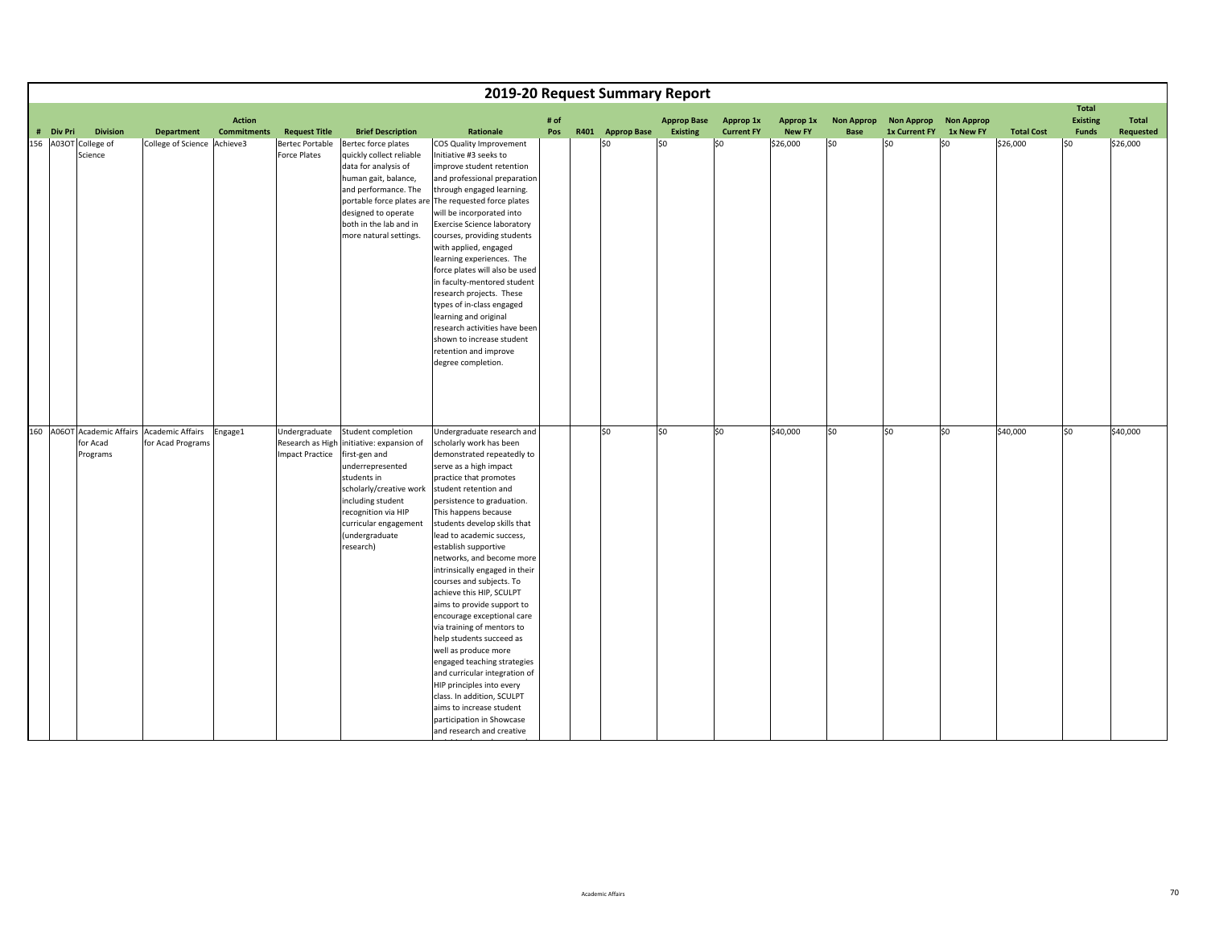# 2019-20 Request Summary Report

| # | Div Pri | Division | Department | Action Commitments | Request Title | Brief Description | Rationale | # of Pos | R401 | Approp Base | Approp Base Existing | Approp 1x Current FY | Approp 1x New FY | Non Approp Base | Non Approp 1x Current FY | Non Approp 1x New FY | Total Cost | Total Existing Funds | Total Requested |
|---|---|---|---|---|---|---|---|---|---|---|---|---|---|---|---|---|---|---|---|
| 156 | A03OT | College of Science | College of Science | Achieve3 | Bertec Portable Force Plates | Bertec force plates quickly collect reliable data for analysis of human gait, balance, and performance. The portable force plates are designed to operate both in the lab and in more natural settings. | COS Quality Improvement Initiative #3 seeks to improve student retention and professional preparation through engaged learning. The requested force plates will be incorporated into Exercise Science laboratory courses, providing students with applied, engaged learning experiences. The force plates will also be used in faculty-mentored student research projects. These types of in-class engaged learning and original research activities have been shown to increase student retention and improve degree completion. | | | $0 | $0 | $0 | $26,000 | $0 | $0 | $0 | $26,000 | $0 | $26,000 |
| 160 | A06OT | Academic Affairs for Acad Programs | Academic Affairs for Acad Programs | Engage1 | Undergraduate Research as High Impact Practice | Student completion initiative: expansion of first-gen and underrepresented students in scholarly/creative work including student recognition via HIP curricular engagement (undergraduate research) | Undergraduate research and scholarly work has been demonstrated repeatedly to serve as a high impact practice that promotes student retention and persistence to graduation. This happens because students develop skills that lead to academic success, establish supportive networks, and become more intrinsically engaged in their courses and subjects. To achieve this HIP, SCULPT aims to provide support to encourage exceptional care via training of mentors to help students succeed as well as produce more engaged teaching strategies and curricular integration of HIP principles into every class. In addition, SCULPT aims to increase student participation in Showcase and research and creative | | | $0 | $0 | $0 | $40,000 | $0 | $0 | $0 | $40,000 | $0 | $40,000 |

Academic Affairs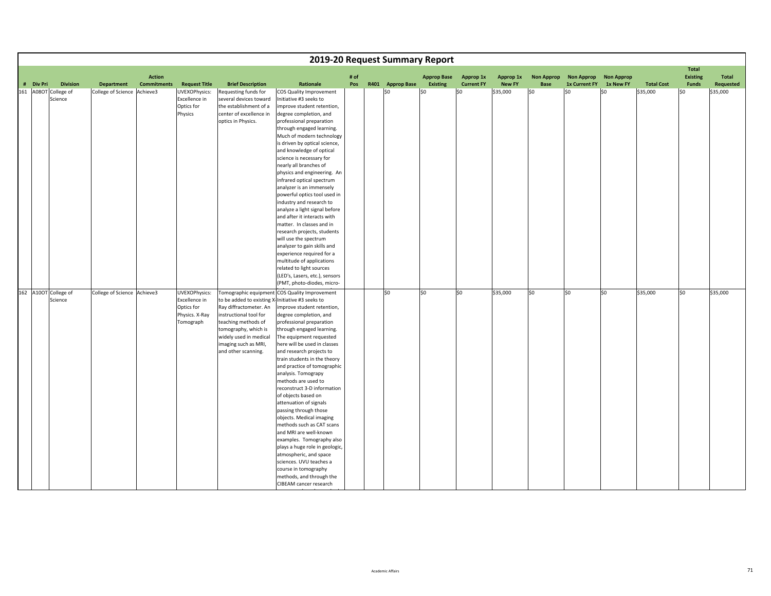# 2019-20 Request Summary Report

| # | Div Pri | Division | Department | Action Commitments | Request Title | Brief Description | Rationale | # of Pos | R401 | Approp Base | Approp Base Existing | Approp 1x Current FY | Approp 1x New FY | Non Approp Base | Non Approp 1x Current FY | Non Approp 1x New FY | Total Cost | Total Existing Funds | Total Requested |
|---|---|---|---|---|---|---|---|---|---|---|---|---|---|---|---|---|---|---|---|
| 161 | A08OT | College of Science | College of Science | Achieve3 | UVEXOPhysics: Excellence in Optics for Physics | Requesting funds for several devices toward the establishment of a center of excellence in optics in Physics. | COS Quality Improvement Initiative #3 seeks to improve student retention, degree completion, and professional preparation through engaged learning. Much of modern technology is driven by optical science, and knowledge of optical science is necessary for nearly all branches of physics and engineering. An infrared optical spectrum analyzer is an immensely powerful optics tool used in industry and research to analyze a light signal before and after it interacts with matter. In classes and in research projects, students will use the spectrum analyzer to gain skills and experience required for a multitude of applications related to light sources (LED's, Lasers, etc.), sensors (PMT, photo-diodes, micro- | | | $0 | $0 | $0 | $35,000 | $0 | $0 | $0 | $35,000 | $0 | $35,000 |
| 162 | A10OT | College of Science | College of Science | Achieve3 | UVEXOPhysics: Excellence in Optics for Physics. X-Ray Tomograph | Tomographic equipment to be added to existing X-Ray diffractometer. An instructional tool for teaching methods of tomography, which is widely used in medical imaging such as MRI, and other scanning. | COS Quality Improvement Initiative #3 seeks to improve student retention, degree completion, and professional preparation through engaged learning. The equipment requested here will be used in classes and research projects to train students in the theory and practice of tomographic analysis. Tomograpy methods are used to reconstruct 3-D information of objects based on attenuation of signals passing through those objects. Medical imaging methods such as CAT scans and MRI are well-known examples. Tomography also plays a huge role in geologic, atmospheric, and space sciences. UVU teaches a course in tomography methods, and through the CIBEAM cancer research | | | $0 | $0 | $0 | $35,000 | $0 | $0 | $0 | $35,000 | $0 | $35,000 |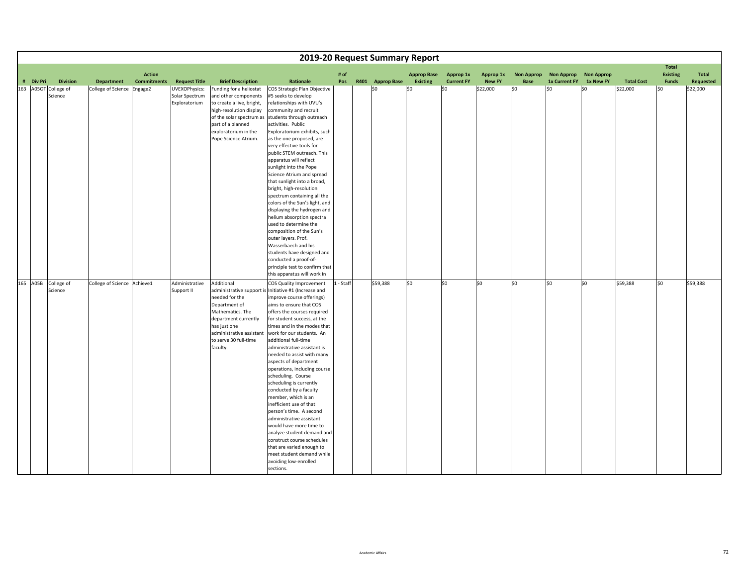# 2019-20 Request Summary Report

| # | Div Pri | Division | Department | Action Commitments | Request Title | Brief Description | Rationale | # of Pos | R401 | Approp Base | Approp Base Existing | Approp 1x Current FY | Approp 1x New FY | Non Approp Base | Non Approp 1x Current FY | Non Approp 1x New FY | Total Cost | Total Existing Funds | Total Requested |
|---|---|---|---|---|---|---|---|---|---|---|---|---|---|---|---|---|---|---|---|
| 163 | A05OT | College of Science | College of Science | Engage2 | UVEXOPhysics: Solar Spectrum Exploratorium | Funding for a heliostat and other components to create a live, bright, high-resolution display of the solar spectrum as part of a planned exploratorium in the Pope Science Atrium. | COS Strategic Plan Objective #5 seeks to develop relationships with UVU's community and recruit students through outreach activities. Public Exploratorium exhibits, such as the one proposed, are very effective tools for public STEM outreach. This apparatus will reflect sunlight into the Pope Science Atrium and spread that sunlight into a broad, bright, high-resolution spectrum containing all the colors of the Sun's light, and displaying the hydrogen and helium absorption spectra used to determine the composition of the Sun's outer layers. Prof. Wasserbaech and his students have designed and conducted a proof-of-principle test to confirm that this apparatus will work in | | | $0 | $0 | $0 | $22,000 | $0 | $0 | $0 | $22,000 | $0 | $22,000 |
| 165 | A05B | College of Science | College of Science | Achieve1 | Administrative Support II | Additional administrative support is needed for the Department of Mathematics. The department currently has just one administrative assistant to serve 30 full-time faculty. | COS Quality Improvement Initiative #1 (Increase and improve course offerings) aims to ensure that COS offers the courses required for student success, at the times and in the modes that work for our students. An additional full-time administrative assistant is needed to assist with many aspects of department operations, including course scheduling. Course scheduling is currently conducted by a faculty member, which is an inefficient use of that person's time. A second administrative assistant would have more time to analyze student demand and construct course schedules that are varied enough to meet student demand while avoiding low-enrolled sections. | 1 - Staff | | $59,388 | $0 | $0 | $0 | $0 | $0 | $0 | $59,388 | $0 | $59,388 |

Academic Affairs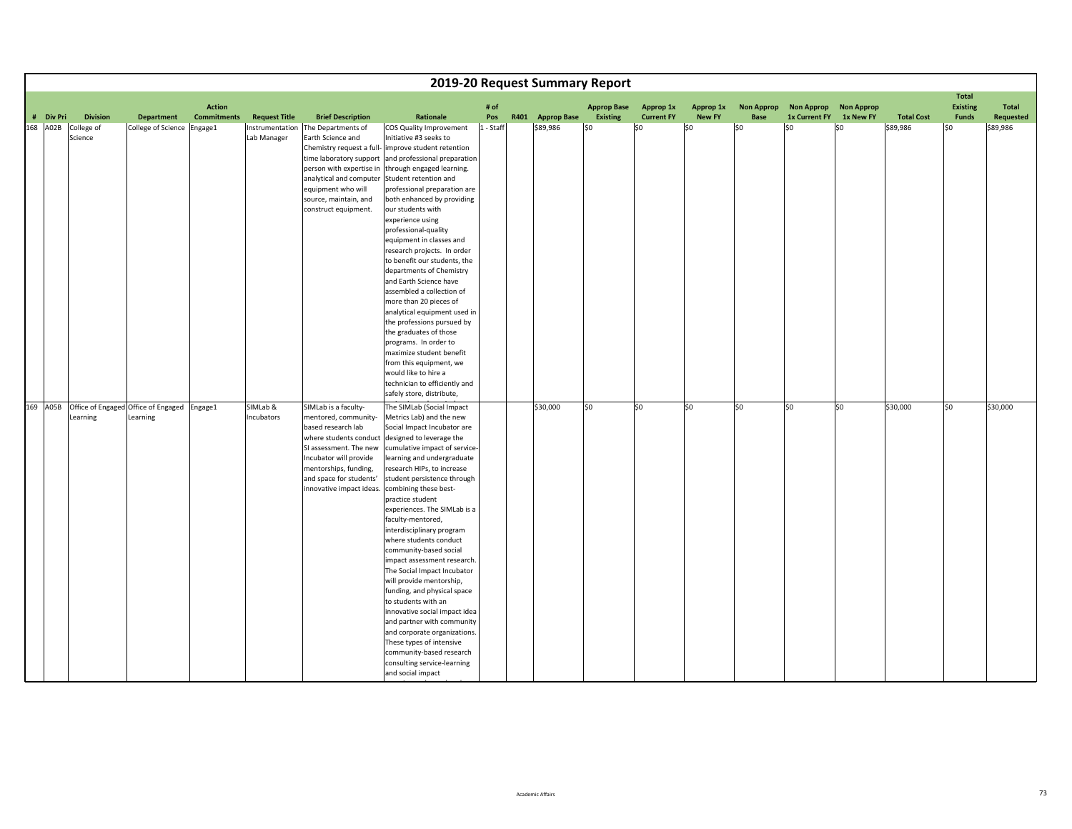# 2019-20 Request Summary Report

| # | Div Pri | Division | Department | Action Commitments | Request Title | Brief Description | Rationale | # of Pos | R401 | Approp Base | Approp Base Existing | Approp 1x Current FY | Approp 1x New FY | Non Approp Base | Non Approp 1x Current FY | Non Approp 1x New FY | Total Cost | Total Existing Funds | Total Requested |
|---|---|---|---|---|---|---|---|---|---|---|---|---|---|---|---|---|---|---|---|
| 168 | A02B | College of Science | College of Science | Engage1 | Instrumentation Lab Manager | The Departments of Earth Science and Chemistry request a full-time laboratory support person with expertise in analytical and computer equipment who will source, maintain, and construct equipment. | COS Quality Improvement Initiative #3 seeks to improve student retention and professional preparation through engaged learning. Student retention and professional preparation are both enhanced by providing our students with experience using professional-quality equipment in classes and research projects. In order to benefit our students, the departments of Chemistry and Earth Science have assembled a collection of more than 20 pieces of analytical equipment used in the professions pursued by the graduates of those programs. In order to maximize student benefit from this equipment, we would like to hire a technician to efficiently and safely store, distribute, | 1 - Staff | | $89,986 | $0 | $0 | $0 | $0 | $0 | $0 | $89,986 | $0 | $89,986 |
| 169 | A05B | Office of Engaged Learning | Office of Engaged Learning | Engage1 | SIMLab & Incubators | SIMLab is a faculty-mentored, community-based research lab where students conduct SI assessment. The new Incubator will provide mentorships, funding, and space for students' innovative impact ideas. | The SIMLab (Social Impact Metrics Lab) and the new Social Impact Incubator are designed to leverage the cumulative impact of service-learning and undergraduate research HIPs, to increase student persistence through combining these best-practice student experiences. The SIMLab is a faculty-mentored, interdisciplinary program where students conduct community-based social impact assessment research. The Social Impact Incubator will provide mentorship, funding, and physical space to students with an innovative social impact idea and partner with community and corporate organizations. These types of intensive community-based research consulting service-learning and social impact | | | $30,000 | $0 | $0 | $0 | $0 | $0 | $0 | $30,000 | $0 | $30,000 |

Academic Affairs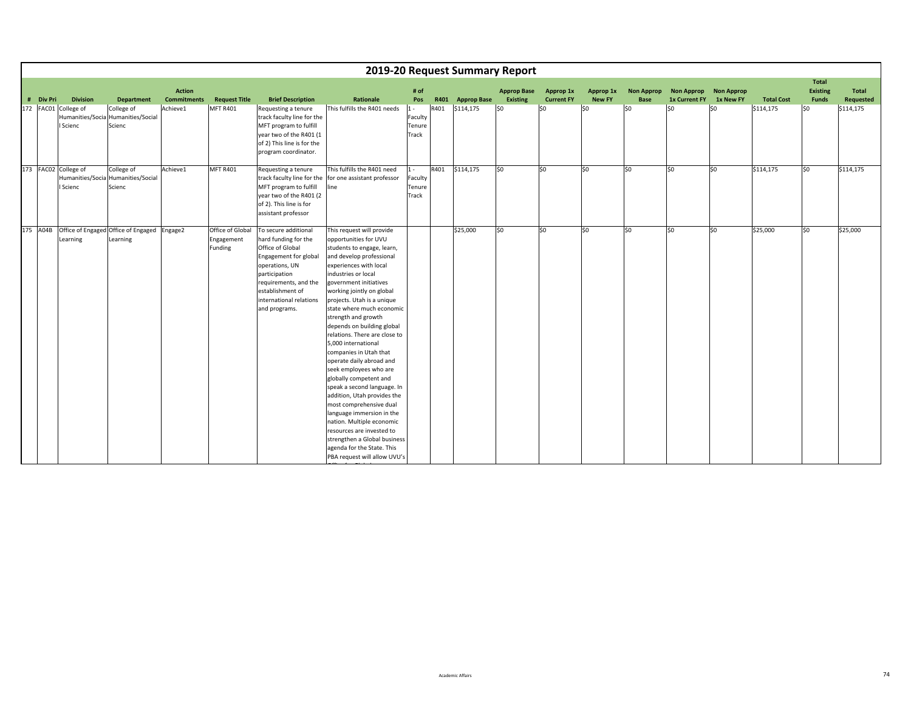# 2019-20 Request Summary Report

| # | Div Pri | Division | Department | Action Commitments | Request Title | Brief Description | Rationale | # of Pos | R401 | Approp Base | Approp Base Existing | Approp 1x Current FY | Approp 1x New FY | Non Approp Base | Non Approp 1x Current FY | Non Approp 1x New FY | Total Cost | Total Existing Funds | Total Requested |
|---|---|---|---|---|---|---|---|---|---|---|---|---|---|---|---|---|---|---|---|
| 172 | FAC01 | College of Humanities/Social Scienc | College of Humanities/Social Scienc | Achieve1 | MFT R401 | Requesting a tenure track faculty line for the MFT program to fulfill year two of the R401 (1 of 2) This line is for the program coordinator. | This fulfills the R401 needs | 1 - Faculty Tenure Track | R401 | $114,175 | $0 | $0 | $0 | $0 | $0 | $0 | $114,175 | $0 | $114,175 |
| 173 | FAC02 | College of Humanities/Social Scienc | College of Humanities/Social Scienc | Achieve1 | MFT R401 | Requesting a tenure track faculty line for the MFT program to fulfill year two of the R401 (2 of 2). This line is for assistant professor | This fulfills the R401 need for one assistant professor line | 1 - Faculty Tenure Track | R401 | $114,175 | $0 | $0 | $0 | $0 | $0 | $0 | $114,175 | $0 | $114,175 |
| 175 | A04B | Office of Engaged Learning | Office of Engaged Learning | Engage2 | Office of Global Engagement Funding | To secure additional hard funding for the Office of Global Engagement for global operations, UN participation requirements, and the establishment of international relations and programs. | This request will provide opportunities for UVU students to engage, learn, and develop professional experiences with local industries or local government initiatives working jointly on global projects. Utah is a unique state where much economic strength and growth depends on building global relations. There are close to 5,000 international companies in Utah that operate daily abroad and seek employees who are globally competent and speak a second language. In addition, Utah provides the most comprehensive dual language immersion in the nation. Multiple economic resources are invested to strengthen a Global business agenda for the State. This PBA request will allow UVU's | | | $25,000 | $0 | $0 | $0 | $0 | $0 | $0 | $25,000 | $0 | $25,000 |

Academic Affairs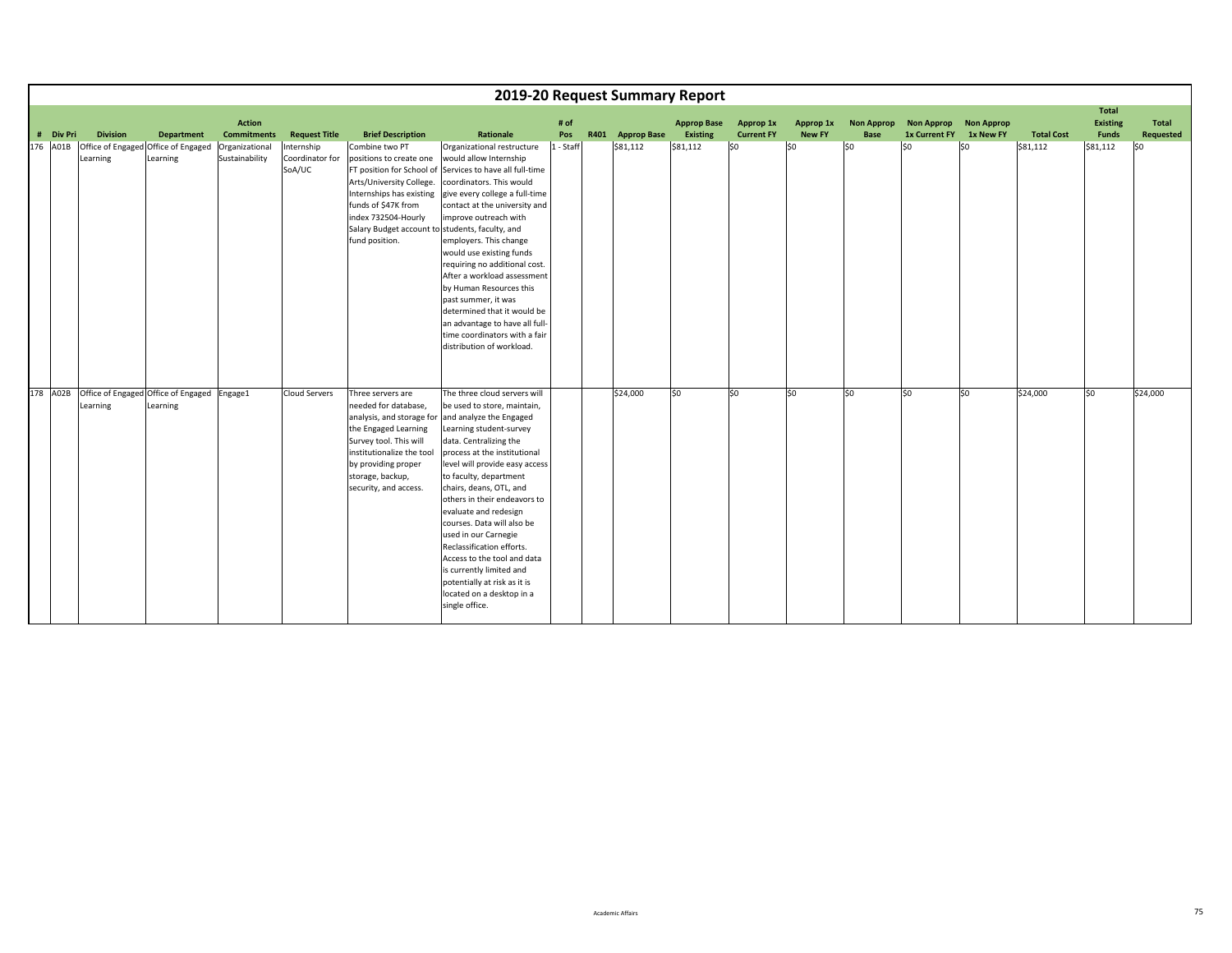# 2019-20 Request Summary Report

| # | Div Pri | Division | Department | Action Commitments | Request Title | Brief Description | Rationale | # of Pos | R401 | Approp Base | Approp Base Existing | Approp 1x Current FY | Approp 1x New FY | Non Approp Base | Non Approp 1x Current FY | Non Approp 1x New FY | Total Cost | Total Existing Funds | Total Requested |
|---|---|---|---|---|---|---|---|---|---|---|---|---|---|---|---|---|---|---|---|
| 176 | A01B | Office of Engaged Learning | Office of Engaged Learning | Organizational Sustainability | Internship Coordinator for SoA/UC | Combine two PT positions to create one FT position for School of Arts/University College. Internships has existing funds of $47K from index 732504-Hourly Salary Budget account to fund position. | Organizational restructure would allow Internship Services to have all full-time coordinators. This would give every college a full-time contact at the university and improve outreach with students, faculty, and employers. This change would use existing funds requiring no additional cost. After a workload assessment by Human Resources this past summer, it was determined that it would be an advantage to have all full-time coordinators with a fair distribution of workload. | 1 - Staff | | $81,112 | $81,112 | $0 | $0 | $0 | $0 | $0 | $81,112 | $81,112 | $0 |
| 178 | A02B | Office of Engaged Learning | Office of Engaged Learning | Engage1 | Cloud Servers | Three servers are needed for database, analysis, and storage for the Engaged Learning Survey tool. This will institutionalize the tool by providing proper storage, backup, security, and access. | The three cloud servers will be used to store, maintain, and analyze the Engaged Learning student-survey data. Centralizing the process at the institutional level will provide easy access to faculty, department chairs, deans, OTL, and others in their endeavors to evaluate and redesign courses. Data will also be used in our Carnegie Reclassification efforts. Access to the tool and data is currently limited and potentially at risk as it is located on a desktop in a single office. | | | $24,000 | $0 | $0 | $0 | $0 | $0 | $0 | $24,000 | $0 | $24,000 |

Academic Affairs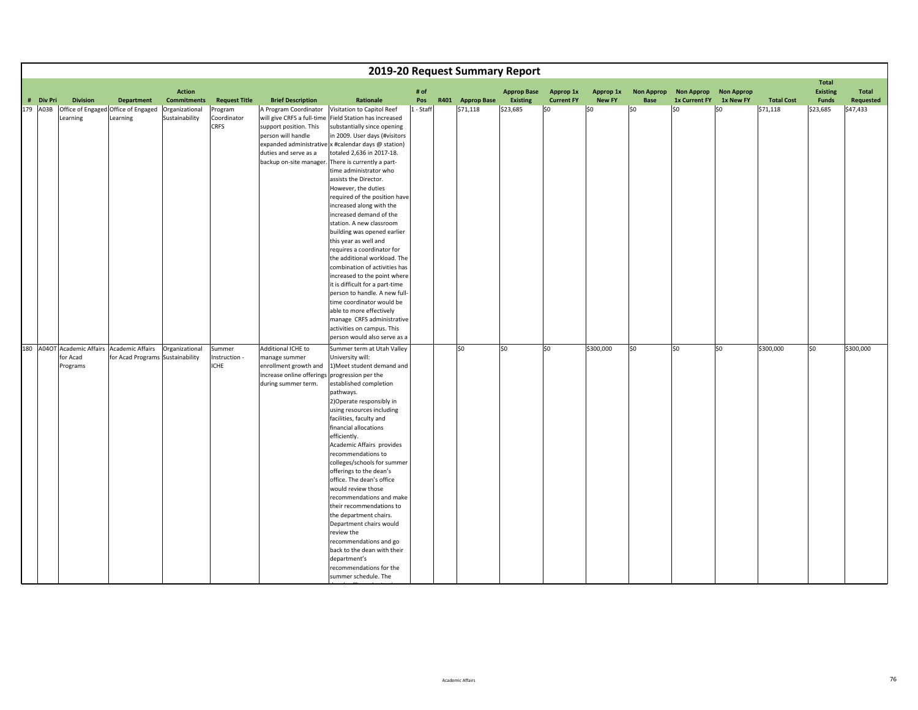# 2019-20 Request Summary Report

| # | Div Pri | Division | Department | Action Commitments | Request Title | Brief Description | Rationale | # of Pos | R401 | Approp Base | Approp Base Existing | Approp 1x Current FY | Approp 1x New FY | Non Approp Base | Non Approp 1x Current FY | Non Approp 1x New FY | Total Cost | Total Existing Funds | Total Requested |
|---|---|---|---|---|---|---|---|---|---|---|---|---|---|---|---|---|---|---|---|
| 179 | A03B | Office of Engaged Learning | Office of Engaged Learning | Organizational Sustainability | Program Coordinator CRFS | A Program Coordinator will give CRFS a full-time support position. This person will handle expanded administrative duties and serve as a backup on-site manager. | Visitation to Capitol Reef Field Station has increased substantially since opening in 2009. User days (#visitors x #calendar days @ station) totaled 2,636 in 2017-18. There is currently a part-time administrator who assists the Director. However, the duties required of the position have increased along with the increased demand of the station. A new classroom building was opened earlier this year as well and requires a coordinator for the additional workload. The combination of activities has increased to the point where it is difficult for a part-time person to handle. A new full-time coordinator would be able to more effectively manage CRFS administrative activities on campus. This person would also serve as a | 1 - Staff | | $71,118 | $23,685 | $0 | $0 | $0 | $0 | $0 | $71,118 | $23,685 | $47,433 |
| 180 | A04OT | Academic Affairs for Acad Programs | Academic Affairs for Acad Programs | Organizational Sustainability | Summer Instruction - ICHE | Additional ICHE to manage summer enrollment growth and increase online offerings during summer term. | Summer term at Utah Valley University will: 1)Meet student demand and progression per the established completion pathways. 2)Operate responsibly in using resources including facilities, faculty and financial allocations efficiently. Academic Affairs provides recommendations to colleges/schools for summer offerings to the dean's office. The dean's office would review those recommendations and make their recommendations to the department chairs. Department chairs would review the recommendations and go back to the dean with their department's recommendations for the summer schedule. The | | | $0 | $0 | $0 | $300,000 | $0 | $0 | $0 | $300,000 | $0 | $300,000 |

Academic Affairs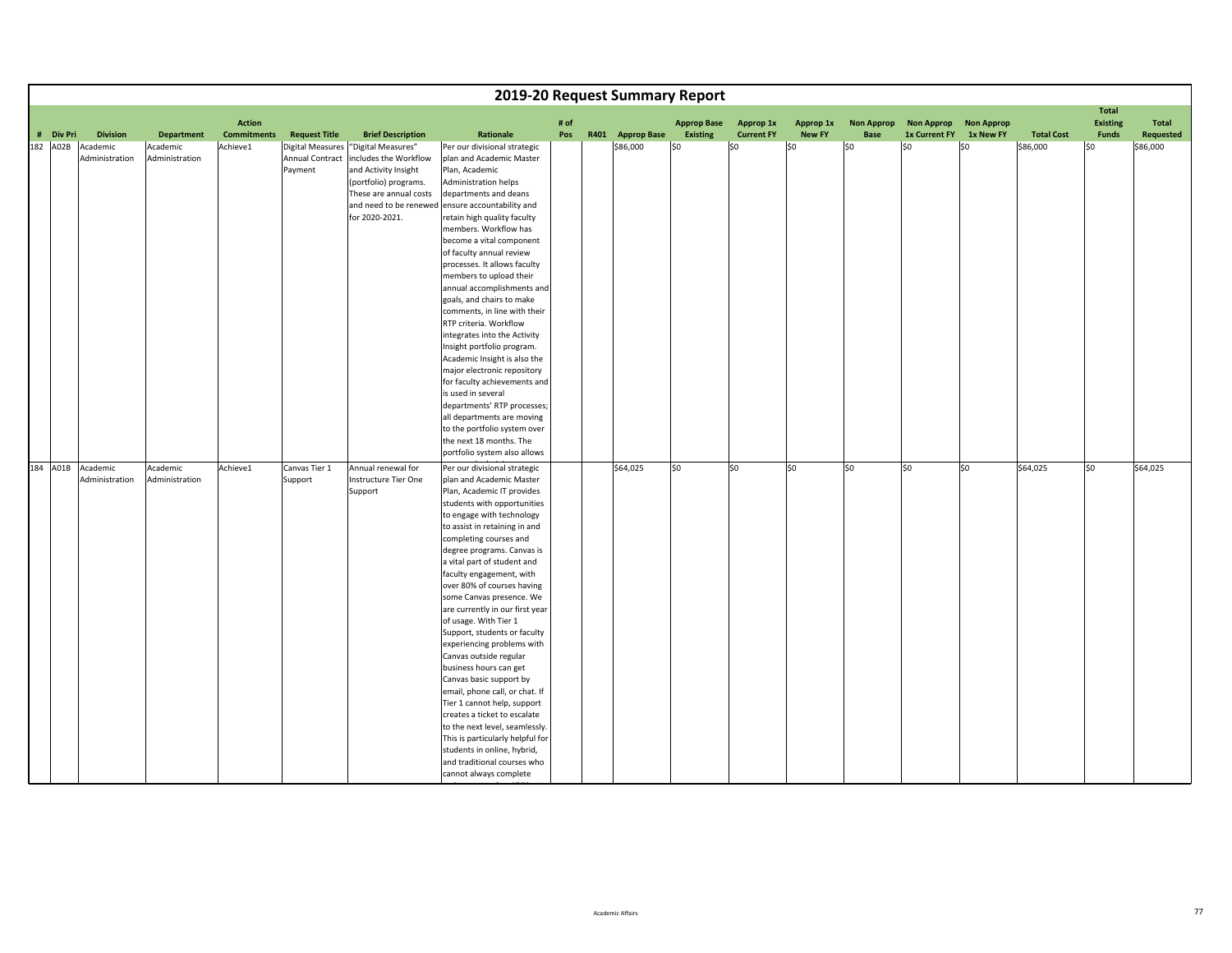# 2019-20 Request Summary Report

| # | Div Pri | Division | Department | Action Commitments | Request Title | Brief Description | Rationale | # of Pos | R401 | Approp Base | Approp Base Existing | Approp 1x Current FY | Approp 1x New FY | Non Approp Base | Non Approp 1x Current FY | Non Approp 1x New FY | Total Cost | Total Existing Funds | Total Requested |
|---|---|---|---|---|---|---|---|---|---|---|---|---|---|---|---|---|---|---|---|
| 182 | A02B | Academic Administration | Academic Administration | Achieve1 | Digital Measures Annual Contract Payment | "Digital Measures" includes the Workflow and Activity Insight (portfolio) programs. These are annual costs and need to be renewed for 2020-2021. | Per our divisional strategic plan and Academic Master Plan, Academic Administration helps departments and deans ensure accountability and retain high quality faculty members. Workflow has become a vital component of faculty annual review processes. It allows faculty members to upload their annual accomplishments and goals, and chairs to make comments, in line with their RTP criteria. Workflow integrates into the Activity Insight portfolio program. Academic Insight is also the major electronic repository for faculty achievements and is used in several departments' RTP processes; all departments are moving to the portfolio system over the next 18 months. The portfolio system also allows | | | $86,000 | $0 | $0 | $0 | $0 | $0 | $0 | $86,000 | $0 | $86,000 |
| 184 | A01B | Academic Administration | Academic Administration | Achieve1 | Canvas Tier 1 Support | Annual renewal for Instructure Tier One Support | Per our divisional strategic plan and Academic Master Plan, Academic IT provides students with opportunities to engage with technology to assist in retaining in and completing courses and degree programs. Canvas is a vital part of student and faculty engagement, with over 80% of courses having some Canvas presence. We are currently in our first year of usage. With Tier 1 Support, students or faculty experiencing problems with Canvas outside regular business hours can get Canvas basic support by email, phone call, or chat. If Tier 1 cannot help, support creates a ticket to escalate to the next level, seamlessly. This is particularly helpful for students in online, hybrid, and traditional courses who cannot always complete | | | $64,025 | $0 | $0 | $0 | $0 | $0 | $0 | $64,025 | $0 | $64,025 |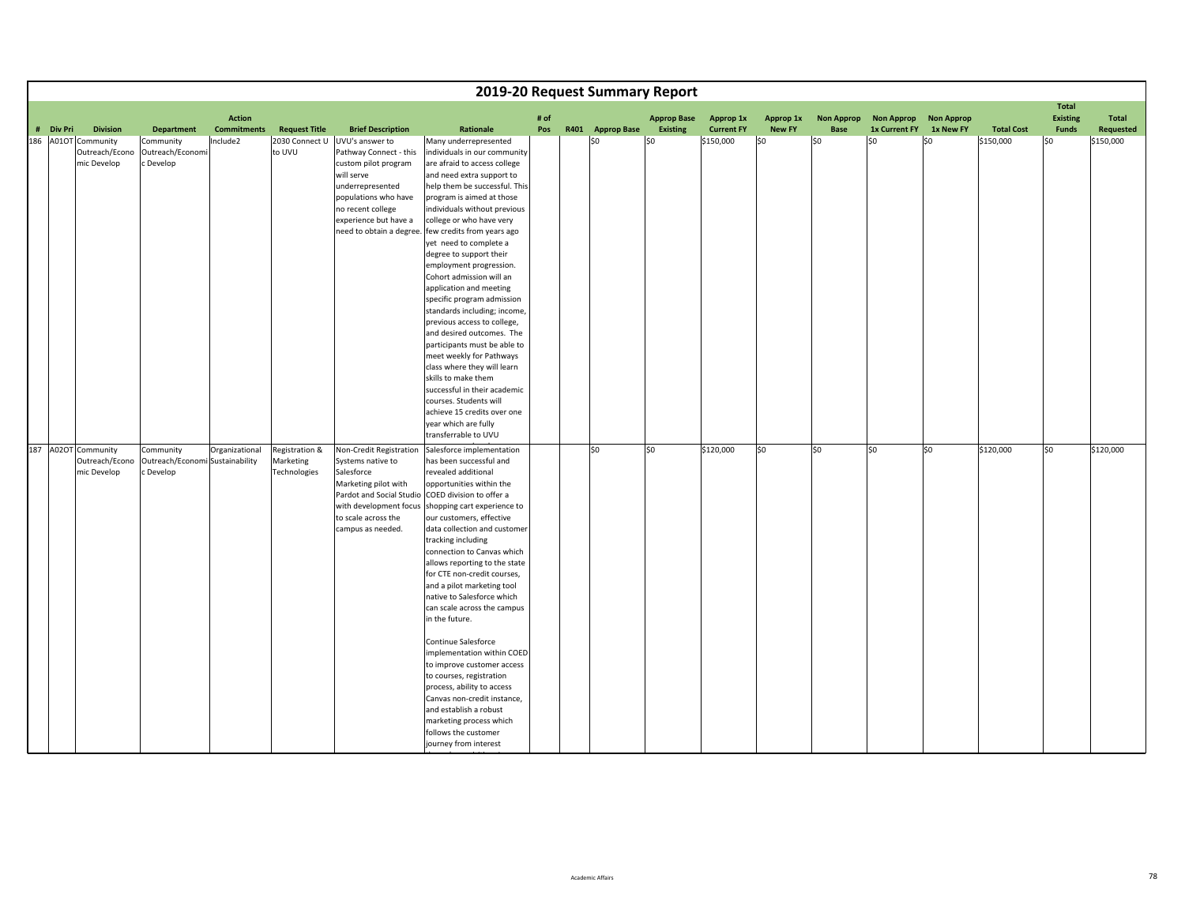# 2019-20 Request Summary Report

| # | Div Pri | Division | Department | Action Commitments | Request Title | Brief Description | Rationale | # of Pos | R401 | Approp Base | Approp Base Existing | Approp 1x Current FY | Approp 1x New FY | Non Approp Base | Non Approp 1x Current FY | Non Approp 1x New FY | Total Cost | Total Existing Funds | Total Requested |
|---|---|---|---|---|---|---|---|---|---|---|---|---|---|---|---|---|---|---|---|
| 186 | A01OT | Community Outreach/Economic Develop | Community Outreach/Economic Develop | Include2 | 2030 Connect U to UVU | UVU's answer to Pathway Connect - this custom pilot program will serve underrepresented populations who have no recent college experience but have a need to obtain a degree. | Many underrepresented individuals in our community are afraid to access college and need extra support to help them be successful. This program is aimed at those individuals without previous college or who have very few credits from years ago yet need to complete a degree to support their employment progression. Cohort admission will an application and meeting specific program admission standards including; income, previous access to college, and desired outcomes. The participants must be able to meet weekly for Pathways class where they will learn skills to make them successful in their academic courses. Students will achieve 15 credits over one year which are fully transferrable to UVU | | | $0 | $0 | $150,000 | $0 | $0 | $0 | $0 | $150,000 | $0 | $150,000 |
| 187 | A02OT | Community Outreach/Economic Develop | Community Outreach/Economic Develop | Organizational Sustainability | Registration & Marketing Technologies | Non-Credit Registration Systems native to Salesforce Marketing pilot with Pardot and Social Studio with development focus to scale across the campus as needed. | Salesforce implementation has been successful and revealed additional opportunities within the COED division to offer a shopping cart experience to our customers, effective data collection and customer tracking including connection to Canvas which allows reporting to the state for CTE non-credit courses, and a pilot marketing tool native to Salesforce which can scale across the campus in the future.<br><br>Continue Salesforce implementation within COED to improve customer access to courses, registration process, ability to access Canvas non-credit instance, and establish a robust marketing process which follows the customer journey from interest | | | $0 | $0 | $120,000 | $0 | $0 | $0 | $0 | $120,000 | $0 | $120,000 |

Academic Affairs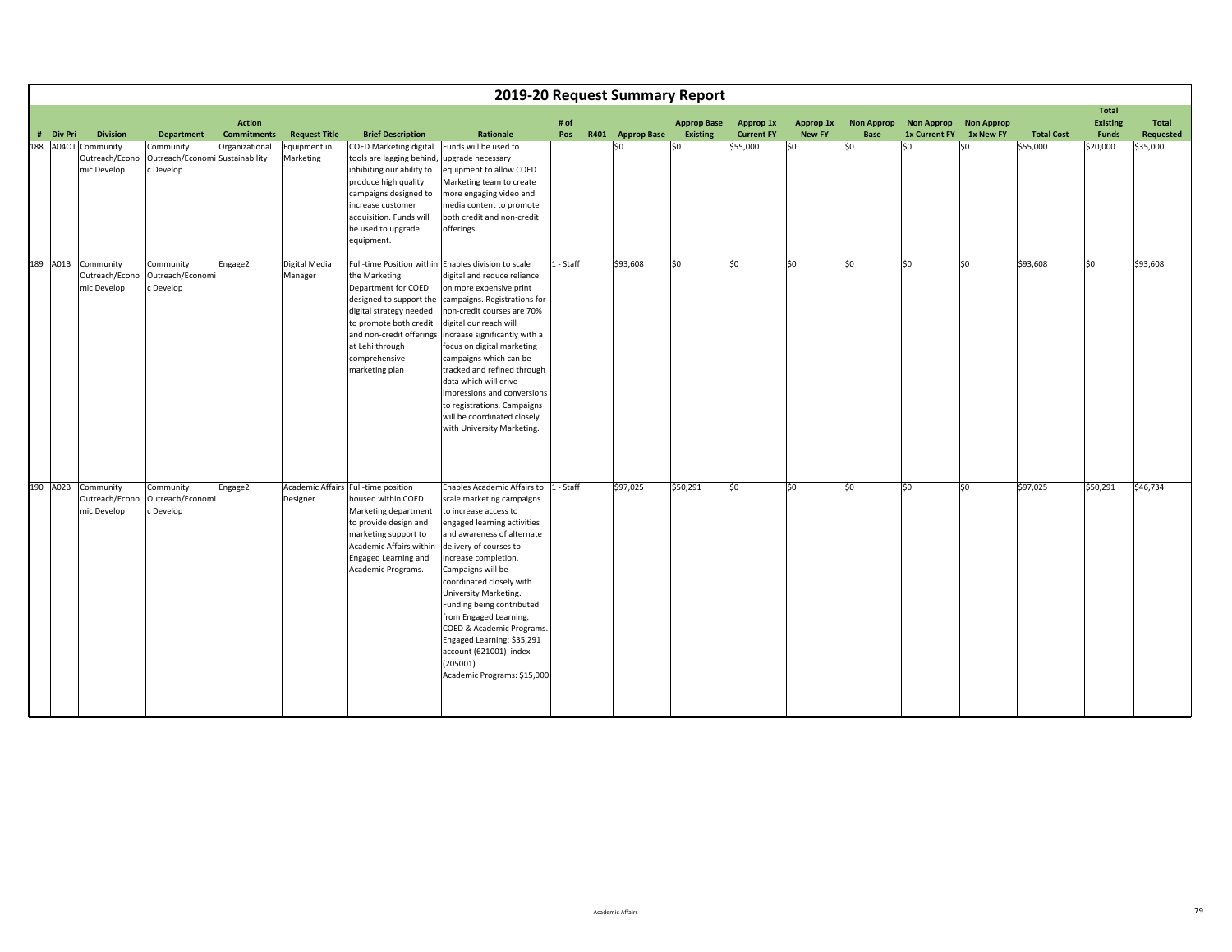# 2019-20 Request Summary Report

| # | Div Pri | Division | Department | Action Commitments | Request Title | Brief Description | Rationale | # of Pos | R401 | Approp Base | Approp Base Existing | Approp 1x Current FY | Approp 1x New FY | Non Approp Base | Non Approp 1x Current FY | Non Approp 1x New FY | Total Cost | Total Existing Funds | Total Requested |
|---|---|---|---|---|---|---|---|---|---|---|---|---|---|---|---|---|---|---|---|
| 188 | A04OT | Community Outreach/Economic Develop | Community Outreach/Economic Develop | Organizational Sustainability | Equipment in Marketing | COED Marketing digital tools are lagging behind, inhibiting our ability to produce high quality campaigns designed to increase customer acquisition. Funds will be used to upgrade equipment. | Funds will be used to upgrade necessary equipment to allow COED Marketing team to create more engaging video and media content to promote both credit and non-credit offerings. | | | $0 | $0 | $55,000 | $0 | $0 | $0 | $0 | $55,000 | $20,000 | $35,000 |
| 189 | A01B | Community Outreach/Economic Develop | Community Outreach/Economic Develop | Engage2 | Digital Media Manager | Full-time Position within the Marketing Department for COED designed to support the digital strategy needed to promote both credit and non-credit offerings at Lehi through comprehensive marketing plan | Enables division to scale digital and reduce reliance on more expensive print campaigns. Registrations for non-credit courses are 70% digital our reach will increase significantly with a focus on digital marketing campaigns which can be tracked and refined through data which will drive impressions and conversions to registrations. Campaigns will be coordinated closely with University Marketing. | 1 - Staff | | $93,608 | $0 | $0 | $0 | $0 | $0 | $0 | $93,608 | $0 | $93,608 |
| 190 | A02B | Community Outreach/Economic Develop | Community Outreach/Economic Develop | Engage2 | Academic Affairs Designer | Full-time position housed within COED Marketing department to provide design and marketing support to Academic Affairs within Engaged Learning and Academic Programs. | Enables Academic Affairs to scale marketing campaigns to increase access to engaged learning activities and awareness of alternate delivery of courses to increase completion. Campaigns will be coordinated closely with University Marketing. Funding being contributed from Engaged Learning, COED & Academic Programs. Engaged Learning: $35,291 account (621001) index (205001) Academic Programs: $15,000 | 1 - Staff | | $97,025 | $50,291 | $0 | $0 | $0 | $0 | $0 | $97,025 | $50,291 | $46,734 |

Academic Affairs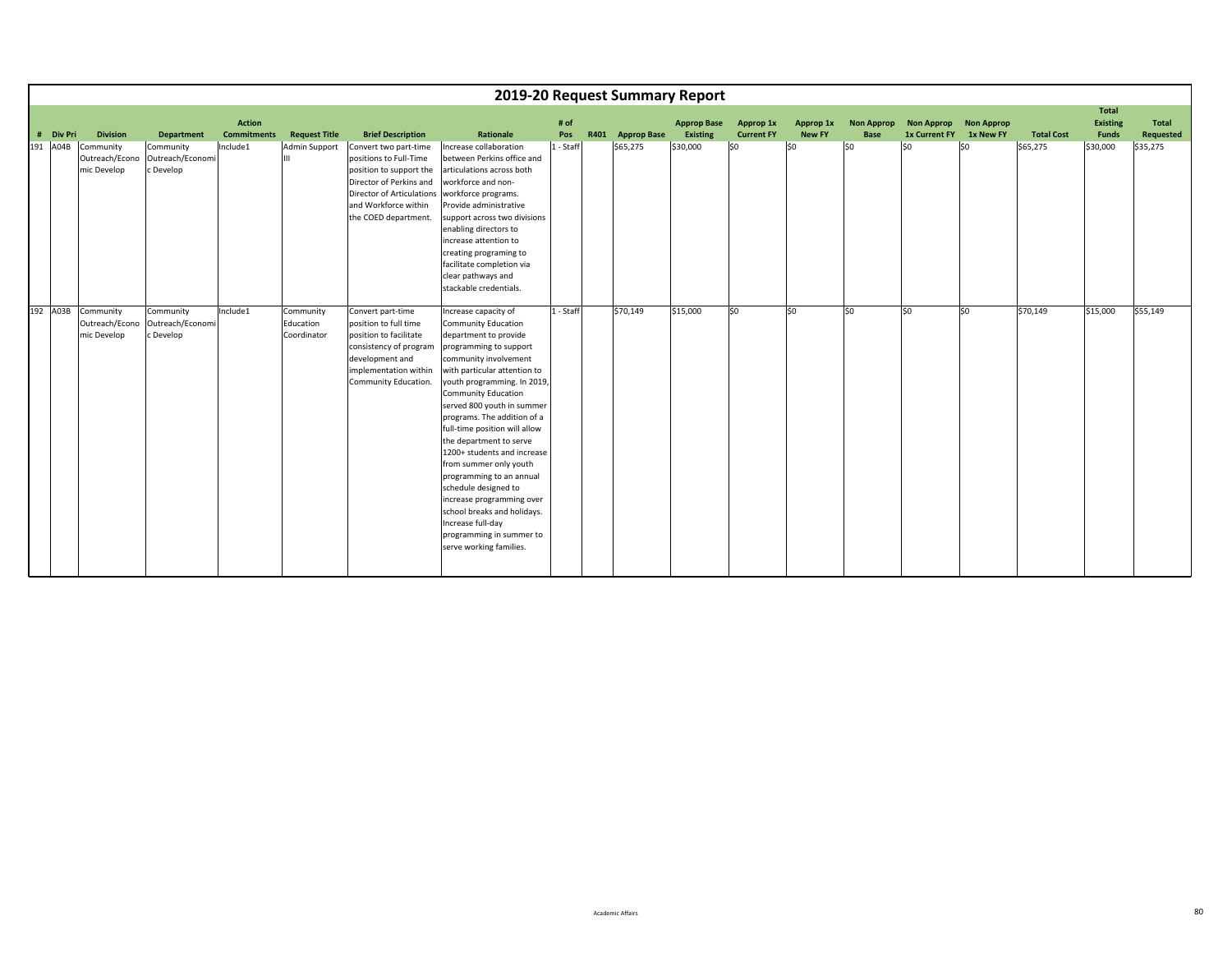# 2019-20 Request Summary Report

| # | Div Pri | Division | Department | Action Commitments | Request Title | Brief Description | Rationale | # of Pos | R401 | Approp Base | Approp Base Existing | Approp 1x Current FY | Approp 1x New FY | Non Approp Base | Non Approp 1x Current FY | Non Approp 1x New FY | Total Cost | Total Existing Funds | Total Requested |
|---|---|---|---|---|---|---|---|---|---|---|---|---|---|---|---|---|---|---|---|
| 191 | A04B | Community Outreach/Economic Develop | Community Outreach/Economic Develop | Include1 | Admin Support III | Convert two part-time positions to Full-Time position to support the Director of Perkins and Director of Articulations and Workforce within the COED department. | Increase collaboration between Perkins office and articulations across both workforce and non-workforce programs. Provide administrative support across two divisions enabling directors to increase attention to creating programing to facilitate completion via clear pathways and stackable credentials. | 1 - Staff | | $65,275 | $30,000 | $0 | $0 | $0 | $0 | $0 | $65,275 | $30,000 | $35,275 |
| 192 | A03B | Community Outreach/Economic Develop | Community Outreach/Economic Develop | Include1 | Community Education Coordinator | Convert part-time position to full time position to facilitate consistency of program development and implementation within Community Education. | Increase capacity of Community Education department to provide programming to support community involvement with particular attention to youth programming. In 2019, Community Education served 800 youth in summer programs. The addition of a full-time position will allow the department to serve 1200+ students and increase from summer only youth programming to an annual schedule designed to increase programming over school breaks and holidays. Increase full-day programming in summer to serve working families. | 1 - Staff | | $70,149 | $15,000 | $0 | $0 | $0 | $0 | $0 | $70,149 | $15,000 | $55,149 |

Academic Affairs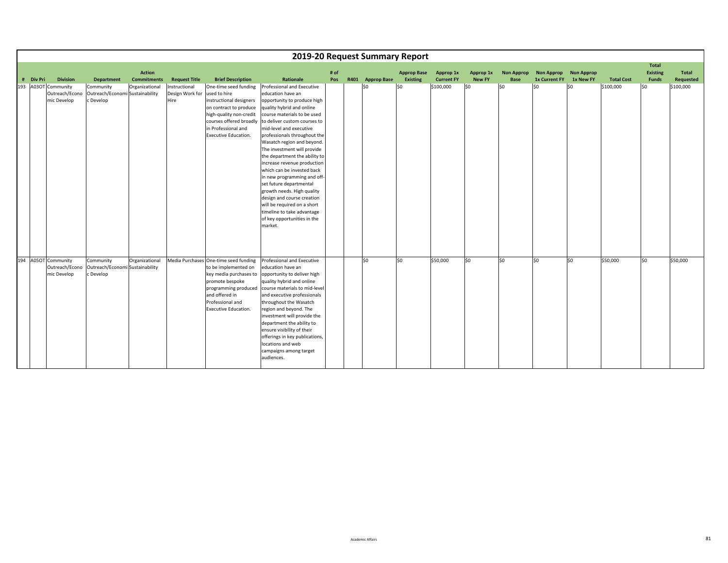# 2019-20 Request Summary Report

| # | Div Pri | Division | Department | Action Commitments | Request Title | Brief Description | Rationale | # of Pos | R401 | Approp Base | Approp Base Existing | Approp 1x Current FY | Approp 1x New FY | Non Approp Base | Non Approp 1x Current FY | Non Approp 1x New FY | Total Cost | Total Existing Funds | Total Requested |
|---|---|---|---|---|---|---|---|---|---|---|---|---|---|---|---|---|---|---|---|
| 193 | A03OT | Community Outreach/Economic Develop | Community Outreach/Economic Develop | Organizational Sustainability | Instructional Design Work for Hire | One-time seed funding used to hire instructional designers on contract to produce high-quality non-credit courses offered broadly in Professional and Executive Education. | Professional and Executive education have an opportunity to produce high quality hybrid and online course materials to be used to deliver custom courses to mid-level and executive professionals throughout the Wasatch region and beyond. The investment will provide the department the ability to increase revenue production which can be invested back in new programming and off-set future departmental growth needs. High quality design and course creation will be required on a short timeline to take advantage of key opportunities in the market. | | | $0 | $0 | $100,000 | $0 | $0 | $0 | $0 | $100,000 | $0 | $100,000 |
| 194 | A05OT | Community Outreach/Economic Develop | Community Outreach/Economic Develop | Organizational Sustainability | Media Purchases | One-time seed funding to be implemented on key media purchases to promote bespoke programming produced and offered in Professional and Executive Education. | Professional and Executive education have an opportunity to deliver high quality hybrid and online course materials to mid-level and executive professionals throughout the Wasatch region and beyond. The investment will provide the department the ability to ensure visibility of their offerings in key publications, locations and web campaigns among target audiences. | | | $0 | $0 | $50,000 | $0 | $0 | $0 | $0 | $50,000 | $0 | $50,000 |

Academic Affairs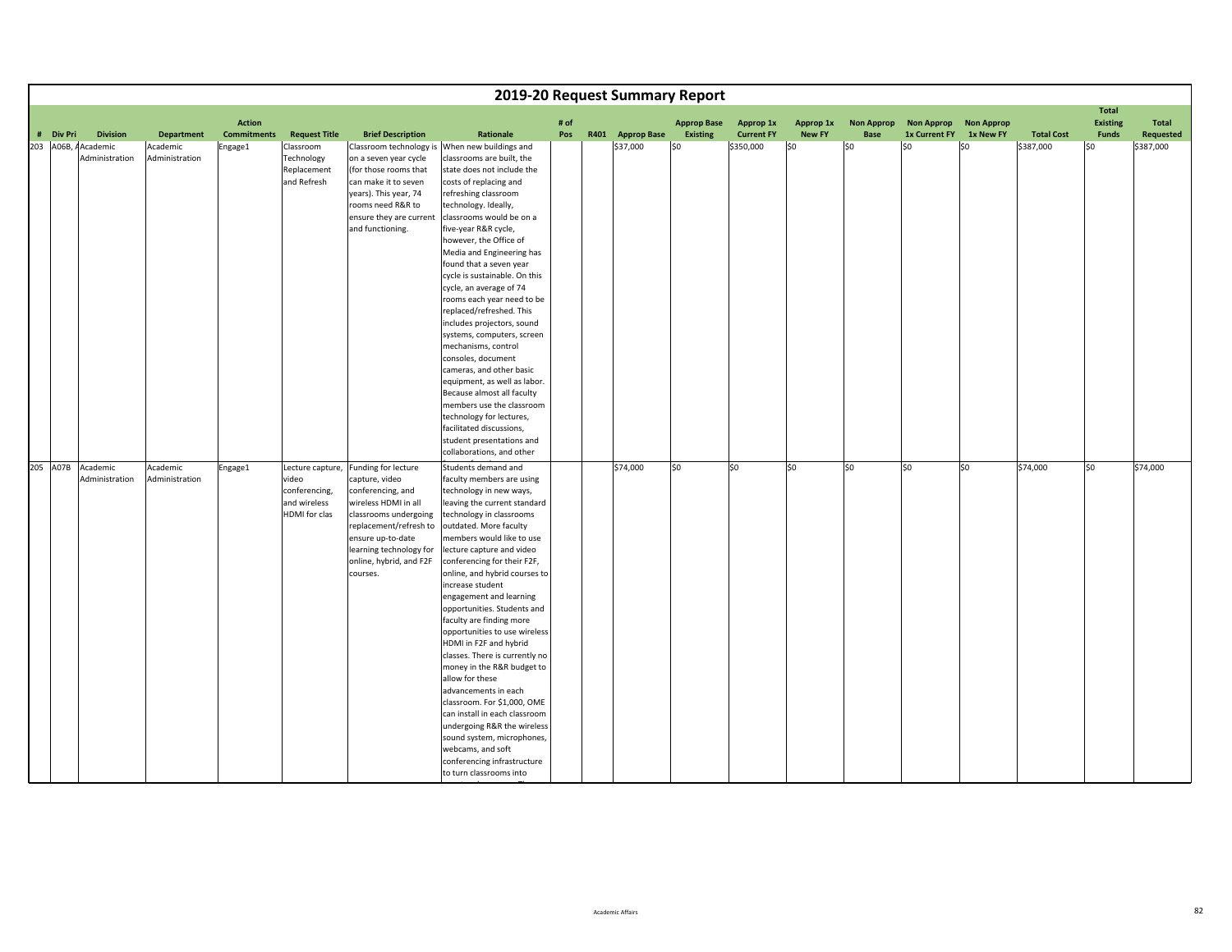# 2019-20 Request Summary Report

| # | Div Pri | Division | Department | Action Commitments | Request Title | Brief Description | Rationale | # of Pos | R401 | Approp Base | Approp Base Existing | Approp 1x Current FY | Approp 1x New FY | Non Approp Base | Non Approp 1x Current FY | Non Approp 1x New FY | Total Cost | Total Existing Funds | Total Requested |
|---|---|---|---|---|---|---|---|---|---|---|---|---|---|---|---|---|---|---|---|
| 203 | A06B, A | Academic Administration | Academic Administration | Engage1 | Classroom Technology Replacement and Refresh | Classroom technology is on a seven year cycle (for those rooms that can make it to seven years). This year, 74 rooms need R&R to ensure they are current and functioning. | When new buildings and classrooms are built, the state does not include the costs of replacing and refreshing classroom technology. Ideally, classrooms would be on a five-year R&R cycle, however, the Office of Media and Engineering has found that a seven year cycle is sustainable. On this cycle, an average of 74 rooms each year need to be replaced/refreshed. This includes projectors, sound systems, computers, screen mechanisms, control consoles, document cameras, and other basic equipment, as well as labor. Because almost all faculty members use the classroom technology for lectures, facilitated discussions, student presentations and collaborations, and other | | | $37,000 | $0 | $350,000 | $0 | $0 | $0 | $0 | $387,000 | $0 | $387,000 |
| 205 | A07B | Academic Administration | Academic Administration | Engage1 | Lecture capture, video conferencing, and wireless HDMI for clas | Funding for lecture capture, video conferencing, and wireless HDMI in all classrooms undergoing replacement/refresh to ensure up-to-date learning technology for online, hybrid, and F2F courses. | Students demand and faculty members are using technology in new ways, leaving the current standard technology in classrooms outdated. More faculty members would like to use lecture capture and video conferencing for their F2F, online, and hybrid courses to increase student engagement and learning opportunities. Students and faculty are finding more opportunities to use wireless HDMI in F2F and hybrid classes. There is currently no money in the R&R budget to allow for these advancements in each classroom. For $1,000, OME can install in each classroom undergoing R&R the wireless sound system, microphones, webcams, and soft conferencing infrastructure to turn classrooms into | | | $74,000 | $0 | $0 | $0 | $0 | $0 | $0 | $74,000 | $0 | $74,000 |

Academic Affairs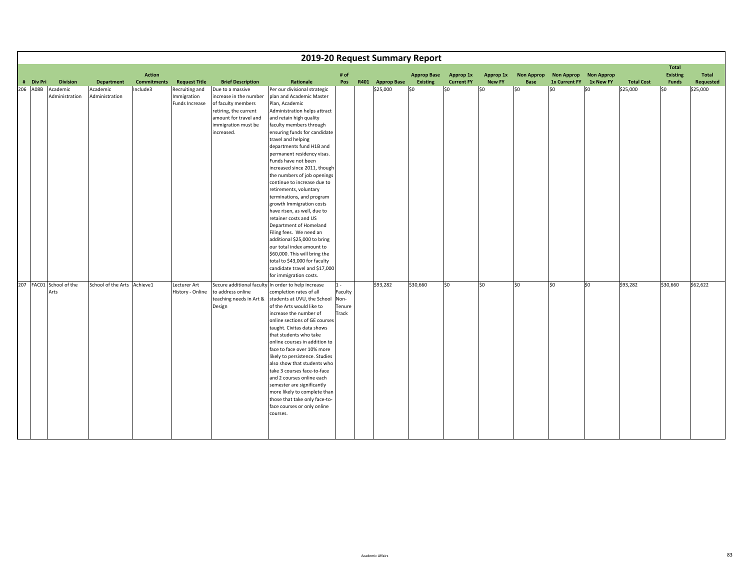# 2019-20 Request Summary Report

| # | Div Pri | Division | Department | Action Commitments | Request Title | Brief Description | Rationale | # of Pos | R401 | Approp Base | Approp Base Existing | Approp 1x Current FY | Approp 1x New FY | Non Approp Base | Non Approp 1x Current FY | Non Approp 1x New FY | Total Cost | Total Existing Funds | Total Requested |
|---|---|---|---|---|---|---|---|---|---|---|---|---|---|---|---|---|---|---|---|
| 206 | A08B | Academic Administration | Academic Administration | Include3 | Recruiting and Immigration Funds Increase | Due to a massive increase in the number of faculty members retiring, the current amount for travel and immigration must be increased. | Per our divisional strategic plan and Academic Master Plan, Academic Administration helps attract and retain high quality faculty members through ensuring funds for candidate travel and helping departments fund H1B and permanent residency visas. Funds have not been increased since 2011, though the numbers of job openings continue to increase due to retirements, voluntary terminations, and program growth Immigration costs have risen, as well, due to retainer costs and US Department of Homeland Filing fees. We need an additional $25,000 to bring our total index amount to $60,000. This will bring the total to $43,000 for faculty candidate travel and $17,000 for immigration costs. | | | $25,000 | $0 | $0 | $0 | $0 | $0 | $0 | $25,000 | $0 | $25,000 |
| 207 | FAC01 | School of the Arts | School of the Arts | Achieve1 | Lecturer Art History - Online | Secure additional faculty to address online teaching needs in Art & Design | In order to help increase completion rates of all students at UVU, the School of the Arts would like to increase the number of online sections of GE courses taught. Civitas data shows that students who take online courses in addition to face to face over 10% more likely to persistence. Studies also show that students who take 3 courses face-to-face and 2 courses online each semester are significantly more likely to complete than those that take only face-to-face courses or only online courses. | 1 - Faculty Non-Tenure Track | | $93,282 | $30,660 | $0 | $0 | $0 | $0 | $0 | $93,282 | $30,660 | $62,622 |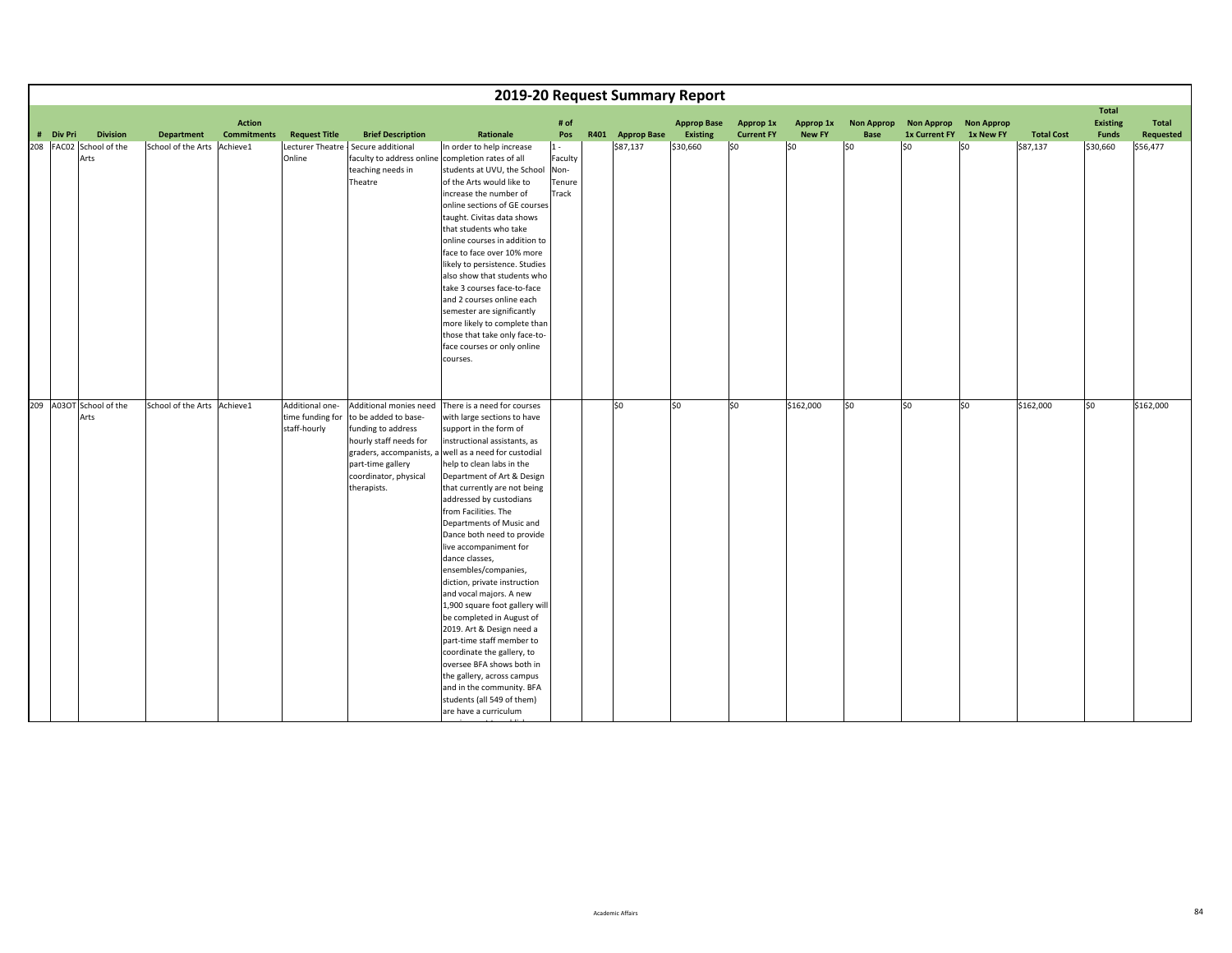# 2019-20 Request Summary Report

| # | Div Pri | Division | Department | Action Commitments | Request Title | Brief Description | Rationale | # of Pos | R401 | Approp Base | Approp Base Existing | Approp 1x Current FY | Approp 1x New FY | Non Approp Base | Non Approp 1x Current FY | Non Approp 1x New FY | Total Cost | Total Existing Funds | Total Requested |
|---|---|---|---|---|---|---|---|---|---|---|---|---|---|---|---|---|---|---|---|
| 208 | FAC02 | School of the Arts | School of the Arts | Achieve1 | Lecturer Theatre Online | Secure additional faculty to address online teaching needs in Theatre | In order to help increase completion rates of all students at UVU, the School of the Arts would like to increase the number of online sections of GE courses taught. Civitas data shows that students who take online courses in addition to face to face over 10% more likely to persistence. Studies also show that students who take 3 courses face-to-face and 2 courses online each semester are significantly more likely to complete than those that take only face-to-face courses or only online courses. | 1 - Faculty Non-Tenure Track | | $87,137 | $30,660 | $0 | $0 | $0 | $0 | $0 | $87,137 | $30,660 | $56,477 |
| 209 | A03OT | School of the Arts | School of the Arts | Achieve1 | Additional one-time funding for staff-hourly | Additional monies need to be added to base-funding to address hourly staff needs for graders, accompanists, a part-time gallery coordinator, physical therapists. | There is a need for courses with large sections to have support in the form of instructional assistants, as well as a need for custodial help to clean labs in the Department of Art & Design that currently are not being addressed by custodians from Facilities. The Departments of Music and Dance both need to provide live accompaniment for dance classes, ensembles/companies, diction, private instruction and vocal majors. A new 1,900 square foot gallery will be completed in August of 2019. Art & Design need a part-time staff member to coordinate the gallery, to oversee BFA shows both in the gallery, across campus and in the community. BFA students (all 549 of them) are have a curriculum | | | $0 | $0 | $0 | $162,000 | $0 | $0 | $0 | $162,000 | $0 | $162,000 |

Academic Affairs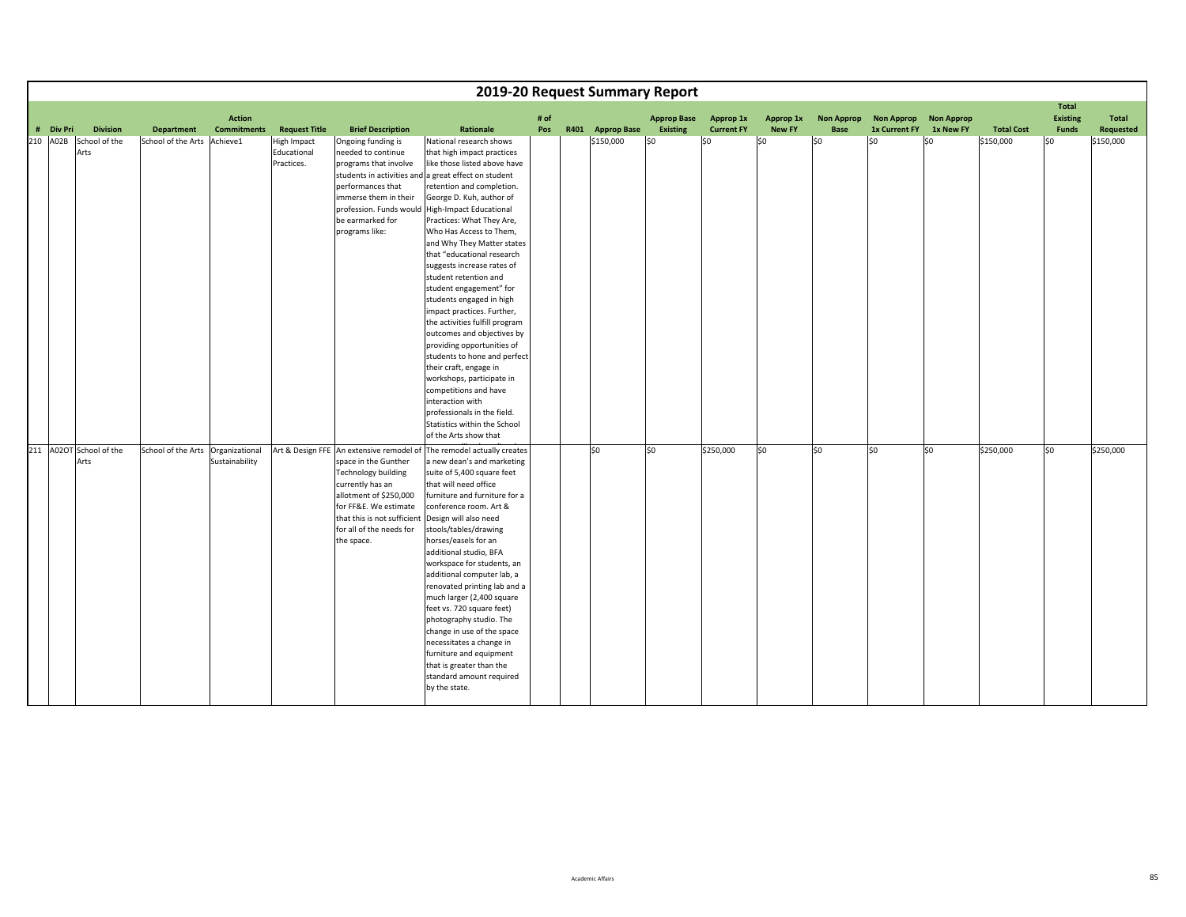# 2019-20 Request Summary Report

| # | Div Pri | Division | Department | Action Commitments | Request Title | Brief Description | Rationale | # of Pos | R401 | Approp Base | Approp Base Existing | Approp 1x Current FY | Approp 1x New FY | Non Approp Base | Non Approp 1x Current FY | Non Approp 1x New FY | Total Cost | Total Existing Funds | Total Requested |
|---|---|---|---|---|---|---|---|---|---|---|---|---|---|---|---|---|---|---|---|
| 210 | A02B | School of the Arts | School of the Arts | Achieve1 | High Impact Educational Practices. | Ongoing funding is needed to continue programs that involve students in activities and performances that immerse them in their profession. Funds would be earmarked for programs like: | National research shows that high impact practices like those listed above have a great effect on student retention and completion. George D. Kuh, author of High-Impact Educational Practices: What They Are, Who Has Access to Them, and Why They Matter states that "educational research suggests increase rates of student retention and student engagement" for students engaged in high impact practices. Further, the activities fulfill program outcomes and objectives by providing opportunities of students to hone and perfect their craft, engage in workshops, participate in competitions and have interaction with professionals in the field. Statistics within the School of the Arts show that | | | $150,000 | $0 | $0 | $0 | $0 | $0 | $0 | $150,000 | $0 | $150,000 |
| 211 | A02OT | School of the Arts | School of the Arts | Organizational Sustainability | Art & Design FFE | An extensive remodel of space in the Gunther Technology building currently has an allotment of $250,000 for FF&E. We estimate that this is not sufficient for all of the needs for the space. | The remodel actually creates a new dean's and marketing suite of 5,400 square feet that will need office furniture and furniture for a conference room. Art & Design will also need stools/tables/drawing horses/easels for an additional studio, BFA workspace for students, an additional computer lab, a renovated printing lab and a much larger (2,400 square feet vs. 720 square feet) photography studio. The change in use of the space necessitates a change in furniture and equipment that is greater than the standard amount required by the state. | | | $0 | $0 | $250,000 | $0 | $0 | $0 | $0 | $250,000 | $0 | $250,000 |

Academic Affairs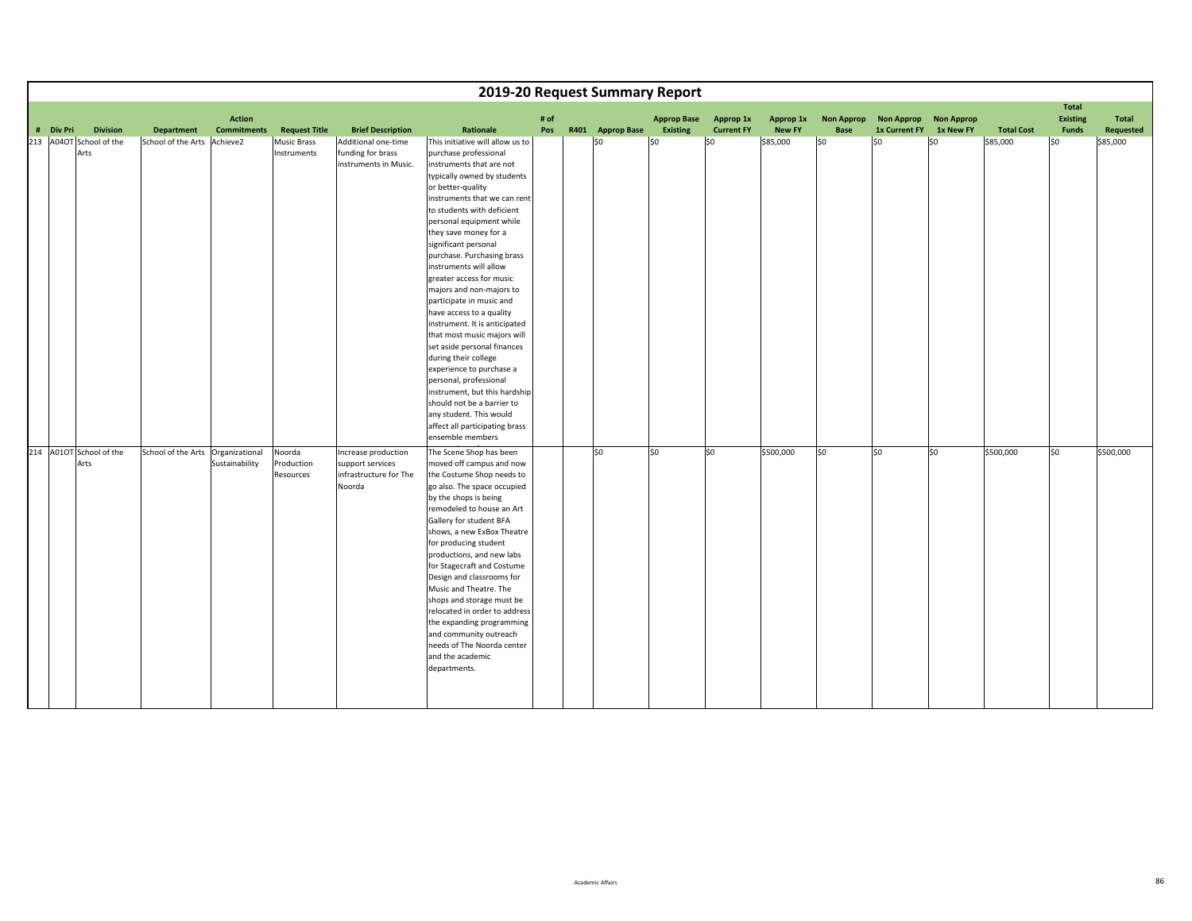# 2019-20 Request Summary Report

| # | Div Pri | Division | Department | Action Commitments | Request Title | Brief Description | Rationale | # of Pos | R401 | Approp Base | Approp Base Existing | Approp 1x Current FY | Approp 1x New FY | Non Approp Base | Non Approp 1x Current FY | Non Approp 1x New FY | Total Cost | Total Existing Funds | Total Requested |
|---|---|---|---|---|---|---|---|---|---|---|---|---|---|---|---|---|---|---|---|
| 213 | A04OT | School of the Arts | School of the Arts | Achieve2 | Music Brass Instruments | Additional one-time funding for brass instruments in Music. | This initiative will allow us to purchase professional instruments that are not typically owned by students or better-quality instruments that we can rent to students with deficient personal equipment while they save money for a significant personal purchase. Purchasing brass instruments will allow greater access for music majors and non-majors to participate in music and have access to a quality instrument. It is anticipated that most music majors will set aside personal finances during their college experience to purchase a personal, professional instrument, but this hardship should not be a barrier to any student. This would affect all participating brass ensemble members | | | $0 | $0 | $0 | $85,000 | $0 | $0 | $0 | $85,000 | $0 | $85,000 |
| 214 | A01OT | School of the Arts | School of the Arts | Organizational Sustainability | Noorda Production Resources | Increase production support services infrastructure for The Noorda | The Scene Shop has been moved off campus and now the Costume Shop needs to go also. The space occupied by the shops is being remodeled to house an Art Gallery for student BFA shows, a new ExBox Theatre for producing student productions, and new labs for Stagecraft and Costume Design and classrooms for Music and Theatre. The shops and storage must be relocated in order to address the expanding programming and community outreach needs of The Noorda center and the academic departments. | | | $0 | $0 | $0 | $500,000 | $0 | $0 | $0 | $500,000 | $0 | $500,000 |

Academic Affairs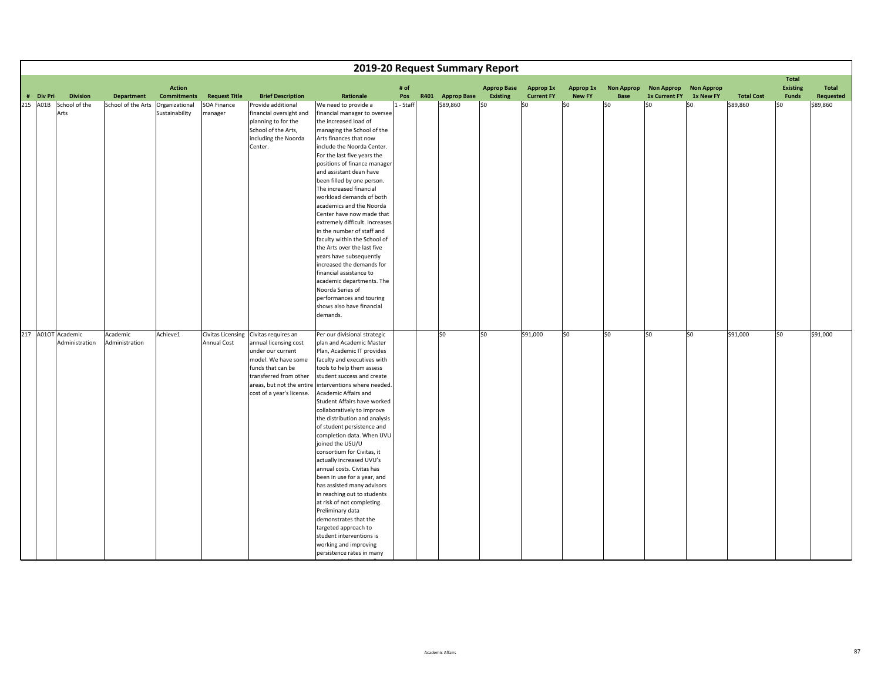# 2019-20 Request Summary Report

| # | Div Pri | Division | Department | Action Commitments | Request Title | Brief Description | Rationale | # of Pos | R401 | Approp Base | Approp Base Existing | Approp 1x Current FY | Approp 1x New FY | Non Approp Base | Non Approp 1x Current FY | Non Approp 1x New FY | Total Cost | Total Existing Funds | Total Requested |
|---|---|---|---|---|---|---|---|---|---|---|---|---|---|---|---|---|---|---|---|
| 215 | A01B | School of the Arts | School of the Arts | Organizational Sustainability | SOA Finance manager | Provide additional financial oversight and planning to for the School of the Arts, including the Noorda Center. | We need to provide a financial manager to oversee the increased load of managing the School of the Arts finances that now include the Noorda Center. For the last five years the positions of finance manager and assistant dean have been filled by one person. The increased financial workload demands of both academics and the Noorda Center have now made that extremely difficult. Increases in the number of staff and faculty within the School of the Arts over the last five years have subsequently increased the demands for financial assistance to academic departments. The Noorda Series of performances and touring shows also have financial demands. | 1 - Staff | | $89,860 | $0 | $0 | $0 | $0 | $0 | $0 | $89,860 | $0 | $89,860 |
| 217 | A01OT | Academic Administration | Academic Administration | Achieve1 | Civitas Licensing Annual Cost | Civitas requires an annual licensing cost under our current model. We have some funds that can be transferred from other areas, but not the entire cost of a year's license. | Per our divisional strategic plan and Academic Master Plan, Academic IT provides faculty and executives with tools to help them assess student success and create interventions where needed. Academic Affairs and Student Affairs have worked collaboratively to improve the distribution and analysis of student persistence and completion data. When UVU joined the USU/U consortium for Civitas, it actually increased UVU's annual costs. Civitas has been in use for a year, and has assisted many advisors in reaching out to students at risk of not completing. Preliminary data demonstrates that the targeted approach to student interventions is working and improving persistence rates in many | | | $0 | $0 | $91,000 | $0 | $0 | $0 | $0 | $91,000 | $0 | $91,000 |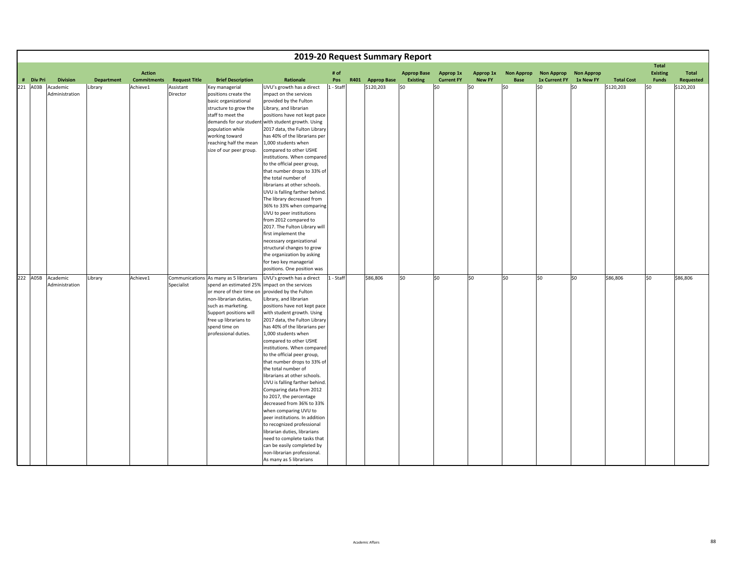# 2019-20 Request Summary Report

| # | Div Pri | Division | Department | Action Commitments | Request Title | Brief Description | Rationale | # of Pos | R401 | Approp Base | Approp Base Existing | Approp 1x Current FY | Approp 1x New FY | Non Approp Base | Non Approp 1x Current FY | Non Approp 1x New FY | Total Cost | Total Existing Funds | Total Requested |
|---|---|---|---|---|---|---|---|---|---|---|---|---|---|---|---|---|---|---|---|
| 221 | A03B | Academic Administration | Library | Achieve1 | Assistant Director | Key managerial positions create the basic organizational structure to grow the staff to meet the demands for our student population while working toward reaching half the mean size of our peer group. | UVU's growth has a direct impact on the services provided by the Fulton Library, and librarian positions have not kept pace with student growth. Using 2017 data, the Fulton Library has 40% of the librarians per 1,000 students when compared to other USHE institutions. When compared to the official peer group, that number drops to 33% of the total number of librarians at other schools. UVU is falling farther behind. The library decreased from 36% to 33% when comparing UVU to peer institutions from 2012 compared to 2017. The Fulton Library will first implement the necessary organizational structural changes to grow the organization by asking for two key managerial positions. One position was | 1 - Staff | | $120,203 | $0 | $0 | $0 | $0 | $0 | $0 | $120,203 | $0 | $120,203 |
| 222 | A05B | Academic Administration | Library | Achieve1 | Communications Specialist | As many as 5 librarians spend an estimated 25% or more of their time on non-librarian duties, such as marketing. Support positions will free up librarians to spend time on professional duties. | UVU's growth has a direct impact on the services provided by the Fulton Library, and librarian positions have not kept pace with student growth. Using 2017 data, the Fulton Library has 40% of the librarians per 1,000 students when compared to other USHE institutions. When compared to the official peer group, that number drops to 33% of the total number of librarians at other schools. UVU is falling farther behind. Comparing data from 2012 to 2017, the percentage decreased from 36% to 33% when comparing UVU to peer institutions. In addition to recognized professional librarian duties, librarians need to complete tasks that can be easily completed by non-librarian professional. As many as 5 librarians | 1 - Staff | | $86,806 | $0 | $0 | $0 | $0 | $0 | $0 | $86,806 | $0 | $86,806 |

Academic Affairs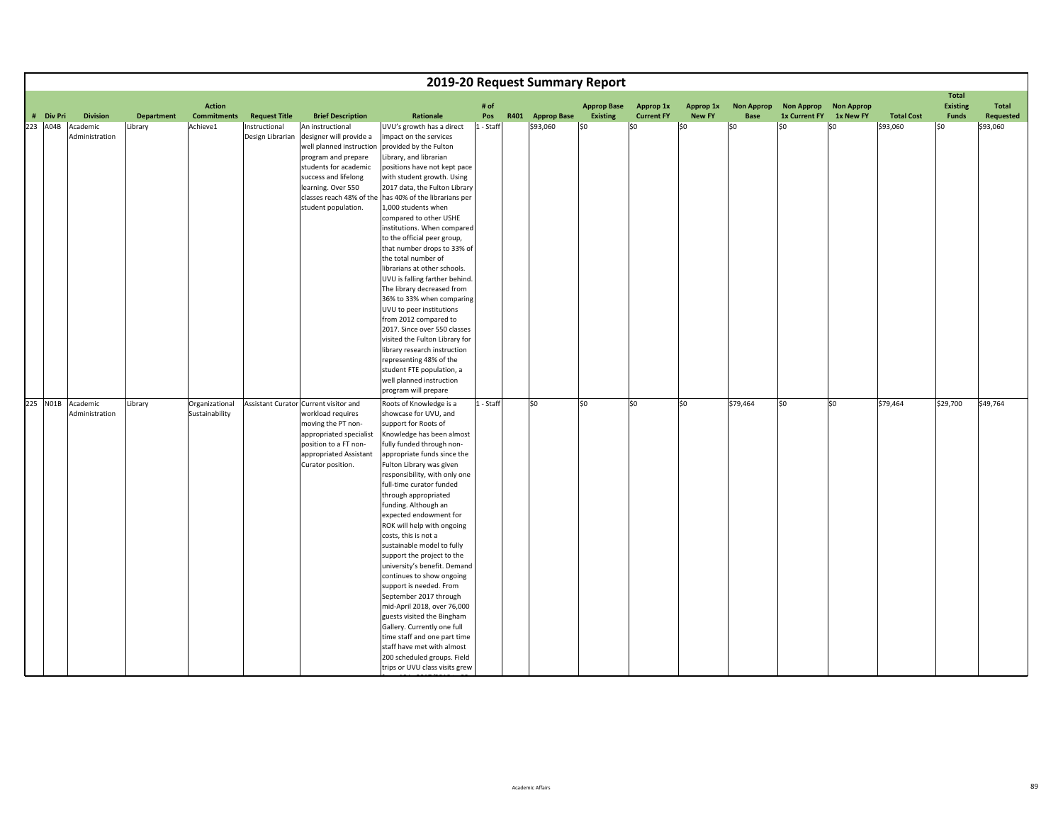# 2019-20 Request Summary Report

| # | Div Pri | Division | Department | Action Commitments | Request Title | Brief Description | Rationale | # of Pos | R401 | Approp Base | Approp Base Existing | Approp 1x Current FY | Approp 1x New FY | Non Approp Base | Non Approp 1x Current FY | Non Approp 1x New FY | Total Cost | Total Existing Funds | Total Requested |
|---|---|---|---|---|---|---|---|---|---|---|---|---|---|---|---|---|---|---|---|
| 223 | A04B | Academic Administration | Library | Achieve1 | Instructional Design Librarian | An instructional designer will provide a well planned instruction program and prepare students for academic success and lifelong learning. Over 550 classes reach 48% of the student population. | UVU's growth has a direct impact on the services provided by the Fulton Library, and librarian positions have not kept pace with student growth. Using 2017 data, the Fulton Library has 40% of the librarians per 1,000 students when compared to other USHE institutions. When compared to the official peer group, that number drops to 33% of the total number of librarians at other schools. UVU is falling farther behind. The library decreased from 36% to 33% when comparing UVU to peer institutions from 2012 compared to 2017. Since over 550 classes visited the Fulton Library for library research instruction representing 48% of the student FTE population, a well planned instruction program will prepare | 1 - Staff | | $93,060 | $0 | $0 | $0 | $0 | $0 | $0 | $93,060 | $0 | $93,060 |
| 225 | N01B | Academic Administration | Library | Organizational Sustainability | Assistant Curator | Current visitor and workload requires moving the PT non-appropriated specialist position to a FT non-appropriated Assistant Curator position. | Roots of Knowledge is a showcase for UVU, and support for Roots of Knowledge has been almost fully funded through non-appropriate funds since the Fulton Library was given responsibility, with only one full-time curator funded through appropriated funding. Although an expected endowment for ROK will help with ongoing costs, this is not a sustainable model to fully support the project to the university's benefit. Demand continues to show ongoing support is needed. From September 2017 through mid-April 2018, over 76,000 guests visited the Bingham Gallery. Currently one full time staff and one part time staff have met with almost 200 scheduled groups. Field trips or UVU class visits grew | 1 - Staff | | $0 | $0 | $0 | $0 | $79,464 | $0 | $0 | $79,464 | $29,700 | $49,764 |

Academic Affairs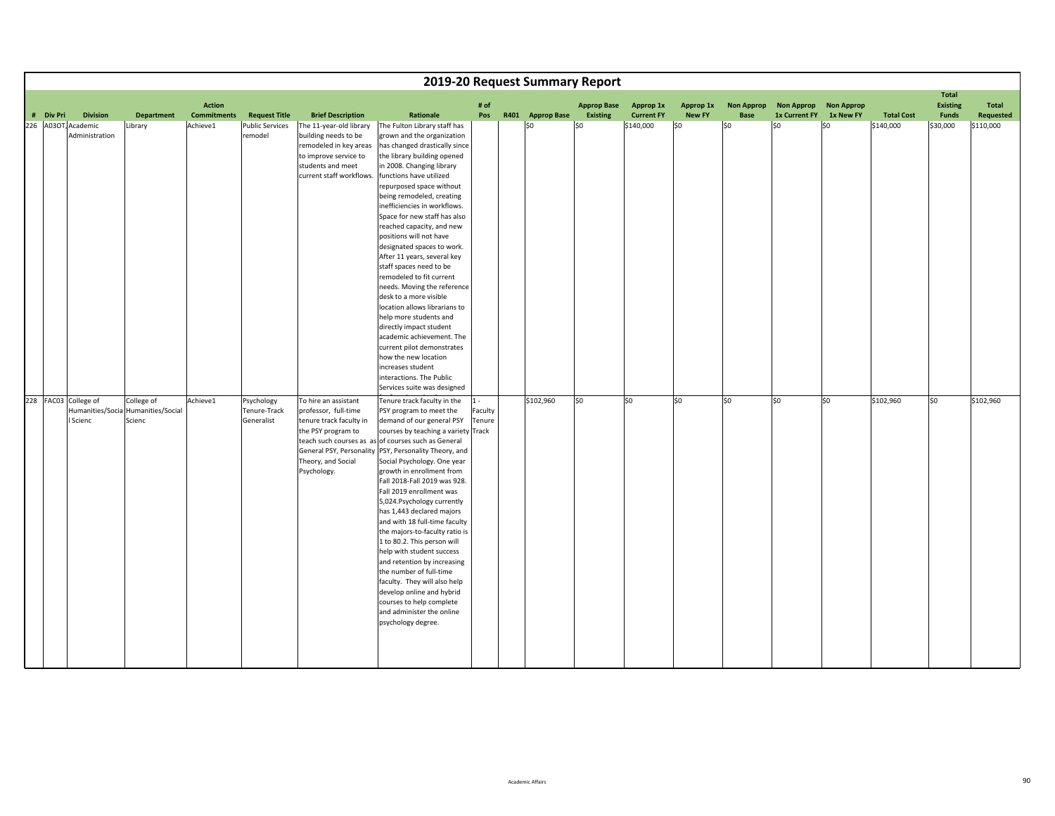# 2019-20 Request Summary Report

| # | Div Pri | Division | Department | Action Commitments | Request Title | Brief Description | Rationale | # of Pos | R401 | Approp Base | Approp Base Existing | Approp 1x Current FY | Approp 1x New FY | Non Approp Base | Non Approp 1x Current FY | Non Approp 1x New FY | Total Cost | Total Existing Funds | Total Requested |
|---|---|---|---|---|---|---|---|---|---|---|---|---|---|---|---|---|---|---|---|
| 226 | A03OT, | Academic Administration | Library | Achieve1 | Public Services remodel | The 11-year-old library building needs to be remodeled in key areas to improve service to students and meet current staff workflows. | The Fulton Library staff has grown and the organization has changed drastically since the library building opened in 2008. Changing library functions have utilized repurposed space without being remodeled, creating inefficiencies in workflows. Space for new staff has also reached capacity, and new positions will not have designated spaces to work. After 11 years, several key staff spaces need to be remodeled to fit current needs. Moving the reference desk to a more visible location allows librarians to help more students and directly impact student academic achievement. The current pilot demonstrates how the new location increases student interactions. The Public Services suite was designed | | | $0 | $0 | $140,000 | $0 | $0 | $0 | $0 | $140,000 | $30,000 | $110,000 |
| 228 | FAC03 | College of Humanities/Socia l Scienc | College of Humanities/Social Scienc | Achieve1 | Psychology Tenure-Track Generalist | To hire an assistant professor, full-time tenure track faculty in the PSY program to teach such courses as as General PSY, Personality Theory, and Social Psychology. | Tenure track faculty in the PSY program to meet the demand of our general PSY courses by teaching a variety of courses such as General PSY, Personality Theory, and Social Psychology. One year growth in enrollment from Fall 2018-Fall 2019 was 928. Fall 2019 enrollment was 5,024.Psychology currently has 1,443 declared majors and with 18 full-time faculty the majors-to-faculty ratio is 1 to 80.2. This person will help with student success and retention by increasing the number of full-time faculty. They will also help develop online and hybrid courses to help complete and administer the online psychology degree. | 1 - Faculty Tenure Track | | $102,960 | $0 | $0 | $0 | $0 | $0 | $0 | $102,960 | $0 | $102,960 |

Academic Affairs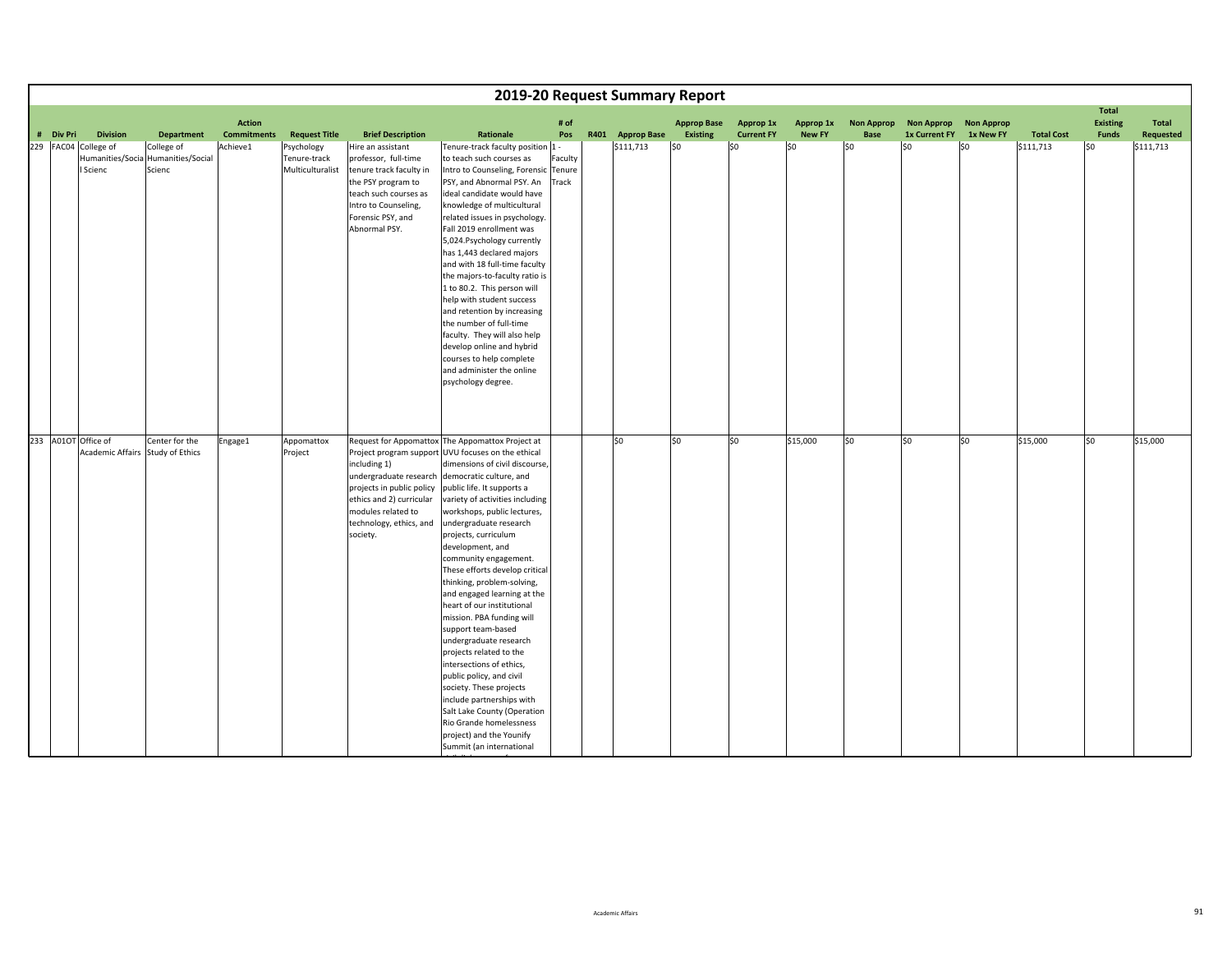# 2019-20 Request Summary Report

| # | Div Pri | Division | Department | Action Commitments | Request Title | Brief Description | Rationale | # of Pos | R401 | Approp Base | Approp Base Existing | Approp 1x Current FY | Approp 1x New FY | Non Approp Base | Non Approp 1x Current FY | Non Approp 1x New FY | Total Cost | Total Existing Funds | Total Requested |
|---|---|---|---|---|---|---|---|---|---|---|---|---|---|---|---|---|---|---|---|
| 229 | FAC04 | College of Humanities/Social Scienc | College of Humanities/Social Scienc | Achieve1 | Psychology Tenure-track Multiculturalist | Hire an assistant professor, full-time tenure track faculty in the PSY program to teach such courses as Intro to Counseling, Forensic PSY, and Abnormal PSY. | Tenure-track faculty position to teach such courses as Intro to Counseling, Forensic PSY, and Abnormal PSY. An ideal candidate would have knowledge of multicultural related issues in psychology. Fall 2019 enrollment was 5,024.Psychology currently has 1,443 declared majors and with 18 full-time faculty the majors-to-faculty ratio is 1 to 80.2. This person will help with student success and retention by increasing the number of full-time faculty. They will also help develop online and hybrid courses to help complete and administer the online psychology degree. | 1 - Faculty Tenure Track | | $111,713 | $0 | $0 | $0 | $0 | $0 | $0 | $111,713 | $0 | $111,713 |
| 233 | A01OT | Office of Academic Affairs | Center for the Study of Ethics | Engage1 | Appomattox Project | Request for Appomattox Project program support including 1) undergraduate research projects in public policy ethics and 2) curricular modules related to technology, ethics, and society. | The Appomattox Project at UVU focuses on the ethical dimensions of civil discourse, democratic culture, and public life. It supports a variety of activities including workshops, public lectures, undergraduate research projects, curriculum development, and community engagement. These efforts develop critical thinking, problem-solving, and engaged learning at the heart of our institutional mission. PBA funding will support team-based undergraduate research projects related to the intersections of ethics, public policy, and civil society. These projects include partnerships with Salt Lake County (Operation Rio Grande homelessness project) and the Younify Summit (an international | | | $0 | $0 | $0 | $15,000 | $0 | $0 | $0 | $15,000 | $0 | $15,000 |

Academic Affairs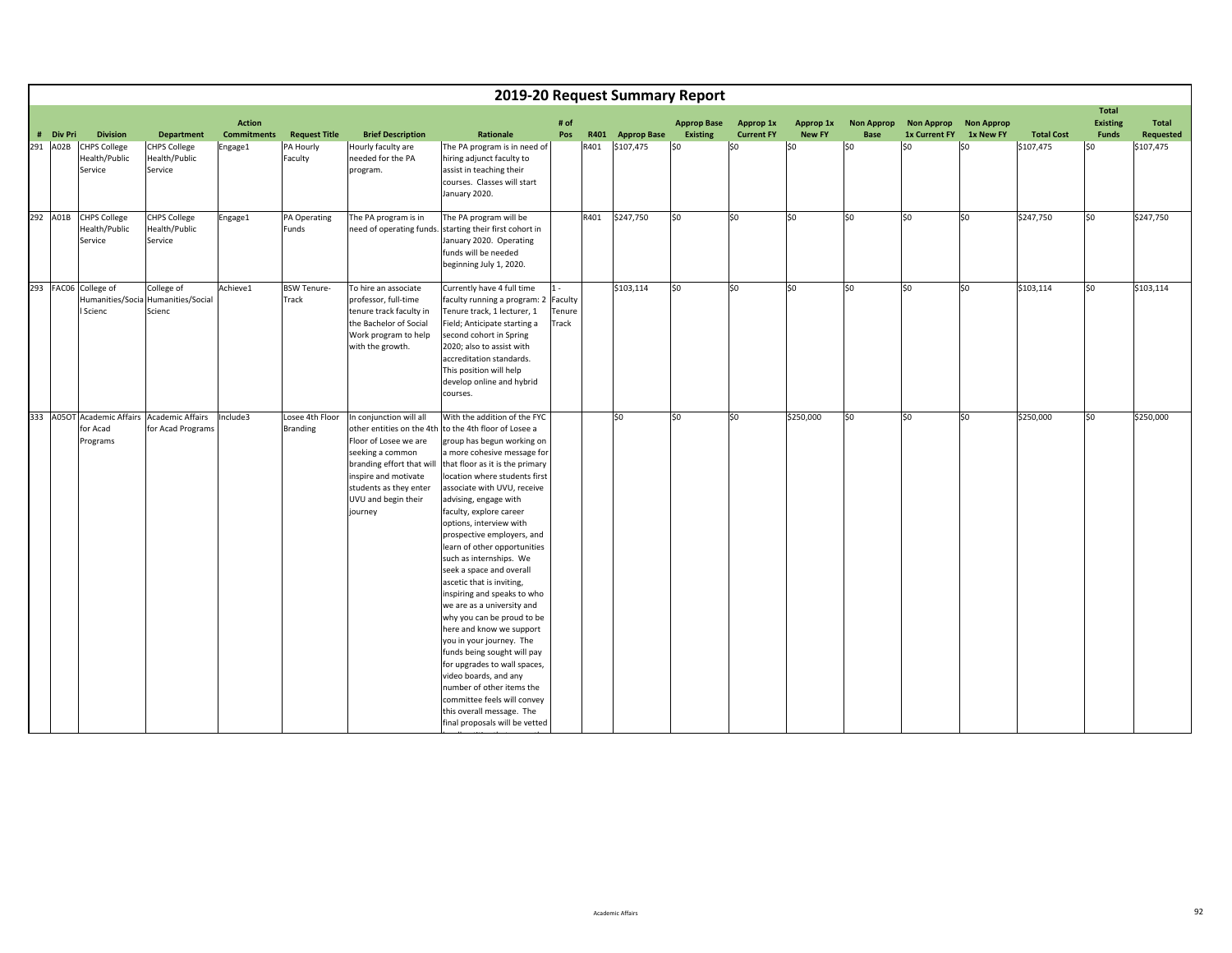# 2019-20 Request Summary Report

| # | Div Pri | Division | Department | Action Commitments | Request Title | Brief Description | Rationale | # of Pos | R401 | Approp Base | Approp Base Existing | Approp 1x Current FY | Approp 1x New FY | Non Approp Base | Non Approp 1x Current FY | Non Approp 1x New FY | Total Cost | Total Existing Funds | Total Requested |
|---|---|---|---|---|---|---|---|---|---|---|---|---|---|---|---|---|---|---|---|
| 291 | A02B | CHPS College Health/Public Service | CHPS College Health/Public Service | Engage1 | PA Hourly Faculty | Hourly faculty are needed for the PA program. | The PA program is in need of hiring adjunct faculty to assist in teaching their courses. Classes will start January 2020. | | R401 | $107,475 | $0 | $0 | $0 | $0 | $0 | $0 | $107,475 | $0 | $107,475 |
| 292 | A01B | CHPS College Health/Public Service | CHPS College Health/Public Service | Engage1 | PA Operating Funds | The PA program is in need of operating funds. | The PA program will be starting their first cohort in January 2020. Operating funds will be needed beginning July 1, 2020. | | R401 | $247,750 | $0 | $0 | $0 | $0 | $0 | $0 | $247,750 | $0 | $247,750 |
| 293 | FAC06 | College of Humanities/Social Scienc | College of Humanities/Social Scienc | Achieve1 | BSW Tenure-Track | To hire an associate professor, full-time tenure track faculty in the Bachelor of Social Work program to help with the growth. | Currently have 4 full time faculty running a program: 2 Tenure track, 1 lecturer, 1 Field; Anticipate starting a second cohort in Spring 2020; also to assist with accreditation standards. This position will help develop online and hybrid courses. | 1 - Faculty Tenure Track | | $103,114 | $0 | $0 | $0 | $0 | $0 | $0 | $103,114 | $0 | $103,114 |
| 333 | A05OT | Academic Affairs for Acad Programs | Academic Affairs for Acad Programs | Include3 | Losee 4th Floor Branding | In conjunction will all other entities on the 4th Floor of Losee we are seeking a common branding effort that will inspire and motivate students as they enter UVU and begin their journey | With the addition of the FYC to the 4th floor of Losee a group has begun working on a more cohesive message for that floor as it is the primary location where students first associate with UVU, receive advising, engage with faculty, explore career options, interview with prospective employers, and learn of other opportunities such as internships. We seek a space and overall ascetic that is inviting, inspiring and speaks to who we are as a university and why you can be proud to be here and know we support you in your journey. The funds being sought will pay for upgrades to wall spaces, video boards, and any number of other items the committee feels will convey this overall message. The final proposals will be vetted | | | $0 | $0 | $0 | $250,000 | $0 | $0 | $0 | $250,000 | $0 | $250,000 |

Academic Affairs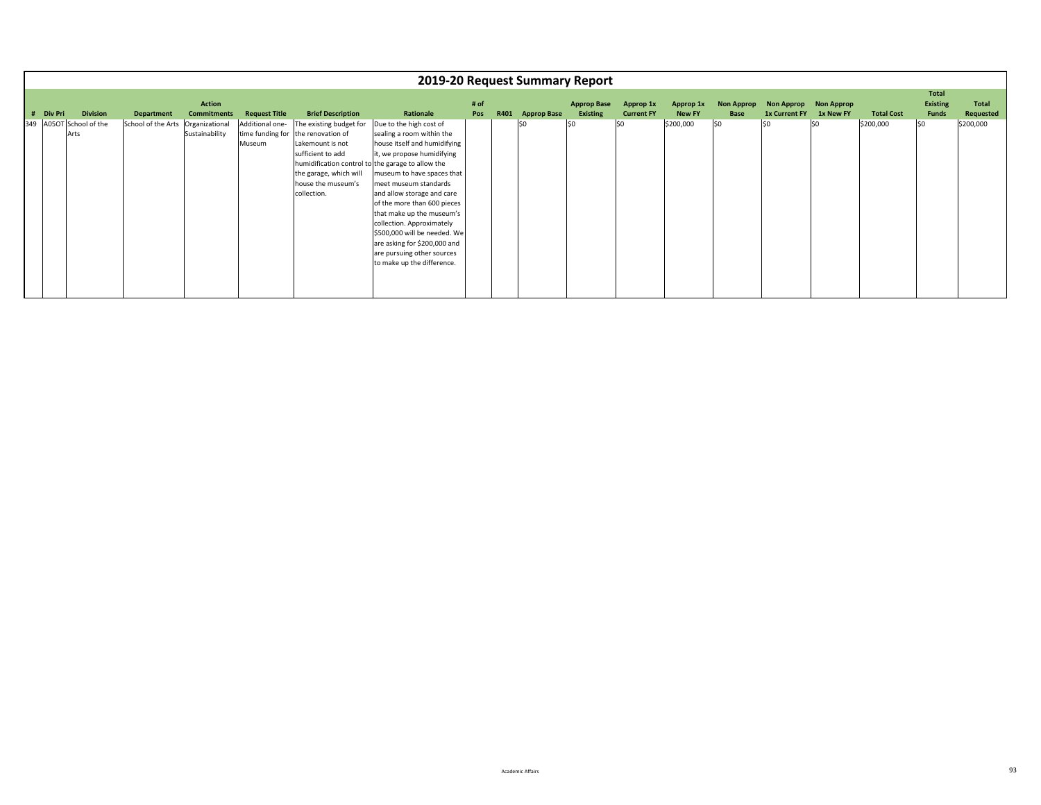# 2019-20 Request Summary Report

| # | Div Pri | Division | Department | Action Commitments | Request Title | Brief Description | Rationale | # of Pos | R401 | Approp Base | Approp Base Existing | Approp 1x Current FY | Approp 1x New FY | Non Approp Base | Non Approp 1x Current FY | Non Approp 1x New FY | Total Cost | Total Existing Funds | Total Requested |
|---|---|---|---|---|---|---|---|---|---|---|---|---|---|---|---|---|---|---|---|
| 349 | A05OT | School of the Arts | School of the Arts | Organizational Sustainability | Additional one-time funding for Museum | The existing budget for the renovation of Lakemount is not sufficient to add humidification control to the garage, which will house the museum's collection. | Due to the high cost of sealing a room within the house itself and humidifying it, we propose humidifying the garage to allow the museum to have spaces that meet museum standards and allow storage and care of the more than 600 pieces that make up the museum's collection. Approximately $500,000 will be needed. We are asking for $200,000 and are pursuing other sources to make up the difference. | | | $0 | $0 | $0 | $200,000 | $0 | $0 | $0 | $200,000 | $0 | $200,000 |

Academic Affairs